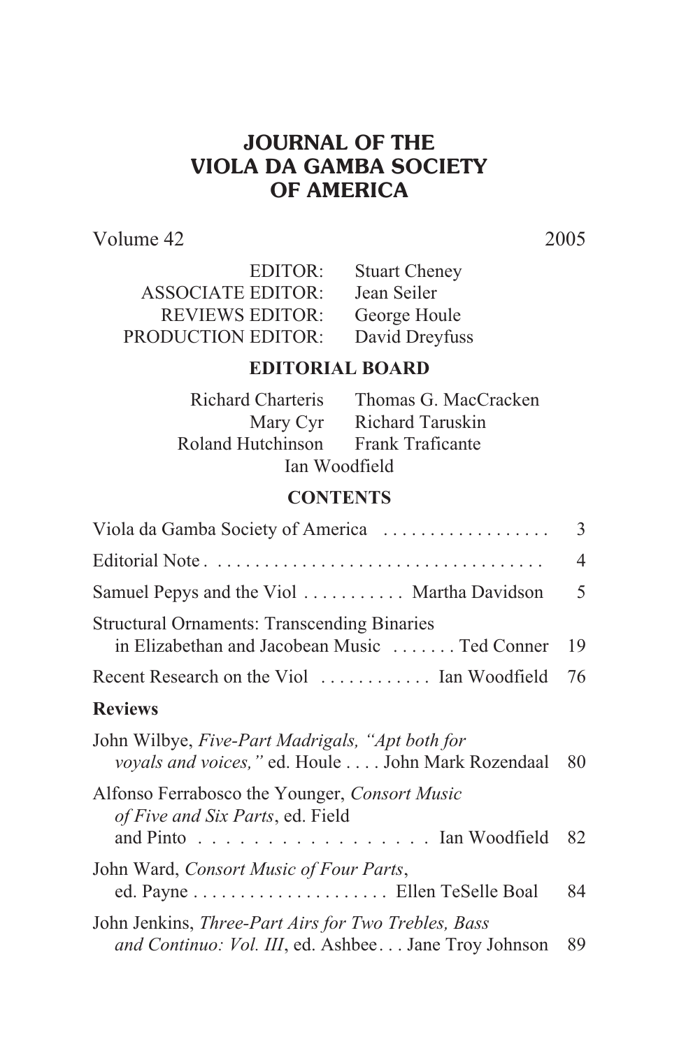# JOURNAL OF THE VIOLA DA GAMBA SOCIETY OF AMERICA

Volume 42 — 2005

EDITOR: Stuart Cheney
ASSOCIATE EDITOR: Jean Seiler
REVIEWS EDITOR: George Houle
PRODUCTION EDITOR: David Dreyfuss

## EDITORIAL BOARD

Richard Charteris — Thomas G. MacCracken
Mary Cyr — Richard Taruskin
Roland Hutchinson — Frank Traficante
Ian Woodfield

## CONTENTS

Viola da Gamba Society of America . . . . . . . . . . . . . . . . . . 3

Editorial Note . . . . . . . . . . . . . . . . . . . . . . . . . . . . . . . . . . . 4

Samuel Pepys and the Viol . . . . . . . . . . . Martha Davidson 5

Structural Ornaments: Transcending Binaries in Elizabethan and Jacobean Music . . . . . . . Ted Conner 19

Recent Research on the Viol . . . . . . . . . . . . Ian Woodfield 76

**Reviews**

John Wilbye, *Five-Part Madrigals, "Apt both for voyals and voices,"* ed. Houle . . . . John Mark Rozendaal 80

Alfonso Ferrabosco the Younger, *Consort Music of Five and Six Parts*, ed. Field and Pinto . . . . . . . . . . . . . . . . . . . Ian Woodfield 82

John Ward, *Consort Music of Four Parts*, ed. Payne . . . . . . . . . . . . . . . . . . . . . Ellen TeSelle Boal 84

John Jenkins, *Three-Part Airs for Two Trebles, Bass and Continuo: Vol. III*, ed. Ashbee . . . Jane Troy Johnson 89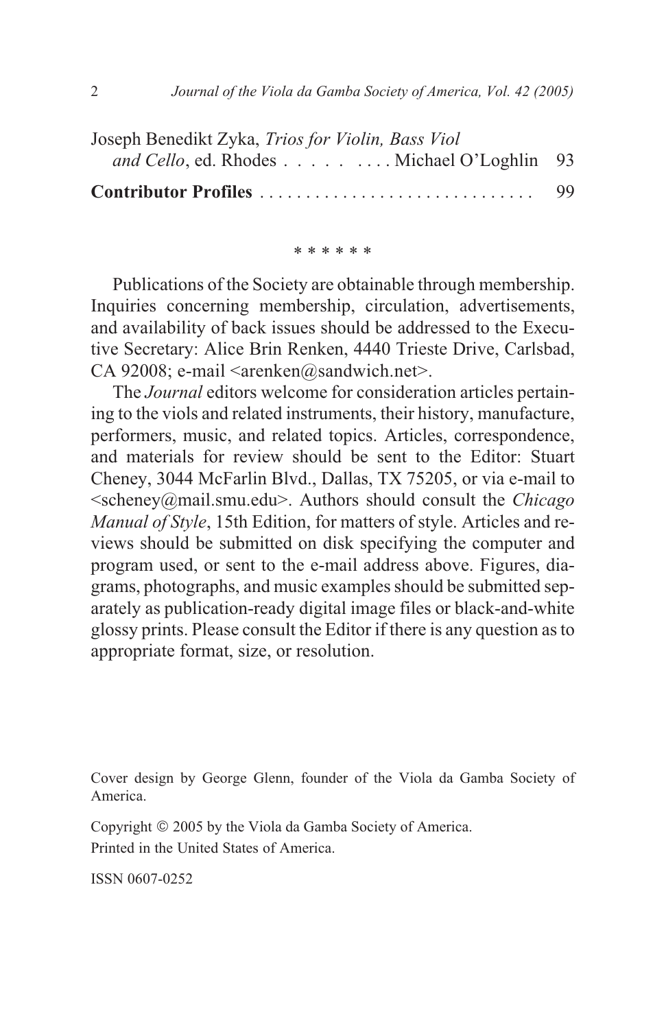Joseph Benedikt Zyka, *Trios for Violin, Bass Viol and Cello*, ed. Rhodes . . . . . . . . . . . Michael O'Loghlin 93

**Contributor Profiles** . . . . . . . . . . . . . . . . . . . . . . . . . . . . . . 99

* * * * * *

Publications of the Society are obtainable through membership. Inquiries concerning membership, circulation, advertisements, and availability of back issues should be addressed to the Executive Secretary: Alice Brin Renken, 4440 Trieste Drive, Carlsbad, CA 92008; e-mail <arenken@sandwich.net>.

The *Journal* editors welcome for consideration articles pertaining to the viols and related instruments, their history, manufacture, performers, music, and related topics. Articles, correspondence, and materials for review should be sent to the Editor: Stuart Cheney, 3044 McFarlin Blvd., Dallas, TX 75205, or via e-mail to <scheney@mail.smu.edu>. Authors should consult the *Chicago Manual of Style*, 15th Edition, for matters of style. Articles and reviews should be submitted on disk specifying the computer and program used, or sent to the e-mail address above. Figures, diagrams, photographs, and music examples should be submitted separately as publication-ready digital image files or black-and-white glossy prints. Please consult the Editor if there is any question as to appropriate format, size, or resolution.

Cover design by George Glenn, founder of the Viola da Gamba Society of America.

Copyright © 2005 by the Viola da Gamba Society of America.
Printed in the United States of America.

ISSN 0607-0252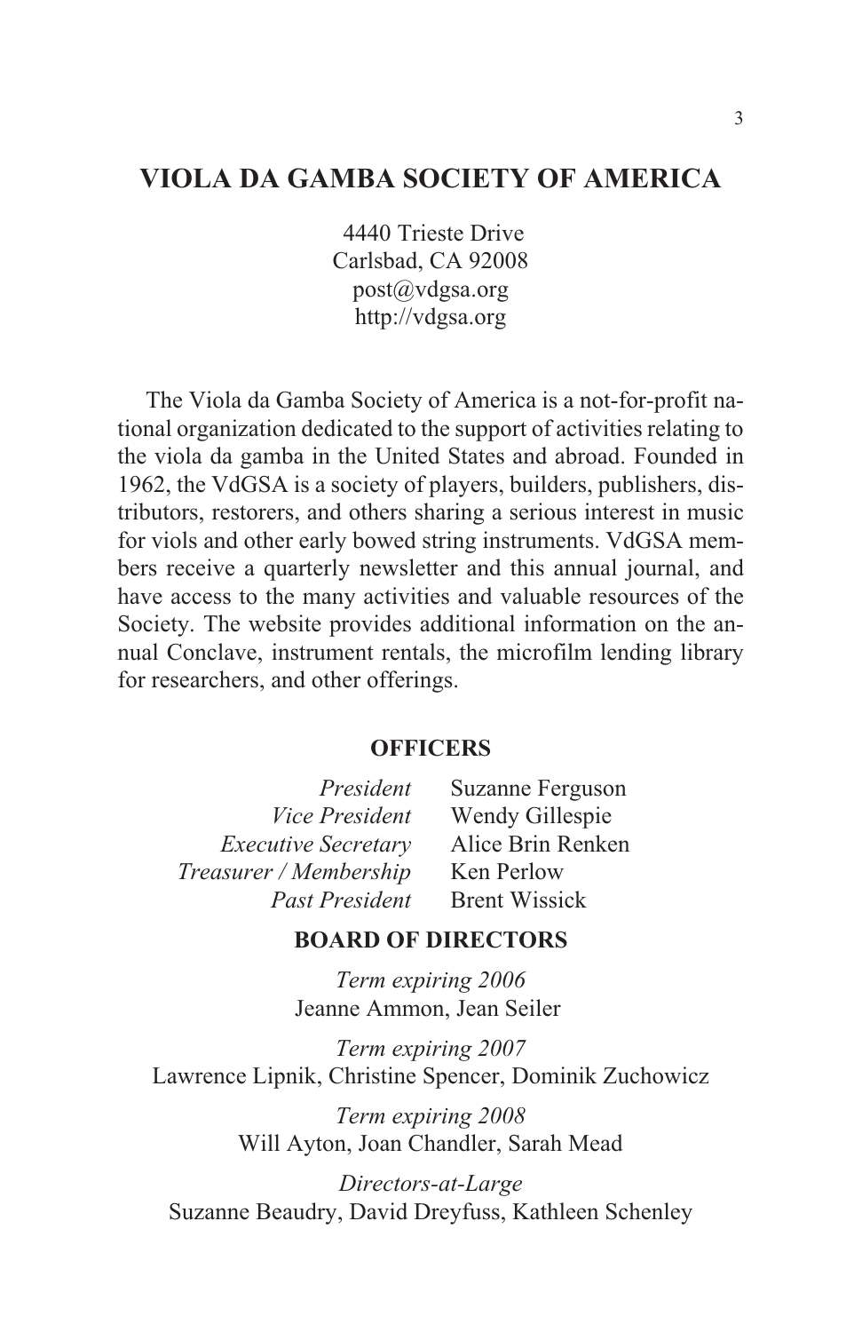# VIOLA DA GAMBA SOCIETY OF AMERICA

4440 Trieste Drive
Carlsbad, CA 92008
post@vdgsa.org
http://vdgsa.org

The Viola da Gamba Society of America is a not-for-profit national organization dedicated to the support of activities relating to the viola da gamba in the United States and abroad. Founded in 1962, the VdGSA is a society of players, builders, publishers, distributors, restorers, and others sharing a serious interest in music for viols and other early bowed string instruments. VdGSA members receive a quarterly newsletter and this annual journal, and have access to the many activities and valuable resources of the Society. The website provides additional information on the annual Conclave, instrument rentals, the microfilm lending library for researchers, and other offerings.

## OFFICERS

| | |
|---|---|
| *President* | Suzanne Ferguson |
| *Vice President* | Wendy Gillespie |
| *Executive Secretary* | Alice Brin Renken |
| *Treasurer / Membership* | Ken Perlow |
| *Past President* | Brent Wissick |

## BOARD OF DIRECTORS

*Term expiring 2006*
Jeanne Ammon, Jean Seiler

*Term expiring 2007*
Lawrence Lipnik, Christine Spencer, Dominik Zuchowicz

*Term expiring 2008*
Will Ayton, Joan Chandler, Sarah Mead

*Directors-at-Large*
Suzanne Beaudry, David Dreyfuss, Kathleen Schenley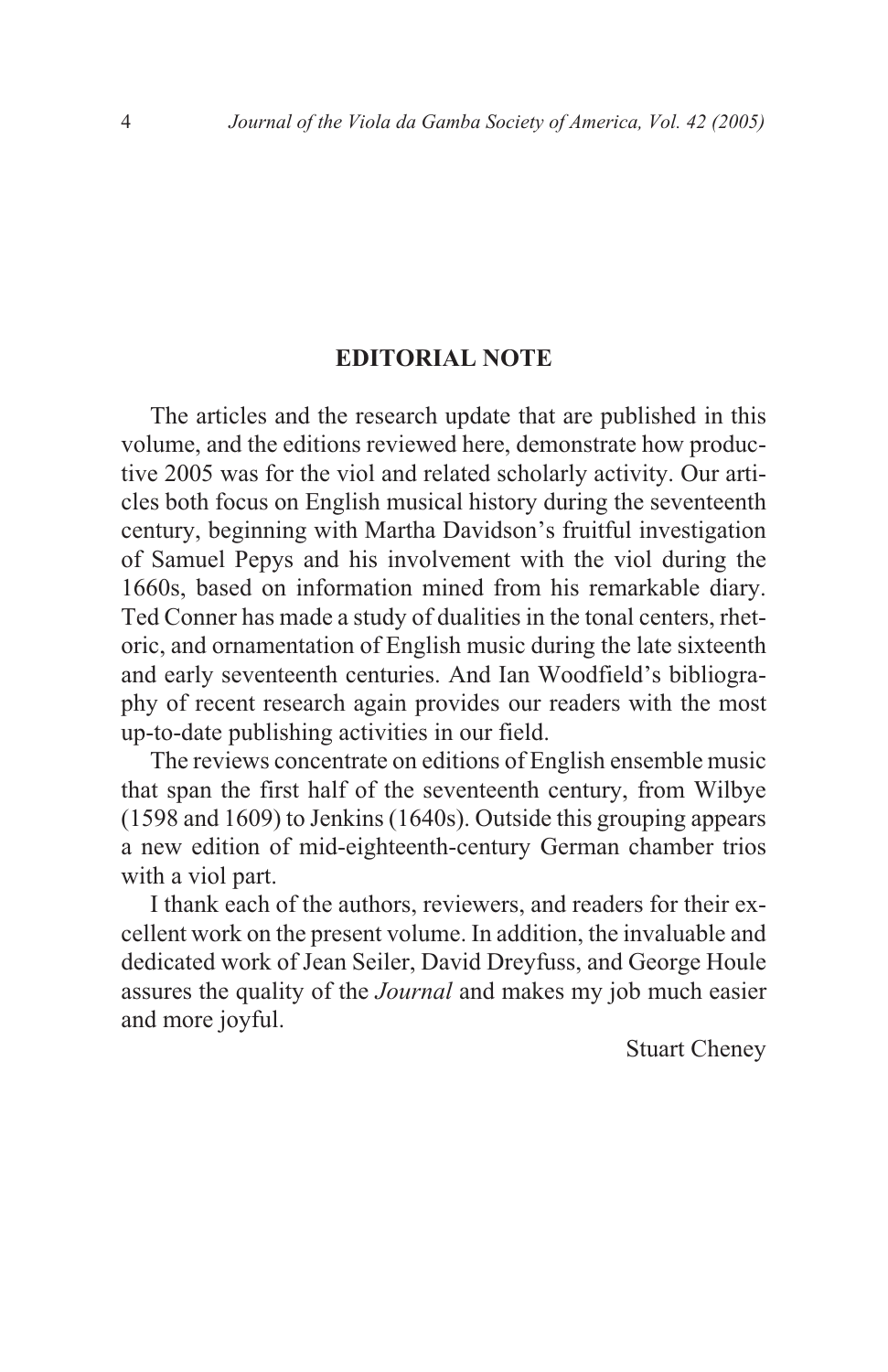## EDITORIAL NOTE

The articles and the research update that are published in this volume, and the editions reviewed here, demonstrate how productive 2005 was for the viol and related scholarly activity. Our articles both focus on English musical history during the seventeenth century, beginning with Martha Davidson's fruitful investigation of Samuel Pepys and his involvement with the viol during the 1660s, based on information mined from his remarkable diary. Ted Conner has made a study of dualities in the tonal centers, rhetoric, and ornamentation of English music during the late sixteenth and early seventeenth centuries. And Ian Woodfield's bibliography of recent research again provides our readers with the most up-to-date publishing activities in our field.

The reviews concentrate on editions of English ensemble music that span the first half of the seventeenth century, from Wilbye (1598 and 1609) to Jenkins (1640s). Outside this grouping appears a new edition of mid-eighteenth-century German chamber trios with a viol part.

I thank each of the authors, reviewers, and readers for their excellent work on the present volume. In addition, the invaluable and dedicated work of Jean Seiler, David Dreyfuss, and George Houle assures the quality of the *Journal* and makes my job much easier and more joyful.

Stuart Cheney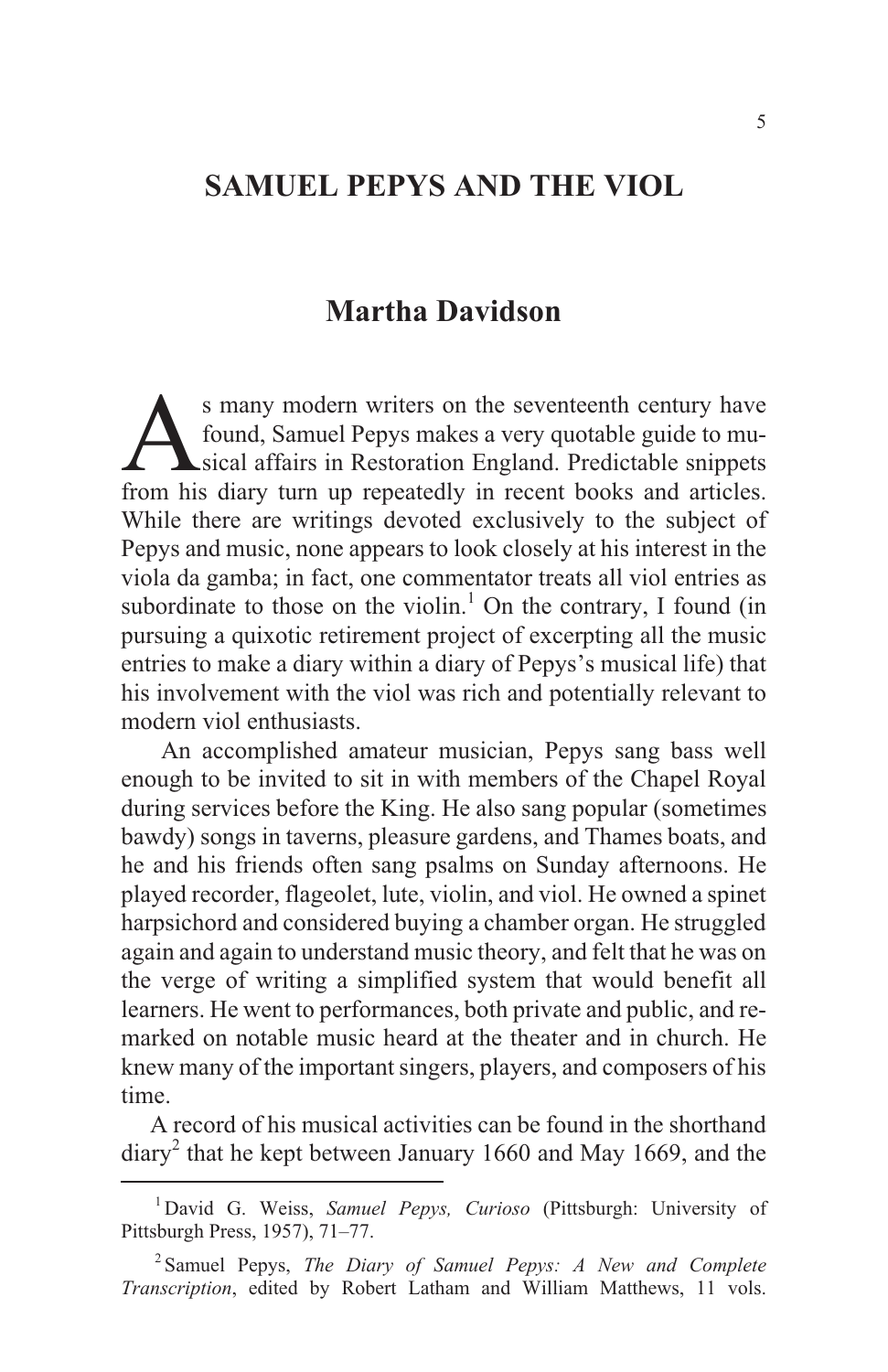# SAMUEL PEPYS AND THE VIOL

## Martha Davidson

As many modern writers on the seventeenth century have found, Samuel Pepys makes a very quotable guide to musical affairs in Restoration England. Predictable snippets from his diary turn up repeatedly in recent books and articles. While there are writings devoted exclusively to the subject of Pepys and music, none appears to look closely at his interest in the viola da gamba; in fact, one commentator treats all viol entries as subordinate to those on the violin.[1] On the contrary, I found (in pursuing a quixotic retirement project of excerpting all the music entries to make a diary within a diary of Pepys's musical life) that his involvement with the viol was rich and potentially relevant to modern viol enthusiasts.

An accomplished amateur musician, Pepys sang bass well enough to be invited to sit in with members of the Chapel Royal during services before the King. He also sang popular (sometimes bawdy) songs in taverns, pleasure gardens, and Thames boats, and he and his friends often sang psalms on Sunday afternoons. He played recorder, flageolet, lute, violin, and viol. He owned a spinet harpsichord and considered buying a chamber organ. He struggled again and again to understand music theory, and felt that he was on the verge of writing a simplified system that would benefit all learners. He went to performances, both private and public, and remarked on notable music heard at the theater and in church. He knew many of the important singers, players, and composers of his time.

A record of his musical activities can be found in the shorthand diary[2] that he kept between January 1660 and May 1669, and the

---

[1] David G. Weiss, *Samuel Pepys, Curioso* (Pittsburgh: University of Pittsburgh Press, 1957), 71–77.

[2] Samuel Pepys, *The Diary of Samuel Pepys: A New and Complete Transcription*, edited by Robert Latham and William Matthews, 11 vols.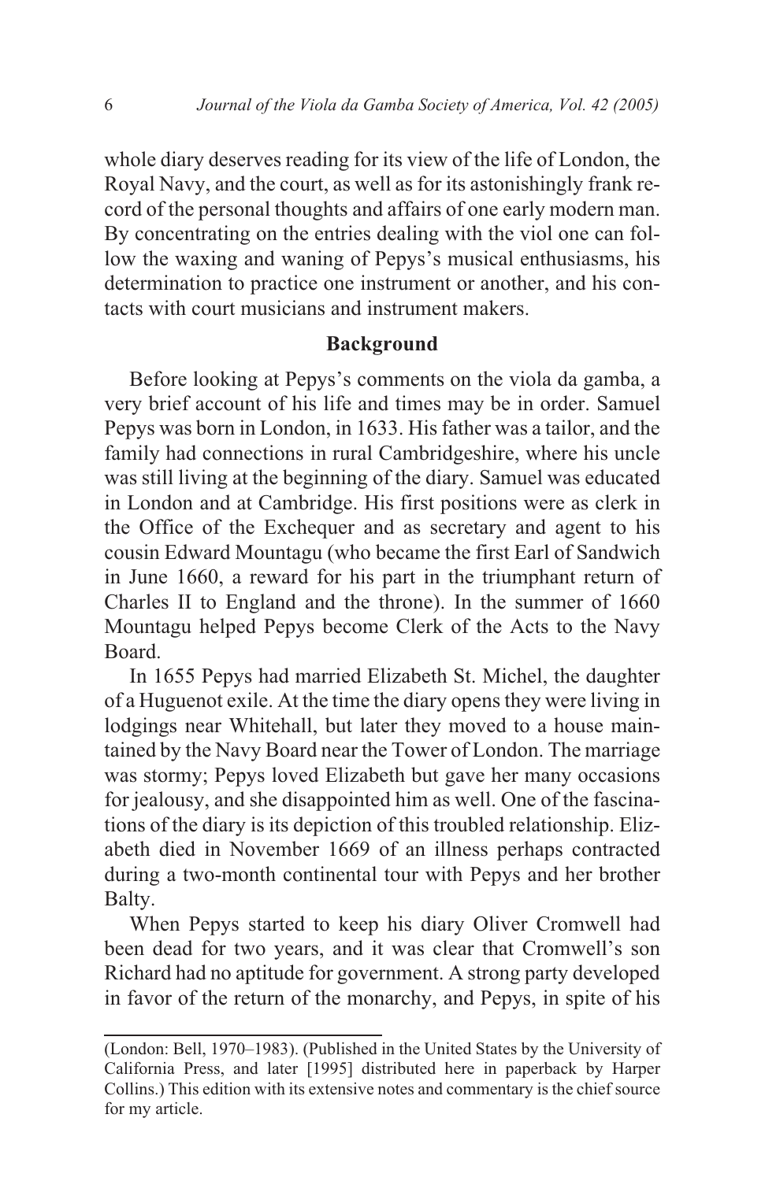whole diary deserves reading for its view of the life of London, the Royal Navy, and the court, as well as for its astonishingly frank record of the personal thoughts and affairs of one early modern man. By concentrating on the entries dealing with the viol one can follow the waxing and waning of Pepys's musical enthusiasms, his determination to practice one instrument or another, and his contacts with court musicians and instrument makers.

## Background

Before looking at Pepys's comments on the viola da gamba, a very brief account of his life and times may be in order. Samuel Pepys was born in London, in 1633. His father was a tailor, and the family had connections in rural Cambridgeshire, where his uncle was still living at the beginning of the diary. Samuel was educated in London and at Cambridge. His first positions were as clerk in the Office of the Exchequer and as secretary and agent to his cousin Edward Mountagu (who became the first Earl of Sandwich in June 1660, a reward for his part in the triumphant return of Charles II to England and the throne). In the summer of 1660 Mountagu helped Pepys become Clerk of the Acts to the Navy Board.

In 1655 Pepys had married Elizabeth St. Michel, the daughter of a Huguenot exile. At the time the diary opens they were living in lodgings near Whitehall, but later they moved to a house maintained by the Navy Board near the Tower of London. The marriage was stormy; Pepys loved Elizabeth but gave her many occasions for jealousy, and she disappointed him as well. One of the fascinations of the diary is its depiction of this troubled relationship. Elizabeth died in November 1669 of an illness perhaps contracted during a two-month continental tour with Pepys and her brother Balty.

When Pepys started to keep his diary Oliver Cromwell had been dead for two years, and it was clear that Cromwell's son Richard had no aptitude for government. A strong party developed in favor of the return of the monarchy, and Pepys, in spite of his

---

(London: Bell, 1970–1983). (Published in the United States by the University of California Press, and later [1995] distributed here in paperback by Harper Collins.) This edition with its extensive notes and commentary is the chief source for my article.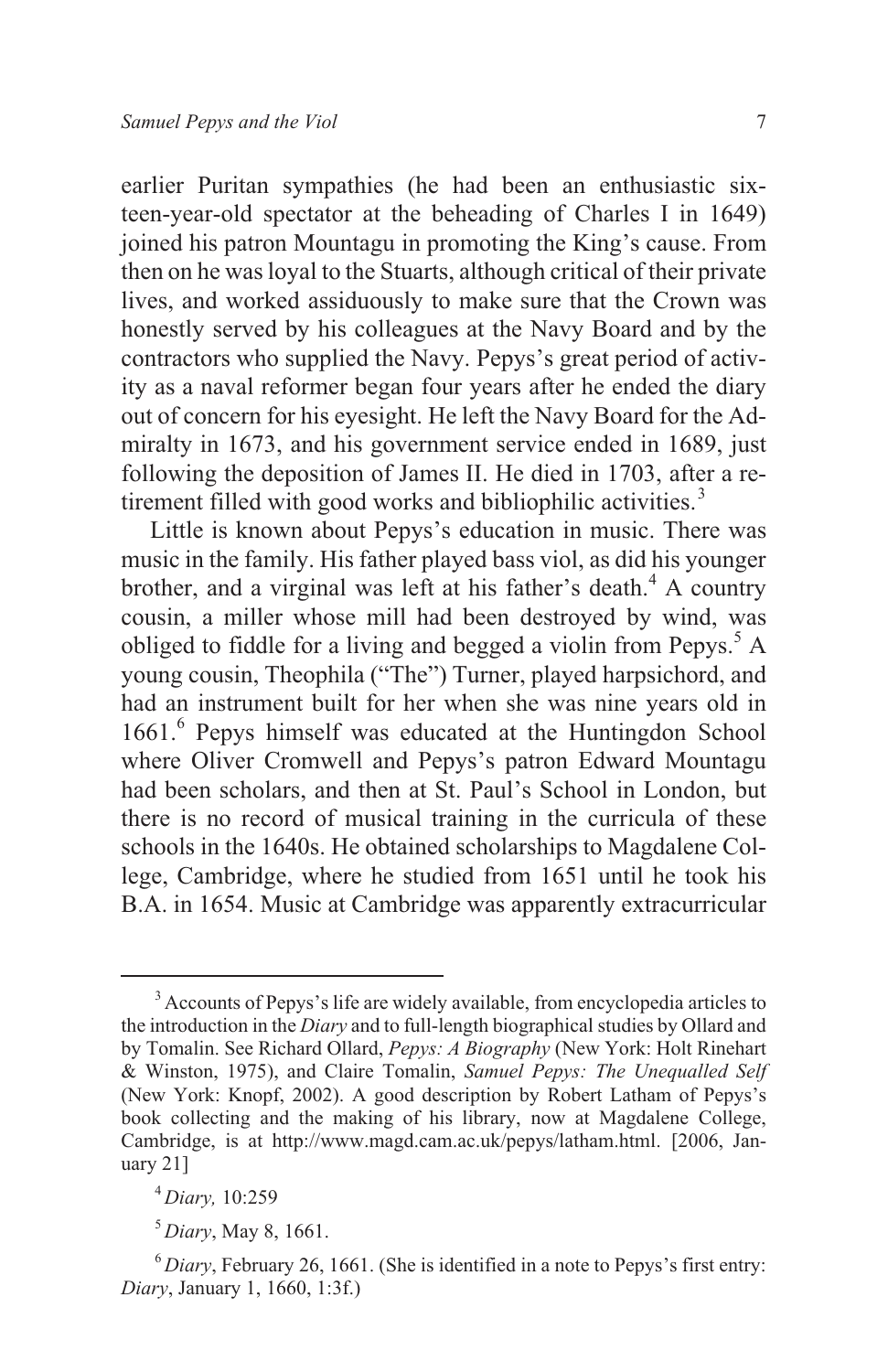earlier Puritan sympathies (he had been an enthusiastic sixteen-year-old spectator at the beheading of Charles I in 1649) joined his patron Mountagu in promoting the King's cause. From then on he was loyal to the Stuarts, although critical of their private lives, and worked assiduously to make sure that the Crown was honestly served by his colleagues at the Navy Board and by the contractors who supplied the Navy. Pepys's great period of activity as a naval reformer began four years after he ended the diary out of concern for his eyesight. He left the Navy Board for the Admiralty in 1673, and his government service ended in 1689, just following the deposition of James II. He died in 1703, after a retirement filled with good works and bibliophilic activities.[3]

Little is known about Pepys's education in music. There was music in the family. His father played bass viol, as did his younger brother, and a virginal was left at his father's death.[4] A country cousin, a miller whose mill had been destroyed by wind, was obliged to fiddle for a living and begged a violin from Pepys.[5] A young cousin, Theophila ("The") Turner, played harpsichord, and had an instrument built for her when she was nine years old in 1661.[6] Pepys himself was educated at the Huntingdon School where Oliver Cromwell and Pepys's patron Edward Mountagu had been scholars, and then at St. Paul's School in London, but there is no record of musical training in the curricula of these schools in the 1640s. He obtained scholarships to Magdalene College, Cambridge, where he studied from 1651 until he took his B.A. in 1654. Music at Cambridge was apparently extracurricular

---

[3] Accounts of Pepys's life are widely available, from encyclopedia articles to the introduction in the *Diary* and to full-length biographical studies by Ollard and by Tomalin. See Richard Ollard, *Pepys: A Biography* (New York: Holt Rinehart & Winston, 1975), and Claire Tomalin, *Samuel Pepys: The Unequalled Self* (New York: Knopf, 2002). A good description by Robert Latham of Pepys's book collecting and the making of his library, now at Magdalene College, Cambridge, is at http://www.magd.cam.ac.uk/pepys/latham.html. [2006, January 21]

[4] *Diary,* 10:259

[5] *Diary*, May 8, 1661.

[6] *Diary*, February 26, 1661. (She is identified in a note to Pepys's first entry: *Diary*, January 1, 1660, 1:3f.)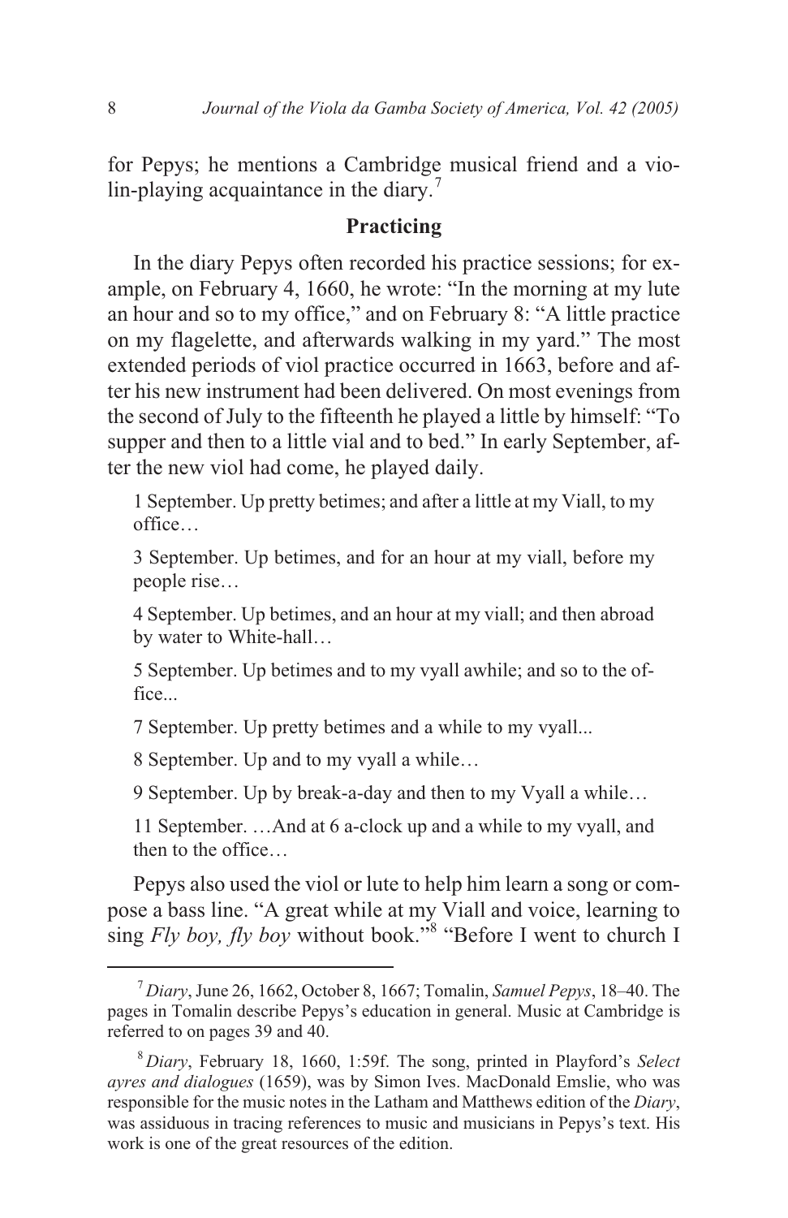for Pepys; he mentions a Cambridge musical friend and a violin-playing acquaintance in the diary.[7]

## Practicing

In the diary Pepys often recorded his practice sessions; for example, on February 4, 1660, he wrote: "In the morning at my lute an hour and so to my office," and on February 8: "A little practice on my flagelette, and afterwards walking in my yard." The most extended periods of viol practice occurred in 1663, before and after his new instrument had been delivered. On most evenings from the second of July to the fifteenth he played a little by himself: "To supper and then to a little vial and to bed." In early September, after the new viol had come, he played daily.

> 1 September. Up pretty betimes; and after a little at my Viall, to my office…
>
> 3 September. Up betimes, and for an hour at my viall, before my people rise…
>
> 4 September. Up betimes, and an hour at my viall; and then abroad by water to White-hall…
>
> 5 September. Up betimes and to my vyall awhile; and so to the office...
>
> 7 September. Up pretty betimes and a while to my vyall...
>
> 8 September. Up and to my vyall a while…
>
> 9 September. Up by break-a-day and then to my Vyall a while…
>
> 11 September. …And at 6 a-clock up and a while to my vyall, and then to the office…

Pepys also used the viol or lute to help him learn a song or compose a bass line. "A great while at my Viall and voice, learning to sing *Fly boy, fly boy* without book."[8] "Before I went to church I

---

[7] *Diary*, June 26, 1662, October 8, 1667; Tomalin, *Samuel Pepys*, 18–40. The pages in Tomalin describe Pepys's education in general. Music at Cambridge is referred to on pages 39 and 40.

[8] *Diary*, February 18, 1660, 1:59f. The song, printed in Playford's *Select ayres and dialogues* (1659), was by Simon Ives. MacDonald Emslie, who was responsible for the music notes in the Latham and Matthews edition of the *Diary*, was assiduous in tracing references to music and musicians in Pepys's text. His work is one of the great resources of the edition.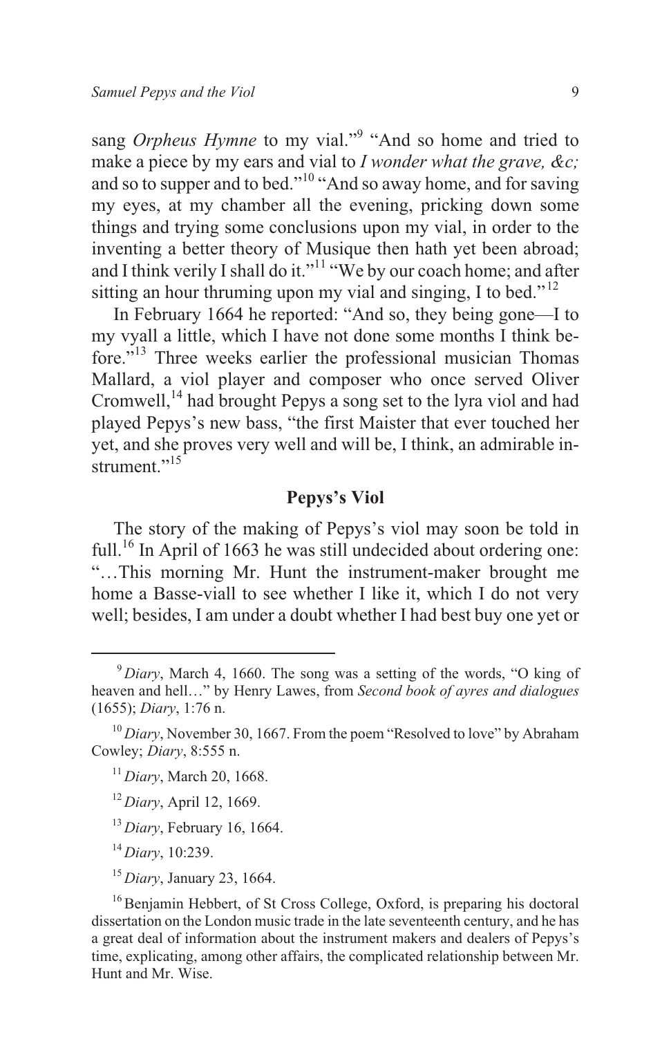sang *Orpheus Hymne* to my vial."[9] "And so home and tried to make a piece by my ears and vial to *I wonder what the grave, &c;* and so to supper and to bed."[10] "And so away home, and for saving my eyes, at my chamber all the evening, pricking down some things and trying some conclusions upon my vial, in order to the inventing a better theory of Musique then hath yet been abroad; and I think verily I shall do it."[11] "We by our coach home; and after sitting an hour thruming upon my vial and singing, I to bed."[12]

In February 1664 he reported: "And so, they being gone—I to my vyall a little, which I have not done some months I think before."[13] Three weeks earlier the professional musician Thomas Mallard, a viol player and composer who once served Oliver Cromwell,[14] had brought Pepys a song set to the lyra viol and had played Pepys's new bass, "the first Maister that ever touched her yet, and she proves very well and will be, I think, an admirable instrument."[15]

## Pepys's Viol

The story of the making of Pepys's viol may soon be told in full.[16] In April of 1663 he was still undecided about ordering one: "…This morning Mr. Hunt the instrument-maker brought me home a Basse-viall to see whether I like it, which I do not very well; besides, I am under a doubt whether I had best buy one yet or

---

[9] *Diary*, March 4, 1660. The song was a setting of the words, "O king of heaven and hell…" by Henry Lawes, from *Second book of ayres and dialogues* (1655); *Diary*, 1:76 n.

[10] *Diary*, November 30, 1667. From the poem "Resolved to love" by Abraham Cowley; *Diary*, 8:555 n.

[11] *Diary*, March 20, 1668.

[12] *Diary*, April 12, 1669.

[13] *Diary*, February 16, 1664.

[14] *Diary*, 10:239.

[15] *Diary*, January 23, 1664.

[16] Benjamin Hebbert, of St Cross College, Oxford, is preparing his doctoral dissertation on the London music trade in the late seventeenth century, and he has a great deal of information about the instrument makers and dealers of Pepys's time, explicating, among other affairs, the complicated relationship between Mr. Hunt and Mr. Wise.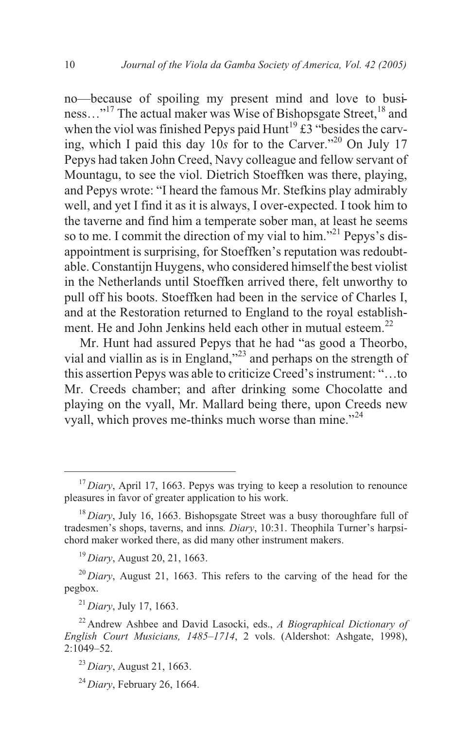no—because of spoiling my present mind and love to business…"[17] The actual maker was Wise of Bishopsgate Street,[18] and when the viol was finished Pepys paid Hunt[19] £3 "besides the carving, which I paid this day 10*s* for to the Carver."[20] On July 17 Pepys had taken John Creed, Navy colleague and fellow servant of Mountagu, to see the viol. Dietrich Stoeffken was there, playing, and Pepys wrote: "I heard the famous Mr. Stefkins play admirably well, and yet I find it as it is always, I over-expected. I took him to the taverne and find him a temperate sober man, at least he seems so to me. I commit the direction of my vial to him."[21] Pepys's disappointment is surprising, for Stoeffken's reputation was redoubtable. Constantijn Huygens, who considered himself the best violist in the Netherlands until Stoeffken arrived there, felt unworthy to pull off his boots. Stoeffken had been in the service of Charles I, and at the Restoration returned to England to the royal establishment. He and John Jenkins held each other in mutual esteem.[22]

Mr. Hunt had assured Pepys that he had "as good a Theorbo, vial and viallin as is in England,"[23] and perhaps on the strength of this assertion Pepys was able to criticize Creed's instrument: "…to Mr. Creeds chamber; and after drinking some Chocolatte and playing on the vyall, Mr. Mallard being there, upon Creeds new vyall, which proves me-thinks much worse than mine."[24]

---

[17] *Diary*, April 17, 1663. Pepys was trying to keep a resolution to renounce pleasures in favor of greater application to his work.

[18] *Diary*, July 16, 1663. Bishopsgate Street was a busy thoroughfare full of tradesmen's shops, taverns, and inns*. Diary*, 10:31. Theophila Turner's harpsichord maker worked there, as did many other instrument makers.

[19] *Diary*, August 20, 21, 1663.

[20] *Diary*, August 21, 1663. This refers to the carving of the head for the pegbox.

[21] *Diary*, July 17, 1663.

[22] Andrew Ashbee and David Lasocki, eds., *A Biographical Dictionary of English Court Musicians, 1485–1714*, 2 vols. (Aldershot: Ashgate, 1998), 2:1049–52.

[23] *Diary*, August 21, 1663.

[24] *Diary*, February 26, 1664.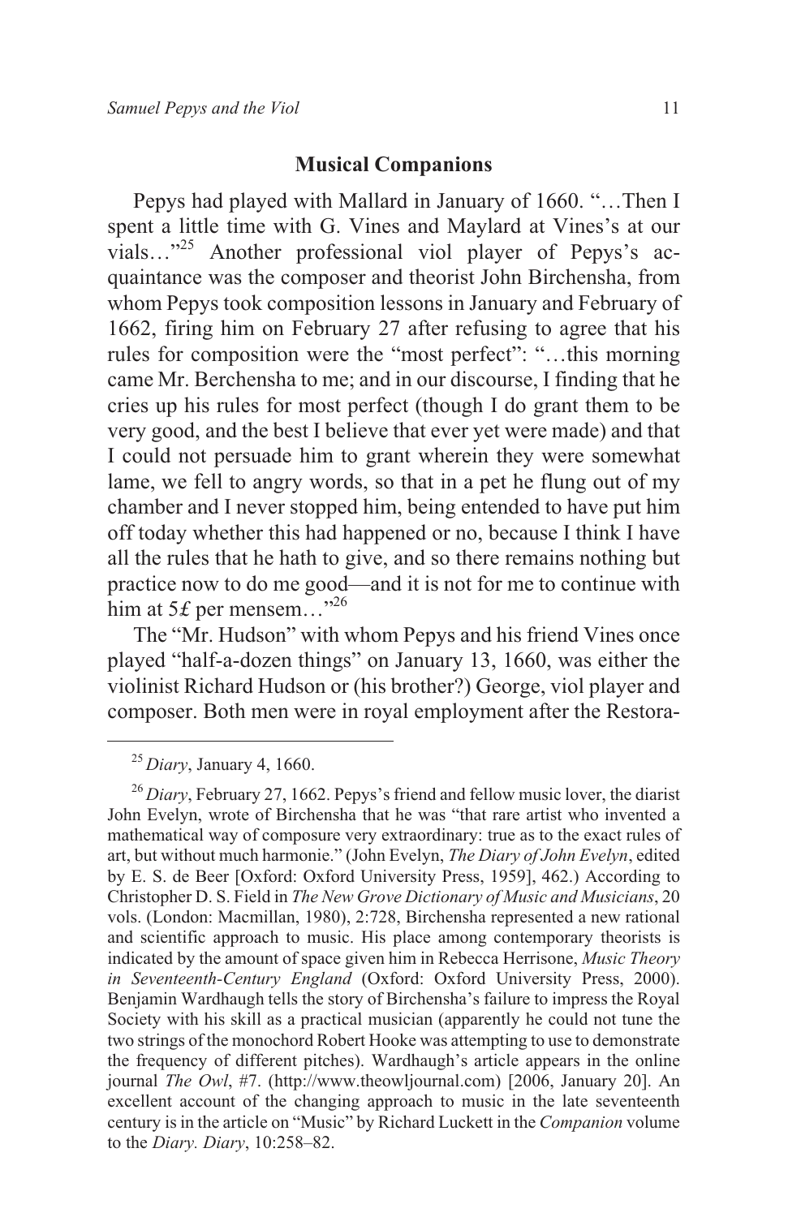## Musical Companions

Pepys had played with Mallard in January of 1660. "…Then I spent a little time with G. Vines and Maylard at Vines's at our vials…"[25] Another professional viol player of Pepys's acquaintance was the composer and theorist John Birchensha, from whom Pepys took composition lessons in January and February of 1662, firing him on February 27 after refusing to agree that his rules for composition were the "most perfect": "…this morning came Mr. Berchensha to me; and in our discourse, I finding that he cries up his rules for most perfect (though I do grant them to be very good, and the best I believe that ever yet were made) and that I could not persuade him to grant wherein they were somewhat lame, we fell to angry words, so that in a pet he flung out of my chamber and I never stopped him, being entended to have put him off today whether this had happened or no, because I think I have all the rules that he hath to give, and so there remains nothing but practice now to do me good—and it is not for me to continue with him at 5£ per mensem…"[26]

The "Mr. Hudson" with whom Pepys and his friend Vines once played "half-a-dozen things" on January 13, 1660, was either the violinist Richard Hudson or (his brother?) George, viol player and composer. Both men were in royal employment after the Restora-

---

[25] *Diary*, January 4, 1660.

[26] *Diary*, February 27, 1662. Pepys's friend and fellow music lover, the diarist John Evelyn, wrote of Birchensha that he was "that rare artist who invented a mathematical way of composure very extraordinary: true as to the exact rules of art, but without much harmonie." (John Evelyn, *The Diary of John Evelyn*, edited by E. S. de Beer [Oxford: Oxford University Press, 1959], 462.) According to Christopher D. S. Field in *The New Grove Dictionary of Music and Musicians*, 20 vols. (London: Macmillan, 1980), 2:728, Birchensha represented a new rational and scientific approach to music. His place among contemporary theorists is indicated by the amount of space given him in Rebecca Herrisone, *Music Theory in Seventeenth-Century England* (Oxford: Oxford University Press, 2000). Benjamin Wardhaugh tells the story of Birchensha's failure to impress the Royal Society with his skill as a practical musician (apparently he could not tune the two strings of the monochord Robert Hooke was attempting to use to demonstrate the frequency of different pitches). Wardhaugh's article appears in the online journal *The Owl*, #7. (http://www.theowljournal.com) [2006, January 20]. An excellent account of the changing approach to music in the late seventeenth century is in the article on "Music" by Richard Luckett in the *Companion* volume to the *Diary*. *Diary*, 10:258–82.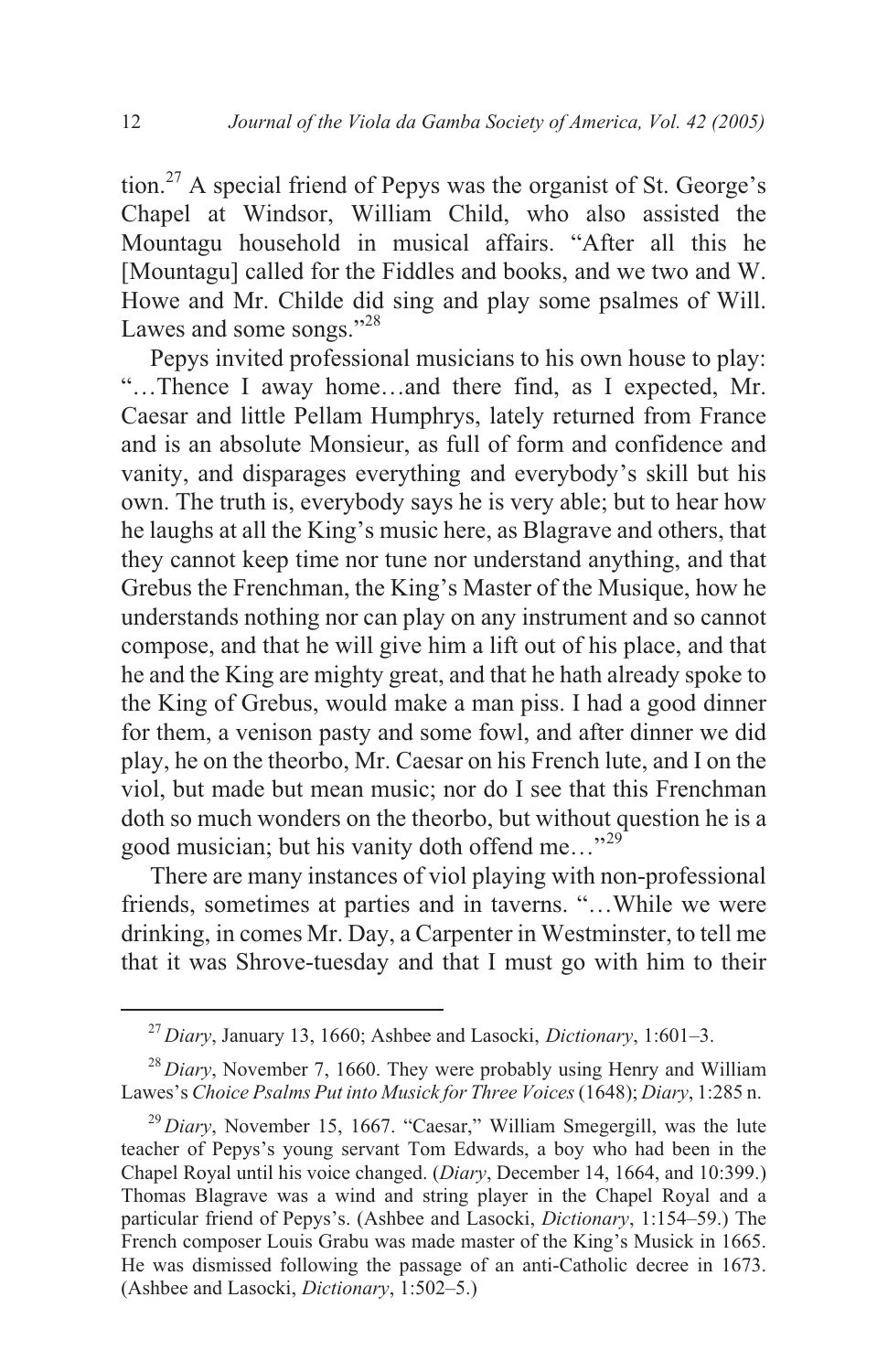tion.[27] A special friend of Pepys was the organist of St. George's Chapel at Windsor, William Child, who also assisted the Mountagu household in musical affairs. "After all this he [Mountagu] called for the Fiddles and books, and we two and W. Howe and Mr. Childe did sing and play some psalmes of Will. Lawes and some songs."[28]

Pepys invited professional musicians to his own house to play: "…Thence I away home…and there find, as I expected, Mr. Caesar and little Pellam Humphrys, lately returned from France and is an absolute Monsieur, as full of form and confidence and vanity, and disparages everything and everybody's skill but his own. The truth is, everybody says he is very able; but to hear how he laughs at all the King's music here, as Blagrave and others, that they cannot keep time nor tune nor understand anything, and that Grebus the Frenchman, the King's Master of the Musique, how he understands nothing nor can play on any instrument and so cannot compose, and that he will give him a lift out of his place, and that he and the King are mighty great, and that he hath already spoke to the King of Grebus, would make a man piss. I had a good dinner for them, a venison pasty and some fowl, and after dinner we did play, he on the theorbo, Mr. Caesar on his French lute, and I on the viol, but made but mean music; nor do I see that this Frenchman doth so much wonders on the theorbo, but without question he is a good musician; but his vanity doth offend me…"[29]

There are many instances of viol playing with non-professional friends, sometimes at parties and in taverns. "…While we were drinking, in comes Mr. Day, a Carpenter in Westminster, to tell me that it was Shrove-tuesday and that I must go with him to their

---

[27] *Diary*, January 13, 1660; Ashbee and Lasocki, *Dictionary*, 1:601–3.

[28] *Diary*, November 7, 1660. They were probably using Henry and William Lawes's *Choice Psalms Put into Musick for Three Voices* (1648); *Diary*, 1:285 n.

[29] *Diary*, November 15, 1667. "Caesar," William Smegergill, was the lute teacher of Pepys's young servant Tom Edwards, a boy who had been in the Chapel Royal until his voice changed. (*Diary*, December 14, 1664, and 10:399.) Thomas Blagrave was a wind and string player in the Chapel Royal and a particular friend of Pepys's. (Ashbee and Lasocki, *Dictionary*, 1:154–59.) The French composer Louis Grabu was made master of the King's Musick in 1665. He was dismissed following the passage of an anti-Catholic decree in 1673. (Ashbee and Lasocki, *Dictionary*, 1:502–5.)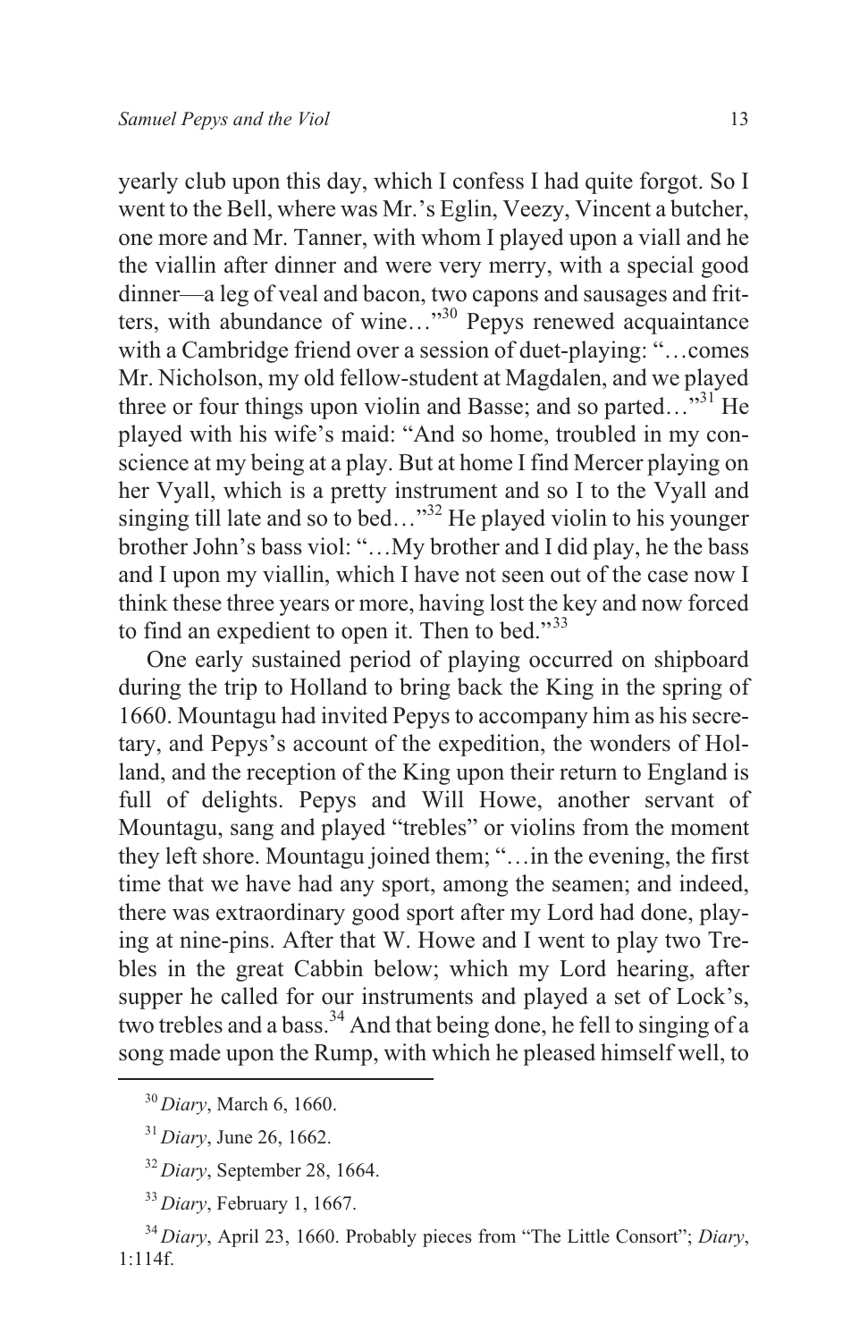yearly club upon this day, which I confess I had quite forgot. So I went to the Bell, where was Mr.'s Eglin, Veezy, Vincent a butcher, one more and Mr. Tanner, with whom I played upon a viall and he the viallin after dinner and were very merry, with a special good dinner—a leg of veal and bacon, two capons and sausages and fritters, with abundance of wine…"[30] Pepys renewed acquaintance with a Cambridge friend over a session of duet-playing: "…comes Mr. Nicholson, my old fellow-student at Magdalen, and we played three or four things upon violin and Basse; and so parted…"[31] He played with his wife's maid: "And so home, troubled in my conscience at my being at a play. But at home I find Mercer playing on her Vyall, which is a pretty instrument and so I to the Vyall and singing till late and so to bed…"[32] He played violin to his younger brother John's bass viol: "…My brother and I did play, he the bass and I upon my viallin, which I have not seen out of the case now I think these three years or more, having lost the key and now forced to find an expedient to open it. Then to bed."[33]

One early sustained period of playing occurred on shipboard during the trip to Holland to bring back the King in the spring of 1660. Mountagu had invited Pepys to accompany him as his secretary, and Pepys's account of the expedition, the wonders of Holland, and the reception of the King upon their return to England is full of delights. Pepys and Will Howe, another servant of Mountagu, sang and played "trebles" or violins from the moment they left shore. Mountagu joined them; "…in the evening, the first time that we have had any sport, among the seamen; and indeed, there was extraordinary good sport after my Lord had done, playing at nine-pins. After that W. Howe and I went to play two Trebles in the great Cabbin below; which my Lord hearing, after supper he called for our instruments and played a set of Lock's, two trebles and a bass.[34] And that being done, he fell to singing of a song made upon the Rump, with which he pleased himself well, to

---

[30] *Diary*, March 6, 1660.

[31] *Diary*, June 26, 1662.

[32] *Diary*, September 28, 1664.

[33] *Diary*, February 1, 1667.

[34] *Diary*, April 23, 1660. Probably pieces from "The Little Consort"; *Diary*, 1:114f.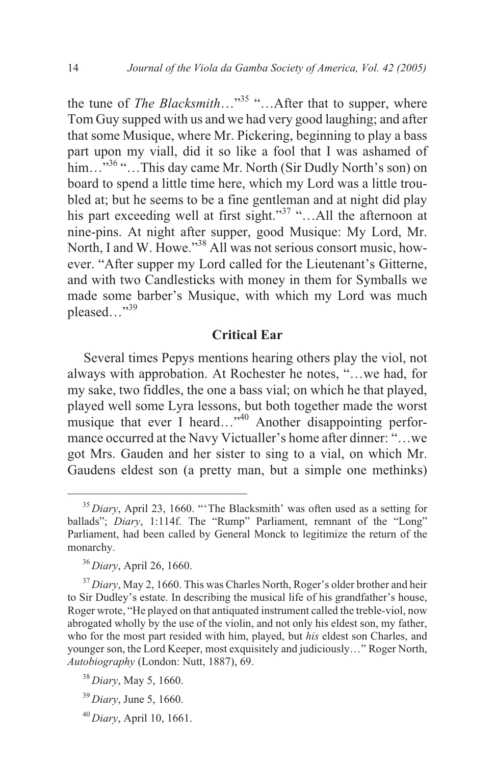the tune of *The Blacksmith*…"[35] "…After that to supper, where Tom Guy supped with us and we had very good laughing; and after that some Musique, where Mr. Pickering, beginning to play a bass part upon my viall, did it so like a fool that I was ashamed of him…"[36] "…This day came Mr. North (Sir Dudly North's son) on board to spend a little time here, which my Lord was a little troubled at; but he seems to be a fine gentleman and at night did play his part exceeding well at first sight."[37] "…All the afternoon at nine-pins. At night after supper, good Musique: My Lord, Mr. North, I and W. Howe."[38] All was not serious consort music, however. "After supper my Lord called for the Lieutenant's Gitterne, and with two Candlesticks with money in them for Symballs we made some barber's Musique, with which my Lord was much pleased…"[39]

## Critical Ear

Several times Pepys mentions hearing others play the viol, not always with approbation. At Rochester he notes, "…we had, for my sake, two fiddles, the one a bass vial; on which he that played, played well some Lyra lessons, but both together made the worst musique that ever I heard…"[40] Another disappointing performance occurred at the Navy Victualler's home after dinner: "…we got Mrs. Gauden and her sister to sing to a vial, on which Mr. Gaudens eldest son (a pretty man, but a simple one methinks)

---

[35] *Diary*, April 23, 1660. "'The Blacksmith' was often used as a setting for ballads"; *Diary*, 1:114f. The "Rump" Parliament, remnant of the "Long" Parliament, had been called by General Monck to legitimize the return of the monarchy.

[36] *Diary*, April 26, 1660.

[37] *Diary*, May 2, 1660. This was Charles North, Roger's older brother and heir to Sir Dudley's estate. In describing the musical life of his grandfather's house, Roger wrote, "He played on that antiquated instrument called the treble-viol, now abrogated wholly by the use of the violin, and not only his eldest son, my father, who for the most part resided with him, played, but *his* eldest son Charles, and younger son, the Lord Keeper, most exquisitely and judiciously…" Roger North, *Autobiography* (London: Nutt, 1887), 69.

[38] *Diary*, May 5, 1660.

[39] *Diary*, June 5, 1660.

[40] *Diary*, April 10, 1661.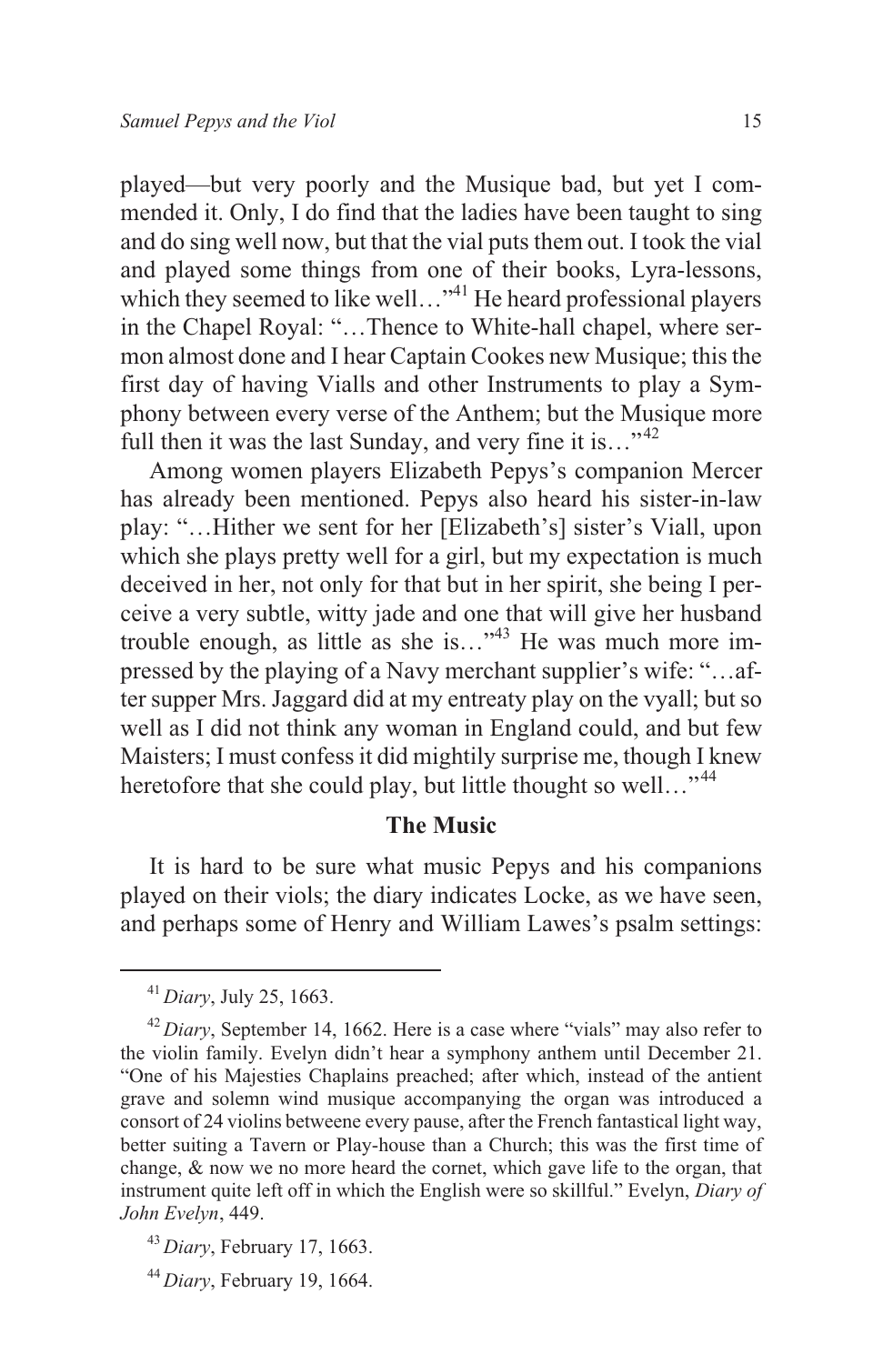played—but very poorly and the Musique bad, but yet I commended it. Only, I do find that the ladies have been taught to sing and do sing well now, but that the vial puts them out. I took the vial and played some things from one of their books, Lyra-lessons, which they seemed to like well…"[41] He heard professional players in the Chapel Royal: "…Thence to White-hall chapel, where sermon almost done and I hear Captain Cookes new Musique; this the first day of having Vialls and other Instruments to play a Symphony between every verse of the Anthem; but the Musique more full then it was the last Sunday, and very fine it is…"[42]

Among women players Elizabeth Pepys's companion Mercer has already been mentioned. Pepys also heard his sister-in-law play: "…Hither we sent for her [Elizabeth's] sister's Viall, upon which she plays pretty well for a girl, but my expectation is much deceived in her, not only for that but in her spirit, she being I perceive a very subtle, witty jade and one that will give her husband trouble enough, as little as she is…"[43] He was much more impressed by the playing of a Navy merchant supplier's wife: "…after supper Mrs. Jaggard did at my entreaty play on the vyall; but so well as I did not think any woman in England could, and but few Maisters; I must confess it did mightily surprise me, though I knew heretofore that she could play, but little thought so well…"[44]

## The Music

It is hard to be sure what music Pepys and his companions played on their viols; the diary indicates Locke, as we have seen, and perhaps some of Henry and William Lawes's psalm settings:

---

[41] *Diary*, July 25, 1663.

[42] *Diary*, September 14, 1662. Here is a case where "vials" may also refer to the violin family. Evelyn didn't hear a symphony anthem until December 21. "One of his Majesties Chaplains preached; after which, instead of the antient grave and solemn wind musique accompanying the organ was introduced a consort of 24 violins betweene every pause, after the French fantastical light way, better suiting a Tavern or Play-house than a Church; this was the first time of change, & now we no more heard the cornet, which gave life to the organ, that instrument quite left off in which the English were so skillful." Evelyn, *Diary of John Evelyn*, 449.

[43] *Diary*, February 17, 1663.

[44] *Diary*, February 19, 1664.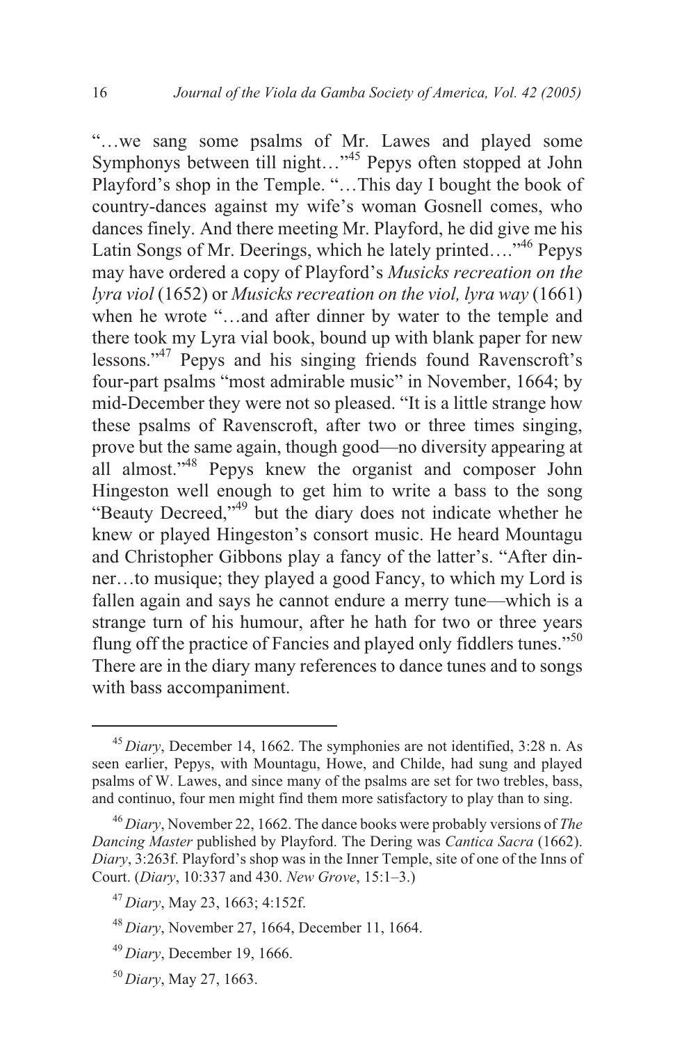"…we sang some psalms of Mr. Lawes and played some Symphonys between till night…"[45] Pepys often stopped at John Playford's shop in the Temple. "…This day I bought the book of country-dances against my wife's woman Gosnell comes, who dances finely. And there meeting Mr. Playford, he did give me his Latin Songs of Mr. Deerings, which he lately printed…."[46] Pepys may have ordered a copy of Playford's *Musicks recreation on the lyra viol* (1652) or *Musicks recreation on the viol, lyra way* (1661) when he wrote "…and after dinner by water to the temple and there took my Lyra vial book, bound up with blank paper for new lessons."[47] Pepys and his singing friends found Ravenscroft's four-part psalms "most admirable music" in November, 1664; by mid-December they were not so pleased. "It is a little strange how these psalms of Ravenscroft, after two or three times singing, prove but the same again, though good—no diversity appearing at all almost."[48] Pepys knew the organist and composer John Hingeston well enough to get him to write a bass to the song "Beauty Decreed,"[49] but the diary does not indicate whether he knew or played Hingeston's consort music. He heard Mountagu and Christopher Gibbons play a fancy of the latter's. "After dinner…to musique; they played a good Fancy, to which my Lord is fallen again and says he cannot endure a merry tune—which is a strange turn of his humour, after he hath for two or three years flung off the practice of Fancies and played only fiddlers tunes."[50] There are in the diary many references to dance tunes and to songs with bass accompaniment.

---

[45] *Diary*, December 14, 1662. The symphonies are not identified, 3:28 n. As seen earlier, Pepys, with Mountagu, Howe, and Childe, had sung and played psalms of W. Lawes, and since many of the psalms are set for two trebles, bass, and continuo, four men might find them more satisfactory to play than to sing.

[46] *Diary*, November 22, 1662. The dance books were probably versions of *The Dancing Master* published by Playford. The Dering was *Cantica Sacra* (1662). *Diary*, 3:263f. Playford's shop was in the Inner Temple, site of one of the Inns of Court. (*Diary*, 10:337 and 430. *New Grove*, 15:1–3.)

[47] *Diary*, May 23, 1663; 4:152f.

[48] *Diary*, November 27, 1664, December 11, 1664.

[49] *Diary*, December 19, 1666.

[50] *Diary*, May 27, 1663.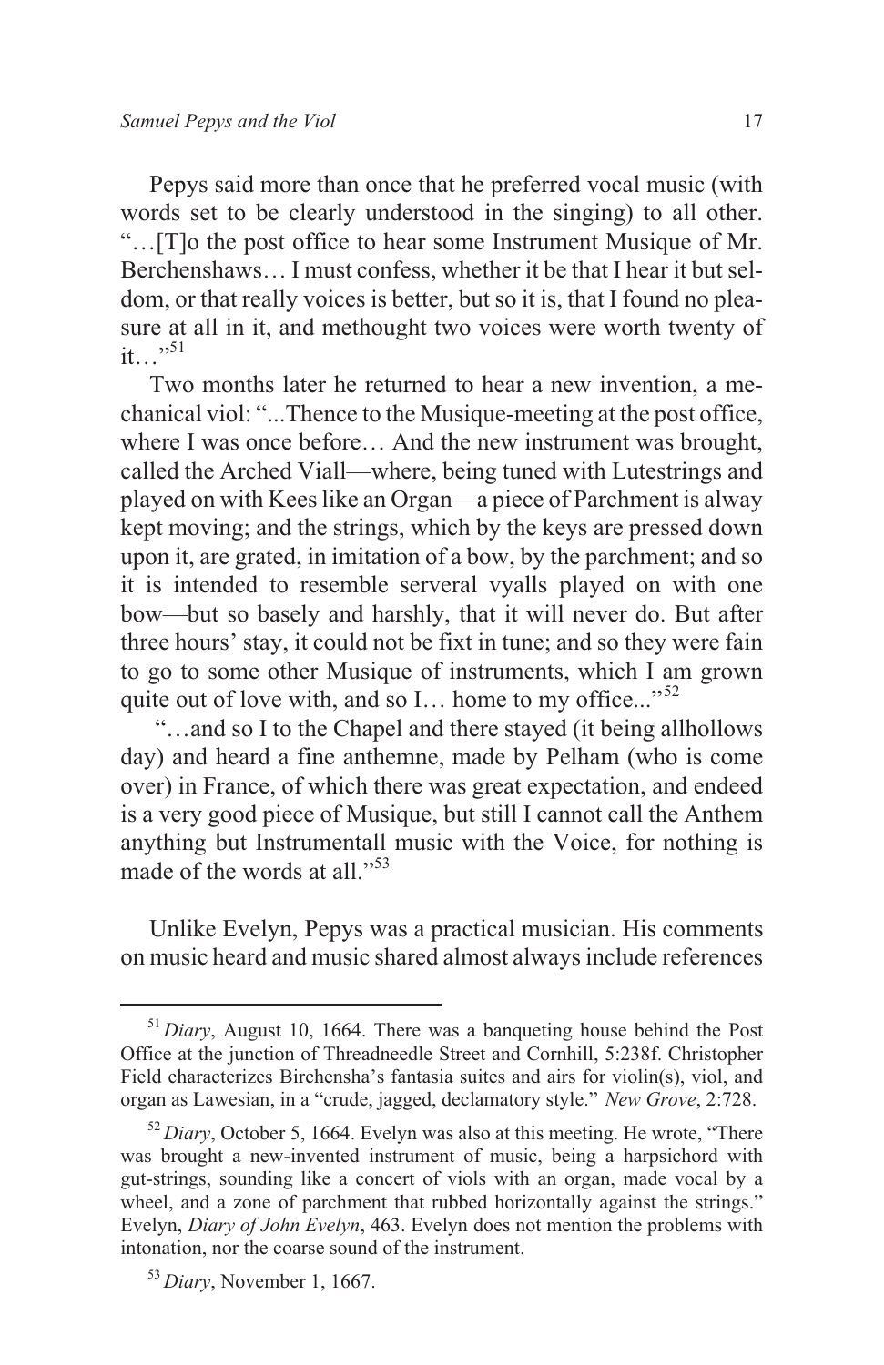Pepys said more than once that he preferred vocal music (with words set to be clearly understood in the singing) to all other. "…[T]o the post office to hear some Instrument Musique of Mr. Berchenshaws… I must confess, whether it be that I hear it but seldom, or that really voices is better, but so it is, that I found no pleasure at all in it, and methought two voices were worth twenty of it…"[51]

Two months later he returned to hear a new invention, a mechanical viol: "...Thence to the Musique-meeting at the post office, where I was once before… And the new instrument was brought, called the Arched Viall—where, being tuned with Lutestrings and played on with Kees like an Organ—a piece of Parchment is alway kept moving; and the strings, which by the keys are pressed down upon it, are grated, in imitation of a bow, by the parchment; and so it is intended to resemble serveral vyalls played on with one bow—but so basely and harshly, that it will never do. But after three hours' stay, it could not be fixt in tune; and so they were fain to go to some other Musique of instruments, which I am grown quite out of love with, and so I… home to my office..."[52]

"…and so I to the Chapel and there stayed (it being allhollows day) and heard a fine anthemne, made by Pelham (who is come over) in France, of which there was great expectation, and endeed is a very good piece of Musique, but still I cannot call the Anthem anything but Instrumentall music with the Voice, for nothing is made of the words at all."[53]

Unlike Evelyn, Pepys was a practical musician. His comments on music heard and music shared almost always include references

---

[51] *Diary*, August 10, 1664. There was a banqueting house behind the Post Office at the junction of Threadneedle Street and Cornhill, 5:238f. Christopher Field characterizes Birchensha's fantasia suites and airs for violin(s), viol, and organ as Lawesian, in a "crude, jagged, declamatory style." *New Grove*, 2:728.

[52] *Diary*, October 5, 1664. Evelyn was also at this meeting. He wrote, "There was brought a new-invented instrument of music, being a harpsichord with gut-strings, sounding like a concert of viols with an organ, made vocal by a wheel, and a zone of parchment that rubbed horizontally against the strings." Evelyn, *Diary of John Evelyn*, 463. Evelyn does not mention the problems with intonation, nor the coarse sound of the instrument.

[53] *Diary*, November 1, 1667.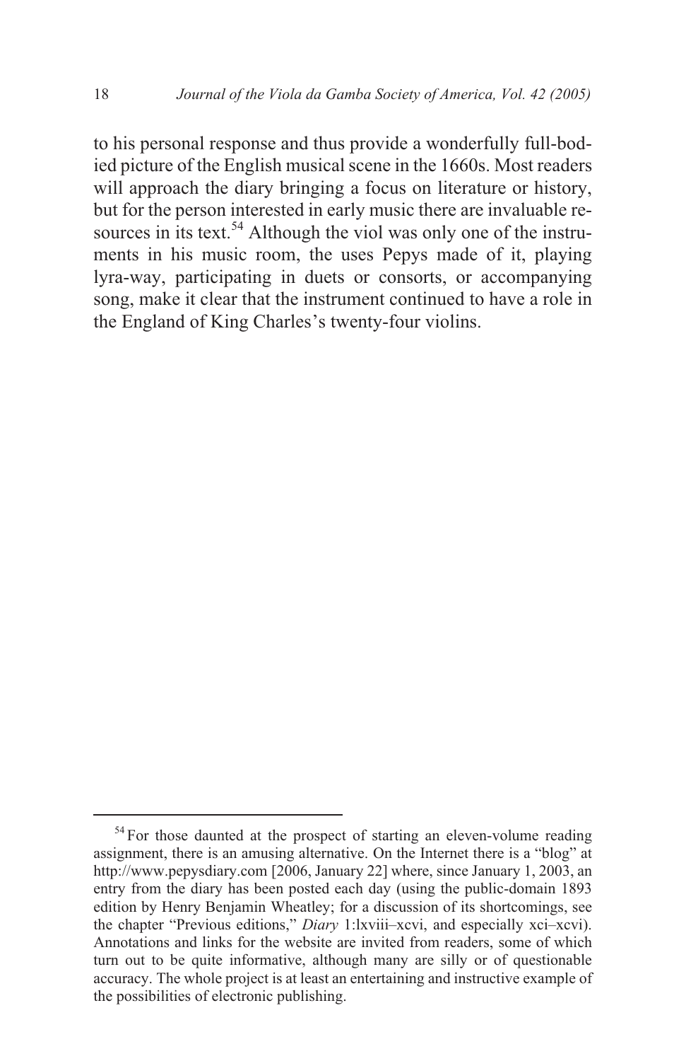to his personal response and thus provide a wonderfully full-bodied picture of the English musical scene in the 1660s. Most readers will approach the diary bringing a focus on literature or history, but for the person interested in early music there are invaluable resources in its text.[54] Although the viol was only one of the instruments in his music room, the uses Pepys made of it, playing lyra-way, participating in duets or consorts, or accompanying song, make it clear that the instrument continued to have a role in the England of King Charles's twenty-four violins.

---

[54] For those daunted at the prospect of starting an eleven-volume reading assignment, there is an amusing alternative. On the Internet there is a "blog" at http://www.pepysdiary.com [2006, January 22] where, since January 1, 2003, an entry from the diary has been posted each day (using the public-domain 1893 edition by Henry Benjamin Wheatley; for a discussion of its shortcomings, see the chapter "Previous editions," *Diary* 1:lxviii–xcvi, and especially xci–xcvi). Annotations and links for the website are invited from readers, some of which turn out to be quite informative, although many are silly or of questionable accuracy. The whole project is at least an entertaining and instructive example of the possibilities of electronic publishing.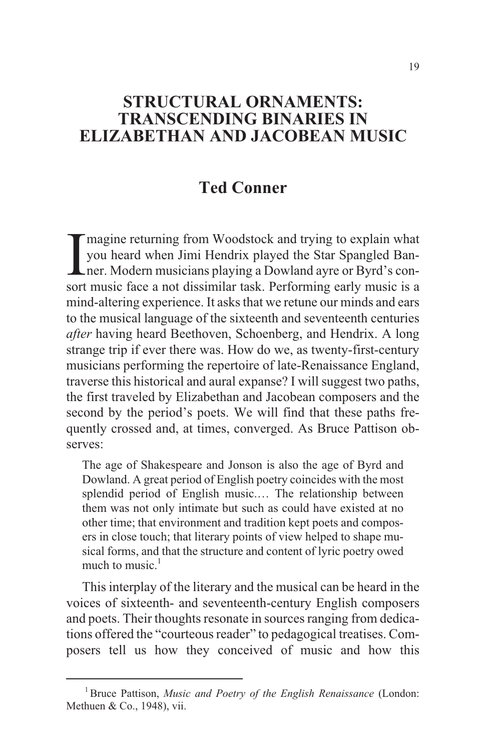# STRUCTURAL ORNAMENTS: TRANSCENDING BINARIES IN ELIZABETHAN AND JACOBEAN MUSIC

## Ted Conner

Imagine returning from Woodstock and trying to explain what you heard when Jimi Hendrix played the Star Spangled Banner. Modern musicians playing a Dowland ayre or Byrd's consort music face a not dissimilar task. Performing early music is a mind-altering experience. It asks that we retune our minds and ears to the musical language of the sixteenth and seventeenth centuries *after* having heard Beethoven, Schoenberg, and Hendrix. A long strange trip if ever there was. How do we, as twenty-first-century musicians performing the repertoire of late-Renaissance England, traverse this historical and aural expanse? I will suggest two paths, the first traveled by Elizabethan and Jacobean composers and the second by the period's poets. We will find that these paths frequently crossed and, at times, converged. As Bruce Pattison observes:

> The age of Shakespeare and Jonson is also the age of Byrd and Dowland. A great period of English poetry coincides with the most splendid period of English music.… The relationship between them was not only intimate but such as could have existed at no other time; that environment and tradition kept poets and composers in close touch; that literary points of view helped to shape musical forms, and that the structure and content of lyric poetry owed much to music.[1]

This interplay of the literary and the musical can be heard in the voices of sixteenth- and seventeenth-century English composers and poets. Their thoughts resonate in sources ranging from dedications offered the "courteous reader" to pedagogical treatises. Composers tell us how they conceived of music and how this

---

[1] Bruce Pattison, *Music and Poetry of the English Renaissance* (London: Methuen & Co., 1948), vii.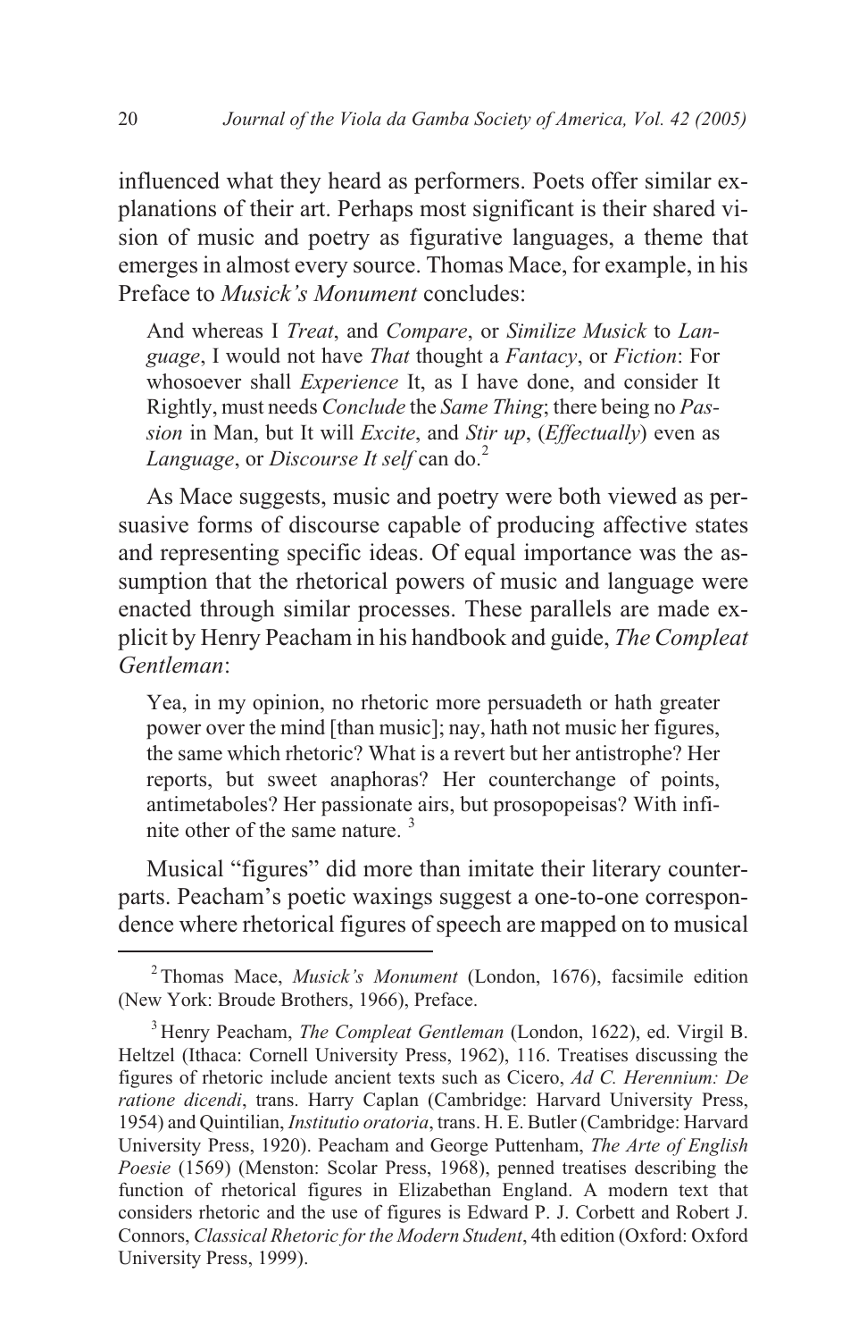influenced what they heard as performers. Poets offer similar explanations of their art. Perhaps most significant is their shared vision of music and poetry as figurative languages, a theme that emerges in almost every source. Thomas Mace, for example, in his Preface to *Musick's Monument* concludes:

> And whereas I *Treat*, and *Compare*, or *Similize Musick* to *Language*, I would not have *That* thought a *Fantacy*, or *Fiction*: For whosoever shall *Experience* It, as I have done, and consider It Rightly, must needs *Conclude* the *Same Thing*; there being no *Passion* in Man, but It will *Excite*, and *Stir up*, (*Effectually*) even as *Language*, or *Discourse It self* can do.[2]

As Mace suggests, music and poetry were both viewed as persuasive forms of discourse capable of producing affective states and representing specific ideas. Of equal importance was the assumption that the rhetorical powers of music and language were enacted through similar processes. These parallels are made explicit by Henry Peacham in his handbook and guide, *The Compleat Gentleman*:

> Yea, in my opinion, no rhetoric more persuadeth or hath greater power over the mind [than music]; nay, hath not music her figures, the same which rhetoric? What is a revert but her antistrophe? Her reports, but sweet anaphoras? Her counterchange of points, antimetaboles? Her passionate airs, but prosopopeisas? With infinite other of the same nature. [3]

Musical "figures" did more than imitate their literary counterparts. Peacham's poetic waxings suggest a one-to-one correspondence where rhetorical figures of speech are mapped on to musical

---

[2] Thomas Mace, *Musick's Monument* (London, 1676), facsimile edition (New York: Broude Brothers, 1966), Preface.

[3] Henry Peacham, *The Compleat Gentleman* (London, 1622), ed. Virgil B. Heltzel (Ithaca: Cornell University Press, 1962), 116. Treatises discussing the figures of rhetoric include ancient texts such as Cicero, *Ad C. Herennium: De ratione dicendi*, trans. Harry Caplan (Cambridge: Harvard University Press, 1954) and Quintilian, *Institutio oratoria*, trans. H. E. Butler (Cambridge: Harvard University Press, 1920). Peacham and George Puttenham, *The Arte of English Poesie* (1569) (Menston: Scolar Press, 1968), penned treatises describing the function of rhetorical figures in Elizabethan England. A modern text that considers rhetoric and the use of figures is Edward P. J. Corbett and Robert J. Connors, *Classical Rhetoric for the Modern Student*, 4th edition (Oxford: Oxford University Press, 1999).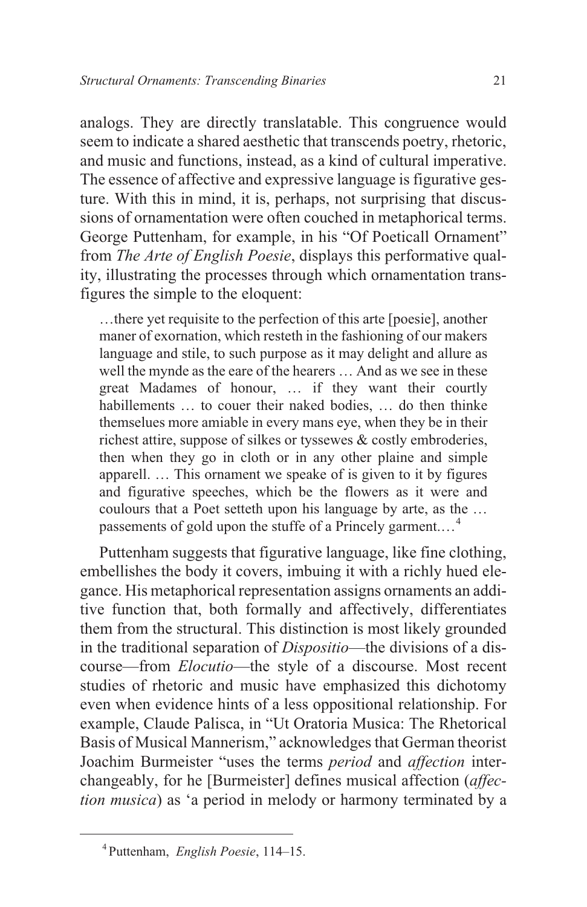analogs. They are directly translatable. This congruence would seem to indicate a shared aesthetic that transcends poetry, rhetoric, and music and functions, instead, as a kind of cultural imperative. The essence of affective and expressive language is figurative gesture. With this in mind, it is, perhaps, not surprising that discussions of ornamentation were often couched in metaphorical terms. George Puttenham, for example, in his "Of Poeticall Ornament" from *The Arte of English Poesie*, displays this performative quality, illustrating the processes through which ornamentation transfigures the simple to the eloquent:

> …there yet requisite to the perfection of this arte [poesie], another maner of exornation, which resteth in the fashioning of our makers language and stile, to such purpose as it may delight and allure as well the mynde as the eare of the hearers … And as we see in these great Madames of honour, … if they want their courtly habillements … to couer their naked bodies, … do then thinke themselues more amiable in every mans eye, when they be in their richest attire, suppose of silkes or tyssewes & costly embroderies, then when they go in cloth or in any other plaine and simple apparell. … This ornament we speake of is given to it by figures and figurative speeches, which be the flowers as it were and coulours that a Poet setteth upon his language by arte, as the … passements of gold upon the stuffe of a Princely garment.…[4]

Puttenham suggests that figurative language, like fine clothing, embellishes the body it covers, imbuing it with a richly hued elegance. His metaphorical representation assigns ornaments an additive function that, both formally and affectively, differentiates them from the structural. This distinction is most likely grounded in the traditional separation of *Dispositio*—the divisions of a discourse—from *Elocutio*—the style of a discourse. Most recent studies of rhetoric and music have emphasized this dichotomy even when evidence hints of a less oppositional relationship. For example, Claude Palisca, in "Ut Oratoria Musica: The Rhetorical Basis of Musical Mannerism," acknowledges that German theorist Joachim Burmeister "uses the terms *period* and *affection* interchangeably, for he [Burmeister] defines musical affection (*affection musica*) as 'a period in melody or harmony terminated by a

---

[4] Puttenham, *English Poesie*, 114–15.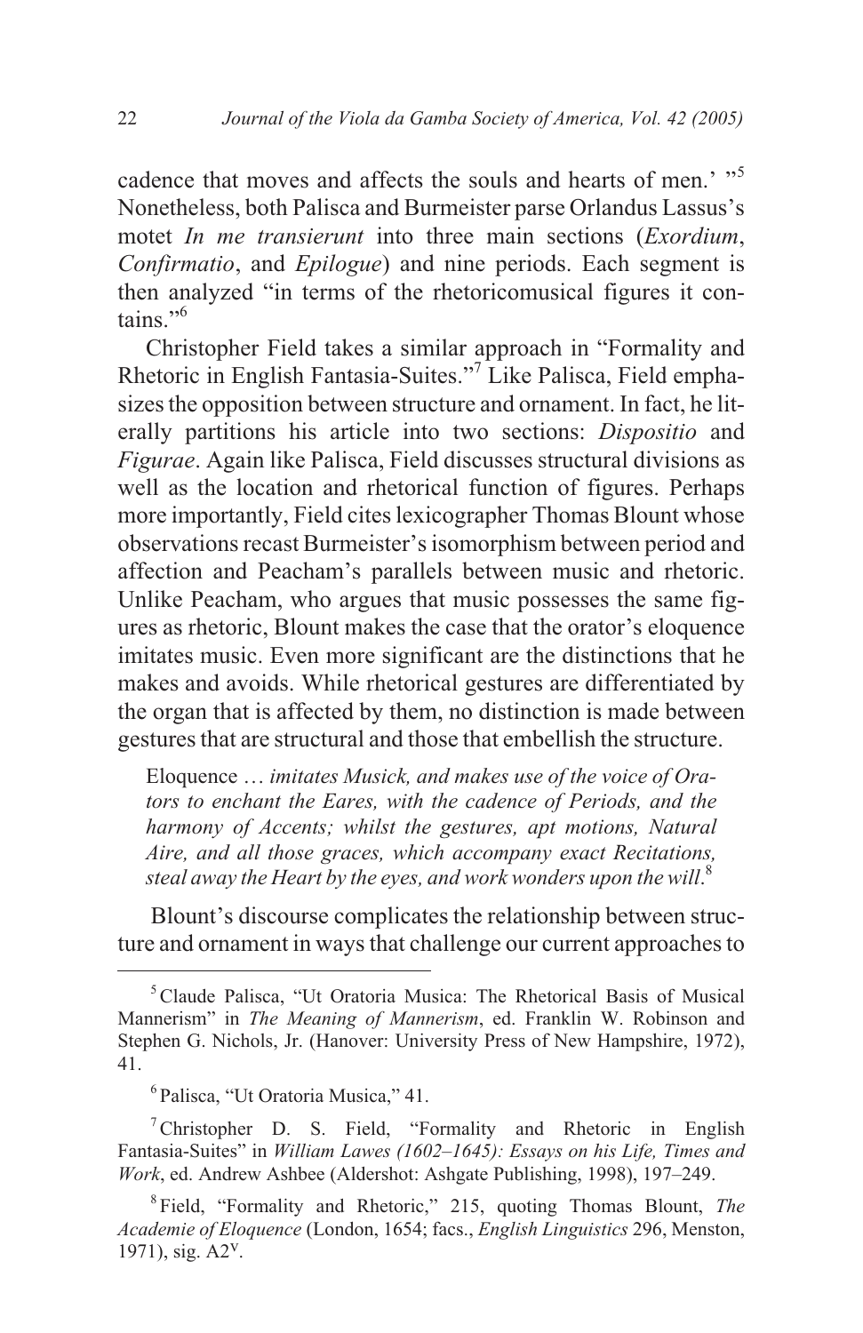cadence that moves and affects the souls and hearts of men.' "[5] Nonetheless, both Palisca and Burmeister parse Orlandus Lassus's motet *In me transierunt* into three main sections (*Exordium*, *Confirmatio*, and *Epilogue*) and nine periods. Each segment is then analyzed "in terms of the rhetoricomusical figures it contains."[6]

Christopher Field takes a similar approach in "Formality and Rhetoric in English Fantasia-Suites."[7] Like Palisca, Field emphasizes the opposition between structure and ornament. In fact, he literally partitions his article into two sections: *Dispositio* and *Figurae*. Again like Palisca, Field discusses structural divisions as well as the location and rhetorical function of figures. Perhaps more importantly, Field cites lexicographer Thomas Blount whose observations recast Burmeister's isomorphism between period and affection and Peacham's parallels between music and rhetoric. Unlike Peacham, who argues that music possesses the same figures as rhetoric, Blount makes the case that the orator's eloquence imitates music. Even more significant are the distinctions that he makes and avoids. While rhetorical gestures are differentiated by the organ that is affected by them, no distinction is made between gestures that are structural and those that embellish the structure.

> Eloquence … *imitates Musick, and makes use of the voice of Orators to enchant the Eares, with the cadence of Periods, and the harmony of Accents; whilst the gestures, apt motions, Natural Aire, and all those graces, which accompany exact Recitations, steal away the Heart by the eyes, and work wonders upon the will*.[8]

Blount's discourse complicates the relationship between structure and ornament in ways that challenge our current approaches to

---

[5] Claude Palisca, "Ut Oratoria Musica: The Rhetorical Basis of Musical Mannerism" in *The Meaning of Mannerism*, ed. Franklin W. Robinson and Stephen G. Nichols, Jr. (Hanover: University Press of New Hampshire, 1972), 41.

[6] Palisca, "Ut Oratoria Musica," 41.

[7] Christopher D. S. Field, "Formality and Rhetoric in English Fantasia-Suites" in *William Lawes (1602–1645): Essays on his Life, Times and Work*, ed. Andrew Ashbee (Aldershot: Ashgate Publishing, 1998), 197–249.

[8] Field, "Formality and Rhetoric," 215, quoting Thomas Blount, *The Academie of Eloquence* (London, 1654; facs., *English Linguistics* 296, Menston, 1971), sig. A2v.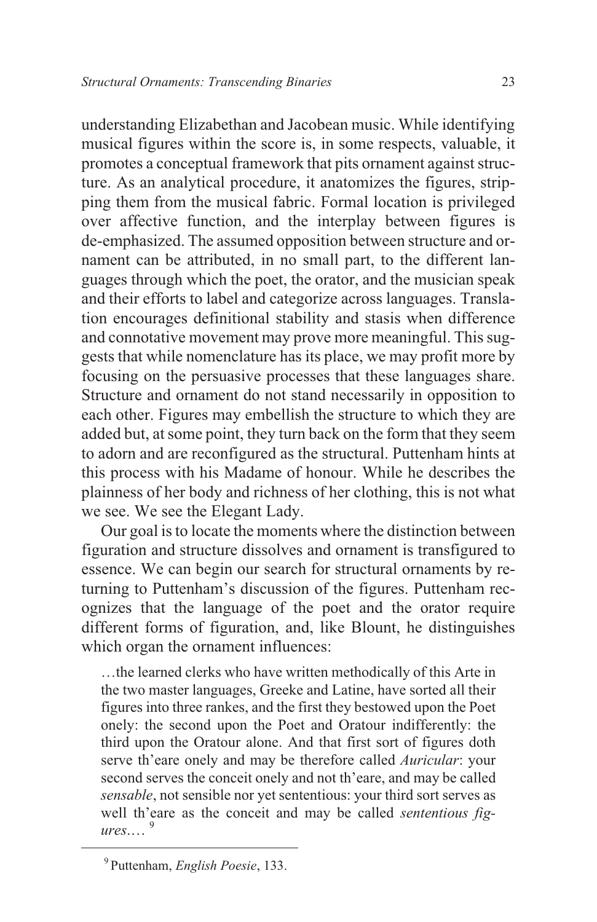understanding Elizabethan and Jacobean music. While identifying musical figures within the score is, in some respects, valuable, it promotes a conceptual framework that pits ornament against structure. As an analytical procedure, it anatomizes the figures, stripping them from the musical fabric. Formal location is privileged over affective function, and the interplay between figures is de-emphasized. The assumed opposition between structure and ornament can be attributed, in no small part, to the different languages through which the poet, the orator, and the musician speak and their efforts to label and categorize across languages. Translation encourages definitional stability and stasis when difference and connotative movement may prove more meaningful. This suggests that while nomenclature has its place, we may profit more by focusing on the persuasive processes that these languages share. Structure and ornament do not stand necessarily in opposition to each other. Figures may embellish the structure to which they are added but, at some point, they turn back on the form that they seem to adorn and are reconfigured as the structural. Puttenham hints at this process with his Madame of honour. While he describes the plainness of her body and richness of her clothing, this is not what we see. We see the Elegant Lady.

Our goal is to locate the moments where the distinction between figuration and structure dissolves and ornament is transfigured to essence. We can begin our search for structural ornaments by returning to Puttenham's discussion of the figures. Puttenham recognizes that the language of the poet and the orator require different forms of figuration, and, like Blount, he distinguishes which organ the ornament influences:

> …the learned clerks who have written methodically of this Arte in the two master languages, Greeke and Latine, have sorted all their figures into three rankes, and the first they bestowed upon the Poet onely: the second upon the Poet and Oratour indifferently: the third upon the Oratour alone. And that first sort of figures doth serve th'eare onely and may be therefore called *Auricular*: your second serves the conceit onely and not th'eare, and may be called *sensable*, not sensible nor yet sententious: your third sort serves as well th'eare as the conceit and may be called *sententious figures*.…[9]

[9] Puttenham, *English Poesie*, 133.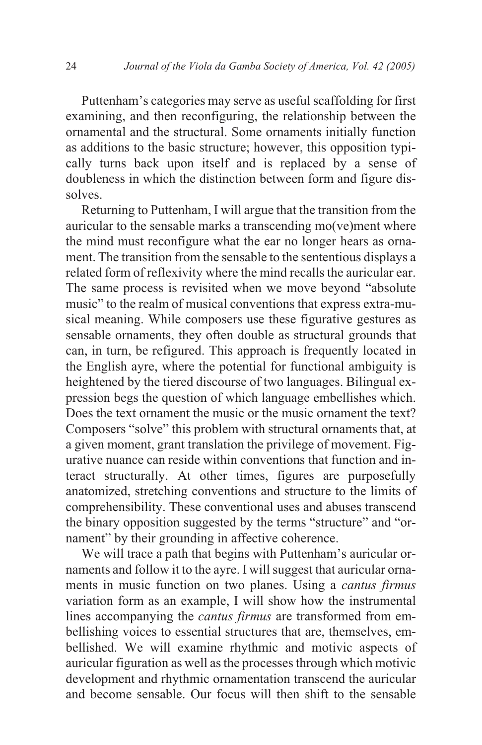Puttenham's categories may serve as useful scaffolding for first examining, and then reconfiguring, the relationship between the ornamental and the structural. Some ornaments initially function as additions to the basic structure; however, this opposition typically turns back upon itself and is replaced by a sense of doubleness in which the distinction between form and figure dissolves.

Returning to Puttenham, I will argue that the transition from the auricular to the sensable marks a transcending mo(ve)ment where the mind must reconfigure what the ear no longer hears as ornament. The transition from the sensable to the sententious displays a related form of reflexivity where the mind recalls the auricular ear. The same process is revisited when we move beyond "absolute music" to the realm of musical conventions that express extra-musical meaning. While composers use these figurative gestures as sensable ornaments, they often double as structural grounds that can, in turn, be refigured. This approach is frequently located in the English ayre, where the potential for functional ambiguity is heightened by the tiered discourse of two languages. Bilingual expression begs the question of which language embellishes which. Does the text ornament the music or the music ornament the text? Composers "solve" this problem with structural ornaments that, at a given moment, grant translation the privilege of movement. Figurative nuance can reside within conventions that function and interact structurally. At other times, figures are purposefully anatomized, stretching conventions and structure to the limits of comprehensibility. These conventional uses and abuses transcend the binary opposition suggested by the terms "structure" and "ornament" by their grounding in affective coherence.

We will trace a path that begins with Puttenham's auricular ornaments and follow it to the ayre. I will suggest that auricular ornaments in music function on two planes. Using a *cantus firmus* variation form as an example, I will show how the instrumental lines accompanying the *cantus firmus* are transformed from embellishing voices to essential structures that are, themselves, embellished. We will examine rhythmic and motivic aspects of auricular figuration as well as the processes through which motivic development and rhythmic ornamentation transcend the auricular and become sensable. Our focus will then shift to the sensable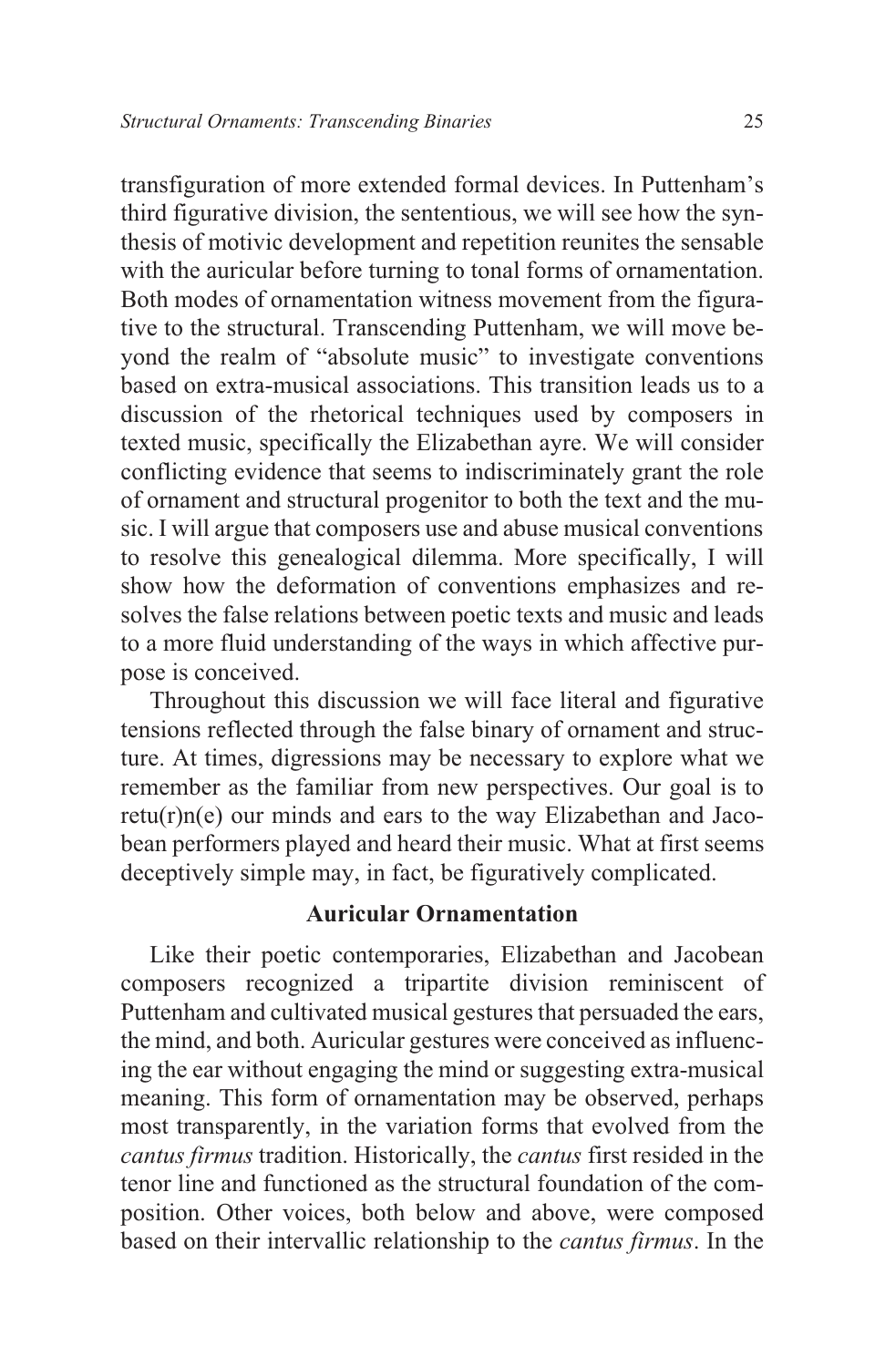transfiguration of more extended formal devices. In Puttenham's third figurative division, the sententious, we will see how the synthesis of motivic development and repetition reunites the sensable with the auricular before turning to tonal forms of ornamentation. Both modes of ornamentation witness movement from the figurative to the structural. Transcending Puttenham, we will move beyond the realm of "absolute music" to investigate conventions based on extra-musical associations. This transition leads us to a discussion of the rhetorical techniques used by composers in texted music, specifically the Elizabethan ayre. We will consider conflicting evidence that seems to indiscriminately grant the role of ornament and structural progenitor to both the text and the music. I will argue that composers use and abuse musical conventions to resolve this genealogical dilemma. More specifically, I will show how the deformation of conventions emphasizes and resolves the false relations between poetic texts and music and leads to a more fluid understanding of the ways in which affective purpose is conceived.

Throughout this discussion we will face literal and figurative tensions reflected through the false binary of ornament and structure. At times, digressions may be necessary to explore what we remember as the familiar from new perspectives. Our goal is to retu(r)n(e) our minds and ears to the way Elizabethan and Jacobean performers played and heard their music. What at first seems deceptively simple may, in fact, be figuratively complicated.

## Auricular Ornamentation

Like their poetic contemporaries, Elizabethan and Jacobean composers recognized a tripartite division reminiscent of Puttenham and cultivated musical gestures that persuaded the ears, the mind, and both. Auricular gestures were conceived as influencing the ear without engaging the mind or suggesting extra-musical meaning. This form of ornamentation may be observed, perhaps most transparently, in the variation forms that evolved from the *cantus firmus* tradition. Historically, the *cantus* first resided in the tenor line and functioned as the structural foundation of the composition. Other voices, both below and above, were composed based on their intervallic relationship to the *cantus firmus*. In the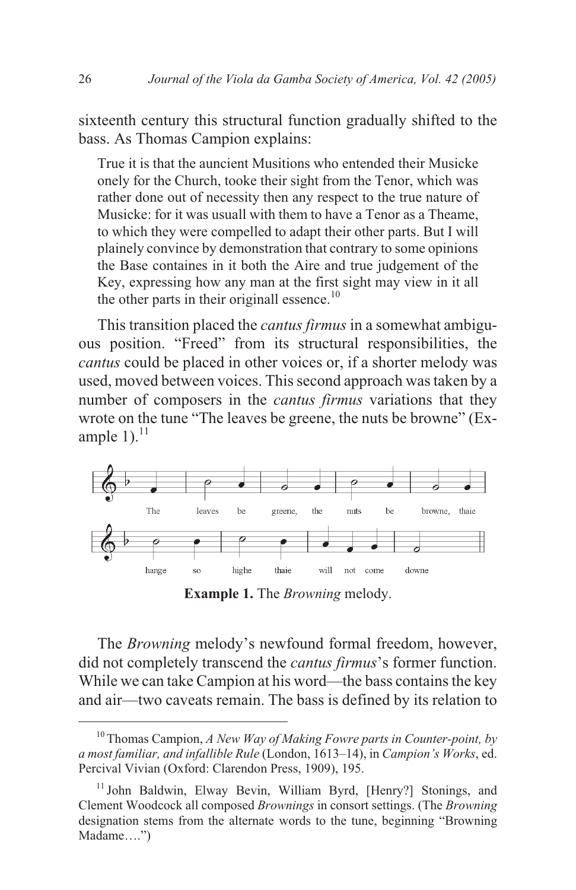sixteenth century this structural function gradually shifted to the bass. As Thomas Campion explains:

> True it is that the auncient Musitions who entended their Musicke onely for the Church, tooke their sight from the Tenor, which was rather done out of necessity then any respect to the true nature of Musicke: for it was usuall with them to have a Tenor as a Theame, to which they were compelled to adapt their other parts. But I will plainely convince by demonstration that contrary to some opinions the Base containes in it both the Aire and true judgement of the Key, expressing how any man at the first sight may view in it all the other parts in their originall essence.[10]

This transition placed the *cantus firmus* in a somewhat ambiguous position. "Freed" from its structural responsibilities, the *cantus* could be placed in other voices or, if a shorter melody was used, moved between voices. This second approach was taken by a number of composers in the *cantus firmus* variations that they wrote on the tune "The leaves be greene, the nuts be browne" (Example 1).[11]

The leaves be greene, the nuts be browne, thaie hange so highe thaie will not come downe

**Example 1.** The *Browning* melody.

The *Browning* melody's newfound formal freedom, however, did not completely transcend the *cantus firmus*'s former function. While we can take Campion at his word—the bass contains the key and air—two caveats remain. The bass is defined by its relation to

---

[10] Thomas Campion, *A New Way of Making Fowre parts in Counter-point, by a most familiar, and infallible Rule* (London, 1613–14), in *Campion's Works*, ed. Percival Vivian (Oxford: Clarendon Press, 1909), 195.

[11] John Baldwin, Elway Bevin, William Byrd, [Henry?] Stonings, and Clement Woodcock all composed *Brownings* in consort settings. (The *Browning* designation stems from the alternate words to the tune, beginning "Browning Madame….")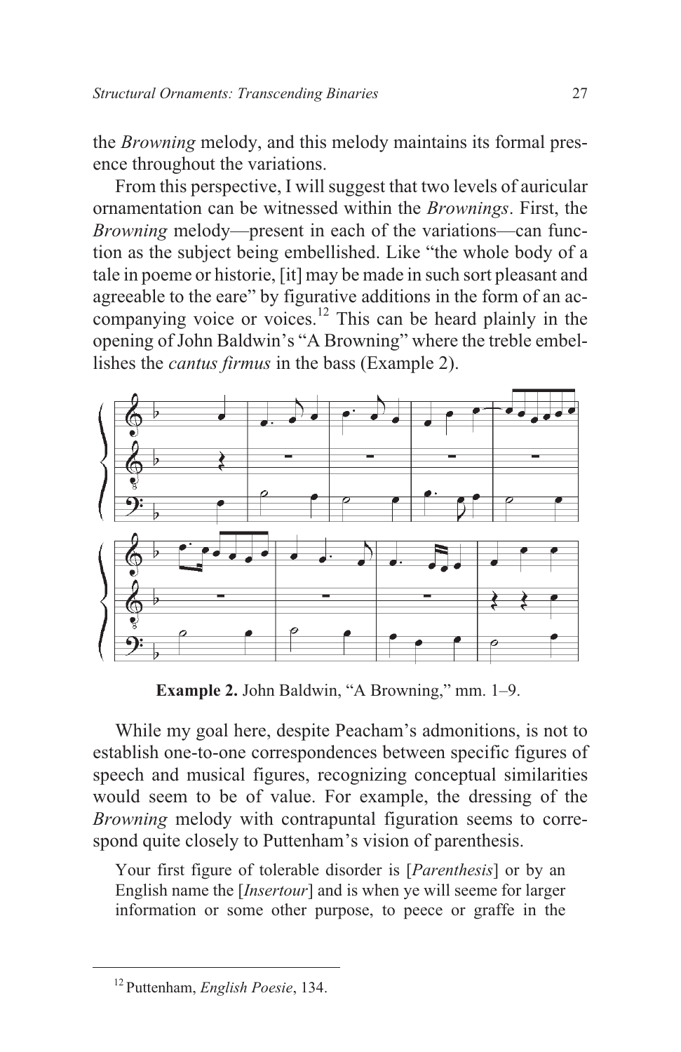the *Browning* melody, and this melody maintains its formal presence throughout the variations.

From this perspective, I will suggest that two levels of auricular ornamentation can be witnessed within the *Brownings*. First, the *Browning* melody—present in each of the variations—can function as the subject being embellished. Like "the whole body of a tale in poeme or historie, [it] may be made in such sort pleasant and agreeable to the eare" by figurative additions in the form of an accompanying voice or voices.[12] This can be heard plainly in the opening of John Baldwin's "A Browning" where the treble embellishes the *cantus firmus* in the bass (Example 2).

**Example 2.** John Baldwin, "A Browning," mm. 1–9.

While my goal here, despite Peacham's admonitions, is not to establish one-to-one correspondences between specific figures of speech and musical figures, recognizing conceptual similarities would seem to be of value. For example, the dressing of the *Browning* melody with contrapuntal figuration seems to correspond quite closely to Puttenham's vision of parenthesis.

> Your first figure of tolerable disorder is [*Parenthesis*] or by an English name the [*Insertour*] and is when ye will seeme for larger information or some other purpose, to peece or graffe in the

[12] Puttenham, *English Poesie*, 134.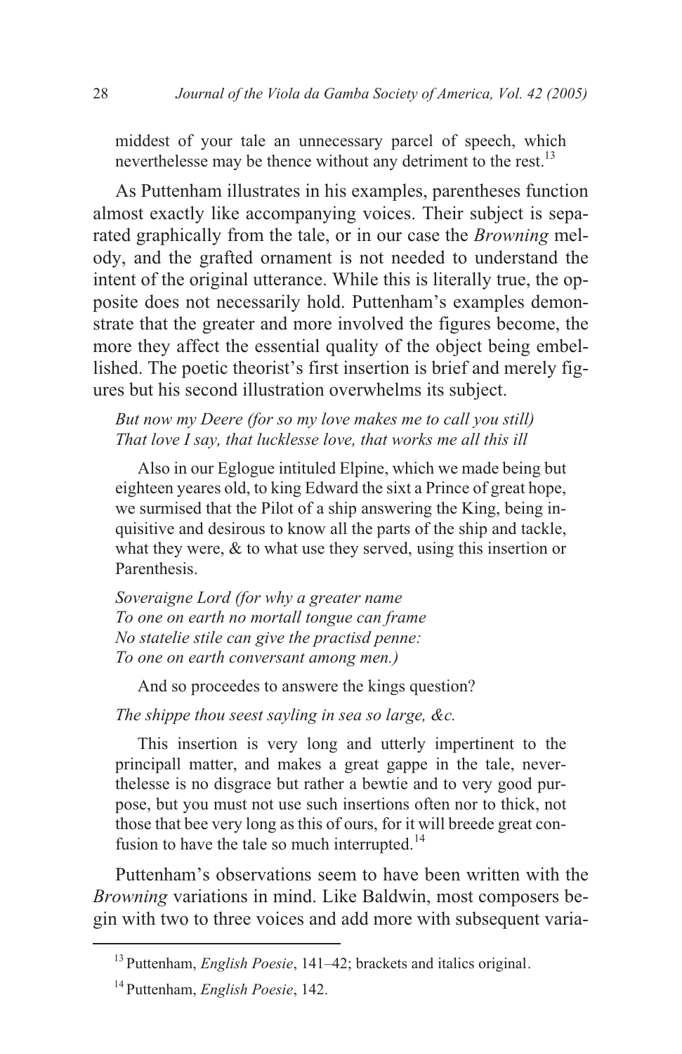> middest of your tale an unnecessary parcel of speech, which neverthelesse may be thence without any detriment to the rest.[13]

As Puttenham illustrates in his examples, parentheses function almost exactly like accompanying voices. Their subject is separated graphically from the tale, or in our case the *Browning* melody, and the grafted ornament is not needed to understand the intent of the original utterance. While this is literally true, the opposite does not necessarily hold. Puttenham's examples demonstrate that the greater and more involved the figures become, the more they affect the essential quality of the object being embellished. The poetic theorist's first insertion is brief and merely figures but his second illustration overwhelms its subject.

> *But now my Deere (for so my love makes me to call you still)*
> *That love I say, that lucklesse love, that works me all this ill*
>
> Also in our Eglogue intituled Elpine, which we made being but eighteen yeares old, to king Edward the sixt a Prince of great hope, we surmised that the Pilot of a ship answering the King, being inquisitive and desirous to know all the parts of the ship and tackle, what they were, & to what use they served, using this insertion or Parenthesis.
>
> *Soveraigne Lord (for why a greater name*
> *To one on earth no mortall tongue can frame*
> *No statelie stile can give the practisd penne:*
> *To one on earth conversant among men.)*
>
> And so proceedes to answere the kings question?
>
> *The shippe thou seest sayling in sea so large, &c.*
>
> This insertion is very long and utterly impertinent to the principall matter, and makes a great gappe in the tale, neverthelesse is no disgrace but rather a bewtie and to very good purpose, but you must not use such insertions often nor to thick, not those that bee very long as this of ours, for it will breede great confusion to have the tale so much interrupted.[14]

Puttenham's observations seem to have been written with the *Browning* variations in mind. Like Baldwin, most composers begin with two to three voices and add more with subsequent varia-

---

[13] Puttenham, *English Poesie*, 141–42; brackets and italics original.

[14] Puttenham, *English Poesie*, 142.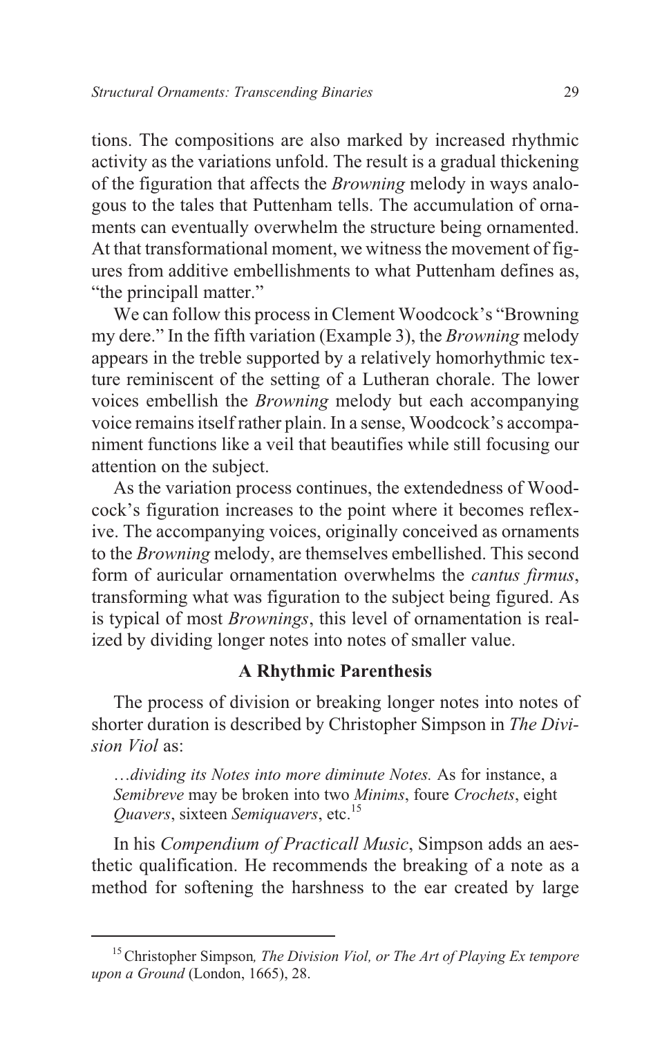tions. The compositions are also marked by increased rhythmic activity as the variations unfold. The result is a gradual thickening of the figuration that affects the *Browning* melody in ways analogous to the tales that Puttenham tells. The accumulation of ornaments can eventually overwhelm the structure being ornamented. At that transformational moment, we witness the movement of figures from additive embellishments to what Puttenham defines as, "the principall matter."

We can follow this process in Clement Woodcock's "Browning my dere." In the fifth variation (Example 3), the *Browning* melody appears in the treble supported by a relatively homorhythmic texture reminiscent of the setting of a Lutheran chorale. The lower voices embellish the *Browning* melody but each accompanying voice remains itself rather plain. In a sense, Woodcock's accompaniment functions like a veil that beautifies while still focusing our attention on the subject.

As the variation process continues, the extendedness of Woodcock's figuration increases to the point where it becomes reflexive. The accompanying voices, originally conceived as ornaments to the *Browning* melody, are themselves embellished. This second form of auricular ornamentation overwhelms the *cantus firmus*, transforming what was figuration to the subject being figured. As is typical of most *Brownings*, this level of ornamentation is realized by dividing longer notes into notes of smaller value.

### A Rhythmic Parenthesis

The process of division or breaking longer notes into notes of shorter duration is described by Christopher Simpson in *The Division Viol* as:

> …*dividing its Notes into more diminute Notes.* As for instance, a *Semibreve* may be broken into two *Minims*, foure *Crochets*, eight *Quavers*, sixteen *Semiquavers*, etc.[15]

In his *Compendium of Practicall Music*, Simpson adds an aesthetic qualification. He recommends the breaking of a note as a method for softening the harshness to the ear created by large

---

[15] Christopher Simpson*, The Division Viol, or The Art of Playing Ex tempore upon a Ground* (London, 1665), 28.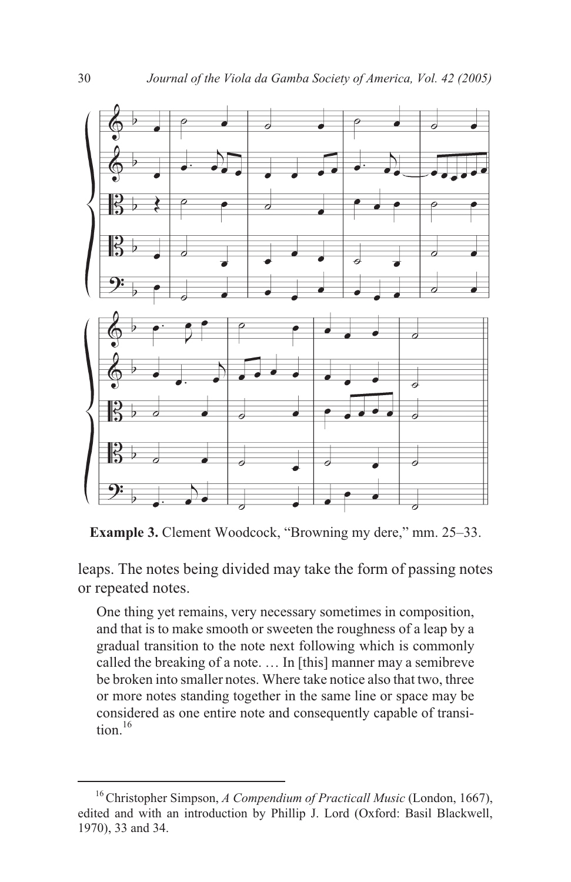**Example 3.** Clement Woodcock, “Browning my dere,” mm. 25–33.

leaps. The notes being divided may take the form of passing notes or repeated notes.

> One thing yet remains, very necessary sometimes in composition, and that is to make smooth or sweeten the roughness of a leap by a gradual transition to the note next following which is commonly called the breaking of a note. … In [this] manner may a semibreve be broken into smaller notes. Where take notice also that two, three or more notes standing together in the same line or space may be considered as one entire note and consequently capable of transition.[16]

---

[16] Christopher Simpson, *A Compendium of Practicall Music* (London, 1667), edited and with an introduction by Phillip J. Lord (Oxford: Basil Blackwell, 1970), 33 and 34.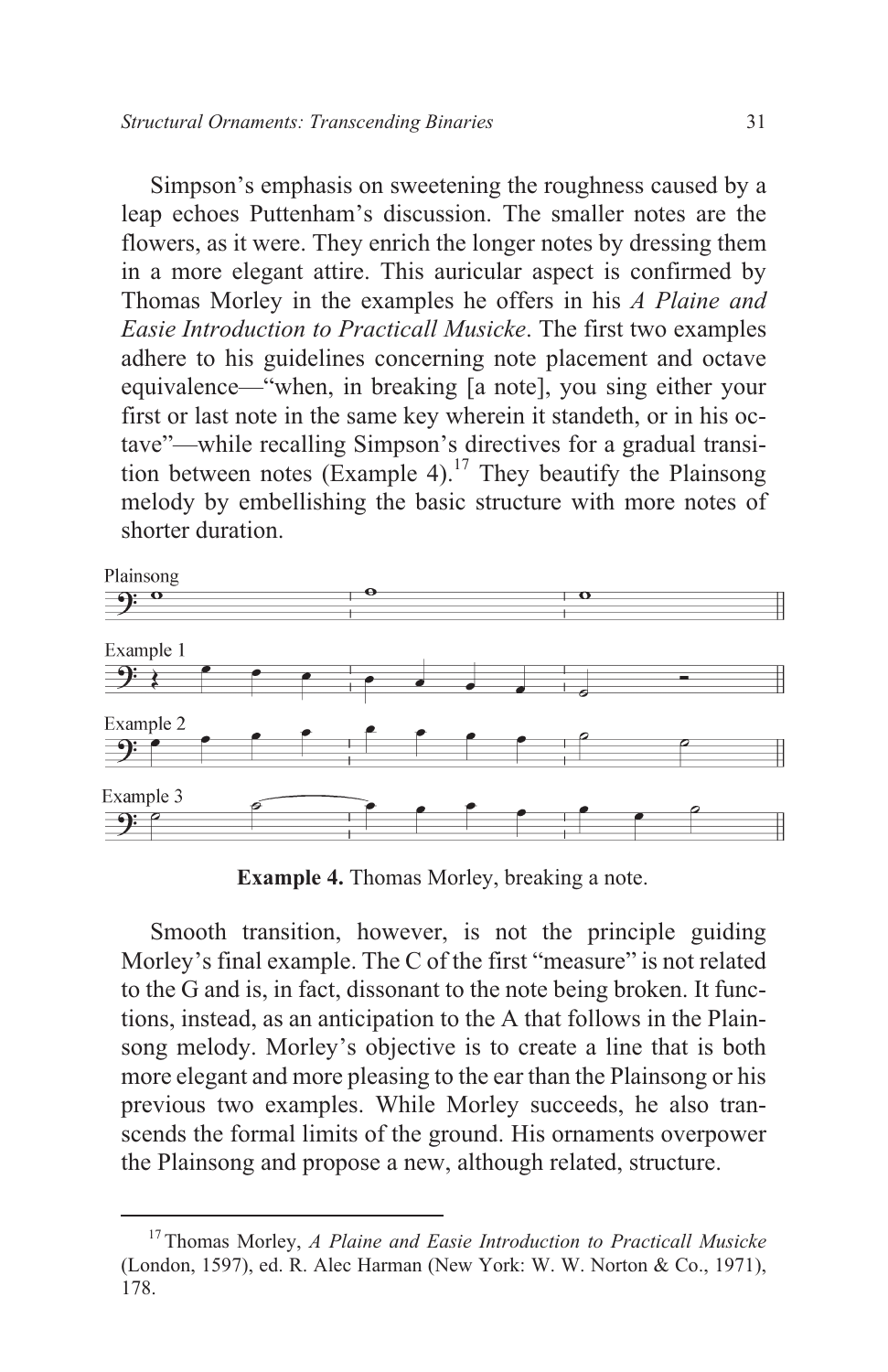Simpson's emphasis on sweetening the roughness caused by a leap echoes Puttenham's discussion. The smaller notes are the flowers, as it were. They enrich the longer notes by dressing them in a more elegant attire. This auricular aspect is confirmed by Thomas Morley in the examples he offers in his *A Plaine and Easie Introduction to Practicall Musicke*. The first two examples adhere to his guidelines concerning note placement and octave equivalence—"when, in breaking [a note], you sing either your first or last note in the same key wherein it standeth, or in his octave"—while recalling Simpson's directives for a gradual transition between notes (Example 4).[17] They beautify the Plainsong melody by embellishing the basic structure with more notes of shorter duration.

**Example 4.** Thomas Morley, breaking a note.

Smooth transition, however, is not the principle guiding Morley's final example. The C of the first "measure" is not related to the G and is, in fact, dissonant to the note being broken. It functions, instead, as an anticipation to the A that follows in the Plainsong melody. Morley's objective is to create a line that is both more elegant and more pleasing to the ear than the Plainsong or his previous two examples. While Morley succeeds, he also transcends the formal limits of the ground. His ornaments overpower the Plainsong and propose a new, although related, structure.

---

[17] Thomas Morley, *A Plaine and Easie Introduction to Practicall Musicke* (London, 1597), ed. R. Alec Harman (New York: W. W. Norton & Co., 1971), 178.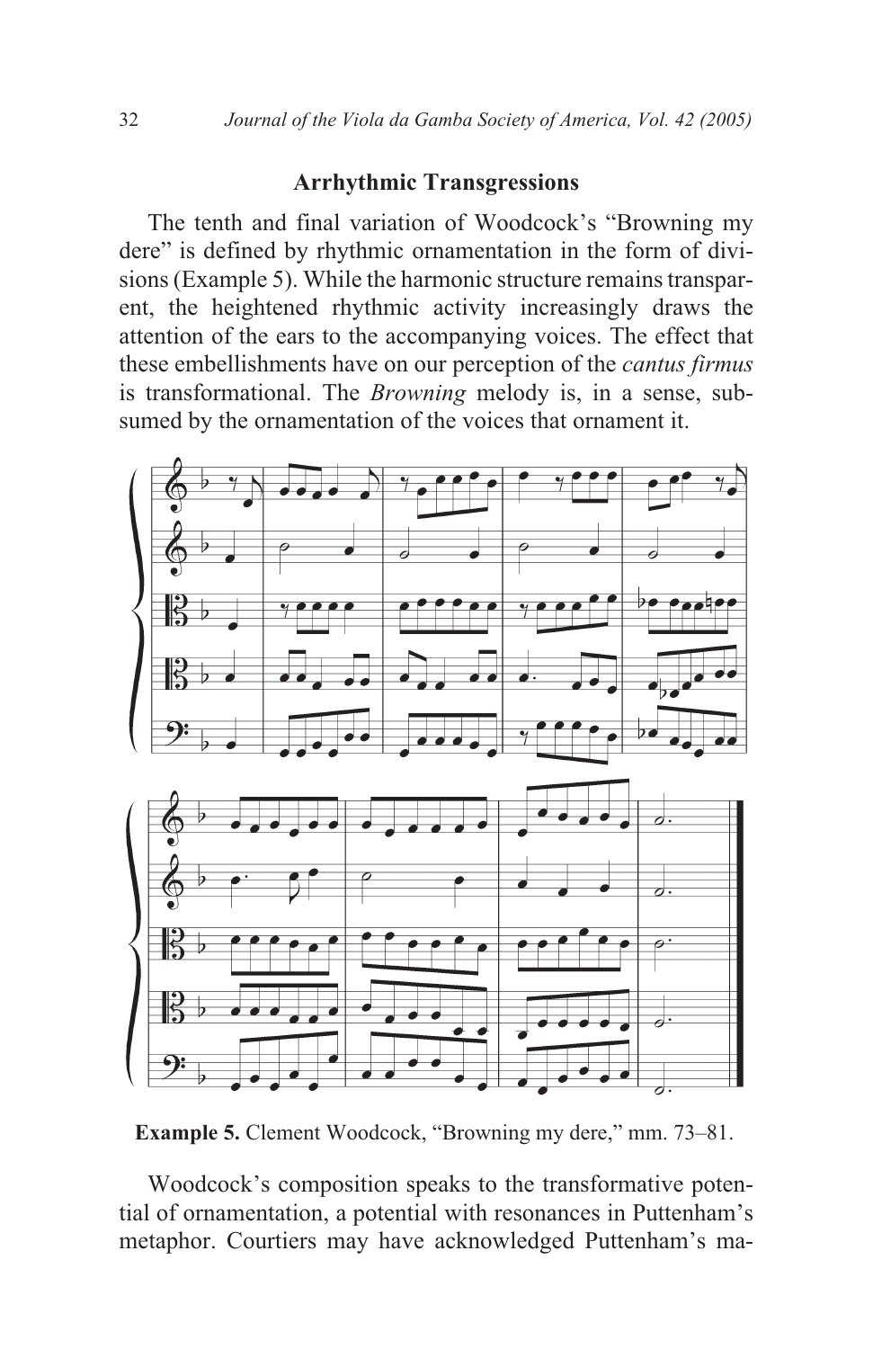## Arrhythmic Transgressions

The tenth and final variation of Woodcock's "Browning my dere" is defined by rhythmic ornamentation in the form of divisions (Example 5). While the harmonic structure remains transparent, the heightened rhythmic activity increasingly draws the attention of the ears to the accompanying voices. The effect that these embellishments have on our perception of the *cantus firmus* is transformational. The *Browning* melody is, in a sense, subsumed by the ornamentation of the voices that ornament it.

**Example 5.** Clement Woodcock, "Browning my dere," mm. 73–81.

Woodcock's composition speaks to the transformative potential of ornamentation, a potential with resonances in Puttenham's metaphor. Courtiers may have acknowledged Puttenham's ma-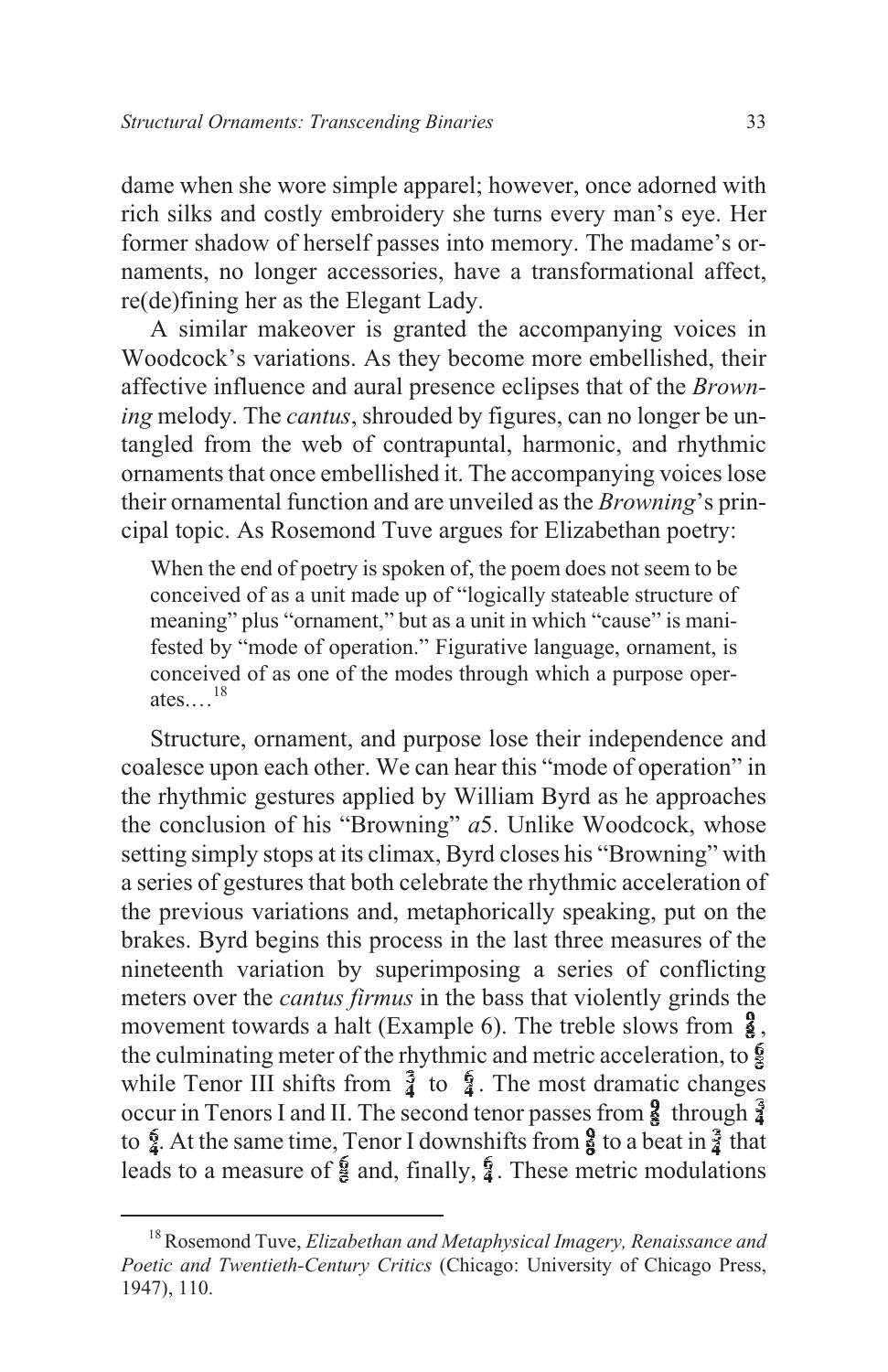dame when she wore simple apparel; however, once adorned with rich silks and costly embroidery she turns every man's eye. Her former shadow of herself passes into memory. The madame's ornaments, no longer accessories, have a transformational affect, re(de)fining her as the Elegant Lady.

A similar makeover is granted the accompanying voices in Woodcock's variations. As they become more embellished, their affective influence and aural presence eclipses that of the *Browning* melody. The *cantus*, shrouded by figures, can no longer be untangled from the web of contrapuntal, harmonic, and rhythmic ornaments that once embellished it. The accompanying voices lose their ornamental function and are unveiled as the *Browning*'s principal topic. As Rosemond Tuve argues for Elizabethan poetry:

> When the end of poetry is spoken of, the poem does not seem to be conceived of as a unit made up of "logically stateable structure of meaning" plus "ornament," but as a unit in which "cause" is manifested by "mode of operation." Figurative language, ornament, is conceived of as one of the modes through which a purpose operates.…[18]

Structure, ornament, and purpose lose their independence and coalesce upon each other. We can hear this "mode of operation" in the rhythmic gestures applied by William Byrd as he approaches the conclusion of his "Browning" *a*5. Unlike Woodcock, whose setting simply stops at its climax, Byrd closes his "Browning" with a series of gestures that both celebrate the rhythmic acceleration of the previous variations and, metaphorically speaking, put on the brakes. Byrd begins this process in the last three measures of the nineteenth variation by superimposing a series of conflicting meters over the *cantus firmus* in the bass that violently grinds the movement towards a halt (Example 6). The treble slows from $\frac{9}{8}$, the culminating meter of the rhythmic and metric acceleration, to $\frac{6}{8}$ while Tenor III shifts from $\frac{3}{4}$ to $\frac{6}{4}$. The most dramatic changes occur in Tenors I and II. The second tenor passes from $\frac{9}{8}$ through $\frac{3}{4}$ to $\frac{6}{4}$. At the same time, Tenor I downshifts from $\frac{9}{8}$ to a beat in $\frac{3}{4}$ that leads to a measure of $\frac{6}{8}$ and, finally, $\frac{6}{4}$. These metric modulations

[18] Rosemond Tuve, *Elizabethan and Metaphysical Imagery, Renaissance and Poetic and Twentieth-Century Critics* (Chicago: University of Chicago Press, 1947), 110.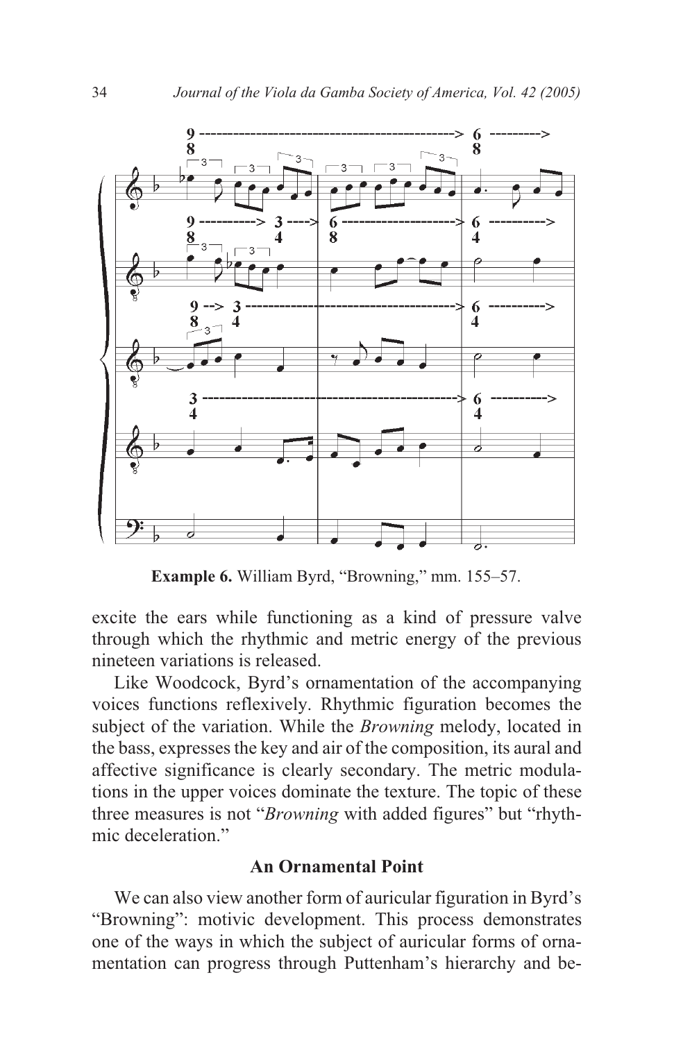**Example 6.** William Byrd, "Browning," mm. 155–57.

excite the ears while functioning as a kind of pressure valve through which the rhythmic and metric energy of the previous nineteen variations is released.

Like Woodcock, Byrd's ornamentation of the accompanying voices functions reflexively. Rhythmic figuration becomes the subject of the variation. While the *Browning* melody, located in the bass, expresses the key and air of the composition, its aural and affective significance is clearly secondary. The metric modulations in the upper voices dominate the texture. The topic of these three measures is not "*Browning* with added figures" but "rhythmic deceleration."

## An Ornamental Point

We can also view another form of auricular figuration in Byrd's "Browning": motivic development. This process demonstrates one of the ways in which the subject of auricular forms of ornamentation can progress through Puttenham's hierarchy and be-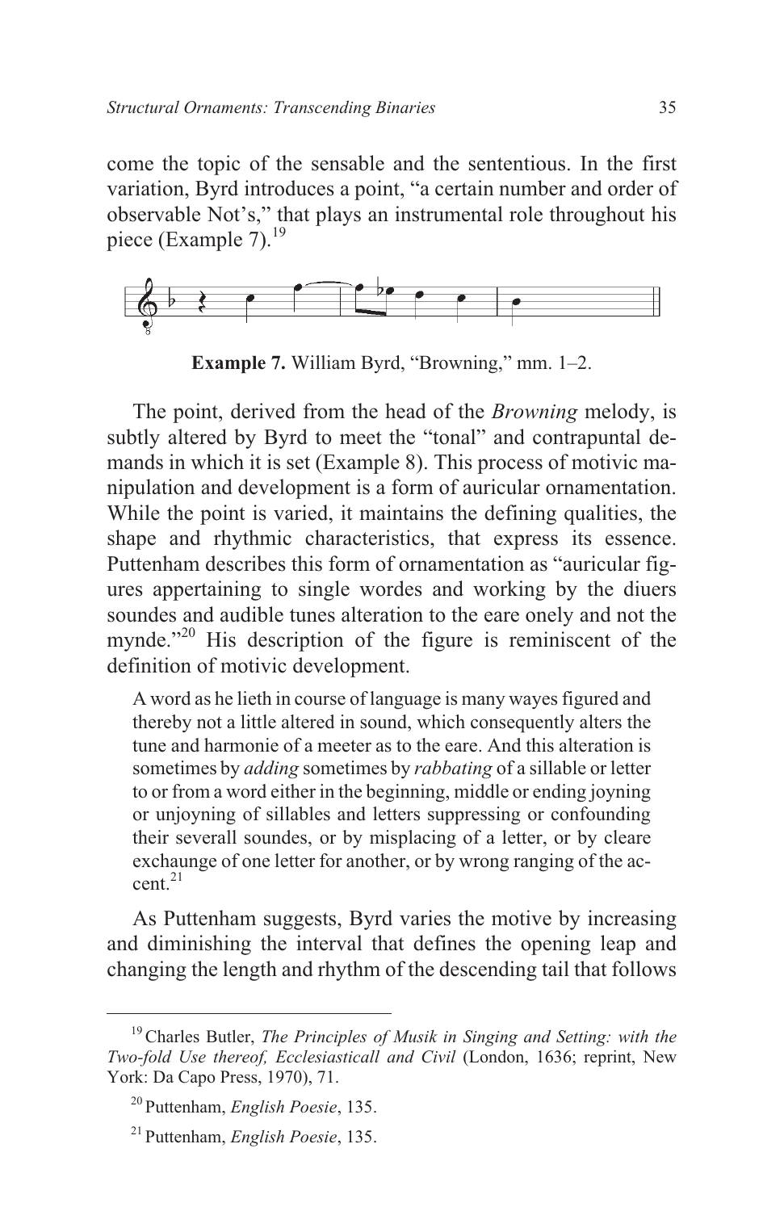come the topic of the sensable and the sententious. In the first variation, Byrd introduces a point, "a certain number and order of observable Not's," that plays an instrumental role throughout his piece (Example 7).[19]

**Example 7.** William Byrd, "Browning," mm. 1–2.

The point, derived from the head of the *Browning* melody, is subtly altered by Byrd to meet the "tonal" and contrapuntal demands in which it is set (Example 8). This process of motivic manipulation and development is a form of auricular ornamentation. While the point is varied, it maintains the defining qualities, the shape and rhythmic characteristics, that express its essence. Puttenham describes this form of ornamentation as "auricular figures appertaining to single wordes and working by the diuers soundes and audible tunes alteration to the eare onely and not the mynde."[20] His description of the figure is reminiscent of the definition of motivic development.

> A word as he lieth in course of language is many wayes figured and thereby not a little altered in sound, which consequently alters the tune and harmonie of a meeter as to the eare. And this alteration is sometimes by *adding* sometimes by *rabbating* of a sillable or letter to or from a word either in the beginning, middle or ending joyning or unjoyning of sillables and letters suppressing or confounding their severall soundes, or by misplacing of a letter, or by cleare exchaunge of one letter for another, or by wrong ranging of the accent.[21]

As Puttenham suggests, Byrd varies the motive by increasing and diminishing the interval that defines the opening leap and changing the length and rhythm of the descending tail that follows

---

[19] Charles Butler, *The Principles of Musik in Singing and Setting: with the Two-fold Use thereof, Ecclesiasticall and Civil* (London, 1636; reprint, New York: Da Capo Press, 1970), 71.

[20] Puttenham, *English Poesie*, 135.

[21] Puttenham, *English Poesie*, 135.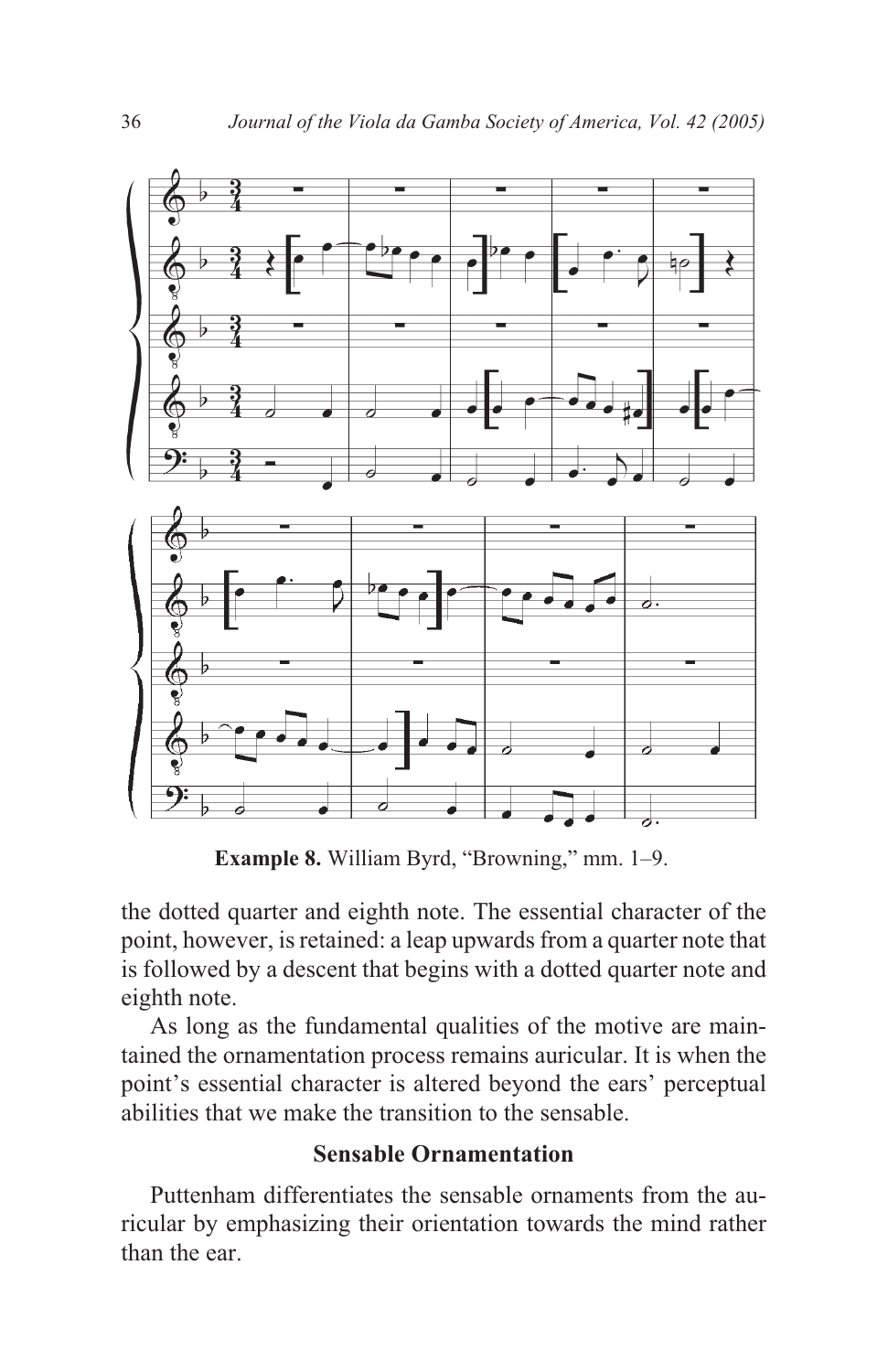**Example 8.** William Byrd, "Browning," mm. 1–9.

the dotted quarter and eighth note. The essential character of the point, however, is retained: a leap upwards from a quarter note that is followed by a descent that begins with a dotted quarter note and eighth note.

As long as the fundamental qualities of the motive are maintained the ornamentation process remains auricular. It is when the point's essential character is altered beyond the ears' perceptual abilities that we make the transition to the sensable.

### Sensable Ornamentation

Puttenham differentiates the sensable ornaments from the auricular by emphasizing their orientation towards the mind rather than the ear.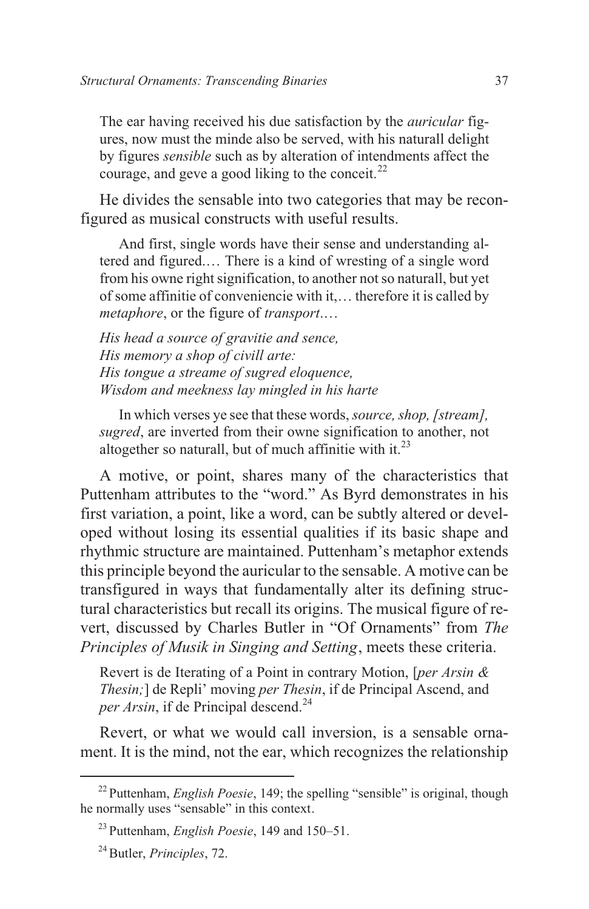> The ear having received his due satisfaction by the *auricular* figures, now must the minde also be served, with his naturall delight by figures *sensible* such as by alteration of intendments affect the courage, and geve a good liking to the conceit.[22]

He divides the sensable into two categories that may be reconfigured as musical constructs with useful results.

> And first, single words have their sense and understanding altered and figured.… There is a kind of wresting of a single word from his owne right signification, to another not so naturall, but yet of some affinitie of conveniencie with it,… therefore it is called by *metaphore*, or the figure of *transport*.…
>
> *His head a source of gravitie and sence,*
> *His memory a shop of civill arte:*
> *His tongue a streame of sugred eloquence,*
> *Wisdom and meekness lay mingled in his harte*
>
> In which verses ye see that these words, *source, shop, [stream], sugred*, are inverted from their owne signification to another, not altogether so naturall, but of much affinitie with it.[23]

A motive, or point, shares many of the characteristics that Puttenham attributes to the "word." As Byrd demonstrates in his first variation, a point, like a word, can be subtly altered or developed without losing its essential qualities if its basic shape and rhythmic structure are maintained. Puttenham's metaphor extends this principle beyond the auricular to the sensable. A motive can be transfigured in ways that fundamentally alter its defining structural characteristics but recall its origins. The musical figure of revert, discussed by Charles Butler in "Of Ornaments" from *The Principles of Musik in Singing and Setting*, meets these criteria.

> Revert is de Iterating of a Point in contrary Motion, [*per Arsin & Thesin;*] de Repli' moving *per Thesin*, if de Principal Ascend, and *per Arsin*, if de Principal descend.[24]

Revert, or what we would call inversion, is a sensable ornament. It is the mind, not the ear, which recognizes the relationship

---

[22] Puttenham, *English Poesie*, 149; the spelling "sensible" is original, though he normally uses "sensable" in this context.

[23] Puttenham, *English Poesie*, 149 and 150–51.

[24] Butler, *Principles*, 72.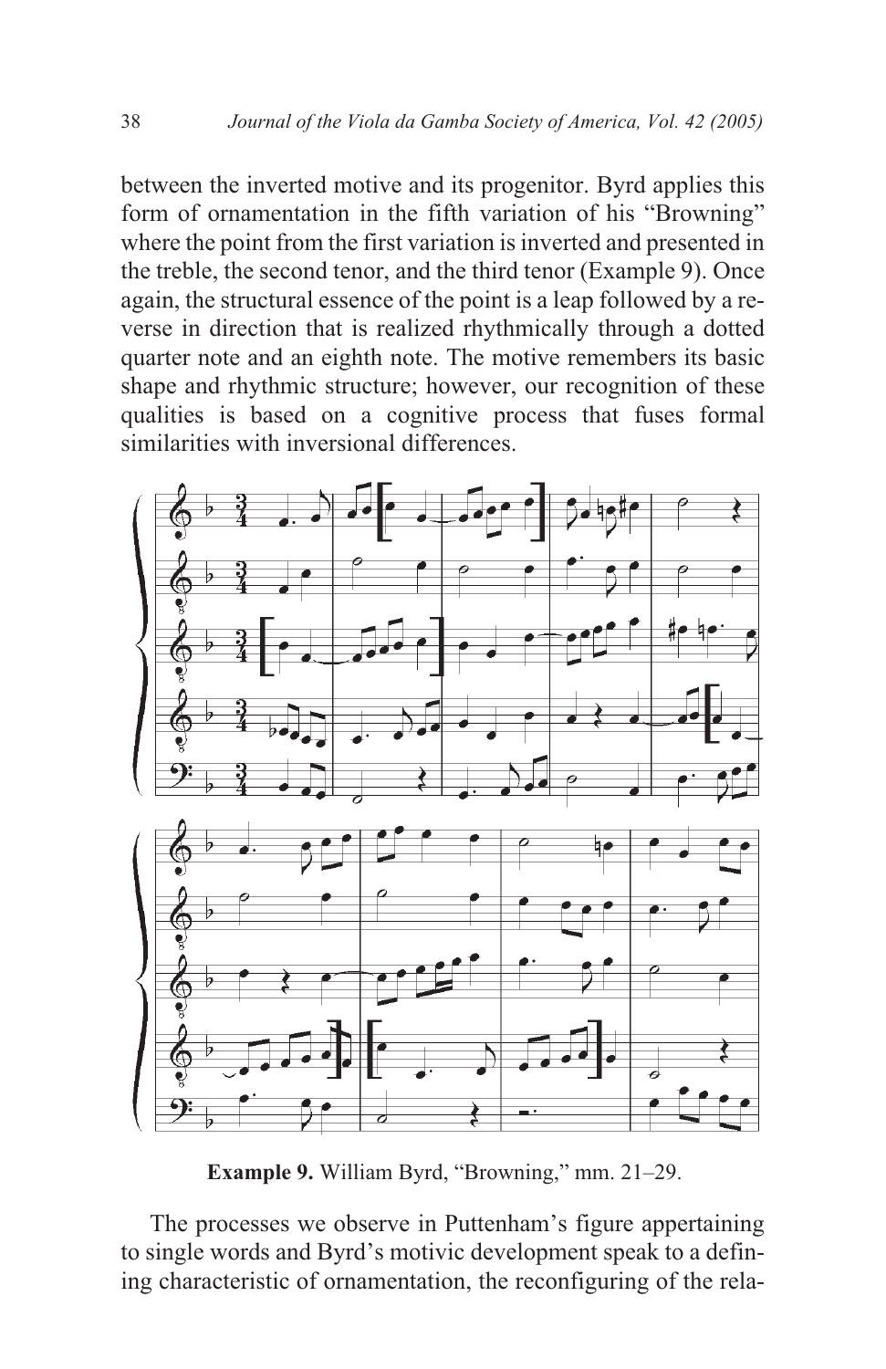between the inverted motive and its progenitor. Byrd applies this form of ornamentation in the fifth variation of his "Browning" where the point from the first variation is inverted and presented in the treble, the second tenor, and the third tenor (Example 9). Once again, the structural essence of the point is a leap followed by a reverse in direction that is realized rhythmically through a dotted quarter note and an eighth note. The motive remembers its basic shape and rhythmic structure; however, our recognition of these qualities is based on a cognitive process that fuses formal similarities with inversional differences.

**Example 9.** William Byrd, "Browning," mm. 21–29.

The processes we observe in Puttenham's figure appertaining to single words and Byrd's motivic development speak to a defining characteristic of ornamentation, the reconfiguring of the rela-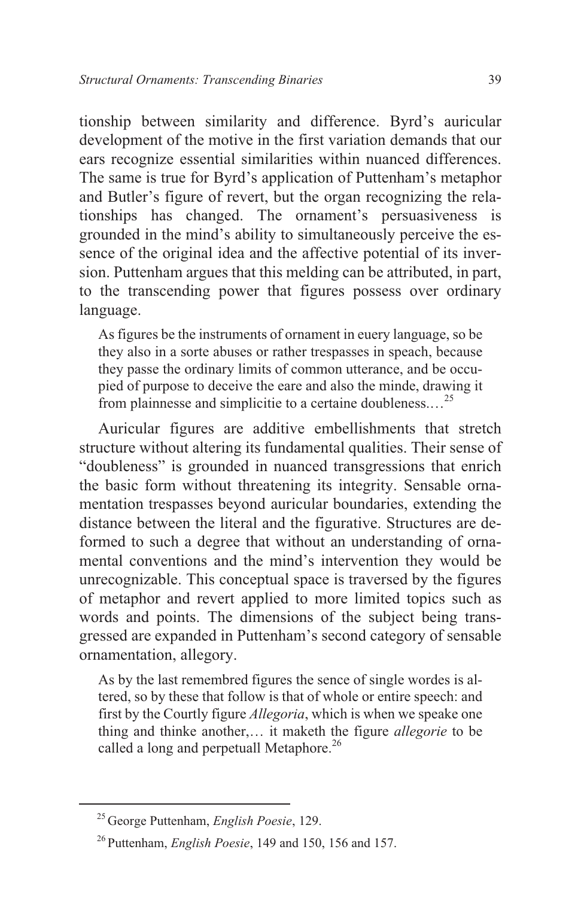tionship between similarity and difference. Byrd's auricular development of the motive in the first variation demands that our ears recognize essential similarities within nuanced differences. The same is true for Byrd's application of Puttenham's metaphor and Butler's figure of revert, but the organ recognizing the relationships has changed. The ornament's persuasiveness is grounded in the mind's ability to simultaneously perceive the essence of the original idea and the affective potential of its inversion. Puttenham argues that this melding can be attributed, in part, to the transcending power that figures possess over ordinary language.

> As figures be the instruments of ornament in euery language, so be they also in a sorte abuses or rather trespasses in speach, because they passe the ordinary limits of common utterance, and be occupied of purpose to deceive the eare and also the minde, drawing it from plainnesse and simplicitie to a certaine doubleness.…[25]

Auricular figures are additive embellishments that stretch structure without altering its fundamental qualities. Their sense of "doubleness" is grounded in nuanced transgressions that enrich the basic form without threatening its integrity. Sensable ornamentation trespasses beyond auricular boundaries, extending the distance between the literal and the figurative. Structures are deformed to such a degree that without an understanding of ornamental conventions and the mind's intervention they would be unrecognizable. This conceptual space is traversed by the figures of metaphor and revert applied to more limited topics such as words and points. The dimensions of the subject being transgressed are expanded in Puttenham's second category of sensable ornamentation, allegory.

> As by the last remembred figures the sence of single wordes is altered, so by these that follow is that of whole or entire speech: and first by the Courtly figure *Allegoria*, which is when we speake one thing and thinke another,… it maketh the figure *allegorie* to be called a long and perpetuall Metaphore.[26]

---

[25] George Puttenham, *English Poesie*, 129.

[26] Puttenham, *English Poesie*, 149 and 150, 156 and 157.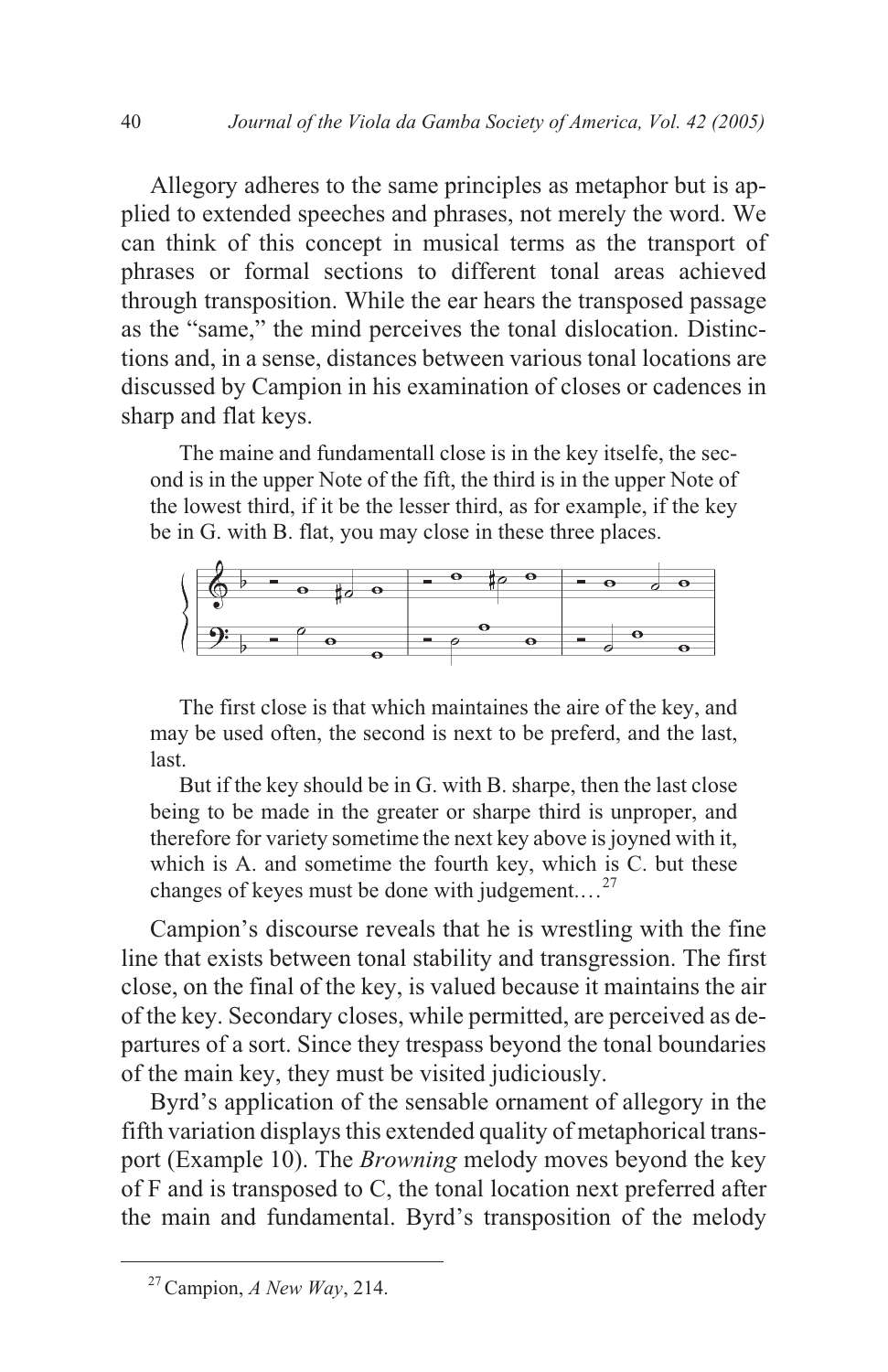Allegory adheres to the same principles as metaphor but is applied to extended speeches and phrases, not merely the word. We can think of this concept in musical terms as the transport of phrases or formal sections to different tonal areas achieved through transposition. While the ear hears the transposed passage as the "same," the mind perceives the tonal dislocation. Distinctions and, in a sense, distances between various tonal locations are discussed by Campion in his examination of closes or cadences in sharp and flat keys.

> The maine and fundamentall close is in the key itselfe, the second is in the upper Note of the fift, the third is in the upper Note of the lowest third, if it be the lesser third, as for example, if the key be in G. with B. flat, you may close in these three places.
>
> The first close is that which maintaines the aire of the key, and may be used often, the second is next to be preferd, and the last, last.
>
> But if the key should be in G. with B. sharpe, then the last close being to be made in the greater or sharpe third is unproper, and therefore for variety sometime the next key above is joyned with it, which is A. and sometime the fourth key, which is C. but these changes of keyes must be done with judgement.…[27]

Campion's discourse reveals that he is wrestling with the fine line that exists between tonal stability and transgression. The first close, on the final of the key, is valued because it maintains the air of the key. Secondary closes, while permitted, are perceived as departures of a sort. Since they trespass beyond the tonal boundaries of the main key, they must be visited judiciously.

Byrd's application of the sensable ornament of allegory in the fifth variation displays this extended quality of metaphorical transport (Example 10). The *Browning* melody moves beyond the key of F and is transposed to C, the tonal location next preferred after the main and fundamental. Byrd's transposition of the melody

[27] Campion, *A New Way*, 214.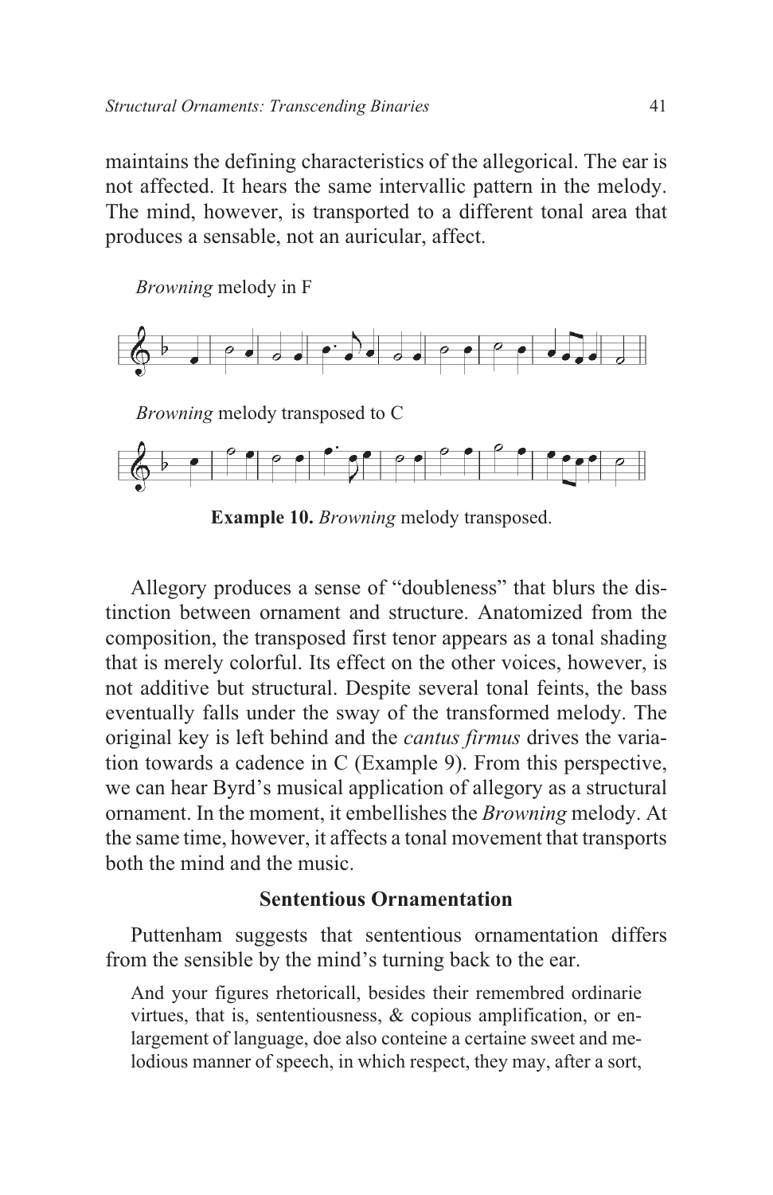maintains the defining characteristics of the allegorical. The ear is not affected. It hears the same intervallic pattern in the melody. The mind, however, is transported to a different tonal area that produces a sensable, not an auricular, affect.

*Browning* melody in F

*Browning* melody transposed to C

**Example 10.** *Browning* melody transposed.

Allegory produces a sense of "doubleness" that blurs the distinction between ornament and structure. Anatomized from the composition, the transposed first tenor appears as a tonal shading that is merely colorful. Its effect on the other voices, however, is not additive but structural. Despite several tonal feints, the bass eventually falls under the sway of the transformed melody. The original key is left behind and the *cantus firmus* drives the variation towards a cadence in C (Example 9). From this perspective, we can hear Byrd's musical application of allegory as a structural ornament. In the moment, it embellishes the *Browning* melody. At the same time, however, it affects a tonal movement that transports both the mind and the music.

### Sententious Ornamentation

Puttenham suggests that sententious ornamentation differs from the sensible by the mind's turning back to the ear.

> And your figures rhetoricall, besides their remembred ordinarie virtues, that is, sententiousness, & copious amplification, or enlargement of language, doe also conteine a certaine sweet and melodious manner of speech, in which respect, they may, after a sort,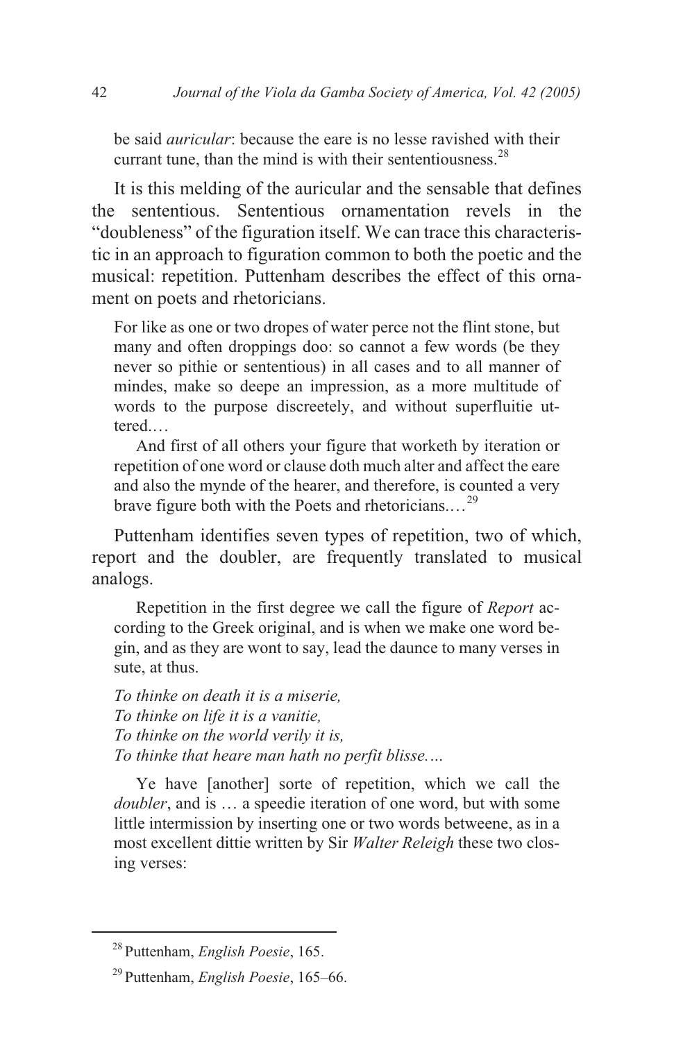be said *auricular*: because the eare is no lesse ravished with their currant tune, than the mind is with their sententiousness.[28]

It is this melding of the auricular and the sensable that defines the sententious. Sententious ornamentation revels in the "doubleness" of the figuration itself. We can trace this characteristic in an approach to figuration common to both the poetic and the musical: repetition. Puttenham describes the effect of this ornament on poets and rhetoricians.

> For like as one or two dropes of water perce not the flint stone, but many and often droppings doo: so cannot a few words (be they never so pithie or sententious) in all cases and to all manner of mindes, make so deepe an impression, as a more multitude of words to the purpose discreetely, and without superfluitie uttered.…
>
> And first of all others your figure that worketh by iteration or repetition of one word or clause doth much alter and affect the eare and also the mynde of the hearer, and therefore, is counted a very brave figure both with the Poets and rhetoricians.…[29]

Puttenham identifies seven types of repetition, two of which, report and the doubler, are frequently translated to musical analogs.

> Repetition in the first degree we call the figure of *Report* according to the Greek original, and is when we make one word begin, and as they are wont to say, lead the daunce to many verses in sute, at thus.
>
> *To thinke on death it is a miserie,*
> *To thinke on life it is a vanitie,*
> *To thinke on the world verily it is,*
> *To thinke that heare man hath no perfit blisse.…*
>
> Ye have [another] sorte of repetition, which we call the *doubler*, and is … a speedie iteration of one word, but with some little intermission by inserting one or two words betweene, as in a most excellent dittie written by Sir *Walter Releigh* these two closing verses:

---

[28] Puttenham, *English Poesie*, 165.

[29] Puttenham, *English Poesie*, 165–66.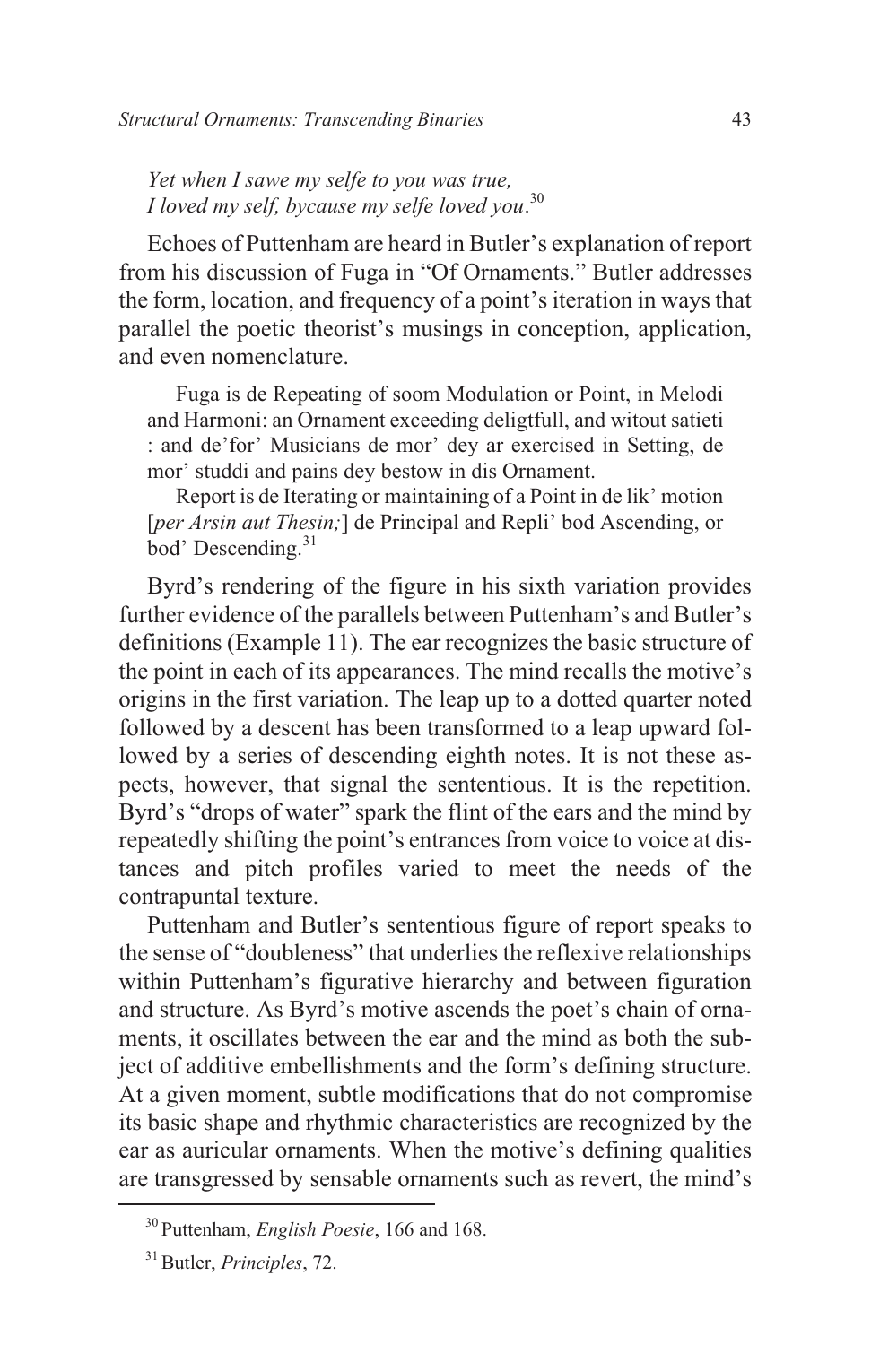*Yet when I sawe my selfe to you was true,*
*I loved my self, bycause my selfe loved you*.[30]

Echoes of Puttenham are heard in Butler's explanation of report from his discussion of Fuga in "Of Ornaments." Butler addresses the form, location, and frequency of a point's iteration in ways that parallel the poetic theorist's musings in conception, application, and even nomenclature.

> Fuga is de Repeating of soom Modulation or Point, in Melodi and Harmoni: an Ornament exceeding deligtfull, and witout satieti : and de'for' Musicians de mor' dey ar exercised in Setting, de mor' studdi and pains dey bestow in dis Ornament.
>
> Report is de Iterating or maintaining of a Point in de lik' motion [*per Arsin aut Thesin;*] de Principal and Repli' bod Ascending, or bod' Descending.[31]

Byrd's rendering of the figure in his sixth variation provides further evidence of the parallels between Puttenham's and Butler's definitions (Example 11). The ear recognizes the basic structure of the point in each of its appearances. The mind recalls the motive's origins in the first variation. The leap up to a dotted quarter noted followed by a descent has been transformed to a leap upward followed by a series of descending eighth notes. It is not these aspects, however, that signal the sententious. It is the repetition. Byrd's "drops of water" spark the flint of the ears and the mind by repeatedly shifting the point's entrances from voice to voice at distances and pitch profiles varied to meet the needs of the contrapuntal texture.

Puttenham and Butler's sententious figure of report speaks to the sense of "doubleness" that underlies the reflexive relationships within Puttenham's figurative hierarchy and between figuration and structure. As Byrd's motive ascends the poet's chain of ornaments, it oscillates between the ear and the mind as both the subject of additive embellishments and the form's defining structure. At a given moment, subtle modifications that do not compromise its basic shape and rhythmic characteristics are recognized by the ear as auricular ornaments. When the motive's defining qualities are transgressed by sensable ornaments such as revert, the mind's

[30] Puttenham, *English Poesie*, 166 and 168.

[31] Butler, *Principles*, 72.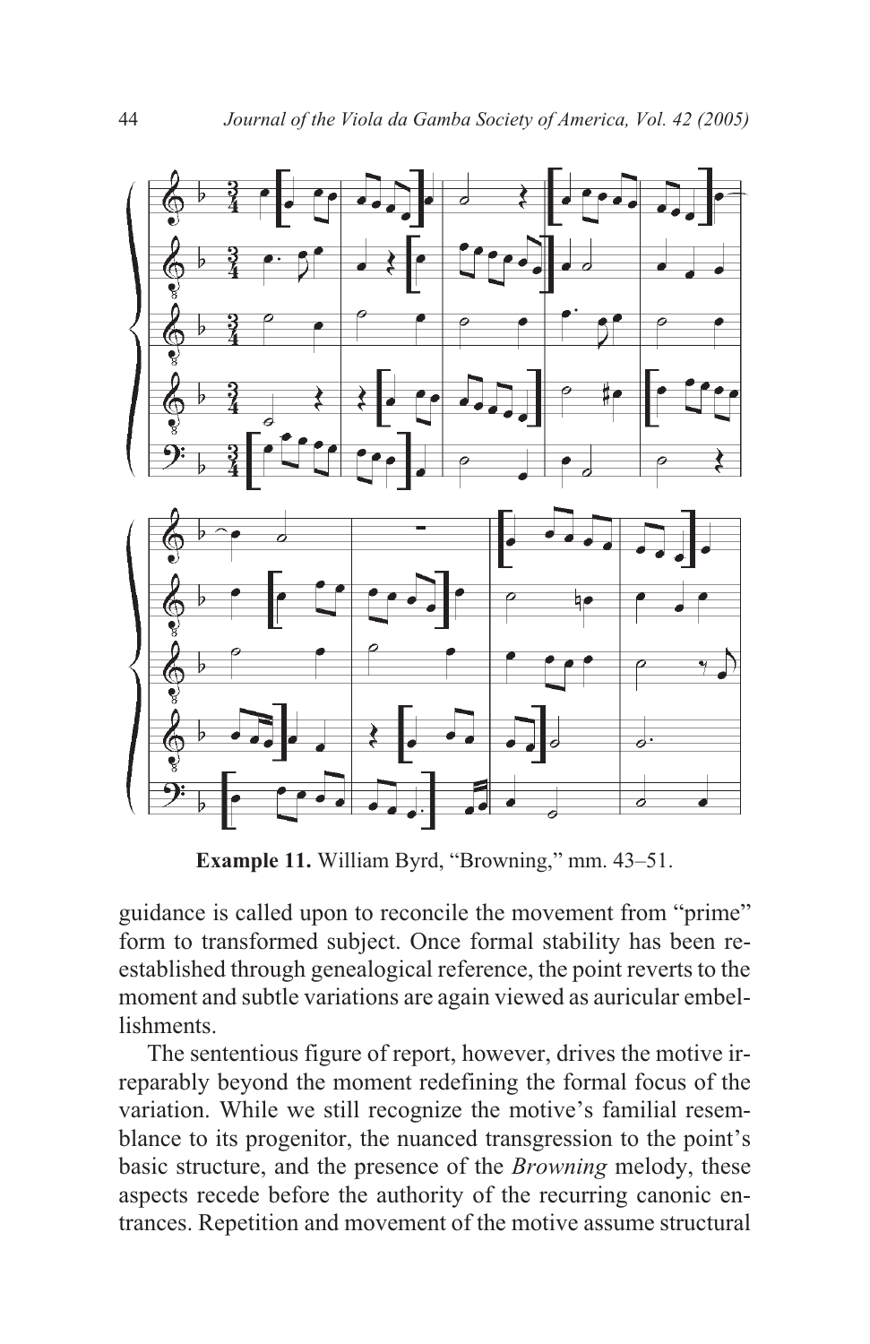**Example 11.** William Byrd, "Browning," mm. 43–51.

guidance is called upon to reconcile the movement from "prime" form to transformed subject. Once formal stability has been re-established through genealogical reference, the point reverts to the moment and subtle variations are again viewed as auricular embellishments.

The sententious figure of report, however, drives the motive irreparably beyond the moment redefining the formal focus of the variation. While we still recognize the motive's familial resemblance to its progenitor, the nuanced transgression to the point's basic structure, and the presence of the *Browning* melody, these aspects recede before the authority of the recurring canonic entrances. Repetition and movement of the motive assume structural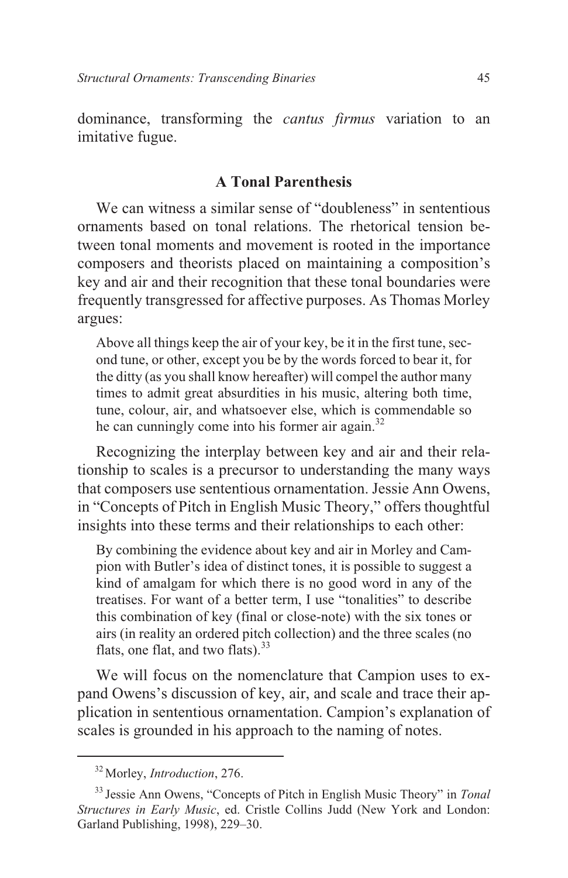dominance, transforming the *cantus firmus* variation to an imitative fugue.

### A Tonal Parenthesis

We can witness a similar sense of "doubleness" in sententious ornaments based on tonal relations. The rhetorical tension between tonal moments and movement is rooted in the importance composers and theorists placed on maintaining a composition's key and air and their recognition that these tonal boundaries were frequently transgressed for affective purposes. As Thomas Morley argues:

> Above all things keep the air of your key, be it in the first tune, second tune, or other, except you be by the words forced to bear it, for the ditty (as you shall know hereafter) will compel the author many times to admit great absurdities in his music, altering both time, tune, colour, air, and whatsoever else, which is commendable so he can cunningly come into his former air again.[32]

Recognizing the interplay between key and air and their relationship to scales is a precursor to understanding the many ways that composers use sententious ornamentation. Jessie Ann Owens, in "Concepts of Pitch in English Music Theory," offers thoughtful insights into these terms and their relationships to each other:

> By combining the evidence about key and air in Morley and Campion with Butler's idea of distinct tones, it is possible to suggest a kind of amalgam for which there is no good word in any of the treatises. For want of a better term, I use "tonalities" to describe this combination of key (final or close-note) with the six tones or airs (in reality an ordered pitch collection) and the three scales (no flats, one flat, and two flats).[33]

We will focus on the nomenclature that Campion uses to expand Owens's discussion of key, air, and scale and trace their application in sententious ornamentation. Campion's explanation of scales is grounded in his approach to the naming of notes.

---

[32] Morley, *Introduction*, 276.

[33] Jessie Ann Owens, "Concepts of Pitch in English Music Theory" in *Tonal Structures in Early Music*, ed. Cristle Collins Judd (New York and London: Garland Publishing, 1998), 229–30.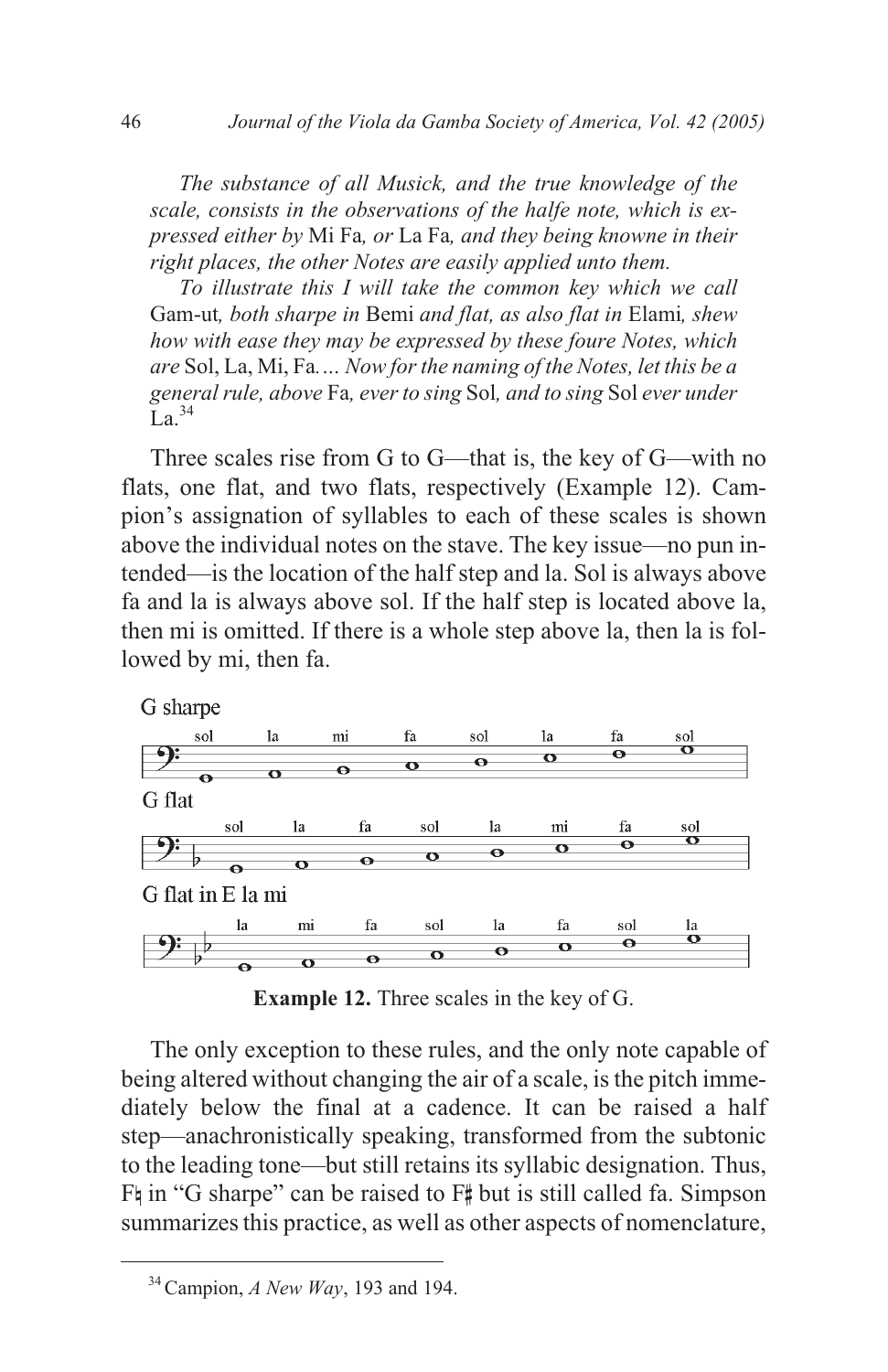> *The substance of all Musick, and the true knowledge of the scale, consists in the observations of the halfe note, which is expressed either by* Mi Fa*, or* La Fa*, and they being knowne in their right places, the other Notes are easily applied unto them.*
>
> *To illustrate this I will take the common key which we call* Gam-ut*, both sharpe in* Bemi *and flat, as also flat in* Elami*, shew how with ease they may be expressed by these foure Notes, which are* Sol, La, Mi, Fa*.… Now for the naming of the Notes, let this be a general rule, above* Fa*, ever to sing* Sol*, and to sing* Sol *ever under* La.[34]

Three scales rise from G to G—that is, the key of G—with no flats, one flat, and two flats, respectively (Example 12). Campion's assignation of syllables to each of these scales is shown above the individual notes on the stave. The key issue—no pun intended—is the location of the half step and la. Sol is always above fa and la is always above sol. If the half step is located above la, then mi is omitted. If there is a whole step above la, then la is followed by mi, then fa.

G sharpe

sol la mi fa sol la fa sol

G flat

sol la fa sol la mi fa sol

G flat in E la mi

la mi fa sol la fa sol la

**Example 12.** Three scales in the key of G.

The only exception to these rules, and the only note capable of being altered without changing the air of a scale, is the pitch immediately below the final at a cadence. It can be raised a half step—anachronistically speaking, transformed from the subtonic to the leading tone—but still retains its syllabic designation. Thus, F♮ in "G sharpe" can be raised to F♯ but is still called fa. Simpson summarizes this practice, as well as other aspects of nomenclature,

[34] Campion, *A New Way*, 193 and 194.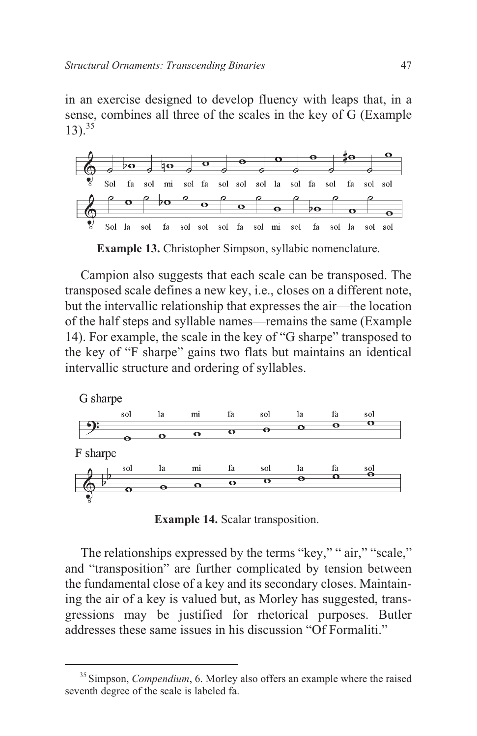in an exercise designed to develop fluency with leaps that, in a sense, combines all three of the scales in the key of G (Example 13).[35]

**Example 13.** Christopher Simpson, syllabic nomenclature.

Campion also suggests that each scale can be transposed. The transposed scale defines a new key, i.e., closes on a different note, but the intervallic relationship that expresses the air—the location of the half steps and syllable names—remains the same (Example 14). For example, the scale in the key of "G sharpe" transposed to the key of "F sharpe" gains two flats but maintains an identical intervallic structure and ordering of syllables.

**Example 14.** Scalar transposition.

The relationships expressed by the terms "key," " air," "scale," and "transposition" are further complicated by tension between the fundamental close of a key and its secondary closes. Maintaining the air of a key is valued but, as Morley has suggested, transgressions may be justified for rhetorical purposes. Butler addresses these same issues in his discussion "Of Formaliti."

---

[35] Simpson, *Compendium*, 6. Morley also offers an example where the raised seventh degree of the scale is labeled fa.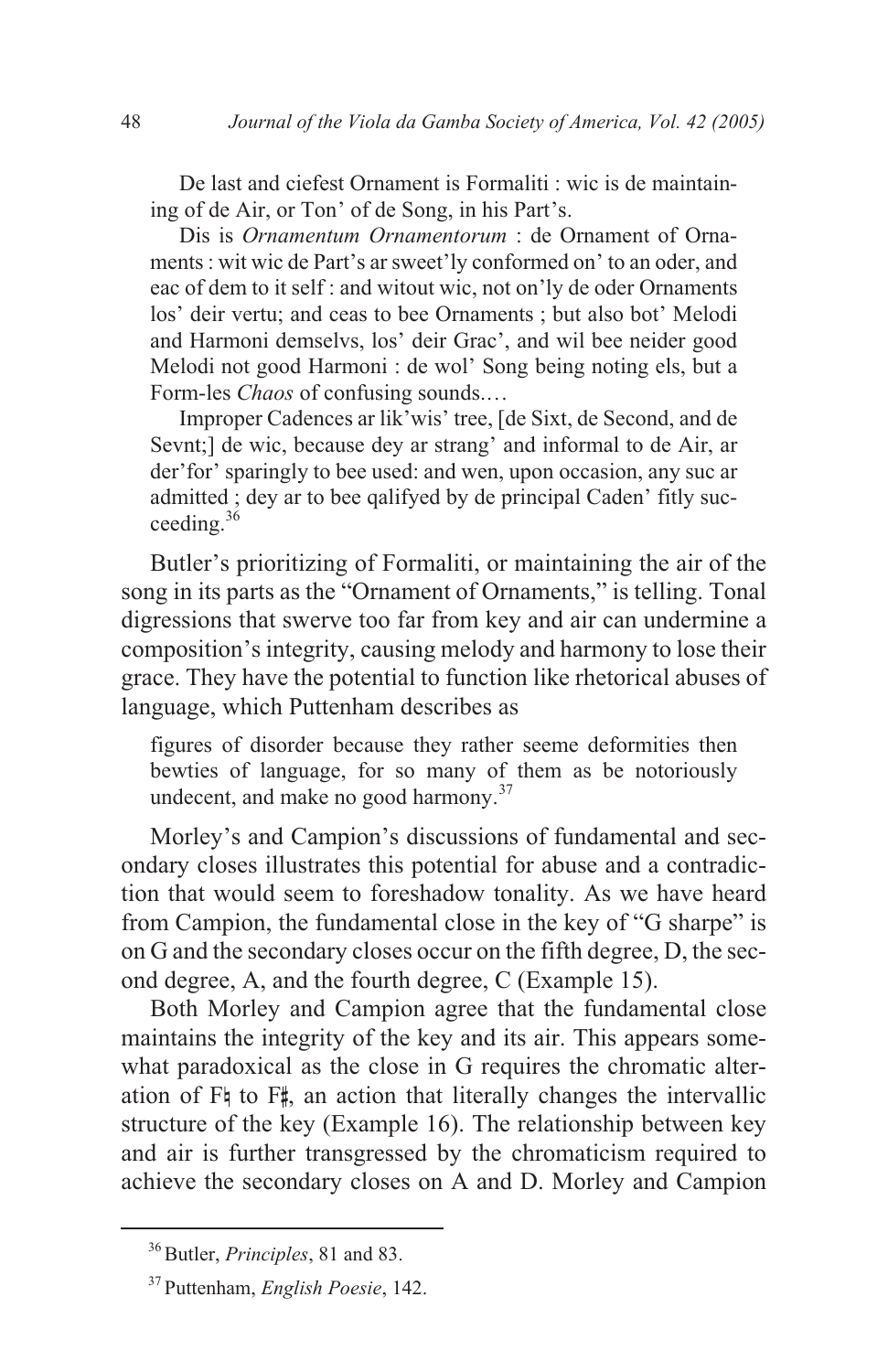> De last and ciefest Ornament is Formaliti : wic is de maintaining of de Air, or Ton' of de Song, in his Part's.
>
> Dis is *Ornamentum Ornamentorum* : de Ornament of Ornaments : wit wic de Part's ar sweet'ly conformed on' to an oder, and eac of dem to it self : and witout wic, not on'ly de oder Ornaments los' deir vertu; and ceas to bee Ornaments ; but also bot' Melodi and Harmoni demselvs, los' deir Grac', and wil bee neider good Melodi not good Harmoni : de wol' Song being noting els, but a Form-les *Chaos* of confusing sounds.…
>
> Improper Cadences ar lik'wis' tree, [de Sixt, de Second, and de Sevnt;] de wic, because dey ar strang' and informal to de Air, ar der'for' sparingly to bee used: and wen, upon occasion, any suc ar admitted ; dey ar to bee qalifyed by de principal Caden' fitly succeeding.[36]

Butler's prioritizing of Formaliti, or maintaining the air of the song in its parts as the "Ornament of Ornaments," is telling. Tonal digressions that swerve too far from key and air can undermine a composition's integrity, causing melody and harmony to lose their grace. They have the potential to function like rhetorical abuses of language, which Puttenham describes as

> figures of disorder because they rather seeme deformities then bewties of language, for so many of them as be notoriously undecent, and make no good harmony.[37]

Morley's and Campion's discussions of fundamental and secondary closes illustrates this potential for abuse and a contradiction that would seem to foreshadow tonality. As we have heard from Campion, the fundamental close in the key of "G sharpe" is on G and the secondary closes occur on the fifth degree, D, the second degree, A, and the fourth degree, C (Example 15).

Both Morley and Campion agree that the fundamental close maintains the integrity of the key and its air. This appears somewhat paradoxical as the close in G requires the chromatic alteration of F♮ to F♯, an action that literally changes the intervallic structure of the key (Example 16). The relationship between key and air is further transgressed by the chromaticism required to achieve the secondary closes on A and D. Morley and Campion

---

[36] Butler, *Principles*, 81 and 83.

[37] Puttenham, *English Poesie*, 142.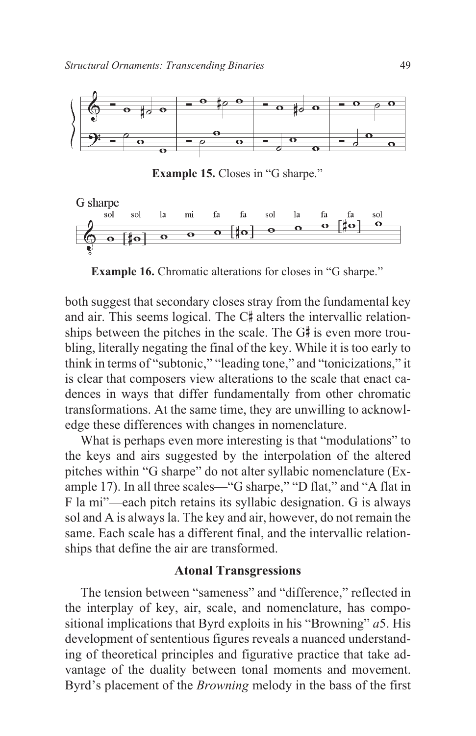**Example 15.** Closes in "G sharpe."

G sharpe

sol sol la mi fa fa sol la fa fa sol

**Example 16.** Chromatic alterations for closes in "G sharpe."

both suggest that secondary closes stray from the fundamental key and air. This seems logical. The C♯ alters the intervallic relationships between the pitches in the scale. The G♯ is even more troubling, literally negating the final of the key. While it is too early to think in terms of "subtonic," "leading tone," and "tonicizations," it is clear that composers view alterations to the scale that enact cadences in ways that differ fundamentally from other chromatic transformations. At the same time, they are unwilling to acknowledge these differences with changes in nomenclature.

What is perhaps even more interesting is that "modulations" to the keys and airs suggested by the interpolation of the altered pitches within "G sharpe" do not alter syllabic nomenclature (Example 17). In all three scales—"G sharpe," "D flat," and "A flat in F la mi"—each pitch retains its syllabic designation. G is always sol and A is always la. The key and air, however, do not remain the same. Each scale has a different final, and the intervallic relationships that define the air are transformed.

### Atonal Transgressions

The tension between "sameness" and "difference," reflected in the interplay of key, air, scale, and nomenclature, has compositional implications that Byrd exploits in his "Browning" *a*5. His development of sententious figures reveals a nuanced understanding of theoretical principles and figurative practice that take advantage of the duality between tonal moments and movement. Byrd's placement of the *Browning* melody in the bass of the first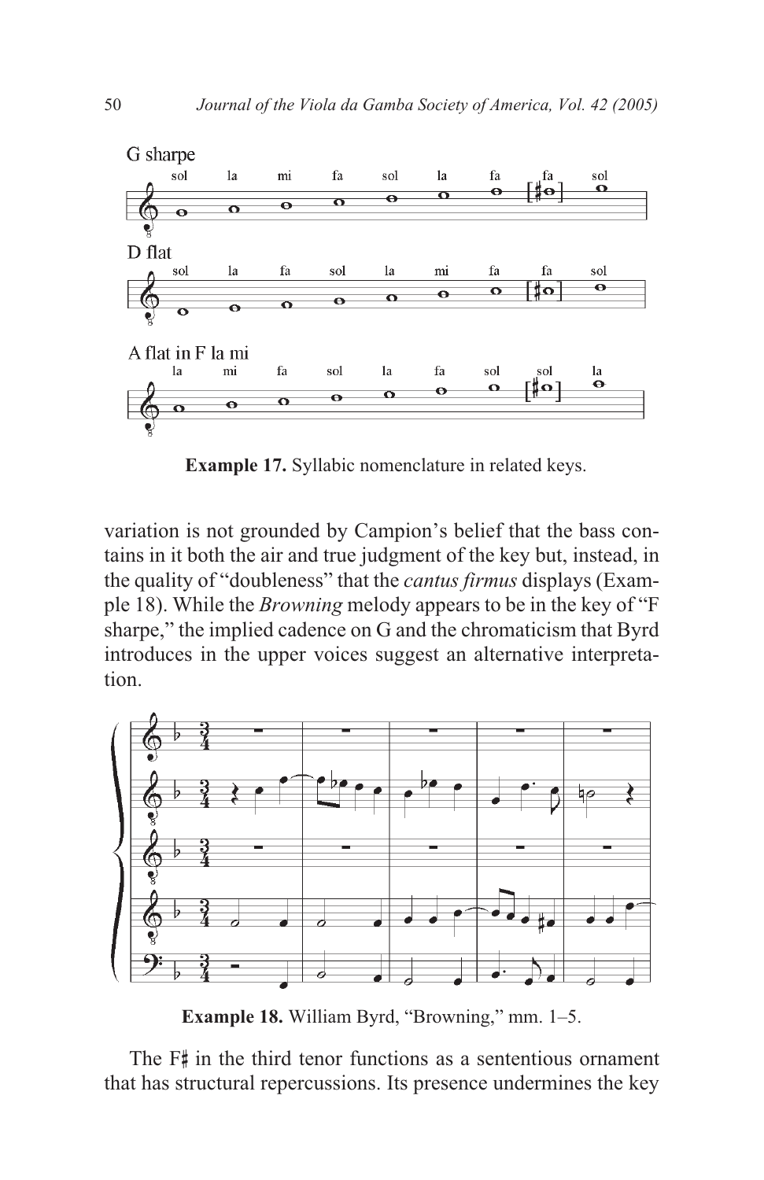G sharpe

D flat

A flat in F la mi

**Example 17.** Syllabic nomenclature in related keys.

variation is not grounded by Campion's belief that the bass contains in it both the air and true judgment of the key but, instead, in the quality of "doubleness" that the *cantus firmus* displays (Example 18). While the *Browning* melody appears to be in the key of "F sharpe," the implied cadence on G and the chromaticism that Byrd introduces in the upper voices suggest an alternative interpretation.

**Example 18.** William Byrd, "Browning," mm. 1–5.

The F♯ in the third tenor functions as a sententious ornament that has structural repercussions. Its presence undermines the key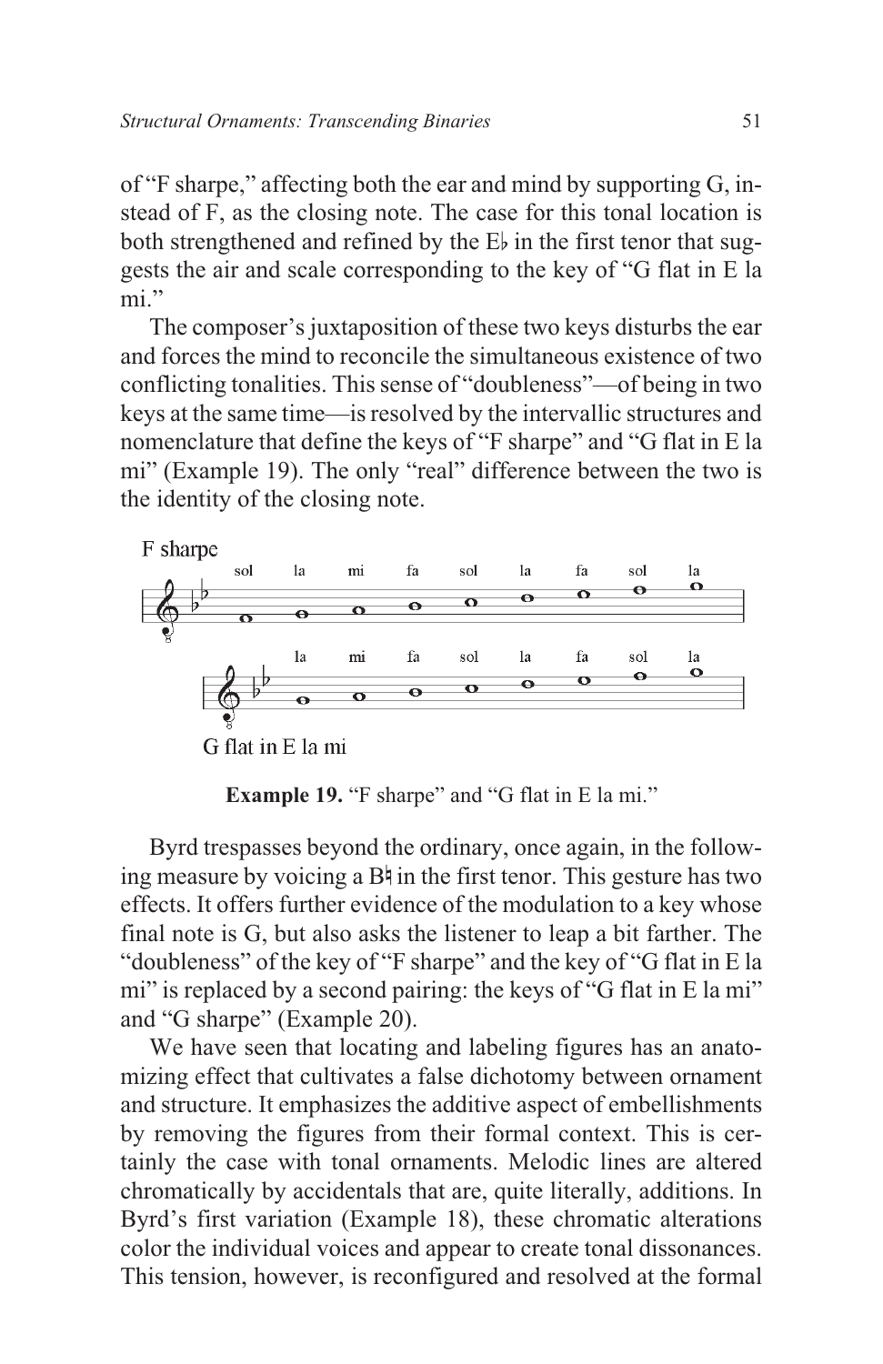of "F sharpe," affecting both the ear and mind by supporting G, instead of F, as the closing note. The case for this tonal location is both strengthened and refined by the E♭ in the first tenor that suggests the air and scale corresponding to the key of "G flat in E la mi."

The composer's juxtaposition of these two keys disturbs the ear and forces the mind to reconcile the simultaneous existence of two conflicting tonalities. This sense of "doubleness"—of being in two keys at the same time—is resolved by the intervallic structures and nomenclature that define the keys of "F sharpe" and "G flat in E la mi" (Example 19). The only "real" difference between the two is the identity of the closing note.

F sharpe

sol la mi fa sol la fa sol la

la mi fa sol la fa sol la

G flat in E la mi

**Example 19.** "F sharpe" and "G flat in E la mi."

Byrd trespasses beyond the ordinary, once again, in the following measure by voicing a B♮ in the first tenor. This gesture has two effects. It offers further evidence of the modulation to a key whose final note is G, but also asks the listener to leap a bit farther. The "doubleness" of the key of "F sharpe" and the key of "G flat in E la mi" is replaced by a second pairing: the keys of "G flat in E la mi" and "G sharpe" (Example 20).

We have seen that locating and labeling figures has an anatomizing effect that cultivates a false dichotomy between ornament and structure. It emphasizes the additive aspect of embellishments by removing the figures from their formal context. This is certainly the case with tonal ornaments. Melodic lines are altered chromatically by accidentals that are, quite literally, additions. In Byrd's first variation (Example 18), these chromatic alterations color the individual voices and appear to create tonal dissonances. This tension, however, is reconfigured and resolved at the formal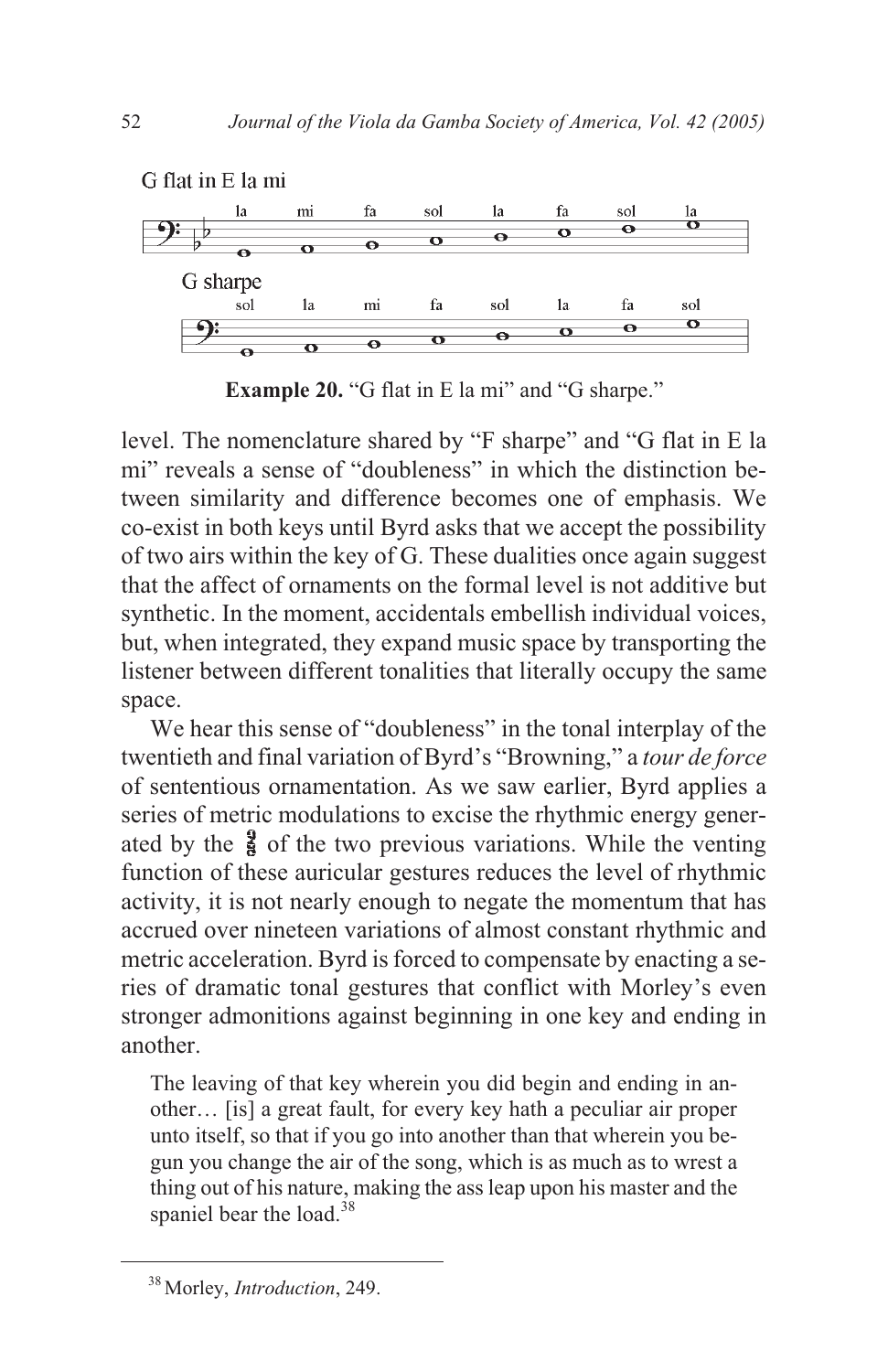G flat in E la mi

la mi fa sol la fa sol la

G sharpe

sol la mi fa sol la fa sol

**Example 20.** "G flat in E la mi" and "G sharpe."

level. The nomenclature shared by "F sharpe" and "G flat in E la mi" reveals a sense of "doubleness" in which the distinction between similarity and difference becomes one of emphasis. We co-exist in both keys until Byrd asks that we accept the possibility of two airs within the key of G. These dualities once again suggest that the affect of ornaments on the formal level is not additive but synthetic. In the moment, accidentals embellish individual voices, but, when integrated, they expand music space by transporting the listener between different tonalities that literally occupy the same space.

We hear this sense of "doubleness" in the tonal interplay of the twentieth and final variation of Byrd's "Browning," a *tour de force* of sententious ornamentation. As we saw earlier, Byrd applies a series of metric modulations to excise the rhythmic energy generated by the $\frac{9}{8}$ of the two previous variations. While the venting function of these auricular gestures reduces the level of rhythmic activity, it is not nearly enough to negate the momentum that has accrued over nineteen variations of almost constant rhythmic and metric acceleration. Byrd is forced to compensate by enacting a series of dramatic tonal gestures that conflict with Morley's even stronger admonitions against beginning in one key and ending in another.

> The leaving of that key wherein you did begin and ending in another… [is] a great fault, for every key hath a peculiar air proper unto itself, so that if you go into another than that wherein you begun you change the air of the song, which is as much as to wrest a thing out of his nature, making the ass leap upon his master and the spaniel bear the load.[38]

[38] Morley, *Introduction*, 249.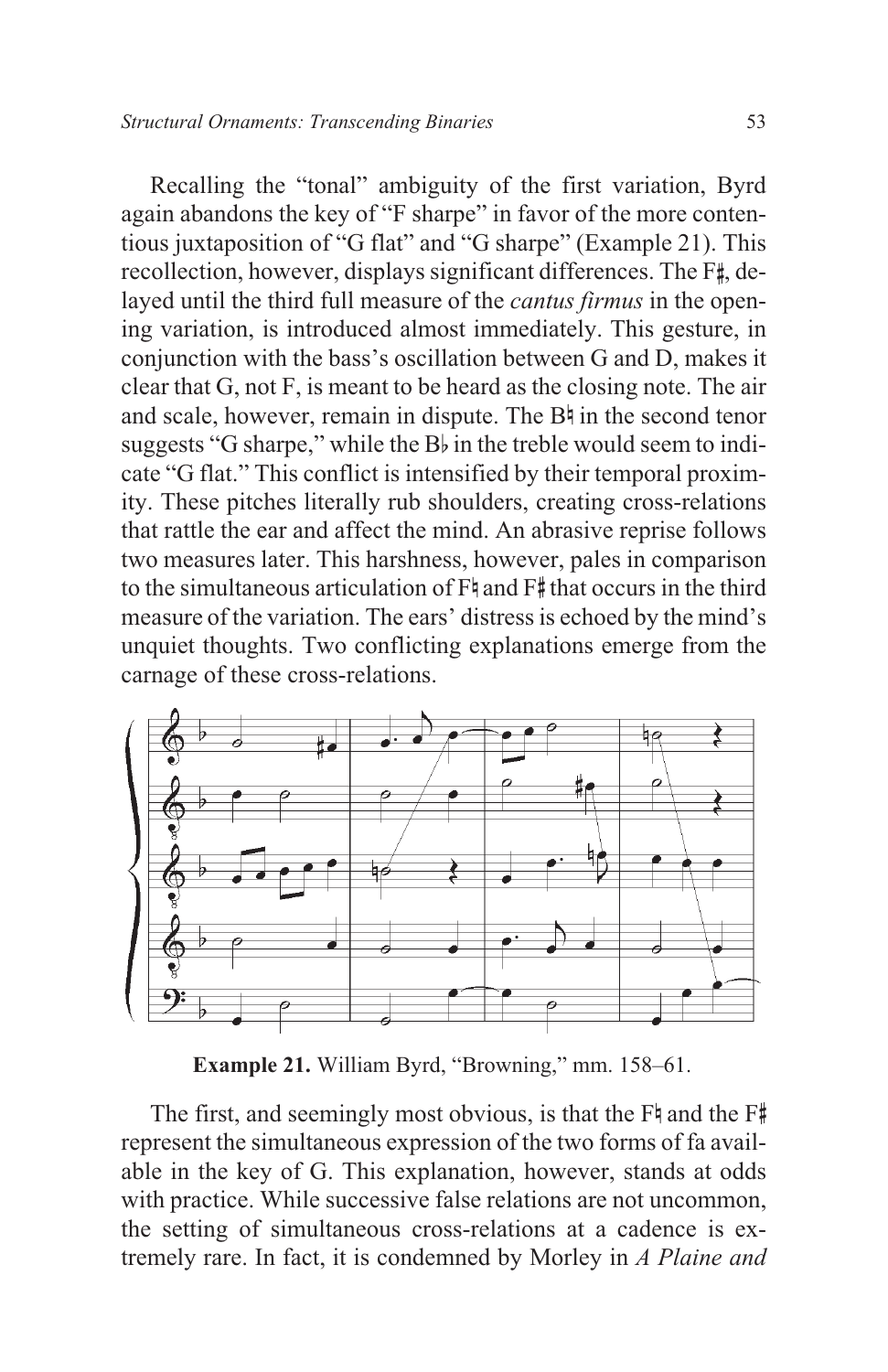Recalling the "tonal" ambiguity of the first variation, Byrd again abandons the key of "F sharpe" in favor of the more contentious juxtaposition of "G flat" and "G sharpe" (Example 21). This recollection, however, displays significant differences. The F♯, delayed until the third full measure of the *cantus firmus* in the opening variation, is introduced almost immediately. This gesture, in conjunction with the bass's oscillation between G and D, makes it clear that G, not F, is meant to be heard as the closing note. The air and scale, however, remain in dispute. The B♮ in the second tenor suggests "G sharpe," while the B♭ in the treble would seem to indicate "G flat." This conflict is intensified by their temporal proximity. These pitches literally rub shoulders, creating cross-relations that rattle the ear and affect the mind. An abrasive reprise follows two measures later. This harshness, however, pales in comparison to the simultaneous articulation of F♮ and F♯ that occurs in the third measure of the variation. The ears' distress is echoed by the mind's unquiet thoughts. Two conflicting explanations emerge from the carnage of these cross-relations.

**Example 21.** William Byrd, "Browning," mm. 158–61.

The first, and seemingly most obvious, is that the F♮ and the F♯ represent the simultaneous expression of the two forms of fa available in the key of G. This explanation, however, stands at odds with practice. While successive false relations are not uncommon, the setting of simultaneous cross-relations at a cadence is extremely rare. In fact, it is condemned by Morley in *A Plaine and*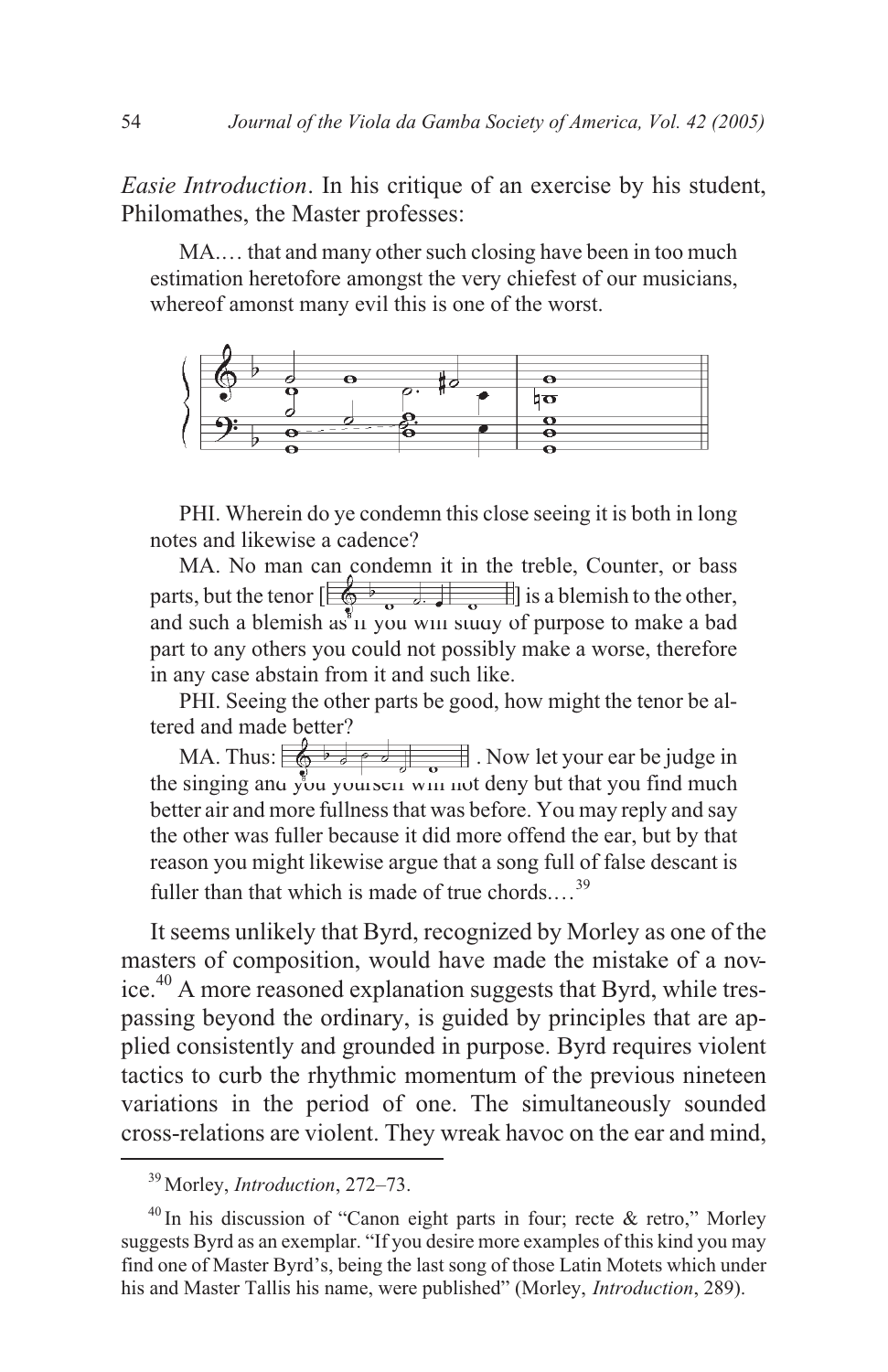*Easie Introduction*. In his critique of an exercise by his student, Philomathes, the Master professes:

> MA.… that and many other such closing have been in too much estimation heretofore amongst the very chiefest of our musicians, whereof amonst many evil this is one of the worst.
>
> PHI. Wherein do ye condemn this close seeing it is both in long notes and likewise a cadence?
>
> MA. No man can condemn it in the treble, Counter, or bass parts, but the tenor [ ] is a blemish to the other, and such a blemish as if you will study of purpose to make a bad part to any others you could not possibly make a worse, therefore in any case abstain from it and such like.
>
> PHI. Seeing the other parts be good, how might the tenor be altered and made better?
>
> MA. Thus: . Now let your ear be judge in the singing and you yourself will not deny but that you find much better air and more fullness that was before. You may reply and say the other was fuller because it did more offend the ear, but by that reason you might likewise argue that a song full of false descant is fuller than that which is made of true chords.…[39]

It seems unlikely that Byrd, recognized by Morley as one of the masters of composition, would have made the mistake of a novice.[40] A more reasoned explanation suggests that Byrd, while trespassing beyond the ordinary, is guided by principles that are applied consistently and grounded in purpose. Byrd requires violent tactics to curb the rhythmic momentum of the previous nineteen variations in the period of one. The simultaneously sounded cross-relations are violent. They wreak havoc on the ear and mind,

---

[39] Morley, *Introduction*, 272–73.

[40] In his discussion of "Canon eight parts in four; recte & retro," Morley suggests Byrd as an exemplar. "If you desire more examples of this kind you may find one of Master Byrd's, being the last song of those Latin Motets which under his and Master Tallis his name, were published" (Morley, *Introduction*, 289).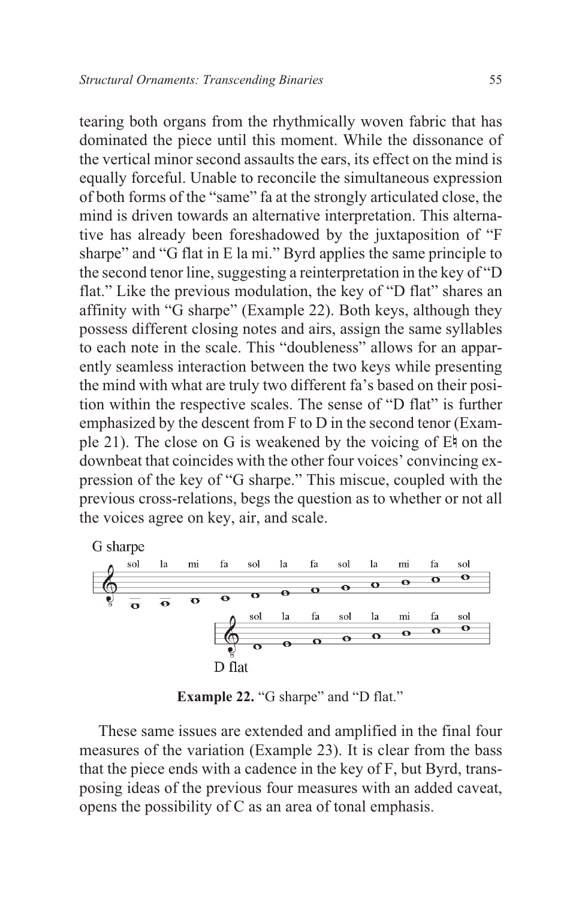tearing both organs from the rhythmically woven fabric that has dominated the piece until this moment. While the dissonance of the vertical minor second assaults the ears, its effect on the mind is equally forceful. Unable to reconcile the simultaneous expression of both forms of the "same" fa at the strongly articulated close, the mind is driven towards an alternative interpretation. This alternative has already been foreshadowed by the juxtaposition of "F sharpe" and "G flat in E la mi." Byrd applies the same principle to the second tenor line, suggesting a reinterpretation in the key of "D flat." Like the previous modulation, the key of "D flat" shares an affinity with "G sharpe" (Example 22). Both keys, although they possess different closing notes and airs, assign the same syllables to each note in the scale. This "doubleness" allows for an apparently seamless interaction between the two keys while presenting the mind with what are truly two different fa's based on their position within the respective scales. The sense of "D flat" is further emphasized by the descent from F to D in the second tenor (Example 21). The close on G is weakened by the voicing of E♮ on the downbeat that coincides with the other four voices' convincing expression of the key of "G sharpe." This miscue, coupled with the previous cross-relations, begs the question as to whether or not all the voices agree on key, air, and scale.

G sharpe

sol la mi fa sol la fa sol la mi fa sol

sol la fa sol la mi fa sol

D flat

**Example 22.** "G sharpe" and "D flat."

These same issues are extended and amplified in the final four measures of the variation (Example 23). It is clear from the bass that the piece ends with a cadence in the key of F, but Byrd, transposing ideas of the previous four measures with an added caveat, opens the possibility of C as an area of tonal emphasis.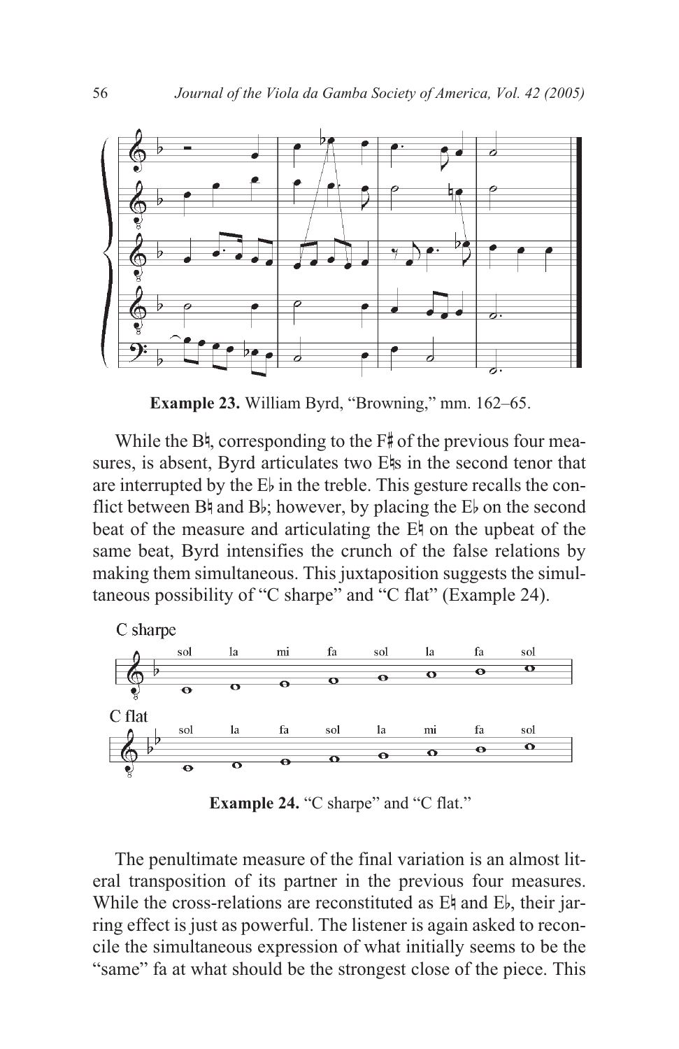**Example 23.** William Byrd, "Browning," mm. 162–65.

While the B♮, corresponding to the F♯ of the previous four measures, is absent, Byrd articulates two E♮s in the second tenor that are interrupted by the E♭ in the treble. This gesture recalls the conflict between B♮ and B♭; however, by placing the E♭ on the second beat of the measure and articulating the E♮ on the upbeat of the same beat, Byrd intensifies the crunch of the false relations by making them simultaneous. This juxtaposition suggests the simultaneous possibility of "C sharpe" and "C flat" (Example 24).

**Example 24.** "C sharpe" and "C flat."

The penultimate measure of the final variation is an almost literal transposition of its partner in the previous four measures. While the cross-relations are reconstituted as E♮ and E♭, their jarring effect is just as powerful. The listener is again asked to reconcile the simultaneous expression of what initially seems to be the "same" fa at what should be the strongest close of the piece. This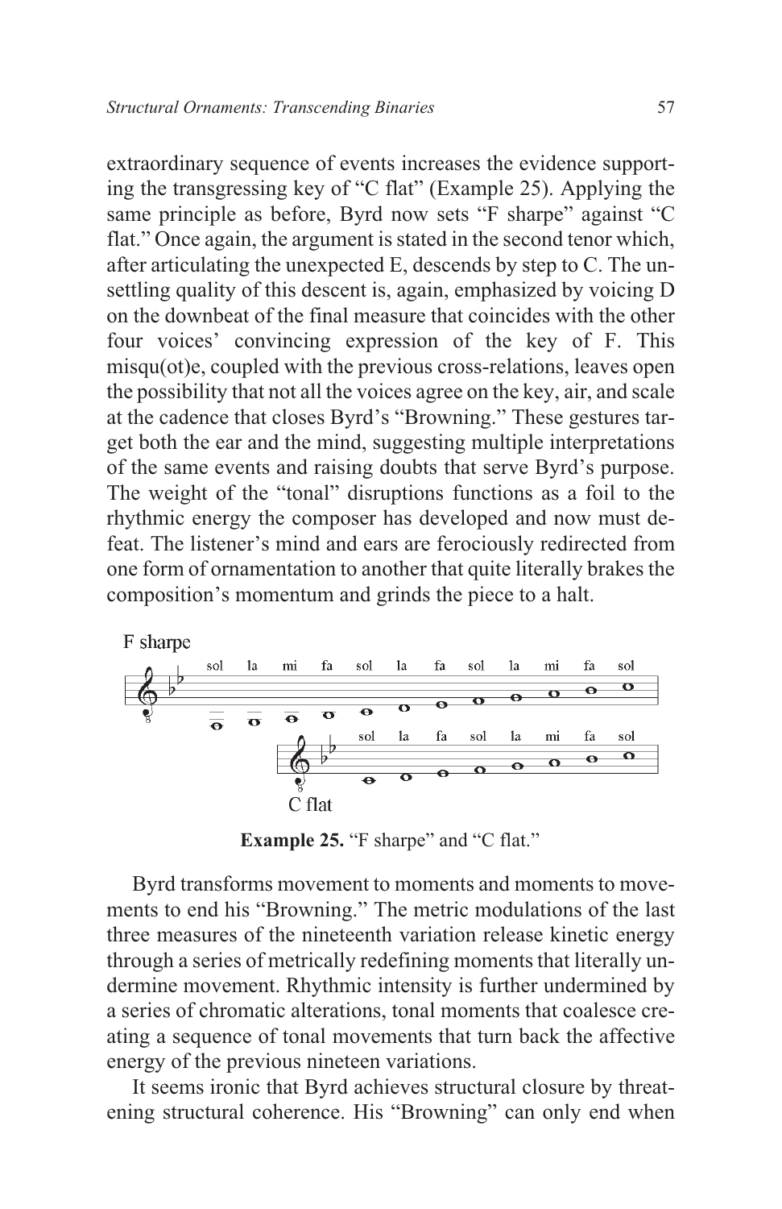extraordinary sequence of events increases the evidence supporting the transgressing key of "C flat" (Example 25). Applying the same principle as before, Byrd now sets "F sharpe" against "C flat." Once again, the argument is stated in the second tenor which, after articulating the unexpected E, descends by step to C. The unsettling quality of this descent is, again, emphasized by voicing D on the downbeat of the final measure that coincides with the other four voices' convincing expression of the key of F. This misqu(ot)e, coupled with the previous cross-relations, leaves open the possibility that not all the voices agree on the key, air, and scale at the cadence that closes Byrd's "Browning." These gestures target both the ear and the mind, suggesting multiple interpretations of the same events and raising doubts that serve Byrd's purpose. The weight of the "tonal" disruptions functions as a foil to the rhythmic energy the composer has developed and now must defeat. The listener's mind and ears are ferociously redirected from one form of ornamentation to another that quite literally brakes the composition's momentum and grinds the piece to a halt.

**Example 25.** "F sharpe" and "C flat."

Byrd transforms movement to moments and moments to movements to end his "Browning." The metric modulations of the last three measures of the nineteenth variation release kinetic energy through a series of metrically redefining moments that literally undermine movement. Rhythmic intensity is further undermined by a series of chromatic alterations, tonal moments that coalesce creating a sequence of tonal movements that turn back the affective energy of the previous nineteen variations.

It seems ironic that Byrd achieves structural closure by threatening structural coherence. His "Browning" can only end when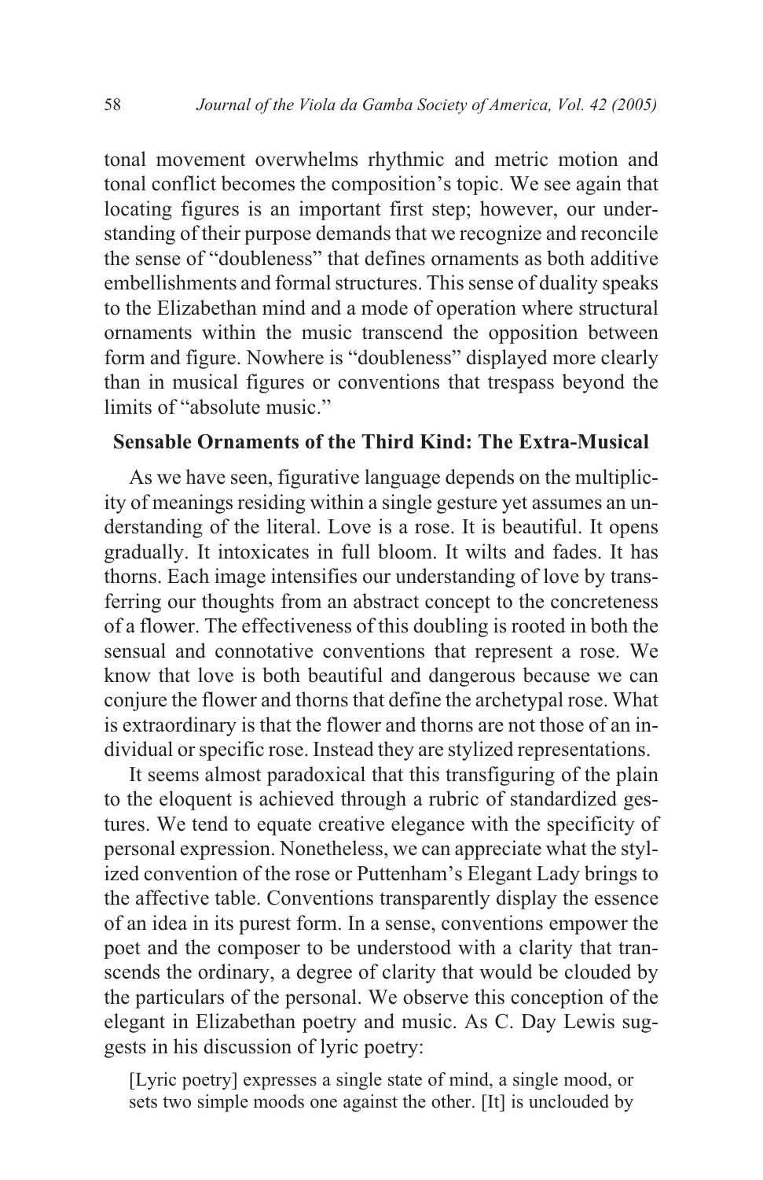tonal movement overwhelms rhythmic and metric motion and tonal conflict becomes the composition's topic. We see again that locating figures is an important first step; however, our understanding of their purpose demands that we recognize and reconcile the sense of "doubleness" that defines ornaments as both additive embellishments and formal structures. This sense of duality speaks to the Elizabethan mind and a mode of operation where structural ornaments within the music transcend the opposition between form and figure. Nowhere is "doubleness" displayed more clearly than in musical figures or conventions that trespass beyond the limits of "absolute music."

## Sensable Ornaments of the Third Kind: The Extra-Musical

As we have seen, figurative language depends on the multiplicity of meanings residing within a single gesture yet assumes an understanding of the literal. Love is a rose. It is beautiful. It opens gradually. It intoxicates in full bloom. It wilts and fades. It has thorns. Each image intensifies our understanding of love by transferring our thoughts from an abstract concept to the concreteness of a flower. The effectiveness of this doubling is rooted in both the sensual and connotative conventions that represent a rose. We know that love is both beautiful and dangerous because we can conjure the flower and thorns that define the archetypal rose. What is extraordinary is that the flower and thorns are not those of an individual or specific rose. Instead they are stylized representations.

It seems almost paradoxical that this transfiguring of the plain to the eloquent is achieved through a rubric of standardized gestures. We tend to equate creative elegance with the specificity of personal expression. Nonetheless, we can appreciate what the stylized convention of the rose or Puttenham's Elegant Lady brings to the affective table. Conventions transparently display the essence of an idea in its purest form. In a sense, conventions empower the poet and the composer to be understood with a clarity that transcends the ordinary, a degree of clarity that would be clouded by the particulars of the personal. We observe this conception of the elegant in Elizabethan poetry and music. As C. Day Lewis suggests in his discussion of lyric poetry:

> [Lyric poetry] expresses a single state of mind, a single mood, or sets two simple moods one against the other. [It] is unclouded by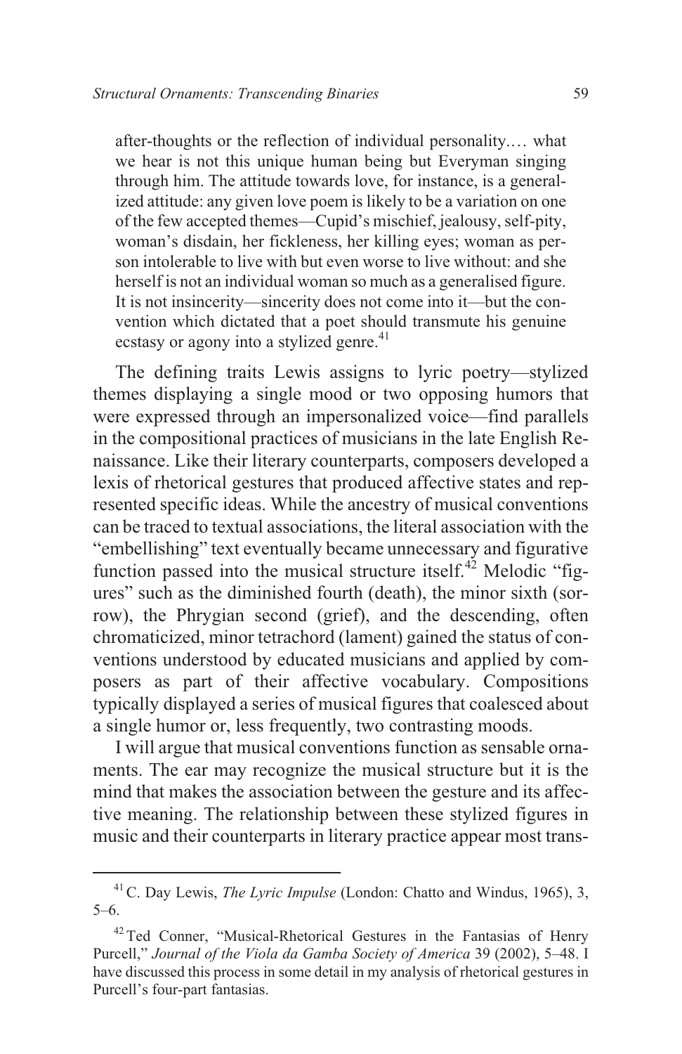> after-thoughts or the reflection of individual personality.… what we hear is not this unique human being but Everyman singing through him. The attitude towards love, for instance, is a generalized attitude: any given love poem is likely to be a variation on one of the few accepted themes—Cupid's mischief, jealousy, self-pity, woman's disdain, her fickleness, her killing eyes; woman as person intolerable to live with but even worse to live without: and she herself is not an individual woman so much as a generalised figure. It is not insincerity—sincerity does not come into it—but the convention which dictated that a poet should transmute his genuine ecstasy or agony into a stylized genre.[41]

The defining traits Lewis assigns to lyric poetry—stylized themes displaying a single mood or two opposing humors that were expressed through an impersonalized voice—find parallels in the compositional practices of musicians in the late English Renaissance. Like their literary counterparts, composers developed a lexis of rhetorical gestures that produced affective states and represented specific ideas. While the ancestry of musical conventions can be traced to textual associations, the literal association with the "embellishing" text eventually became unnecessary and figurative function passed into the musical structure itself.[42] Melodic "figures" such as the diminished fourth (death), the minor sixth (sorrow), the Phrygian second (grief), and the descending, often chromaticized, minor tetrachord (lament) gained the status of conventions understood by educated musicians and applied by composers as part of their affective vocabulary. Compositions typically displayed a series of musical figures that coalesced about a single humor or, less frequently, two contrasting moods.

I will argue that musical conventions function as sensable ornaments. The ear may recognize the musical structure but it is the mind that makes the association between the gesture and its affective meaning. The relationship between these stylized figures in music and their counterparts in literary practice appear most trans-

---

[41] C. Day Lewis, *The Lyric Impulse* (London: Chatto and Windus, 1965), 3, 5–6.

[42] Ted Conner, "Musical-Rhetorical Gestures in the Fantasias of Henry Purcell," *Journal of the Viola da Gamba Society of America* 39 (2002), 5–48. I have discussed this process in some detail in my analysis of rhetorical gestures in Purcell's four-part fantasias.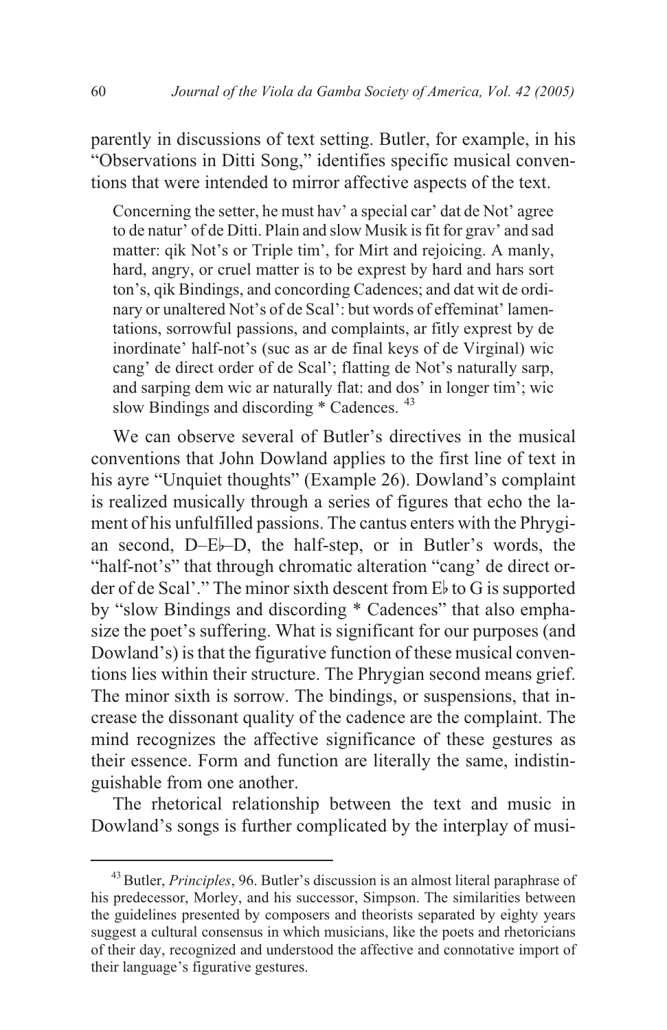parently in discussions of text setting. Butler, for example, in his "Observations in Ditti Song," identifies specific musical conventions that were intended to mirror affective aspects of the text.

> Concerning the setter, he must hav' a special car' dat de Not' agree to de natur' of de Ditti. Plain and slow Musik is fit for grav' and sad matter: qik Not's or Triple tim', for Mirt and rejoicing. A manly, hard, angry, or cruel matter is to be exprest by hard and hars sort ton's, qik Bindings, and concording Cadences; and dat wit de ordinary or unaltered Not's of de Scal': but words of effeminat' lamentations, sorrowful passions, and complaints, ar fitly exprest by de inordinate' half-not's (suc as ar de final keys of de Virginal) wic cang' de direct order of de Scal'; flatting de Not's naturally sarp, and sarping dem wic ar naturally flat: and dos' in longer tim'; wic slow Bindings and discording * Cadences. [43]

We can observe several of Butler's directives in the musical conventions that John Dowland applies to the first line of text in his ayre "Unquiet thoughts" (Example 26). Dowland's complaint is realized musically through a series of figures that echo the lament of his unfulfilled passions. The cantus enters with the Phrygian second, D–E♭–D, the half-step, or in Butler's words, the "half-not's" that through chromatic alteration "cang' de direct order of de Scal'." The minor sixth descent from E♭ to G is supported by "slow Bindings and discording * Cadences" that also emphasize the poet's suffering. What is significant for our purposes (and Dowland's) is that the figurative function of these musical conventions lies within their structure. The Phrygian second means grief. The minor sixth is sorrow. The bindings, or suspensions, that increase the dissonant quality of the cadence are the complaint. The mind recognizes the affective significance of these gestures as their essence. Form and function are literally the same, indistinguishable from one another.

The rhetorical relationship between the text and music in Dowland's songs is further complicated by the interplay of musi-

---

[43] Butler, *Principles*, 96. Butler's discussion is an almost literal paraphrase of his predecessor, Morley, and his successor, Simpson. The similarities between the guidelines presented by composers and theorists separated by eighty years suggest a cultural consensus in which musicians, like the poets and rhetoricians of their day, recognized and understood the affective and connotative import of their language's figurative gestures.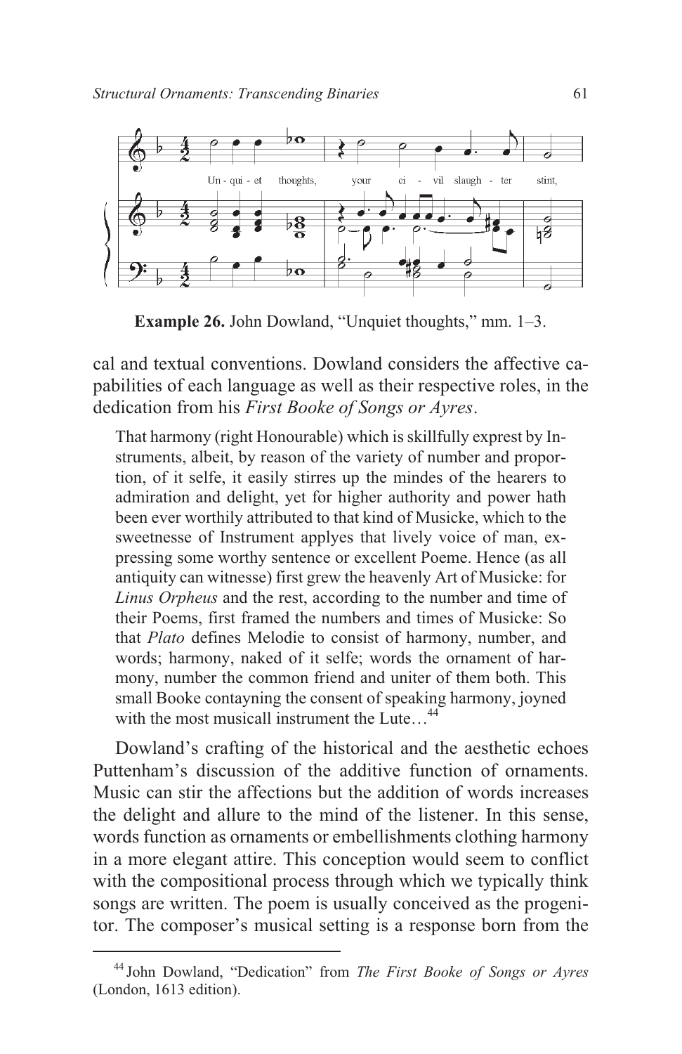**Example 26.** John Dowland, "Unquiet thoughts," mm. 1–3.

cal and textual conventions. Dowland considers the affective capabilities of each language as well as their respective roles, in the dedication from his *First Booke of Songs or Ayres*.

> That harmony (right Honourable) which is skillfully exprest by Instruments, albeit, by reason of the variety of number and proportion, of it selfe, it easily stirres up the mindes of the hearers to admiration and delight, yet for higher authority and power hath been ever worthily attributed to that kind of Musicke, which to the sweetnesse of Instrument applyes that lively voice of man, expressing some worthy sentence or excellent Poeme. Hence (as all antiquity can witnesse) first grew the heavenly Art of Musicke: for *Linus Orpheus* and the rest, according to the number and time of their Poems, first framed the numbers and times of Musicke: So that *Plato* defines Melodie to consist of harmony, number, and words; harmony, naked of it selfe; words the ornament of harmony, number the common friend and uniter of them both. This small Booke contayning the consent of speaking harmony, joyned with the most musicall instrument the Lute…[44]

Dowland's crafting of the historical and the aesthetic echoes Puttenham's discussion of the additive function of ornaments. Music can stir the affections but the addition of words increases the delight and allure to the mind of the listener. In this sense, words function as ornaments or embellishments clothing harmony in a more elegant attire. This conception would seem to conflict with the compositional process through which we typically think songs are written. The poem is usually conceived as the progenitor. The composer's musical setting is a response born from the

[44] John Dowland, "Dedication" from *The First Booke of Songs or Ayres* (London, 1613 edition).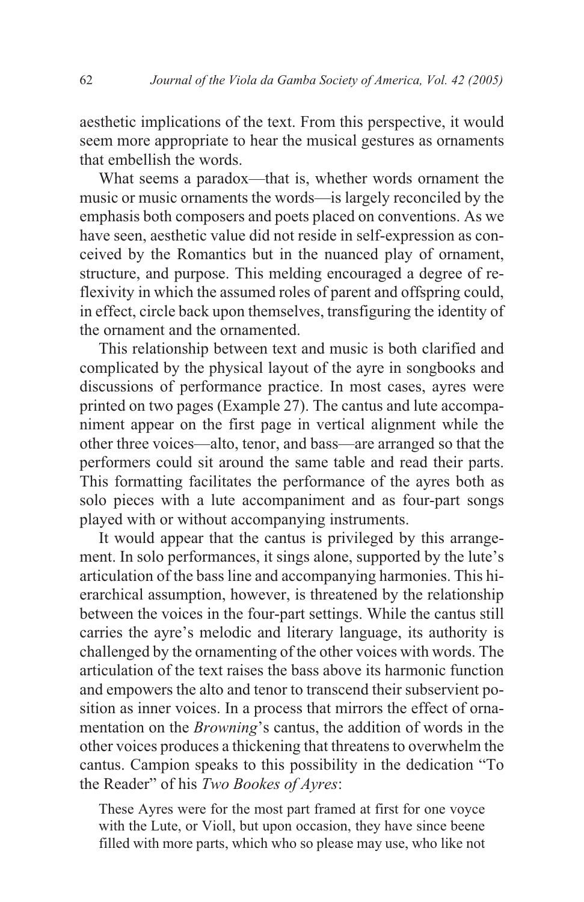aesthetic implications of the text. From this perspective, it would seem more appropriate to hear the musical gestures as ornaments that embellish the words.

What seems a paradox—that is, whether words ornament the music or music ornaments the words—is largely reconciled by the emphasis both composers and poets placed on conventions. As we have seen, aesthetic value did not reside in self-expression as conceived by the Romantics but in the nuanced play of ornament, structure, and purpose. This melding encouraged a degree of reflexivity in which the assumed roles of parent and offspring could, in effect, circle back upon themselves, transfiguring the identity of the ornament and the ornamented.

This relationship between text and music is both clarified and complicated by the physical layout of the ayre in songbooks and discussions of performance practice. In most cases, ayres were printed on two pages (Example 27). The cantus and lute accompaniment appear on the first page in vertical alignment while the other three voices—alto, tenor, and bass—are arranged so that the performers could sit around the same table and read their parts. This formatting facilitates the performance of the ayres both as solo pieces with a lute accompaniment and as four-part songs played with or without accompanying instruments.

It would appear that the cantus is privileged by this arrangement. In solo performances, it sings alone, supported by the lute's articulation of the bass line and accompanying harmonies. This hierarchical assumption, however, is threatened by the relationship between the voices in the four-part settings. While the cantus still carries the ayre's melodic and literary language, its authority is challenged by the ornamenting of the other voices with words. The articulation of the text raises the bass above its harmonic function and empowers the alto and tenor to transcend their subservient position as inner voices. In a process that mirrors the effect of ornamentation on the *Browning*'s cantus, the addition of words in the other voices produces a thickening that threatens to overwhelm the cantus. Campion speaks to this possibility in the dedication "To the Reader" of his *Two Bookes of Ayres*:

> These Ayres were for the most part framed at first for one voyce with the Lute, or Violl, but upon occasion, they have since beene filled with more parts, which who so please may use, who like not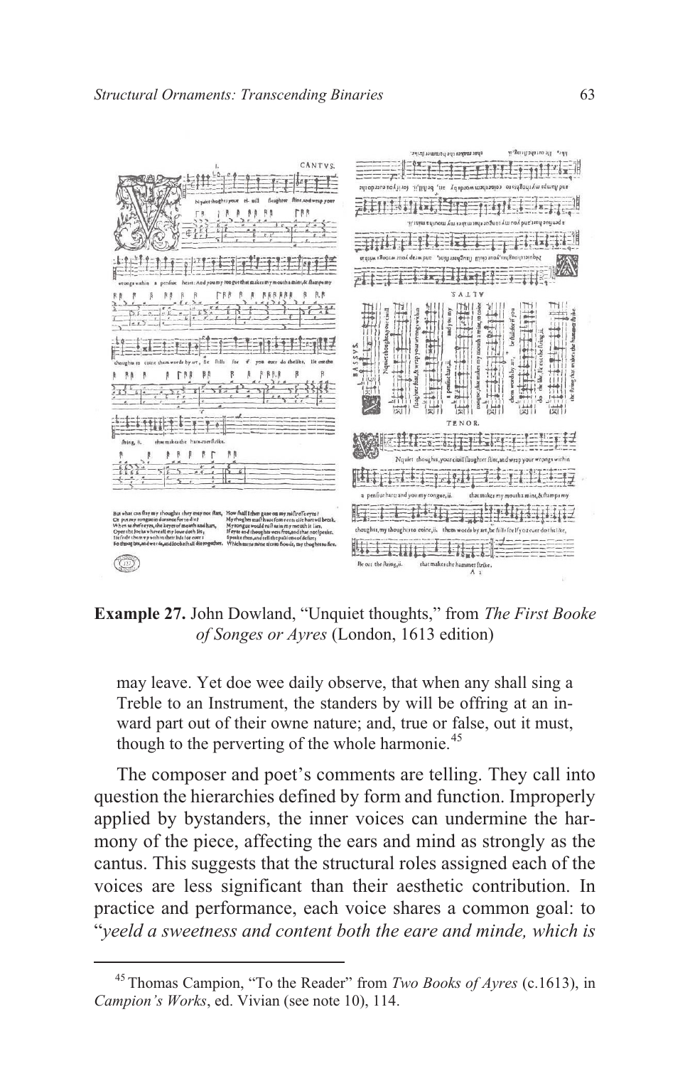**Example 27.** John Dowland, "Unquiet thoughts," from *The First Booke of Songes or Ayres* (London, 1613 edition)

> may leave. Yet doe wee daily observe, that when any shall sing a Treble to an Instrument, the standers by will be offring at an inward part out of their owne nature; and, true or false, out it must, though to the perverting of the whole harmonie.[45]

The composer and poet's comments are telling. They call into question the hierarchies defined by form and function. Improperly applied by bystanders, the inner voices can undermine the harmony of the piece, affecting the ears and mind as strongly as the cantus. This suggests that the structural roles assigned each of the voices are less significant than their aesthetic contribution. In practice and performance, each voice shares a common goal: to "*yeeld a sweetness and content both the eare and minde, which is*

---

[45] Thomas Campion, "To the Reader" from *Two Books of Ayres* (c.1613), in *Campion's Works*, ed. Vivian (see note 10), 114.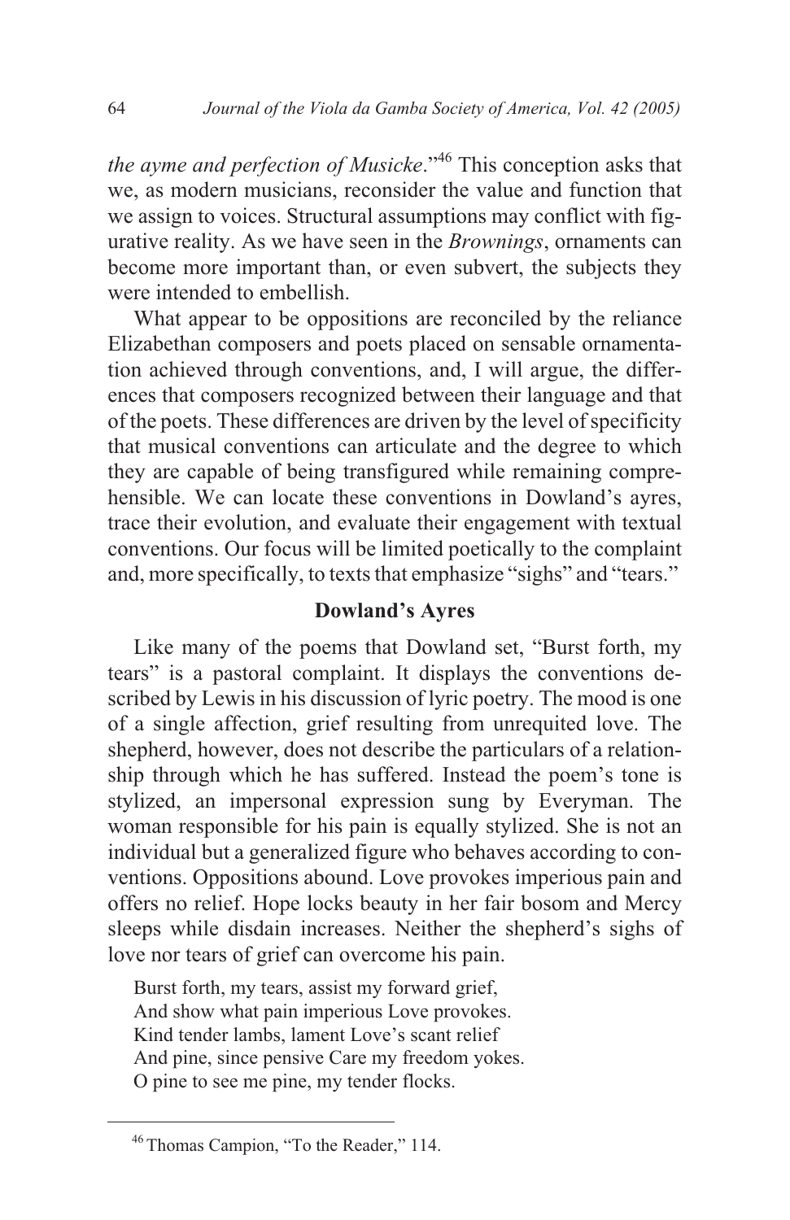*the ayme and perfection of Musicke*."[46] This conception asks that we, as modern musicians, reconsider the value and function that we assign to voices. Structural assumptions may conflict with figurative reality. As we have seen in the *Brownings*, ornaments can become more important than, or even subvert, the subjects they were intended to embellish.

What appear to be oppositions are reconciled by the reliance Elizabethan composers and poets placed on sensable ornamentation achieved through conventions, and, I will argue, the differences that composers recognized between their language and that of the poets. These differences are driven by the level of specificity that musical conventions can articulate and the degree to which they are capable of being transfigured while remaining comprehensible. We can locate these conventions in Dowland's ayres, trace their evolution, and evaluate their engagement with textual conventions. Our focus will be limited poetically to the complaint and, more specifically, to texts that emphasize "sighs" and "tears."

## Dowland's Ayres

Like many of the poems that Dowland set, "Burst forth, my tears" is a pastoral complaint. It displays the conventions described by Lewis in his discussion of lyric poetry. The mood is one of a single affection, grief resulting from unrequited love. The shepherd, however, does not describe the particulars of a relationship through which he has suffered. Instead the poem's tone is stylized, an impersonal expression sung by Everyman. The woman responsible for his pain is equally stylized. She is not an individual but a generalized figure who behaves according to conventions. Oppositions abound. Love provokes imperious pain and offers no relief. Hope locks beauty in her fair bosom and Mercy sleeps while disdain increases. Neither the shepherd's sighs of love nor tears of grief can overcome his pain.

Burst forth, my tears, assist my forward grief,
And show what pain imperious Love provokes.
Kind tender lambs, lament Love's scant relief
And pine, since pensive Care my freedom yokes.
O pine to see me pine, my tender flocks.

---

[46] Thomas Campion, "To the Reader," 114.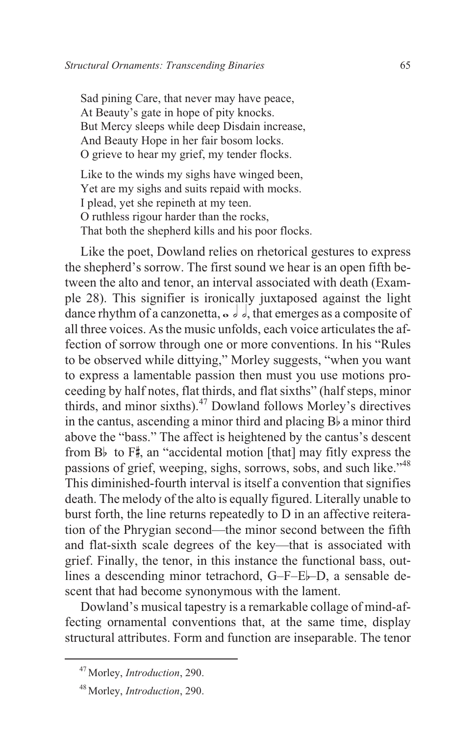Sad pining Care, that never may have peace,
At Beauty's gate in hope of pity knocks.
But Mercy sleeps while deep Disdain increase,
And Beauty Hope in her fair bosom locks.
O grieve to hear my grief, my tender flocks.

Like to the winds my sighs have winged been,
Yet are my sighs and suits repaid with mocks.
I plead, yet she repineth at my teen.
O ruthless rigour harder than the rocks,
That both the shepherd kills and his poor flocks.

Like the poet, Dowland relies on rhetorical gestures to express the shepherd's sorrow. The first sound we hear is an open fifth between the alto and tenor, an interval associated with death (Example 28). This signifier is ironically juxtaposed against the light dance rhythm of a canzonetta, 𝅝 𝅗𝅥 𝅗𝅥, that emerges as a composite of all three voices. As the music unfolds, each voice articulates the affection of sorrow through one or more conventions. In his "Rules to be observed while dittying," Morley suggests, "when you want to express a lamentable passion then must you use motions proceeding by half notes, flat thirds, and flat sixths" (half steps, minor thirds, and minor sixths).[47] Dowland follows Morley's directives in the cantus, ascending a minor third and placing B♭ a minor third above the "bass." The affect is heightened by the cantus's descent from B♭ to F♯, an "accidental motion [that] may fitly express the passions of grief, weeping, sighs, sorrows, sobs, and such like."[48] This diminished-fourth interval is itself a convention that signifies death. The melody of the alto is equally figured. Literally unable to burst forth, the line returns repeatedly to D in an affective reiteration of the Phrygian second—the minor second between the fifth and flat-sixth scale degrees of the key—that is associated with grief. Finally, the tenor, in this instance the functional bass, outlines a descending minor tetrachord, G–F–E♭–D, a sensable descent that had become synonymous with the lament.

Dowland's musical tapestry is a remarkable collage of mind-affecting ornamental conventions that, at the same time, display structural attributes. Form and function are inseparable. The tenor

---

[47] Morley, *Introduction*, 290.

[48] Morley, *Introduction*, 290.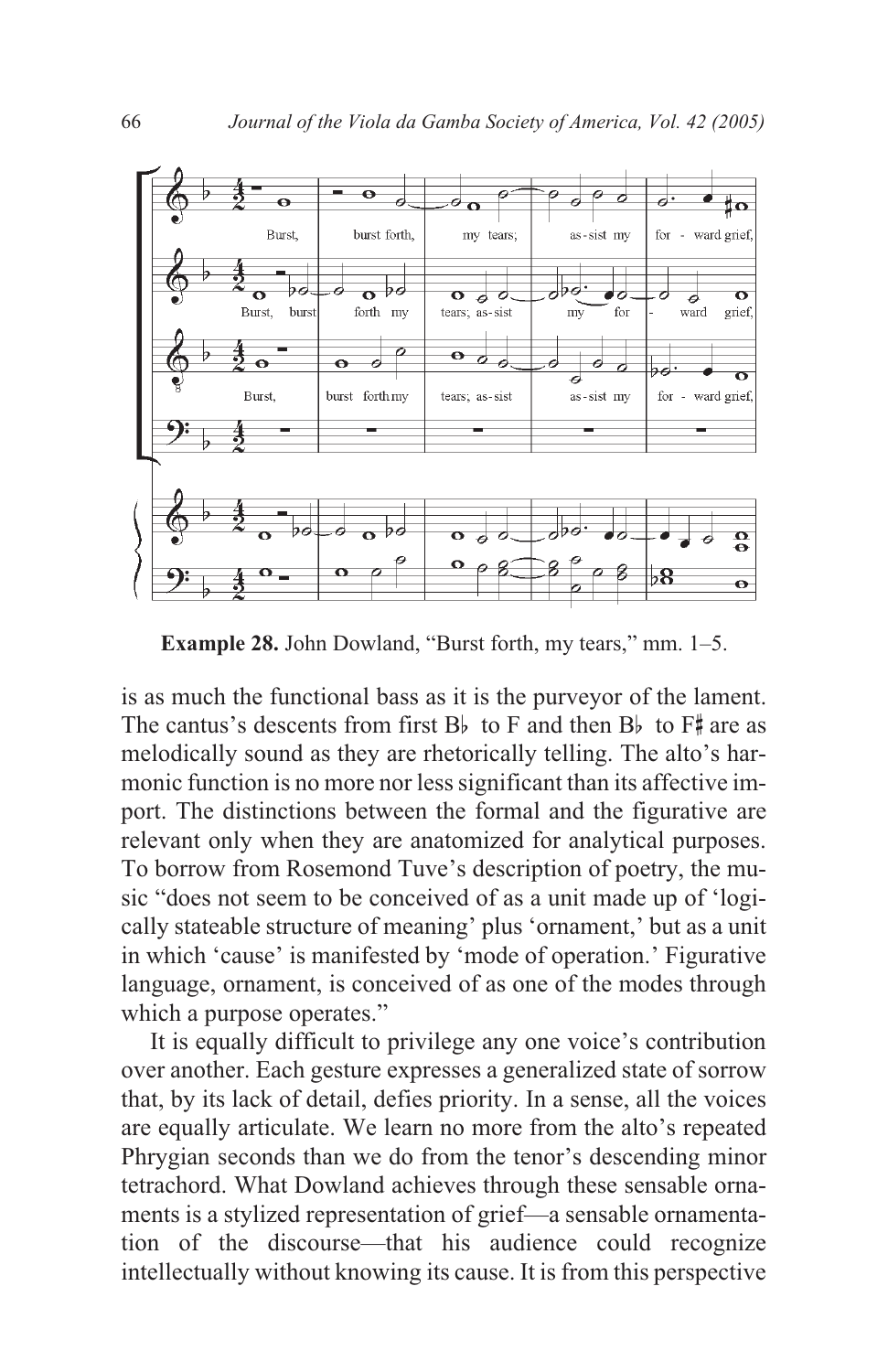**Example 28.** John Dowland, "Burst forth, my tears," mm. 1–5.

is as much the functional bass as it is the purveyor of the lament. The cantus's descents from first B♭ to F and then B♭ to F♯ are as melodically sound as they are rhetorically telling. The alto's harmonic function is no more nor less significant than its affective import. The distinctions between the formal and the figurative are relevant only when they are anatomized for analytical purposes. To borrow from Rosemond Tuve's description of poetry, the music "does not seem to be conceived of as a unit made up of 'logically stateable structure of meaning' plus 'ornament,' but as a unit in which 'cause' is manifested by 'mode of operation.' Figurative language, ornament, is conceived of as one of the modes through which a purpose operates."

It is equally difficult to privilege any one voice's contribution over another. Each gesture expresses a generalized state of sorrow that, by its lack of detail, defies priority. In a sense, all the voices are equally articulate. We learn no more from the alto's repeated Phrygian seconds than we do from the tenor's descending minor tetrachord. What Dowland achieves through these sensable ornaments is a stylized representation of grief—a sensable ornamentation of the discourse—that his audience could recognize intellectually without knowing its cause. It is from this perspective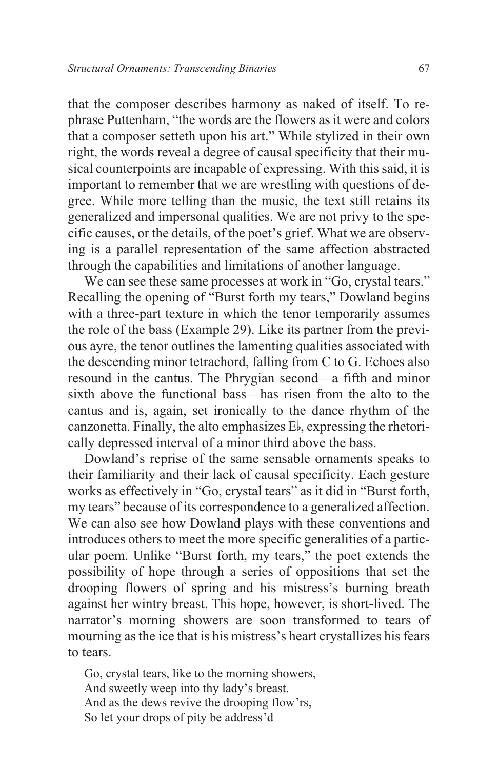that the composer describes harmony as naked of itself. To rephrase Puttenham, "the words are the flowers as it were and colors that a composer setteth upon his art." While stylized in their own right, the words reveal a degree of causal specificity that their musical counterpoints are incapable of expressing. With this said, it is important to remember that we are wrestling with questions of degree. While more telling than the music, the text still retains its generalized and impersonal qualities. We are not privy to the specific causes, or the details, of the poet's grief. What we are observing is a parallel representation of the same affection abstracted through the capabilities and limitations of another language.

We can see these same processes at work in "Go, crystal tears." Recalling the opening of "Burst forth my tears," Dowland begins with a three-part texture in which the tenor temporarily assumes the role of the bass (Example 29). Like its partner from the previous ayre, the tenor outlines the lamenting qualities associated with the descending minor tetrachord, falling from C to G. Echoes also resound in the cantus. The Phrygian second—a fifth and minor sixth above the functional bass—has risen from the alto to the cantus and is, again, set ironically to the dance rhythm of the canzonetta. Finally, the alto emphasizes E♭, expressing the rhetorically depressed interval of a minor third above the bass.

Dowland's reprise of the same sensable ornaments speaks to their familiarity and their lack of causal specificity. Each gesture works as effectively in "Go, crystal tears" as it did in "Burst forth, my tears" because of its correspondence to a generalized affection. We can also see how Dowland plays with these conventions and introduces others to meet the more specific generalities of a particular poem. Unlike "Burst forth, my tears," the poet extends the possibility of hope through a series of oppositions that set the drooping flowers of spring and his mistress's burning breath against her wintry breast. This hope, however, is short-lived. The narrator's morning showers are soon transformed to tears of mourning as the ice that is his mistress's heart crystallizes his fears to tears.

> Go, crystal tears, like to the morning showers,
> And sweetly weep into thy lady's breast.
> And as the dews revive the drooping flow'rs,
> So let your drops of pity be address'd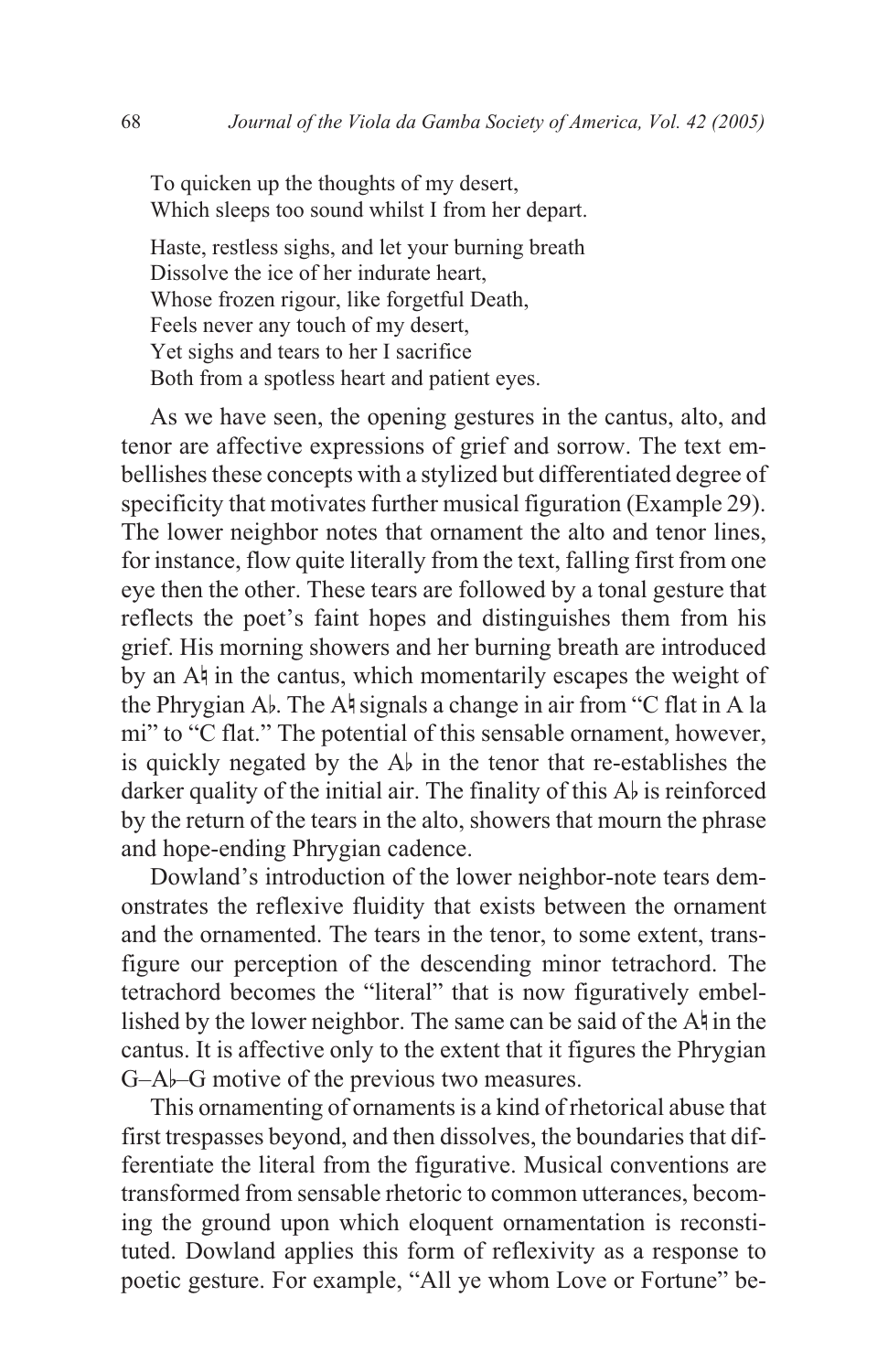To quicken up the thoughts of my desert,  
Which sleeps too sound whilst I from her depart.

Haste, restless sighs, and let your burning breath  
Dissolve the ice of her indurate heart,  
Whose frozen rigour, like forgetful Death,  
Feels never any touch of my desert,  
Yet sighs and tears to her I sacrifice  
Both from a spotless heart and patient eyes.

As we have seen, the opening gestures in the cantus, alto, and tenor are affective expressions of grief and sorrow. The text embellishes these concepts with a stylized but differentiated degree of specificity that motivates further musical figuration (Example 29). The lower neighbor notes that ornament the alto and tenor lines, for instance, flow quite literally from the text, falling first from one eye then the other. These tears are followed by a tonal gesture that reflects the poet's faint hopes and distinguishes them from his grief. His morning showers and her burning breath are introduced by an A♮ in the cantus, which momentarily escapes the weight of the Phrygian A♭. The A♮ signals a change in air from "C flat in A la mi" to "C flat." The potential of this sensable ornament, however, is quickly negated by the A♭ in the tenor that re-establishes the darker quality of the initial air. The finality of this A♭ is reinforced by the return of the tears in the alto, showers that mourn the phrase and hope-ending Phrygian cadence.

Dowland's introduction of the lower neighbor-note tears demonstrates the reflexive fluidity that exists between the ornament and the ornamented. The tears in the tenor, to some extent, transfigure our perception of the descending minor tetrachord. The tetrachord becomes the "literal" that is now figuratively embellished by the lower neighbor. The same can be said of the A♮ in the cantus. It is affective only to the extent that it figures the Phrygian G–A♭–G motive of the previous two measures.

This ornamenting of ornaments is a kind of rhetorical abuse that first trespasses beyond, and then dissolves, the boundaries that differentiate the literal from the figurative. Musical conventions are transformed from sensable rhetoric to common utterances, becoming the ground upon which eloquent ornamentation is reconstituted. Dowland applies this form of reflexivity as a response to poetic gesture. For example, "All ye whom Love or Fortune" be-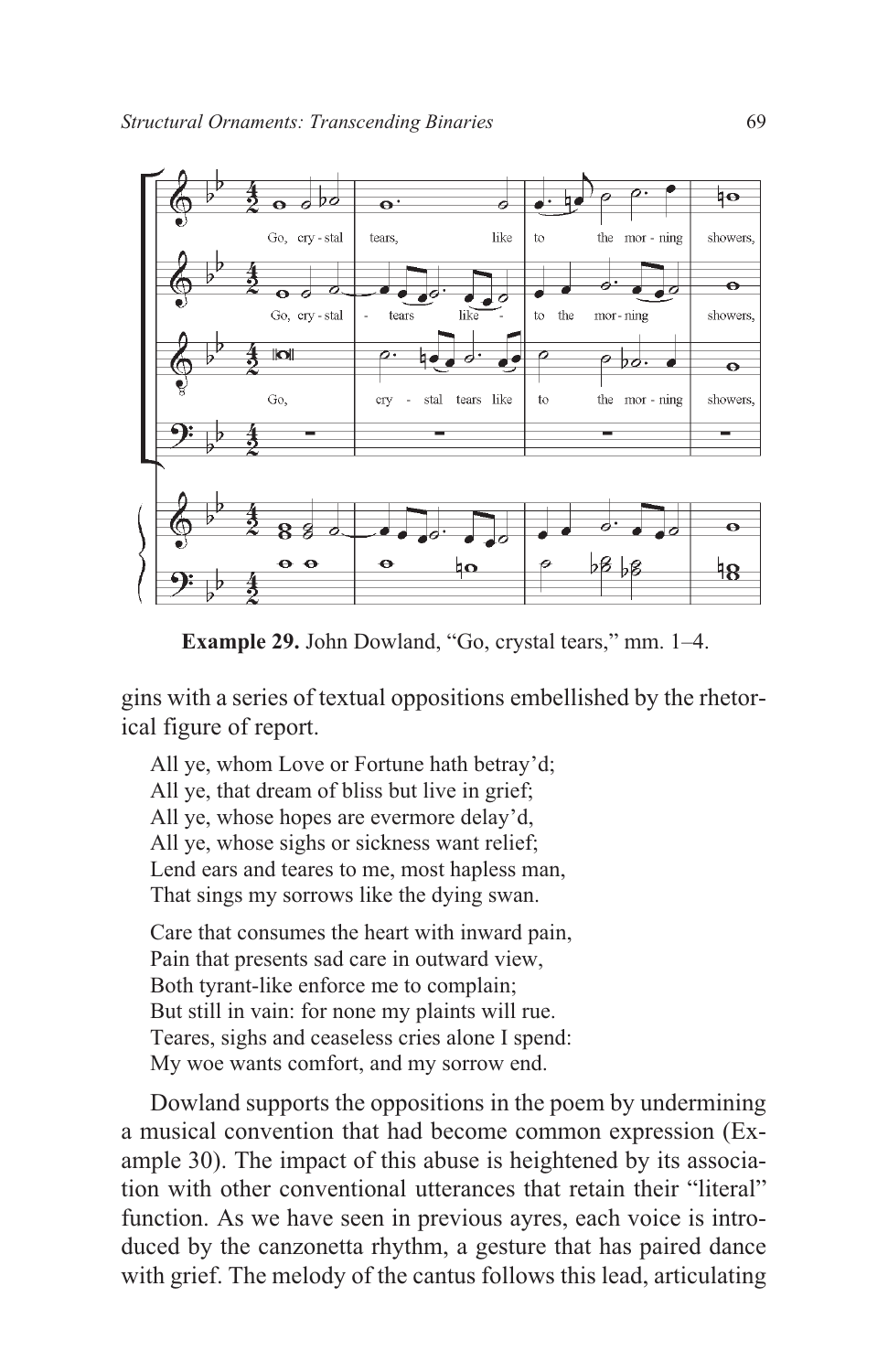Example 29. John Dowland, "Go, crystal tears," mm. 1–4.

gins with a series of textual oppositions embellished by the rhetorical figure of report.

> All ye, whom Love or Fortune hath betray'd;
> All ye, that dream of bliss but live in grief;
> All ye, whose hopes are evermore delay'd,
> All ye, whose sighs or sickness want relief;
> Lend ears and teares to me, most hapless man,
> That sings my sorrows like the dying swan.
>
> Care that consumes the heart with inward pain,
> Pain that presents sad care in outward view,
> Both tyrant-like enforce me to complain;
> But still in vain: for none my plaints will rue.
> Teares, sighs and ceaseless cries alone I spend:
> My woe wants comfort, and my sorrow end.

Dowland supports the oppositions in the poem by undermining a musical convention that had become common expression (Example 30). The impact of this abuse is heightened by its association with other conventional utterances that retain their "literal" function. As we have seen in previous ayres, each voice is introduced by the canzonetta rhythm, a gesture that has paired dance with grief. The melody of the cantus follows this lead, articulating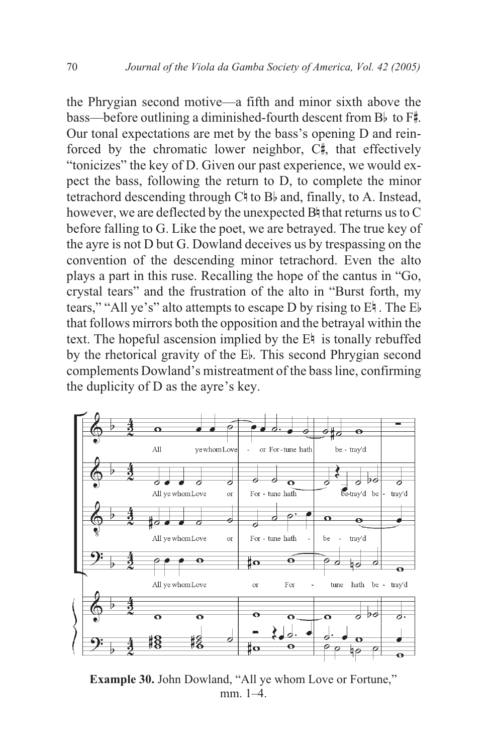the Phrygian second motive—a fifth and minor sixth above the bass—before outlining a diminished-fourth descent from B♭ to F♯. Our tonal expectations are met by the bass's opening D and reinforced by the chromatic lower neighbor, C♯, that effectively "tonicizes" the key of D. Given our past experience, we would expect the bass, following the return to D, to complete the minor tetrachord descending through C♮ to B♭ and, finally, to A. Instead, however, we are deflected by the unexpected B♮ that returns us to C before falling to G. Like the poet, we are betrayed. The true key of the ayre is not D but G. Dowland deceives us by trespassing on the convention of the descending minor tetrachord. Even the alto plays a part in this ruse. Recalling the hope of the cantus in "Go, crystal tears" and the frustration of the alto in "Burst forth, my tears," "All ye's" alto attempts to escape D by rising to E♮. The E♭ that follows mirrors both the opposition and the betrayal within the text. The hopeful ascension implied by the E♮ is tonally rebuffed by the rhetorical gravity of the E♭. This second Phrygian second complements Dowland's mistreatment of the bass line, confirming the duplicity of D as the ayre's key.

**Example 30.** John Dowland, "All ye whom Love or Fortune," mm. 1–4.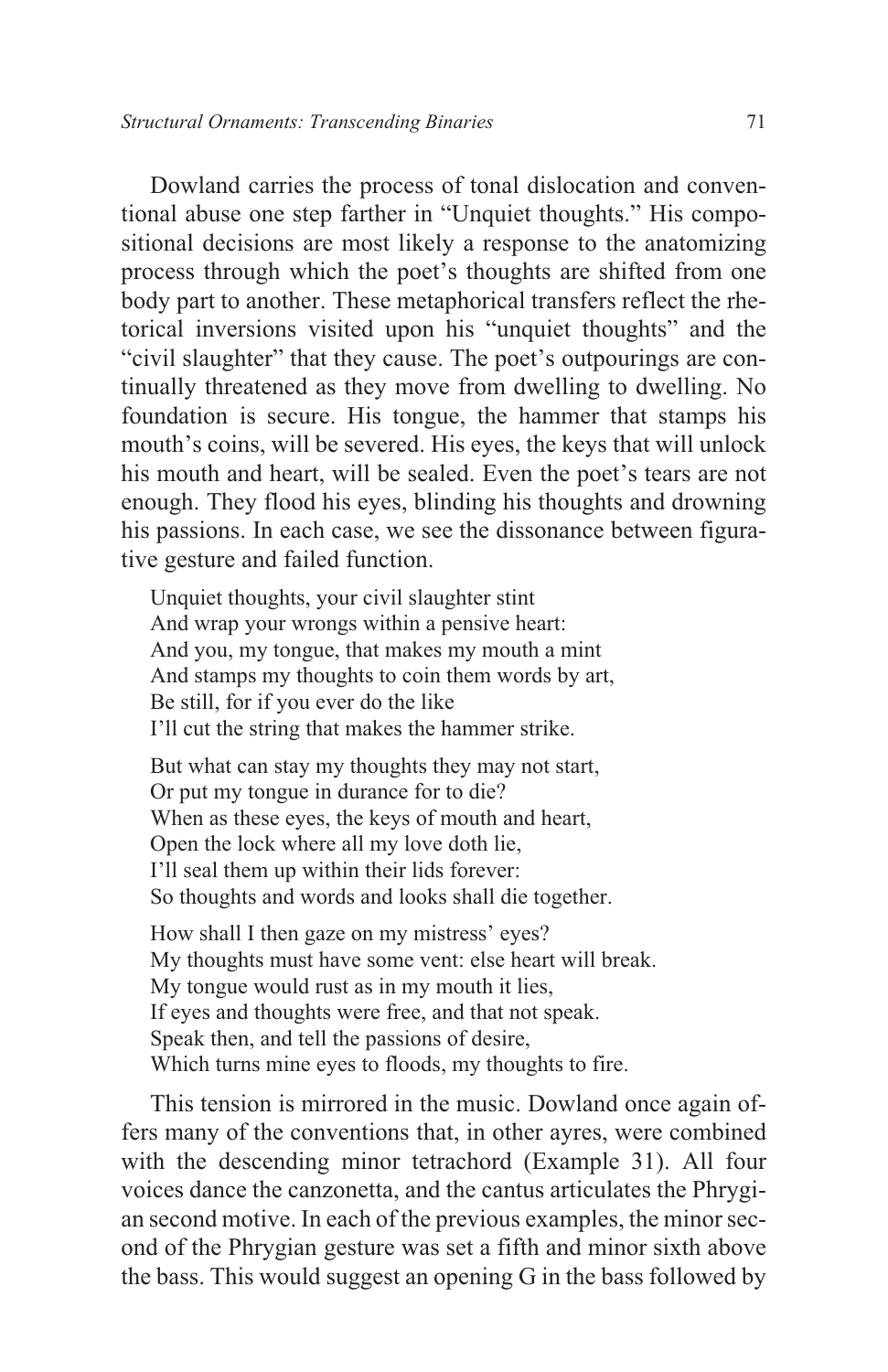Dowland carries the process of tonal dislocation and conventional abuse one step farther in “Unquiet thoughts.” His compositional decisions are most likely a response to the anatomizing process through which the poet’s thoughts are shifted from one body part to another. These metaphorical transfers reflect the rhetorical inversions visited upon his “unquiet thoughts” and the “civil slaughter” that they cause. The poet’s outpourings are continually threatened as they move from dwelling to dwelling. No foundation is secure. His tongue, the hammer that stamps his mouth’s coins, will be severed. His eyes, the keys that will unlock his mouth and heart, will be sealed. Even the poet’s tears are not enough. They flood his eyes, blinding his thoughts and drowning his passions. In each case, we see the dissonance between figurative gesture and failed function.

> Unquiet thoughts, your civil slaughter stint  
> And wrap your wrongs within a pensive heart:  
> And you, my tongue, that makes my mouth a mint  
> And stamps my thoughts to coin them words by art,  
> Be still, for if you ever do the like  
> I’ll cut the string that makes the hammer strike.
>
> But what can stay my thoughts they may not start,  
> Or put my tongue in durance for to die?  
> When as these eyes, the keys of mouth and heart,  
> Open the lock where all my love doth lie,  
> I’ll seal them up within their lids forever:  
> So thoughts and words and looks shall die together.
>
> How shall I then gaze on my mistress’ eyes?  
> My thoughts must have some vent: else heart will break.  
> My tongue would rust as in my mouth it lies,  
> If eyes and thoughts were free, and that not speak.  
> Speak then, and tell the passions of desire,  
> Which turns mine eyes to floods, my thoughts to fire.

This tension is mirrored in the music. Dowland once again offers many of the conventions that, in other ayres, were combined with the descending minor tetrachord (Example 31). All four voices dance the canzonetta, and the cantus articulates the Phrygian second motive. In each of the previous examples, the minor second of the Phrygian gesture was set a fifth and minor sixth above the bass. This would suggest an opening G in the bass followed by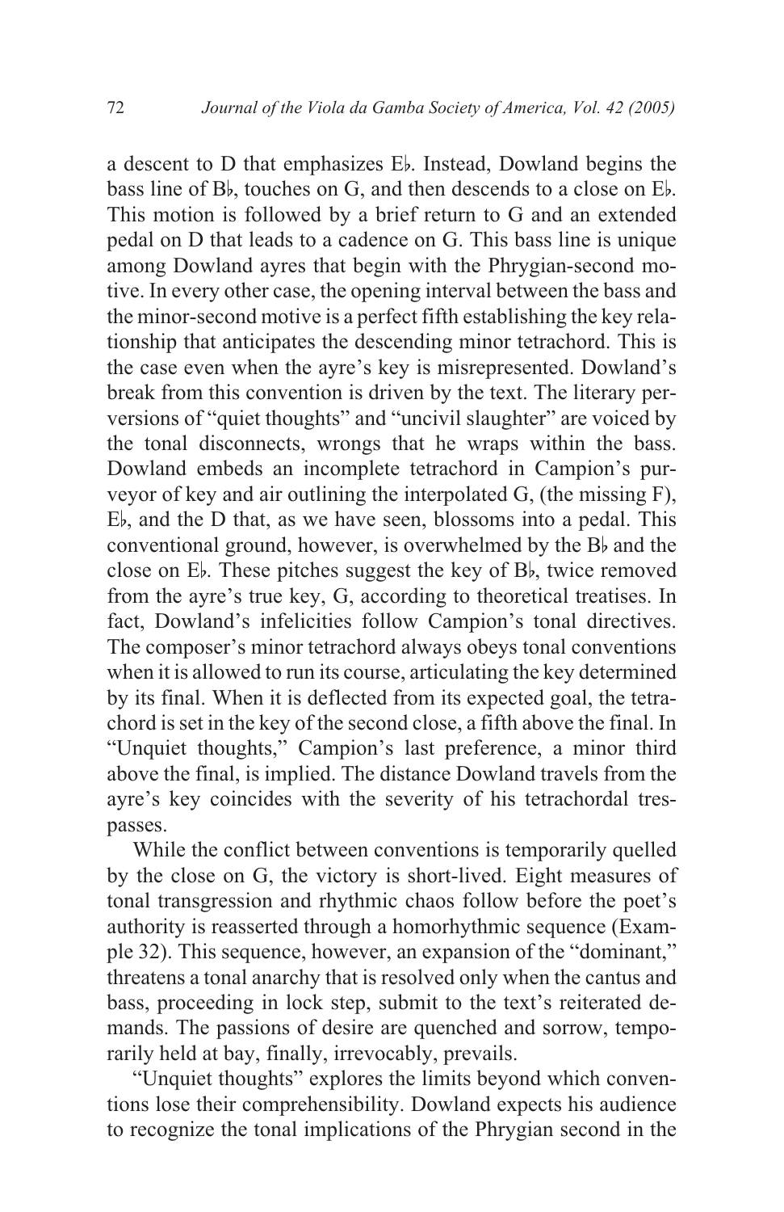a descent to D that emphasizes E♭. Instead, Dowland begins the bass line of B♭, touches on G, and then descends to a close on E♭. This motion is followed by a brief return to G and an extended pedal on D that leads to a cadence on G. This bass line is unique among Dowland ayres that begin with the Phrygian-second motive. In every other case, the opening interval between the bass and the minor-second motive is a perfect fifth establishing the key relationship that anticipates the descending minor tetrachord. This is the case even when the ayre's key is misrepresented. Dowland's break from this convention is driven by the text. The literary perversions of "quiet thoughts" and "uncivil slaughter" are voiced by the tonal disconnects, wrongs that he wraps within the bass. Dowland embeds an incomplete tetrachord in Campion's purveyor of key and air outlining the interpolated G, (the missing F), E♭, and the D that, as we have seen, blossoms into a pedal. This conventional ground, however, is overwhelmed by the B♭ and the close on E♭. These pitches suggest the key of B♭, twice removed from the ayre's true key, G, according to theoretical treatises. In fact, Dowland's infelicities follow Campion's tonal directives. The composer's minor tetrachord always obeys tonal conventions when it is allowed to run its course, articulating the key determined by its final. When it is deflected from its expected goal, the tetrachord is set in the key of the second close, a fifth above the final. In "Unquiet thoughts," Campion's last preference, a minor third above the final, is implied. The distance Dowland travels from the ayre's key coincides with the severity of his tetrachordal trespasses.

While the conflict between conventions is temporarily quelled by the close on G, the victory is short-lived. Eight measures of tonal transgression and rhythmic chaos follow before the poet's authority is reasserted through a homorhythmic sequence (Example 32). This sequence, however, an expansion of the "dominant," threatens a tonal anarchy that is resolved only when the cantus and bass, proceeding in lock step, submit to the text's reiterated demands. The passions of desire are quenched and sorrow, temporarily held at bay, finally, irrevocably, prevails.

"Unquiet thoughts" explores the limits beyond which conventions lose their comprehensibility. Dowland expects his audience to recognize the tonal implications of the Phrygian second in the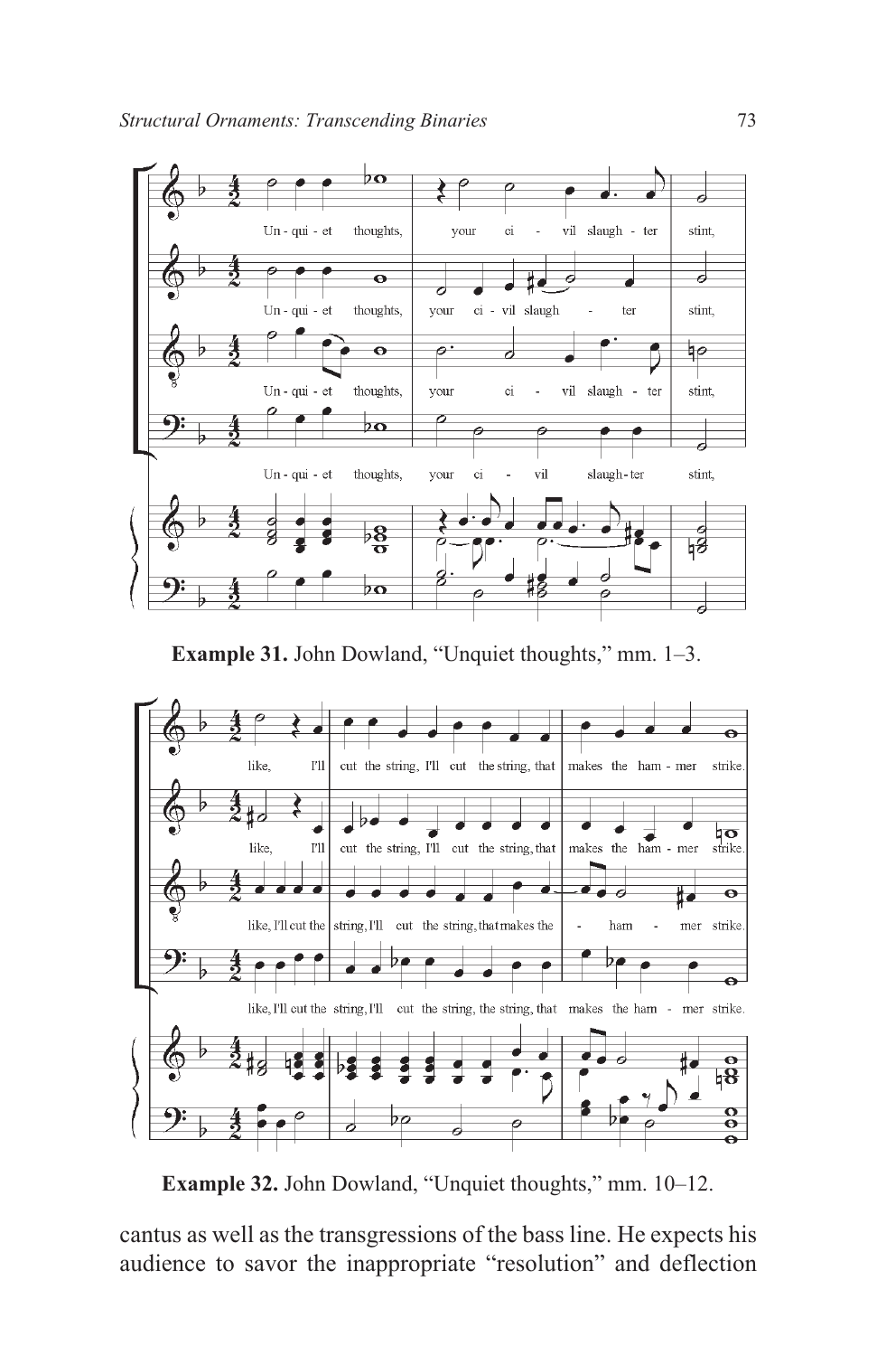**Example 31.** John Dowland, "Unquiet thoughts," mm. 1–3.

**Example 32.** John Dowland, "Unquiet thoughts," mm. 10–12.

cantus as well as the transgressions of the bass line. He expects his audience to savor the inappropriate "resolution" and deflection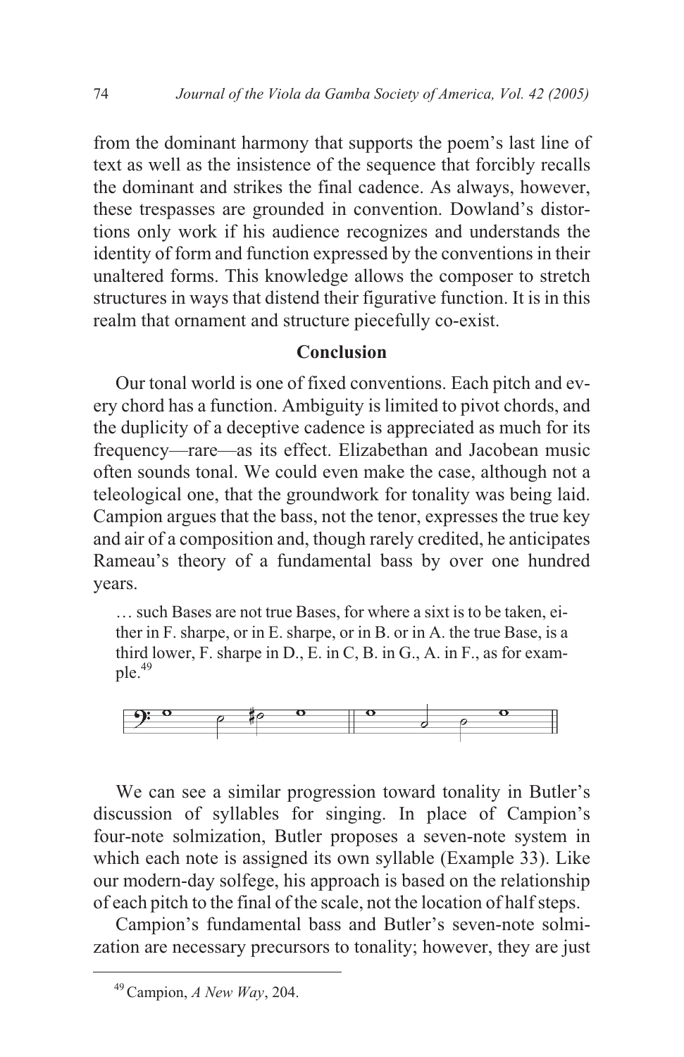from the dominant harmony that supports the poem's last line of text as well as the insistence of the sequence that forcibly recalls the dominant and strikes the final cadence. As always, however, these trespasses are grounded in convention. Dowland's distortions only work if his audience recognizes and understands the identity of form and function expressed by the conventions in their unaltered forms. This knowledge allows the composer to stretch structures in ways that distend their figurative function. It is in this realm that ornament and structure piecefully co-exist.

## Conclusion

Our tonal world is one of fixed conventions. Each pitch and every chord has a function. Ambiguity is limited to pivot chords, and the duplicity of a deceptive cadence is appreciated as much for its frequency—rare—as its effect. Elizabethan and Jacobean music often sounds tonal. We could even make the case, although not a teleological one, that the groundwork for tonality was being laid. Campion argues that the bass, not the tenor, expresses the true key and air of a composition and, though rarely credited, he anticipates Rameau's theory of a fundamental bass by over one hundred years.

> … such Bases are not true Bases, for where a sixt is to be taken, either in F. sharpe, or in E. sharpe, or in B. or in A. the true Base, is a third lower, F. sharpe in D., E. in C, B. in G., A. in F., as for example.[49]

We can see a similar progression toward tonality in Butler's discussion of syllables for singing. In place of Campion's four-note solmization, Butler proposes a seven-note system in which each note is assigned its own syllable (Example 33). Like our modern-day solfege, his approach is based on the relationship of each pitch to the final of the scale, not the location of half steps.

Campion's fundamental bass and Butler's seven-note solmization are necessary precursors to tonality; however, they are just

---

[49] Campion, *A New Way*, 204.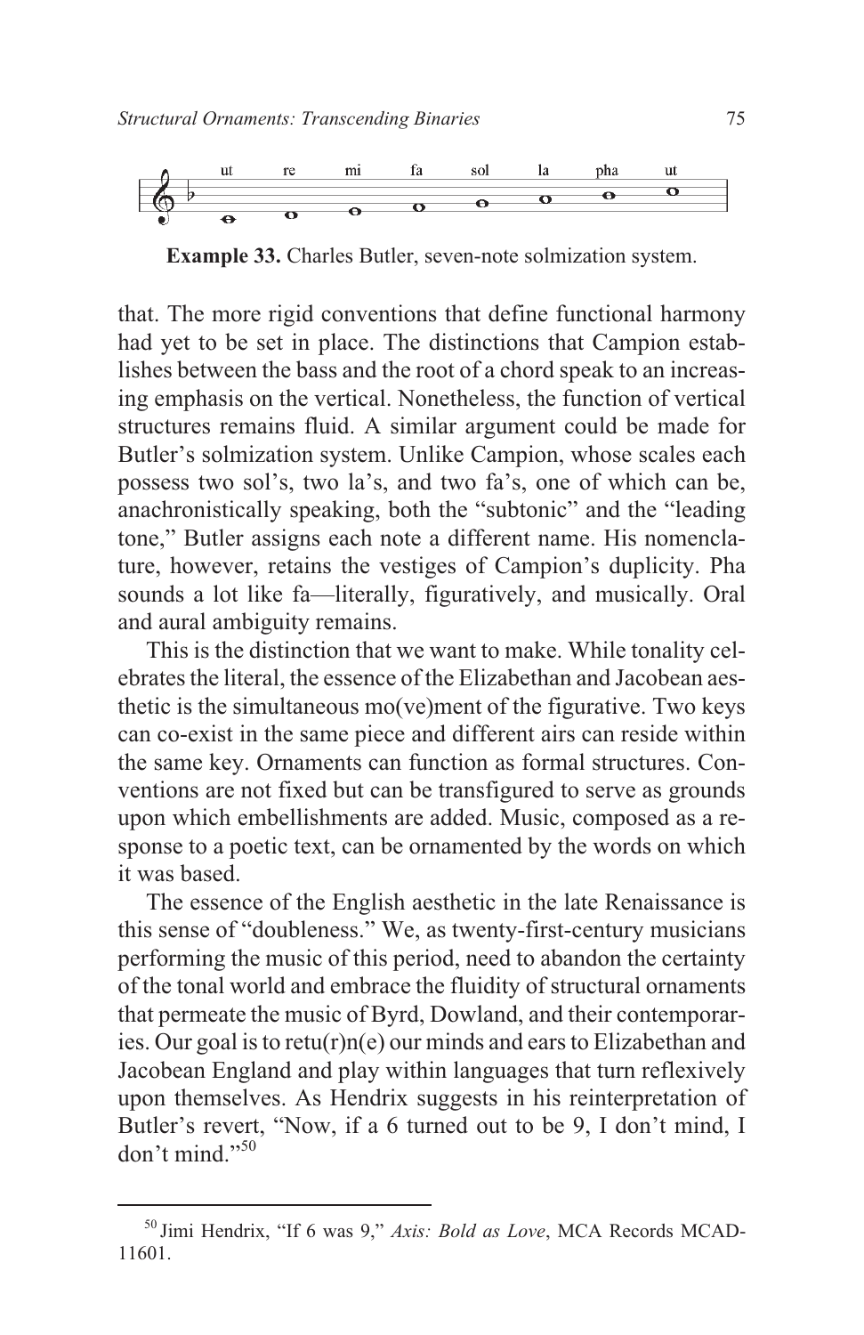**Example 33.** Charles Butler, seven-note solmization system.

that. The more rigid conventions that define functional harmony had yet to be set in place. The distinctions that Campion establishes between the bass and the root of a chord speak to an increasing emphasis on the vertical. Nonetheless, the function of vertical structures remains fluid. A similar argument could be made for Butler's solmization system. Unlike Campion, whose scales each possess two sol's, two la's, and two fa's, one of which can be, anachronistically speaking, both the "subtonic" and the "leading tone," Butler assigns each note a different name. His nomenclature, however, retains the vestiges of Campion's duplicity. Pha sounds a lot like fa—literally, figuratively, and musically. Oral and aural ambiguity remains.

This is the distinction that we want to make. While tonality celebrates the literal, the essence of the Elizabethan and Jacobean aesthetic is the simultaneous mo(ve)ment of the figurative. Two keys can co-exist in the same piece and different airs can reside within the same key. Ornaments can function as formal structures. Conventions are not fixed but can be transfigured to serve as grounds upon which embellishments are added. Music, composed as a response to a poetic text, can be ornamented by the words on which it was based.

The essence of the English aesthetic in the late Renaissance is this sense of "doubleness." We, as twenty-first-century musicians performing the music of this period, need to abandon the certainty of the tonal world and embrace the fluidity of structural ornaments that permeate the music of Byrd, Dowland, and their contemporaries. Our goal is to retu(r)n(e) our minds and ears to Elizabethan and Jacobean England and play within languages that turn reflexively upon themselves. As Hendrix suggests in his reinterpretation of Butler's revert, "Now, if a 6 turned out to be 9, I don't mind, I don't mind."[50]

---

[50] Jimi Hendrix, "If 6 was 9," *Axis: Bold as Love*, MCA Records MCAD-11601.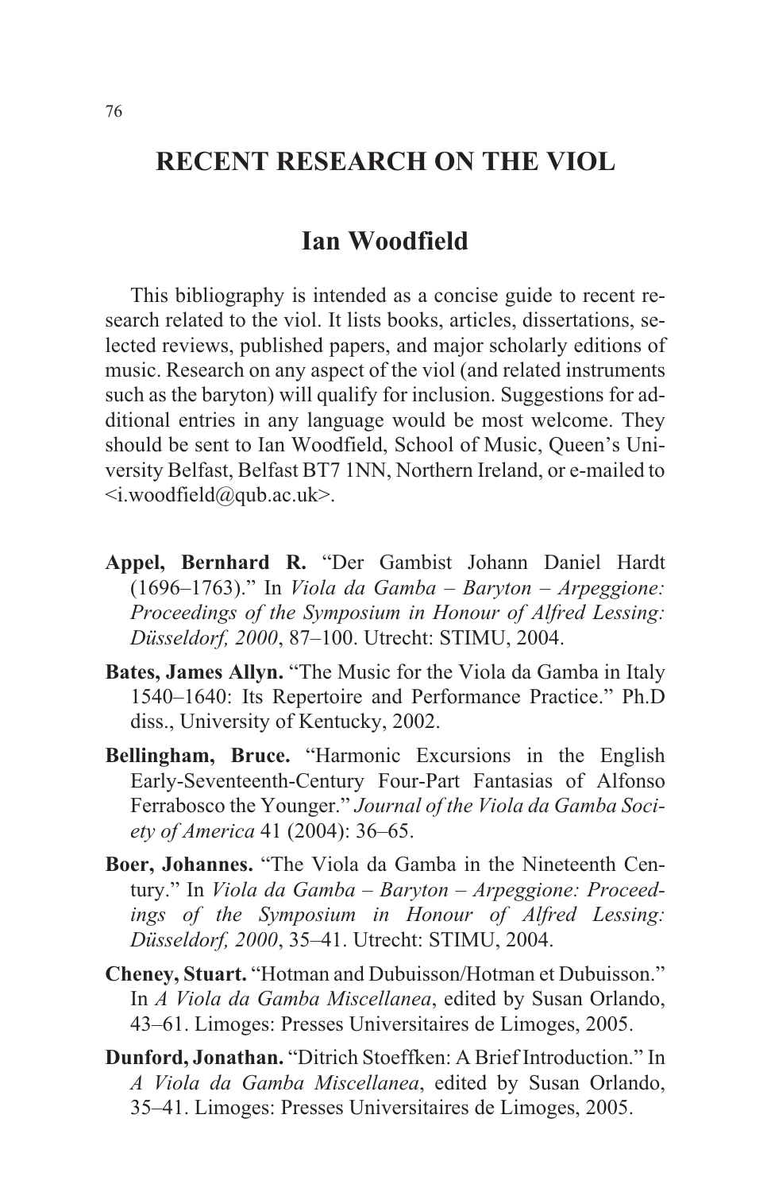# RECENT RESEARCH ON THE VIOL

## Ian Woodfield

This bibliography is intended as a concise guide to recent research related to the viol. It lists books, articles, dissertations, selected reviews, published papers, and major scholarly editions of music. Research on any aspect of the viol (and related instruments such as the baryton) will qualify for inclusion. Suggestions for additional entries in any language would be most welcome. They should be sent to Ian Woodfield, School of Music, Queen's University Belfast, Belfast BT7 1NN, Northern Ireland, or e-mailed to <i.woodfield@qub.ac.uk>.

**Appel, Bernhard R.** "Der Gambist Johann Daniel Hardt (1696–1763)." In *Viola da Gamba – Baryton – Arpeggione: Proceedings of the Symposium in Honour of Alfred Lessing: Düsseldorf, 2000*, 87–100. Utrecht: STIMU, 2004.

**Bates, James Allyn.** "The Music for the Viola da Gamba in Italy 1540–1640: Its Repertoire and Performance Practice." Ph.D diss., University of Kentucky, 2002.

**Bellingham, Bruce.** "Harmonic Excursions in the English Early-Seventeenth-Century Four-Part Fantasias of Alfonso Ferrabosco the Younger." *Journal of the Viola da Gamba Society of America* 41 (2004): 36–65.

**Boer, Johannes.** "The Viola da Gamba in the Nineteenth Century." In *Viola da Gamba – Baryton – Arpeggione: Proceedings of the Symposium in Honour of Alfred Lessing: Düsseldorf, 2000*, 35–41. Utrecht: STIMU, 2004.

**Cheney, Stuart.** "Hotman and Dubuisson/Hotman et Dubuisson." In *A Viola da Gamba Miscellanea*, edited by Susan Orlando, 43–61. Limoges: Presses Universitaires de Limoges, 2005.

**Dunford, Jonathan.** "Ditrich Stoeffken: A Brief Introduction." In *A Viola da Gamba Miscellanea*, edited by Susan Orlando, 35–41. Limoges: Presses Universitaires de Limoges, 2005.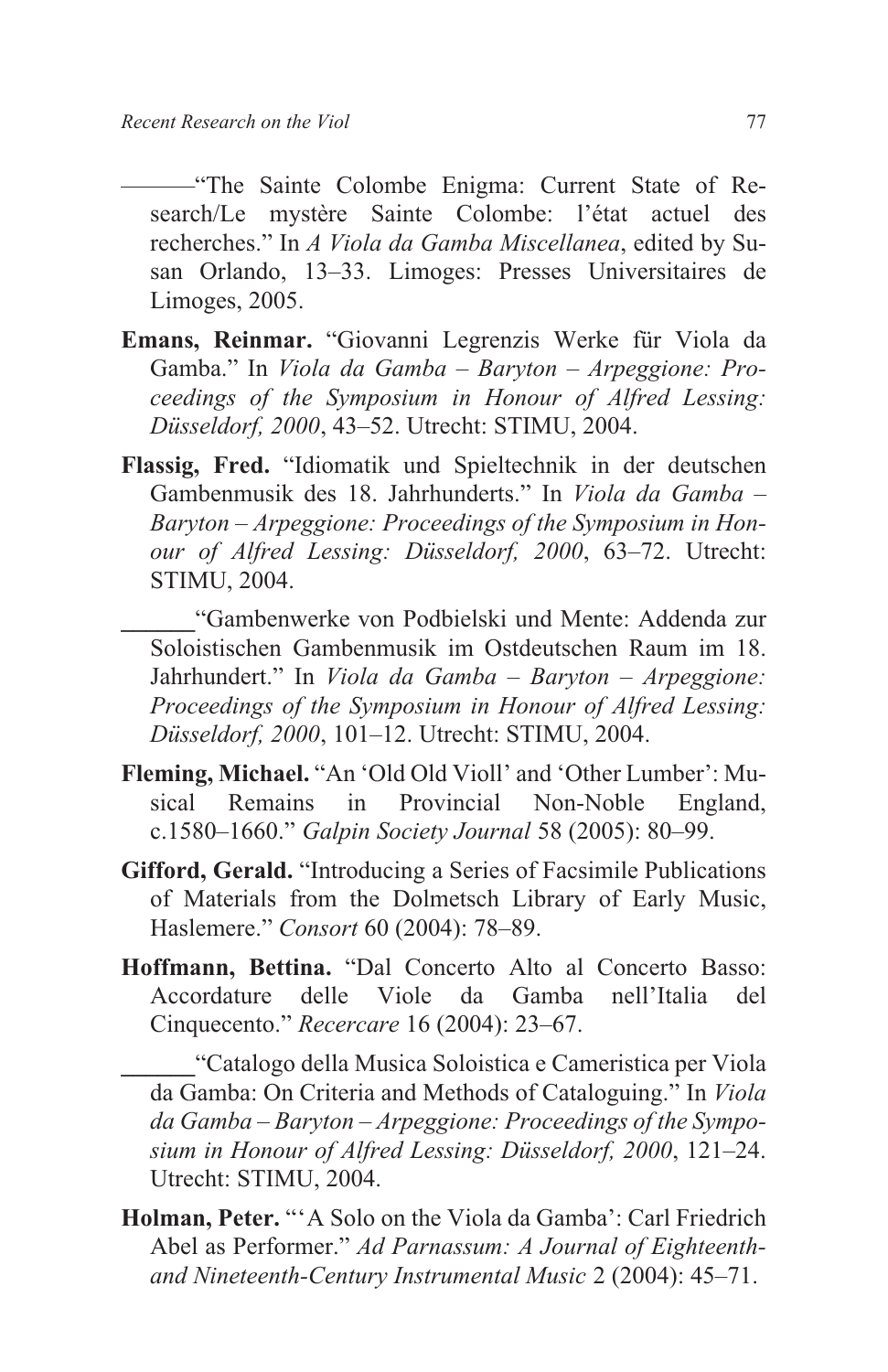———"The Sainte Colombe Enigma: Current State of Research/Le mystère Sainte Colombe: l'état actuel des recherches." In *A Viola da Gamba Miscellanea*, edited by Susan Orlando, 13–33. Limoges: Presses Universitaires de Limoges, 2005.

**Emans, Reinmar.** "Giovanni Legrenzis Werke für Viola da Gamba." In *Viola da Gamba – Baryton – Arpeggione: Proceedings of the Symposium in Honour of Alfred Lessing: Düsseldorf, 2000*, 43–52. Utrecht: STIMU, 2004.

**Flassig, Fred.** "Idiomatik und Spieltechnik in der deutschen Gambenmusik des 18. Jahrhunderts." In *Viola da Gamba – Baryton – Arpeggione: Proceedings of the Symposium in Honour of Alfred Lessing: Düsseldorf, 2000*, 63–72. Utrecht: STIMU, 2004.

______"Gambenwerke von Podbielski und Mente: Addenda zur Soloistischen Gambenmusik im Ostdeutschen Raum im 18. Jahrhundert." In *Viola da Gamba – Baryton – Arpeggione: Proceedings of the Symposium in Honour of Alfred Lessing: Düsseldorf, 2000*, 101–12. Utrecht: STIMU, 2004.

**Fleming, Michael.** "An 'Old Old Violl' and 'Other Lumber': Musical Remains in Provincial Non-Noble England, c.1580–1660." *Galpin Society Journal* 58 (2005): 80–99.

**Gifford, Gerald.** "Introducing a Series of Facsimile Publications of Materials from the Dolmetsch Library of Early Music, Haslemere." *Consort* 60 (2004): 78–89.

**Hoffmann, Bettina.** "Dal Concerto Alto al Concerto Basso: Accordature delle Viole da Gamba nell'Italia del Cinquecento." *Recercare* 16 (2004): 23–67.

______"Catalogo della Musica Soloistica e Cameristica per Viola da Gamba: On Criteria and Methods of Cataloguing." In *Viola da Gamba – Baryton – Arpeggione: Proceedings of the Symposium in Honour of Alfred Lessing: Düsseldorf, 2000*, 121–24. Utrecht: STIMU, 2004.

**Holman, Peter.** "'A Solo on the Viola da Gamba': Carl Friedrich Abel as Performer." *Ad Parnassum: A Journal of Eighteenth- and Nineteenth-Century Instrumental Music* 2 (2004): 45–71.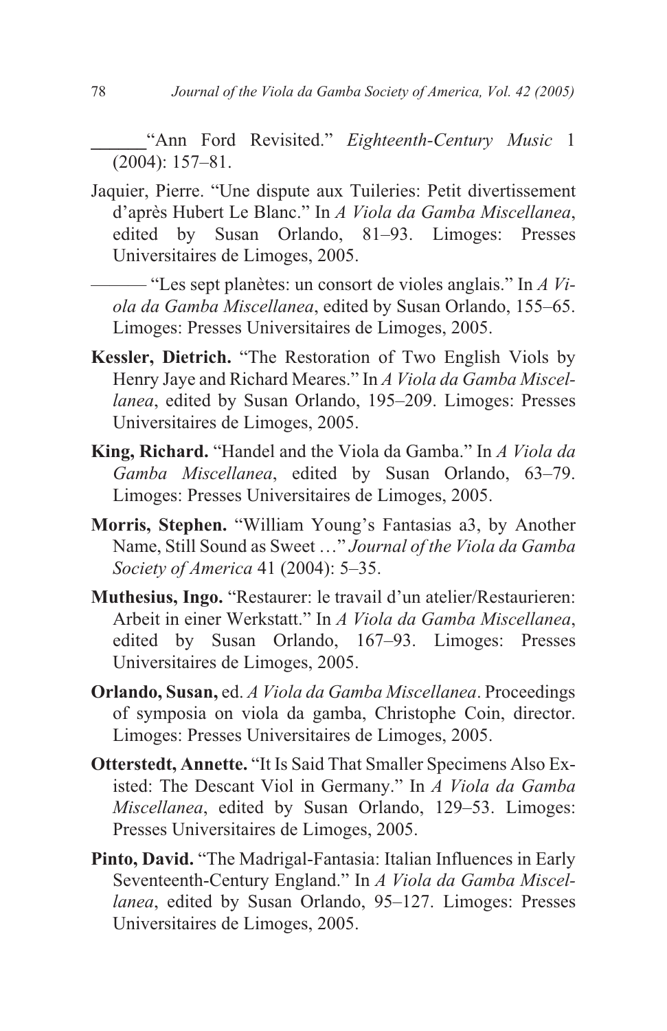______ "Ann Ford Revisited." *Eighteenth-Century Music* 1 (2004): 157–81.

Jaquier, Pierre. "Une dispute aux Tuileries: Petit divertissement d'après Hubert Le Blanc." In *A Viola da Gamba Miscellanea*, edited by Susan Orlando, 81–93. Limoges: Presses Universitaires de Limoges, 2005.

——— "Les sept planètes: un consort de violes anglais." In *A Viola da Gamba Miscellanea*, edited by Susan Orlando, 155–65. Limoges: Presses Universitaires de Limoges, 2005.

**Kessler, Dietrich.** "The Restoration of Two English Viols by Henry Jaye and Richard Meares." In *A Viola da Gamba Miscellanea*, edited by Susan Orlando, 195–209. Limoges: Presses Universitaires de Limoges, 2005.

**King, Richard.** "Handel and the Viola da Gamba." In *A Viola da Gamba Miscellanea*, edited by Susan Orlando, 63–79. Limoges: Presses Universitaires de Limoges, 2005.

**Morris, Stephen.** "William Young's Fantasias a3, by Another Name, Still Sound as Sweet …" *Journal of the Viola da Gamba Society of America* 41 (2004): 5–35.

**Muthesius, Ingo.** "Restaurer: le travail d'un atelier/Restaurieren: Arbeit in einer Werkstatt." In *A Viola da Gamba Miscellanea*, edited by Susan Orlando, 167–93. Limoges: Presses Universitaires de Limoges, 2005.

**Orlando, Susan,** ed. *A Viola da Gamba Miscellanea*. Proceedings of symposia on viola da gamba, Christophe Coin, director. Limoges: Presses Universitaires de Limoges, 2005.

**Otterstedt, Annette.** "It Is Said That Smaller Specimens Also Existed: The Descant Viol in Germany." In *A Viola da Gamba Miscellanea*, edited by Susan Orlando, 129–53. Limoges: Presses Universitaires de Limoges, 2005.

**Pinto, David.** "The Madrigal-Fantasia: Italian Influences in Early Seventeenth-Century England." In *A Viola da Gamba Miscellanea*, edited by Susan Orlando, 95–127. Limoges: Presses Universitaires de Limoges, 2005.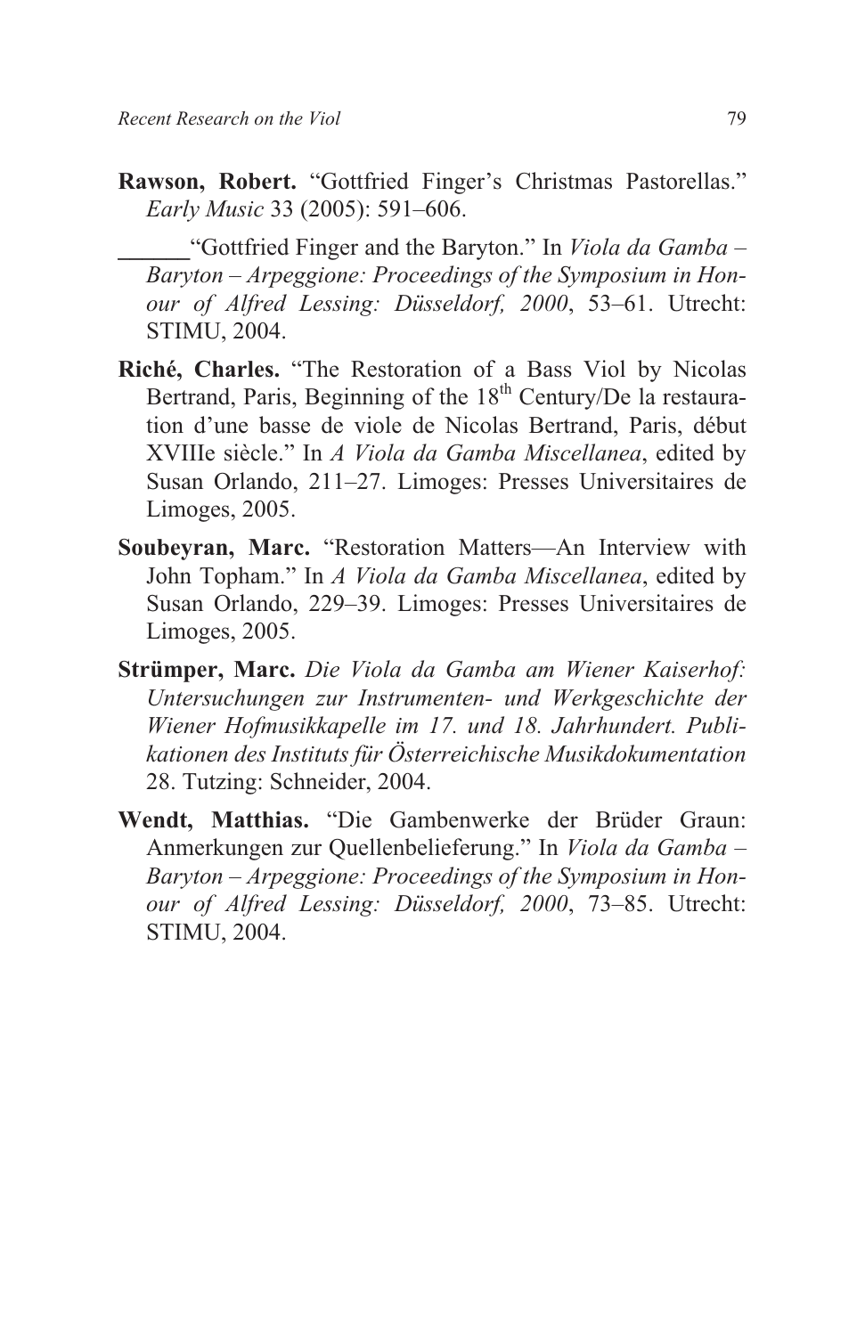**Rawson, Robert.** "Gottfried Finger's Christmas Pastorellas." *Early Music* 33 (2005): 591–606.

______"Gottfried Finger and the Baryton." In *Viola da Gamba – Baryton – Arpeggione: Proceedings of the Symposium in Honour of Alfred Lessing: Düsseldorf, 2000*, 53–61. Utrecht: STIMU, 2004.

**Riché, Charles.** "The Restoration of a Bass Viol by Nicolas Bertrand, Paris, Beginning of the 18th Century/De la restauration d'une basse de viole de Nicolas Bertrand, Paris, début XVIIIe siècle." In *A Viola da Gamba Miscellanea*, edited by Susan Orlando, 211–27. Limoges: Presses Universitaires de Limoges, 2005.

**Soubeyran, Marc.** "Restoration Matters—An Interview with John Topham." In *A Viola da Gamba Miscellanea*, edited by Susan Orlando, 229–39. Limoges: Presses Universitaires de Limoges, 2005.

**Strümper, Marc.** *Die Viola da Gamba am Wiener Kaiserhof: Untersuchungen zur Instrumenten- und Werkgeschichte der Wiener Hofmusikkapelle im 17. und 18. Jahrhundert. Publikationen des Instituts für Österreichische Musikdokumentation* 28. Tutzing: Schneider, 2004.

**Wendt, Matthias.** "Die Gambenwerke der Brüder Graun: Anmerkungen zur Quellenbelieferung." In *Viola da Gamba – Baryton – Arpeggione: Proceedings of the Symposium in Honour of Alfred Lessing: Düsseldorf, 2000*, 73–85. Utrecht: STIMU, 2004.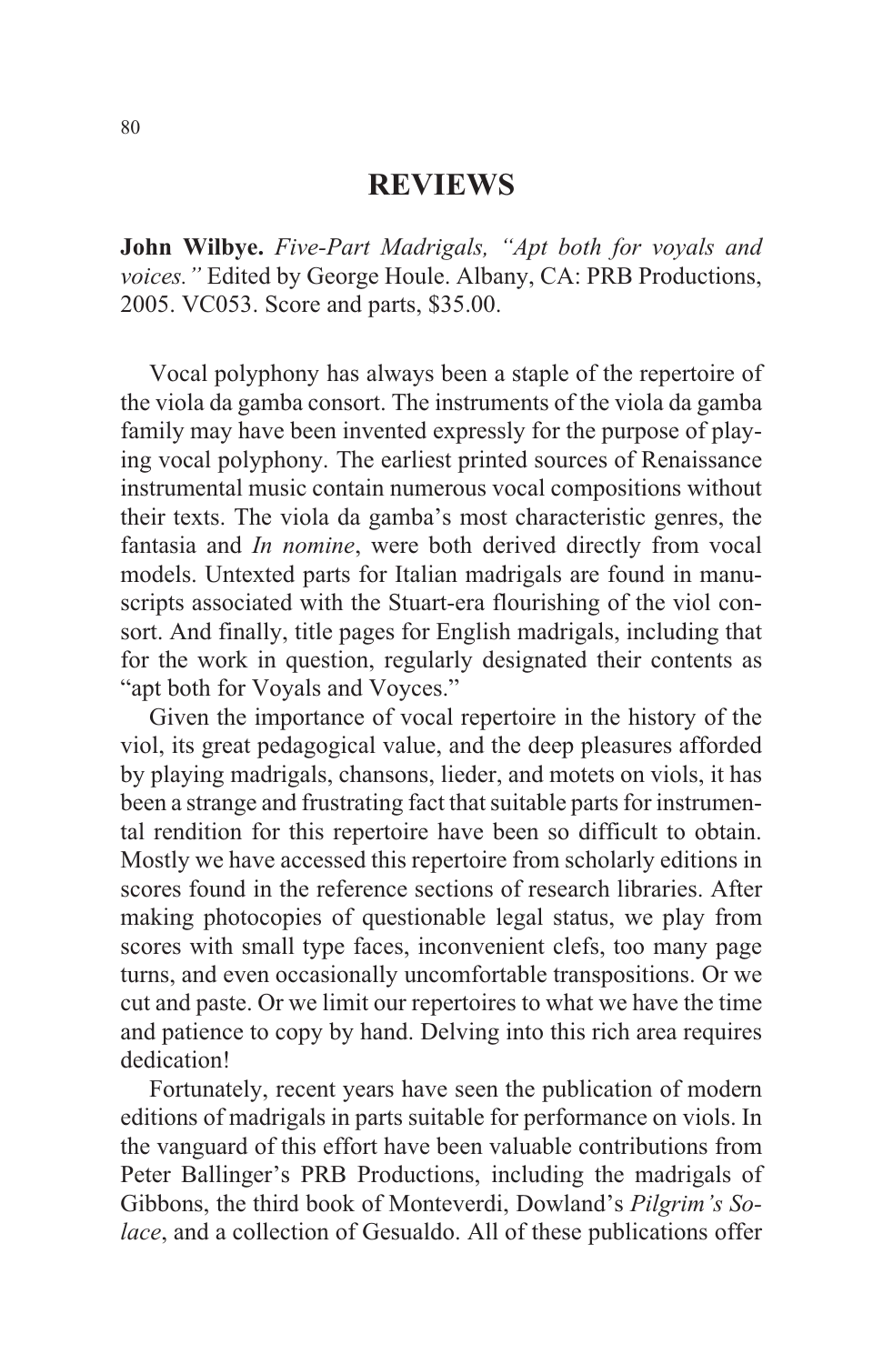# REVIEWS

**John Wilbye.** *Five-Part Madrigals, "Apt both for voyals and voices."* Edited by George Houle. Albany, CA: PRB Productions, 2005. VC053. Score and parts, $35.00.

Vocal polyphony has always been a staple of the repertoire of the viola da gamba consort. The instruments of the viola da gamba family may have been invented expressly for the purpose of playing vocal polyphony. The earliest printed sources of Renaissance instrumental music contain numerous vocal compositions without their texts. The viola da gamba's most characteristic genres, the fantasia and *In nomine*, were both derived directly from vocal models. Untexted parts for Italian madrigals are found in manuscripts associated with the Stuart-era flourishing of the viol consort. And finally, title pages for English madrigals, including that for the work in question, regularly designated their contents as "apt both for Voyals and Voyces."

Given the importance of vocal repertoire in the history of the viol, its great pedagogical value, and the deep pleasures afforded by playing madrigals, chansons, lieder, and motets on viols, it has been a strange and frustrating fact that suitable parts for instrumental rendition for this repertoire have been so difficult to obtain. Mostly we have accessed this repertoire from scholarly editions in scores found in the reference sections of research libraries. After making photocopies of questionable legal status, we play from scores with small type faces, inconvenient clefs, too many page turns, and even occasionally uncomfortable transpositions. Or we cut and paste. Or we limit our repertoires to what we have the time and patience to copy by hand. Delving into this rich area requires dedication!

Fortunately, recent years have seen the publication of modern editions of madrigals in parts suitable for performance on viols. In the vanguard of this effort have been valuable contributions from Peter Ballinger's PRB Productions, including the madrigals of Gibbons, the third book of Monteverdi, Dowland's *Pilgrim's Solace*, and a collection of Gesualdo. All of these publications offer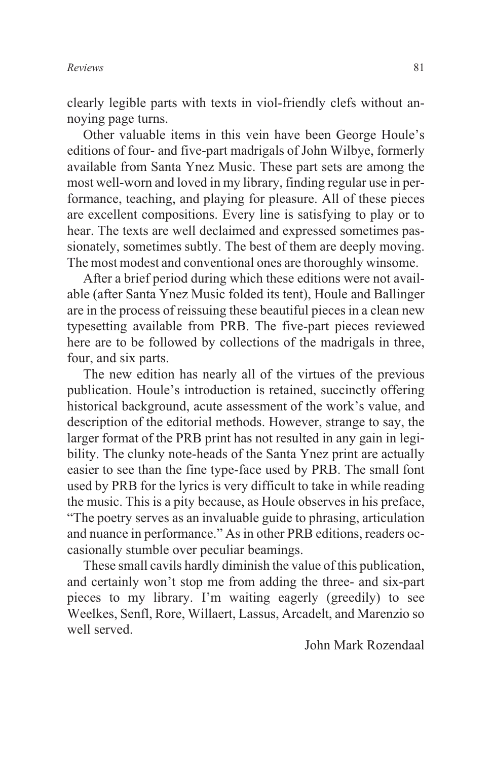clearly legible parts with texts in viol-friendly clefs without annoying page turns.

Other valuable items in this vein have been George Houle's editions of four- and five-part madrigals of John Wilbye, formerly available from Santa Ynez Music. These part sets are among the most well-worn and loved in my library, finding regular use in performance, teaching, and playing for pleasure. All of these pieces are excellent compositions. Every line is satisfying to play or to hear. The texts are well declaimed and expressed sometimes passionately, sometimes subtly. The best of them are deeply moving. The most modest and conventional ones are thoroughly winsome.

After a brief period during which these editions were not available (after Santa Ynez Music folded its tent), Houle and Ballinger are in the process of reissuing these beautiful pieces in a clean new typesetting available from PRB. The five-part pieces reviewed here are to be followed by collections of the madrigals in three, four, and six parts.

The new edition has nearly all of the virtues of the previous publication. Houle's introduction is retained, succinctly offering historical background, acute assessment of the work's value, and description of the editorial methods. However, strange to say, the larger format of the PRB print has not resulted in any gain in legibility. The clunky note-heads of the Santa Ynez print are actually easier to see than the fine type-face used by PRB. The small font used by PRB for the lyrics is very difficult to take in while reading the music. This is a pity because, as Houle observes in his preface, "The poetry serves as an invaluable guide to phrasing, articulation and nuance in performance." As in other PRB editions, readers occasionally stumble over peculiar beamings.

These small cavils hardly diminish the value of this publication, and certainly won't stop me from adding the three- and six-part pieces to my library. I'm waiting eagerly (greedily) to see Weelkes, Senfl, Rore, Willaert, Lassus, Arcadelt, and Marenzio so well served.

John Mark Rozendaal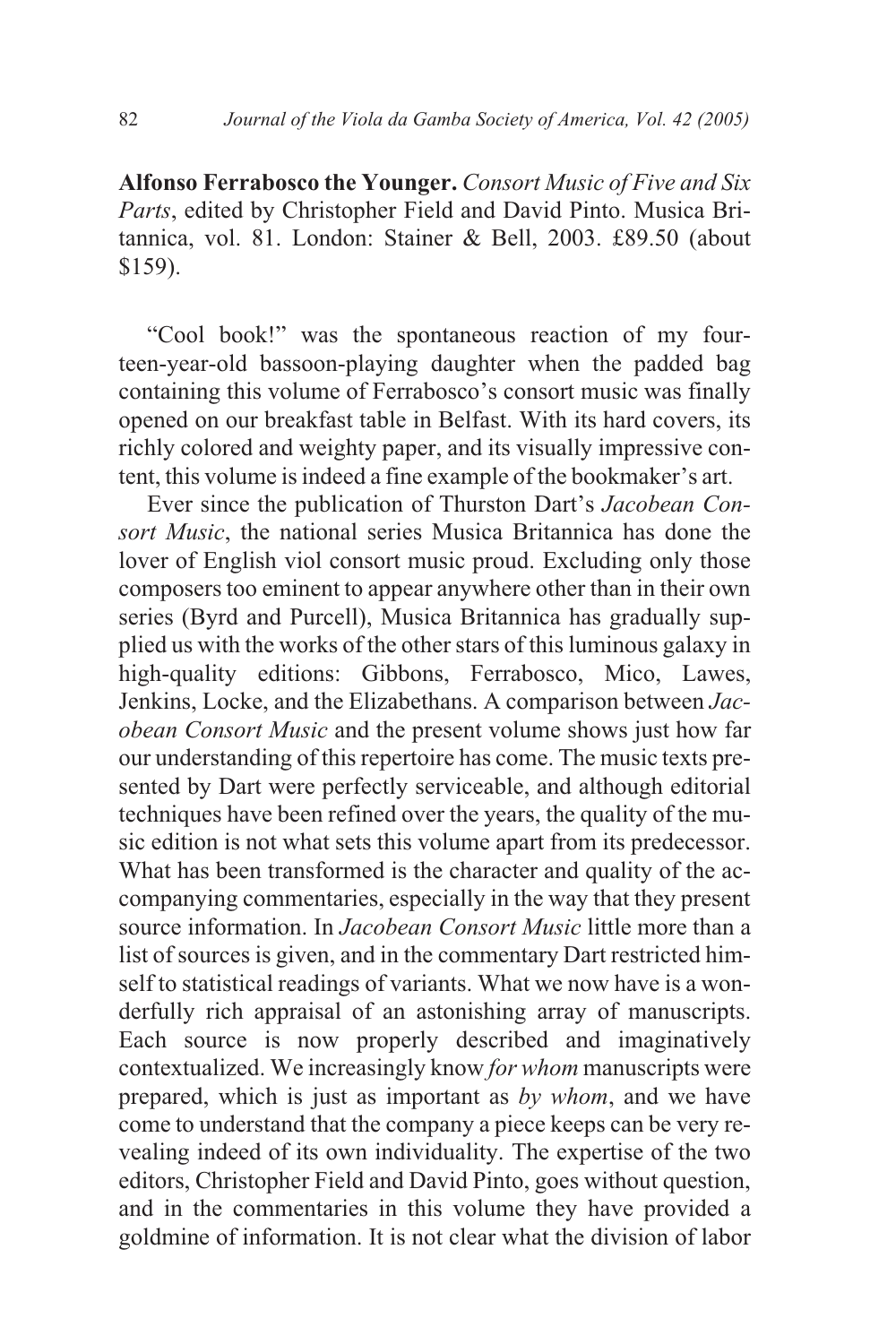**Alfonso Ferrabosco the Younger.** *Consort Music of Five and Six Parts*, edited by Christopher Field and David Pinto. Musica Britannica, vol. 81. London: Stainer & Bell, 2003. £89.50 (about $159).

"Cool book!" was the spontaneous reaction of my fourteen-year-old bassoon-playing daughter when the padded bag containing this volume of Ferrabosco's consort music was finally opened on our breakfast table in Belfast. With its hard covers, its richly colored and weighty paper, and its visually impressive content, this volume is indeed a fine example of the bookmaker's art.

Ever since the publication of Thurston Dart's *Jacobean Consort Music*, the national series Musica Britannica has done the lover of English viol consort music proud. Excluding only those composers too eminent to appear anywhere other than in their own series (Byrd and Purcell), Musica Britannica has gradually supplied us with the works of the other stars of this luminous galaxy in high-quality editions: Gibbons, Ferrabosco, Mico, Lawes, Jenkins, Locke, and the Elizabethans. A comparison between *Jacobean Consort Music* and the present volume shows just how far our understanding of this repertoire has come. The music texts presented by Dart were perfectly serviceable, and although editorial techniques have been refined over the years, the quality of the music edition is not what sets this volume apart from its predecessor. What has been transformed is the character and quality of the accompanying commentaries, especially in the way that they present source information. In *Jacobean Consort Music* little more than a list of sources is given, and in the commentary Dart restricted himself to statistical readings of variants. What we now have is a wonderfully rich appraisal of an astonishing array of manuscripts. Each source is now properly described and imaginatively contextualized. We increasingly know *for whom* manuscripts were prepared, which is just as important as *by whom*, and we have come to understand that the company a piece keeps can be very revealing indeed of its own individuality. The expertise of the two editors, Christopher Field and David Pinto, goes without question, and in the commentaries in this volume they have provided a goldmine of information. It is not clear what the division of labor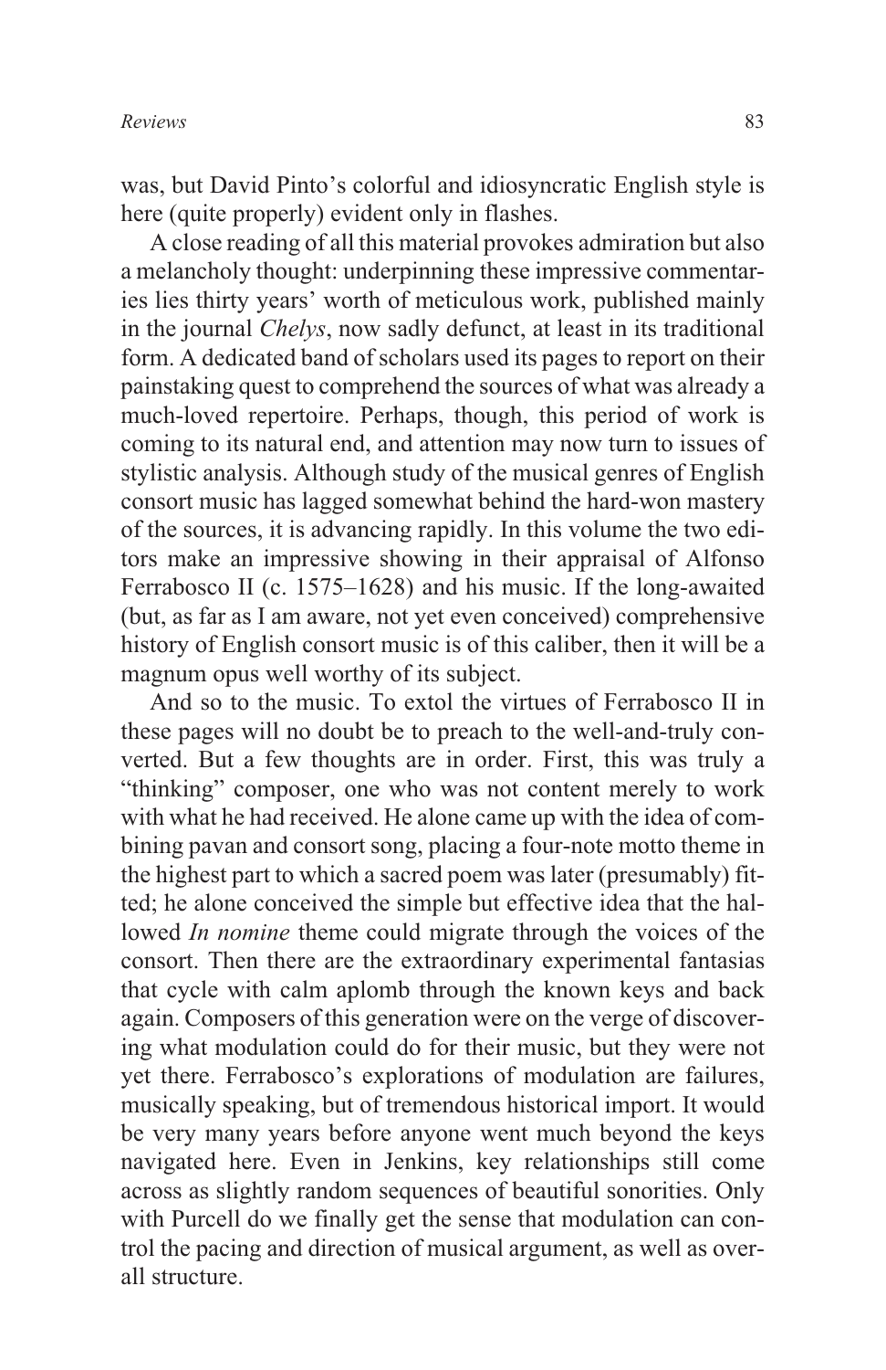was, but David Pinto's colorful and idiosyncratic English style is here (quite properly) evident only in flashes.

A close reading of all this material provokes admiration but also a melancholy thought: underpinning these impressive commentaries lies thirty years' worth of meticulous work, published mainly in the journal *Chelys*, now sadly defunct, at least in its traditional form. A dedicated band of scholars used its pages to report on their painstaking quest to comprehend the sources of what was already a much-loved repertoire. Perhaps, though, this period of work is coming to its natural end, and attention may now turn to issues of stylistic analysis. Although study of the musical genres of English consort music has lagged somewhat behind the hard-won mastery of the sources, it is advancing rapidly. In this volume the two editors make an impressive showing in their appraisal of Alfonso Ferrabosco II (c. 1575–1628) and his music. If the long-awaited (but, as far as I am aware, not yet even conceived) comprehensive history of English consort music is of this caliber, then it will be a magnum opus well worthy of its subject.

And so to the music. To extol the virtues of Ferrabosco II in these pages will no doubt be to preach to the well-and-truly converted. But a few thoughts are in order. First, this was truly a "thinking" composer, one who was not content merely to work with what he had received. He alone came up with the idea of combining pavan and consort song, placing a four-note motto theme in the highest part to which a sacred poem was later (presumably) fitted; he alone conceived the simple but effective idea that the hallowed *In nomine* theme could migrate through the voices of the consort. Then there are the extraordinary experimental fantasias that cycle with calm aplomb through the known keys and back again. Composers of this generation were on the verge of discovering what modulation could do for their music, but they were not yet there. Ferrabosco's explorations of modulation are failures, musically speaking, but of tremendous historical import. It would be very many years before anyone went much beyond the keys navigated here. Even in Jenkins, key relationships still come across as slightly random sequences of beautiful sonorities. Only with Purcell do we finally get the sense that modulation can control the pacing and direction of musical argument, as well as overall structure.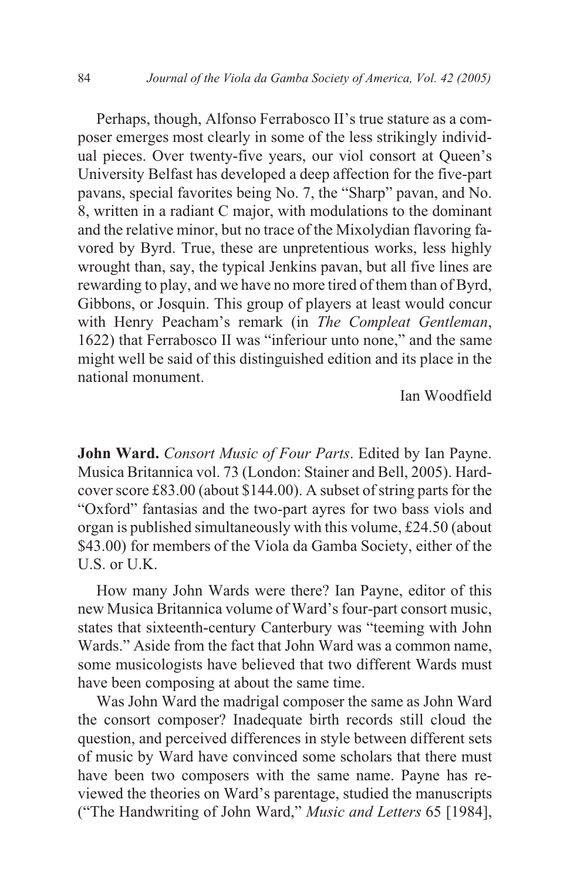Perhaps, though, Alfonso Ferrabosco II's true stature as a composer emerges most clearly in some of the less strikingly individual pieces. Over twenty-five years, our viol consort at Queen's University Belfast has developed a deep affection for the five-part pavans, special favorites being No. 7, the "Sharp" pavan, and No. 8, written in a radiant C major, with modulations to the dominant and the relative minor, but no trace of the Mixolydian flavoring favored by Byrd. True, these are unpretentious works, less highly wrought than, say, the typical Jenkins pavan, but all five lines are rewarding to play, and we have no more tired of them than of Byrd, Gibbons, or Josquin. This group of players at least would concur with Henry Peacham's remark (in *The Compleat Gentleman*, 1622) that Ferrabosco II was "inferiour unto none," and the same might well be said of this distinguished edition and its place in the national monument.

Ian Woodfield

**John Ward.** *Consort Music of Four Parts*. Edited by Ian Payne. Musica Britannica vol. 73 (London: Stainer and Bell, 2005). Hardcover score £83.00 (about $144.00). A subset of string parts for the "Oxford" fantasias and the two-part ayres for two bass viols and organ is published simultaneously with this volume, £24.50 (about $43.00) for members of the Viola da Gamba Society, either of the U.S. or U.K.

How many John Wards were there? Ian Payne, editor of this new Musica Britannica volume of Ward's four-part consort music, states that sixteenth-century Canterbury was "teeming with John Wards." Aside from the fact that John Ward was a common name, some musicologists have believed that two different Wards must have been composing at about the same time.

Was John Ward the madrigal composer the same as John Ward the consort composer? Inadequate birth records still cloud the question, and perceived differences in style between different sets of music by Ward have convinced some scholars that there must have been two composers with the same name. Payne has reviewed the theories on Ward's parentage, studied the manuscripts ("The Handwriting of John Ward," *Music and Letters* 65 [1984],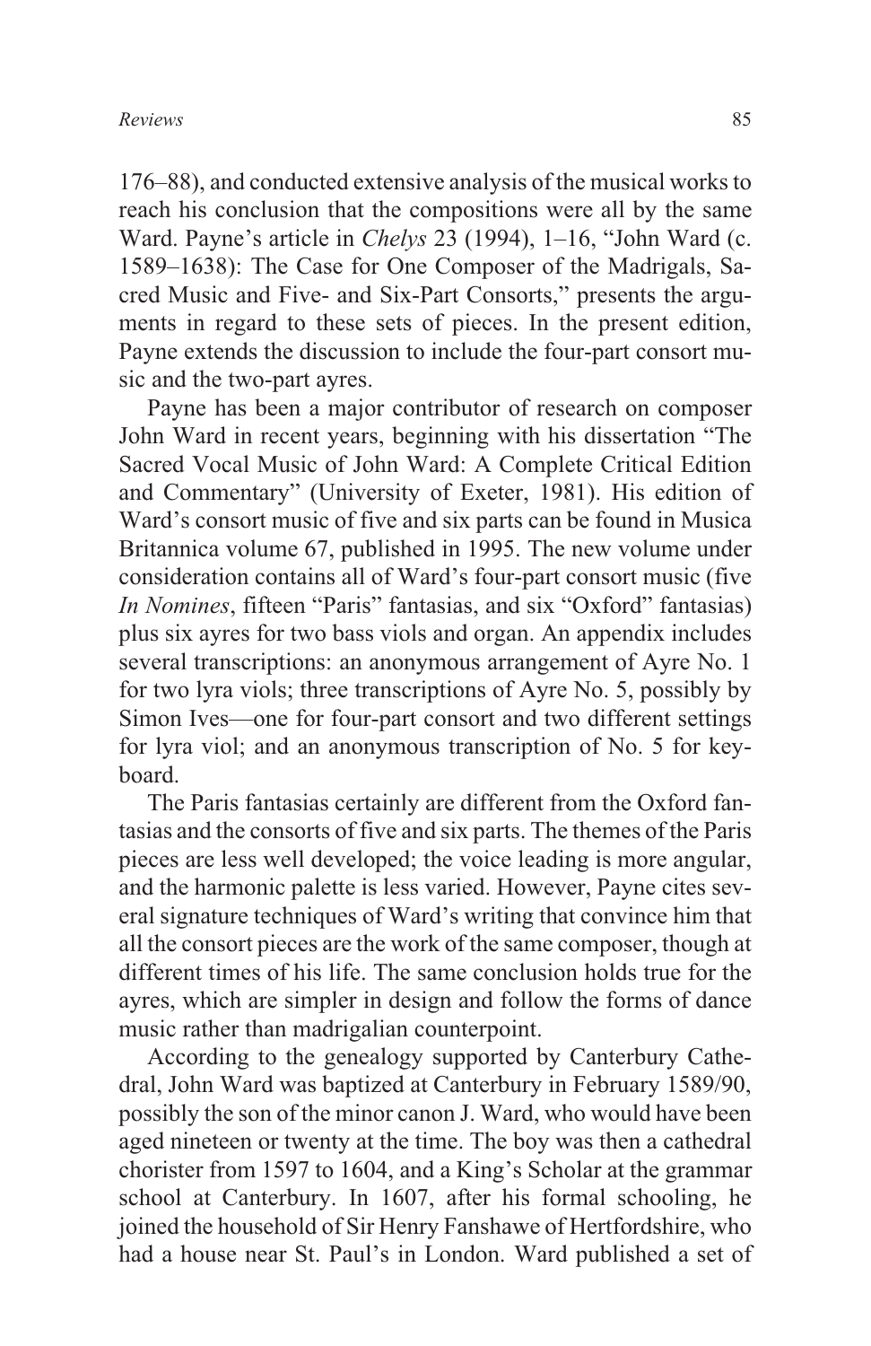176–88), and conducted extensive analysis of the musical works to reach his conclusion that the compositions were all by the same Ward. Payne's article in *Chelys* 23 (1994), 1–16, "John Ward (c. 1589–1638): The Case for One Composer of the Madrigals, Sacred Music and Five- and Six-Part Consorts," presents the arguments in regard to these sets of pieces. In the present edition, Payne extends the discussion to include the four-part consort music and the two-part ayres.

Payne has been a major contributor of research on composer John Ward in recent years, beginning with his dissertation "The Sacred Vocal Music of John Ward: A Complete Critical Edition and Commentary" (University of Exeter, 1981). His edition of Ward's consort music of five and six parts can be found in Musica Britannica volume 67, published in 1995. The new volume under consideration contains all of Ward's four-part consort music (five *In Nomines*, fifteen "Paris" fantasias, and six "Oxford" fantasias) plus six ayres for two bass viols and organ. An appendix includes several transcriptions: an anonymous arrangement of Ayre No. 1 for two lyra viols; three transcriptions of Ayre No. 5, possibly by Simon Ives—one for four-part consort and two different settings for lyra viol; and an anonymous transcription of No. 5 for keyboard.

The Paris fantasias certainly are different from the Oxford fantasias and the consorts of five and six parts. The themes of the Paris pieces are less well developed; the voice leading is more angular, and the harmonic palette is less varied. However, Payne cites several signature techniques of Ward's writing that convince him that all the consort pieces are the work of the same composer, though at different times of his life. The same conclusion holds true for the ayres, which are simpler in design and follow the forms of dance music rather than madrigalian counterpoint.

According to the genealogy supported by Canterbury Cathedral, John Ward was baptized at Canterbury in February 1589/90, possibly the son of the minor canon J. Ward, who would have been aged nineteen or twenty at the time. The boy was then a cathedral chorister from 1597 to 1604, and a King's Scholar at the grammar school at Canterbury. In 1607, after his formal schooling, he joined the household of Sir Henry Fanshawe of Hertfordshire, who had a house near St. Paul's in London. Ward published a set of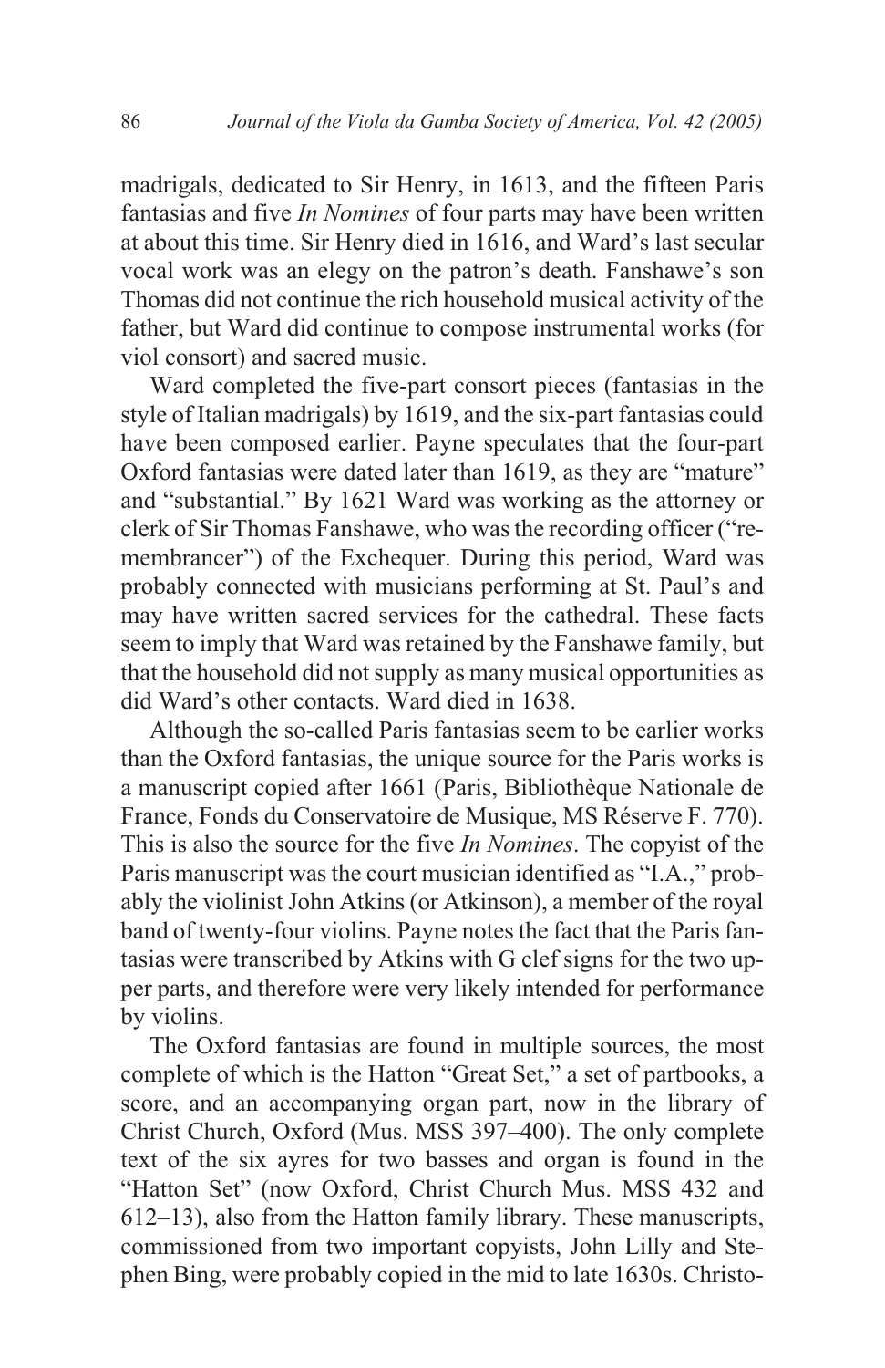madrigals, dedicated to Sir Henry, in 1613, and the fifteen Paris fantasias and five *In Nomines* of four parts may have been written at about this time. Sir Henry died in 1616, and Ward's last secular vocal work was an elegy on the patron's death. Fanshawe's son Thomas did not continue the rich household musical activity of the father, but Ward did continue to compose instrumental works (for viol consort) and sacred music.

Ward completed the five-part consort pieces (fantasias in the style of Italian madrigals) by 1619, and the six-part fantasias could have been composed earlier. Payne speculates that the four-part Oxford fantasias were dated later than 1619, as they are "mature" and "substantial." By 1621 Ward was working as the attorney or clerk of Sir Thomas Fanshawe, who was the recording officer ("remembrancer") of the Exchequer. During this period, Ward was probably connected with musicians performing at St. Paul's and may have written sacred services for the cathedral. These facts seem to imply that Ward was retained by the Fanshawe family, but that the household did not supply as many musical opportunities as did Ward's other contacts. Ward died in 1638.

Although the so-called Paris fantasias seem to be earlier works than the Oxford fantasias, the unique source for the Paris works is a manuscript copied after 1661 (Paris, Bibliothèque Nationale de France, Fonds du Conservatoire de Musique, MS Réserve F. 770). This is also the source for the five *In Nomines*. The copyist of the Paris manuscript was the court musician identified as "I.A.," probably the violinist John Atkins (or Atkinson), a member of the royal band of twenty-four violins. Payne notes the fact that the Paris fantasias were transcribed by Atkins with G clef signs for the two upper parts, and therefore were very likely intended for performance by violins.

The Oxford fantasias are found in multiple sources, the most complete of which is the Hatton "Great Set," a set of partbooks, a score, and an accompanying organ part, now in the library of Christ Church, Oxford (Mus. MSS 397–400). The only complete text of the six ayres for two basses and organ is found in the "Hatton Set" (now Oxford, Christ Church Mus. MSS 432 and 612–13), also from the Hatton family library. These manuscripts, commissioned from two important copyists, John Lilly and Stephen Bing, were probably copied in the mid to late 1630s. Christo-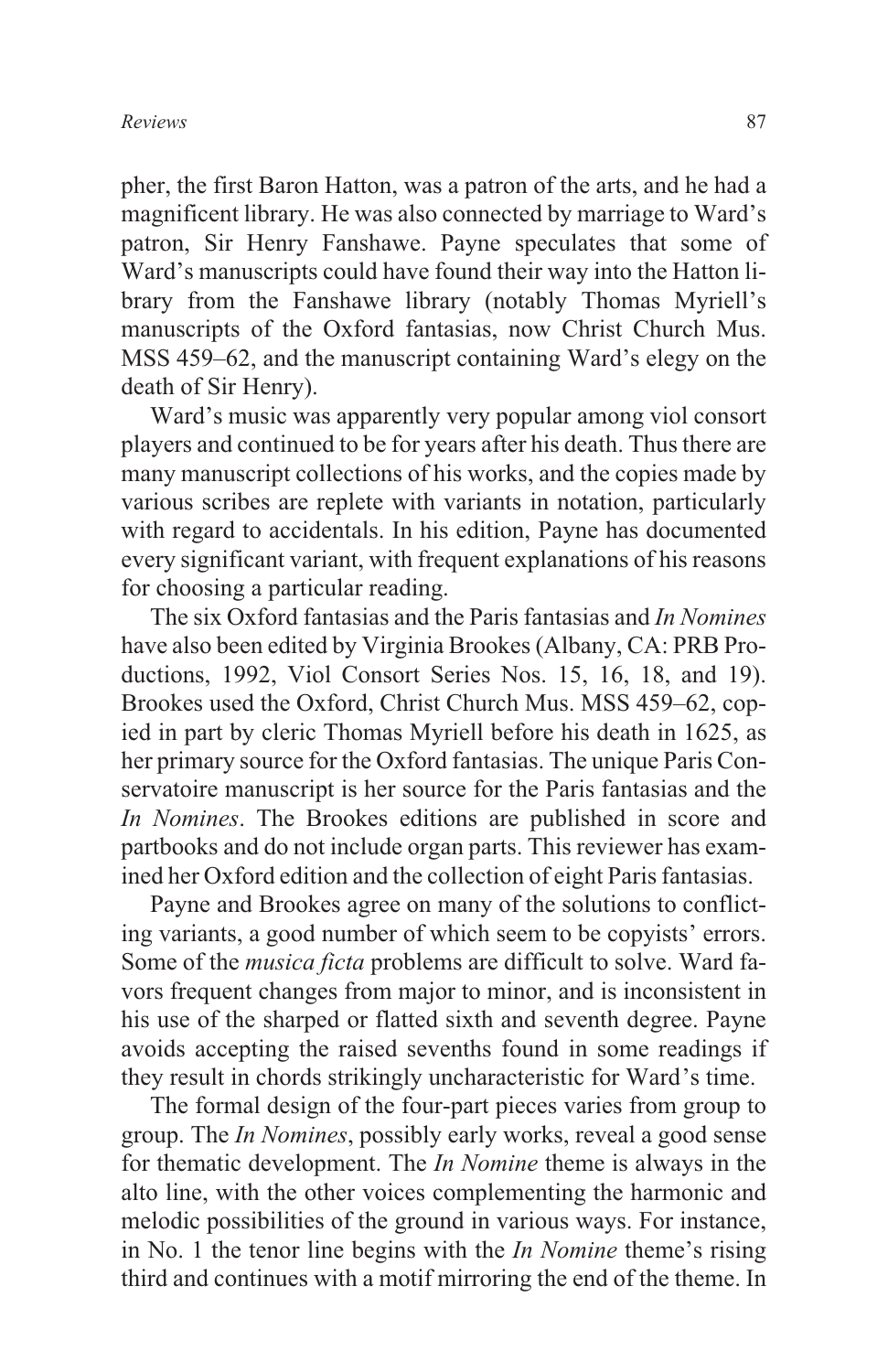pher, the first Baron Hatton, was a patron of the arts, and he had a magnificent library. He was also connected by marriage to Ward's patron, Sir Henry Fanshawe. Payne speculates that some of Ward's manuscripts could have found their way into the Hatton library from the Fanshawe library (notably Thomas Myriell's manuscripts of the Oxford fantasias, now Christ Church Mus. MSS 459–62, and the manuscript containing Ward's elegy on the death of Sir Henry).

Ward's music was apparently very popular among viol consort players and continued to be for years after his death. Thus there are many manuscript collections of his works, and the copies made by various scribes are replete with variants in notation, particularly with regard to accidentals. In his edition, Payne has documented every significant variant, with frequent explanations of his reasons for choosing a particular reading.

The six Oxford fantasias and the Paris fantasias and *In Nomines* have also been edited by Virginia Brookes (Albany, CA: PRB Productions, 1992, Viol Consort Series Nos. 15, 16, 18, and 19). Brookes used the Oxford, Christ Church Mus. MSS 459–62, copied in part by cleric Thomas Myriell before his death in 1625, as her primary source for the Oxford fantasias. The unique Paris Conservatoire manuscript is her source for the Paris fantasias and the *In Nomines*. The Brookes editions are published in score and partbooks and do not include organ parts. This reviewer has examined her Oxford edition and the collection of eight Paris fantasias.

Payne and Brookes agree on many of the solutions to conflicting variants, a good number of which seem to be copyists' errors. Some of the *musica ficta* problems are difficult to solve. Ward favors frequent changes from major to minor, and is inconsistent in his use of the sharped or flatted sixth and seventh degree. Payne avoids accepting the raised sevenths found in some readings if they result in chords strikingly uncharacteristic for Ward's time.

The formal design of the four-part pieces varies from group to group. The *In Nomines*, possibly early works, reveal a good sense for thematic development. The *In Nomine* theme is always in the alto line, with the other voices complementing the harmonic and melodic possibilities of the ground in various ways. For instance, in No. 1 the tenor line begins with the *In Nomine* theme's rising third and continues with a motif mirroring the end of the theme. In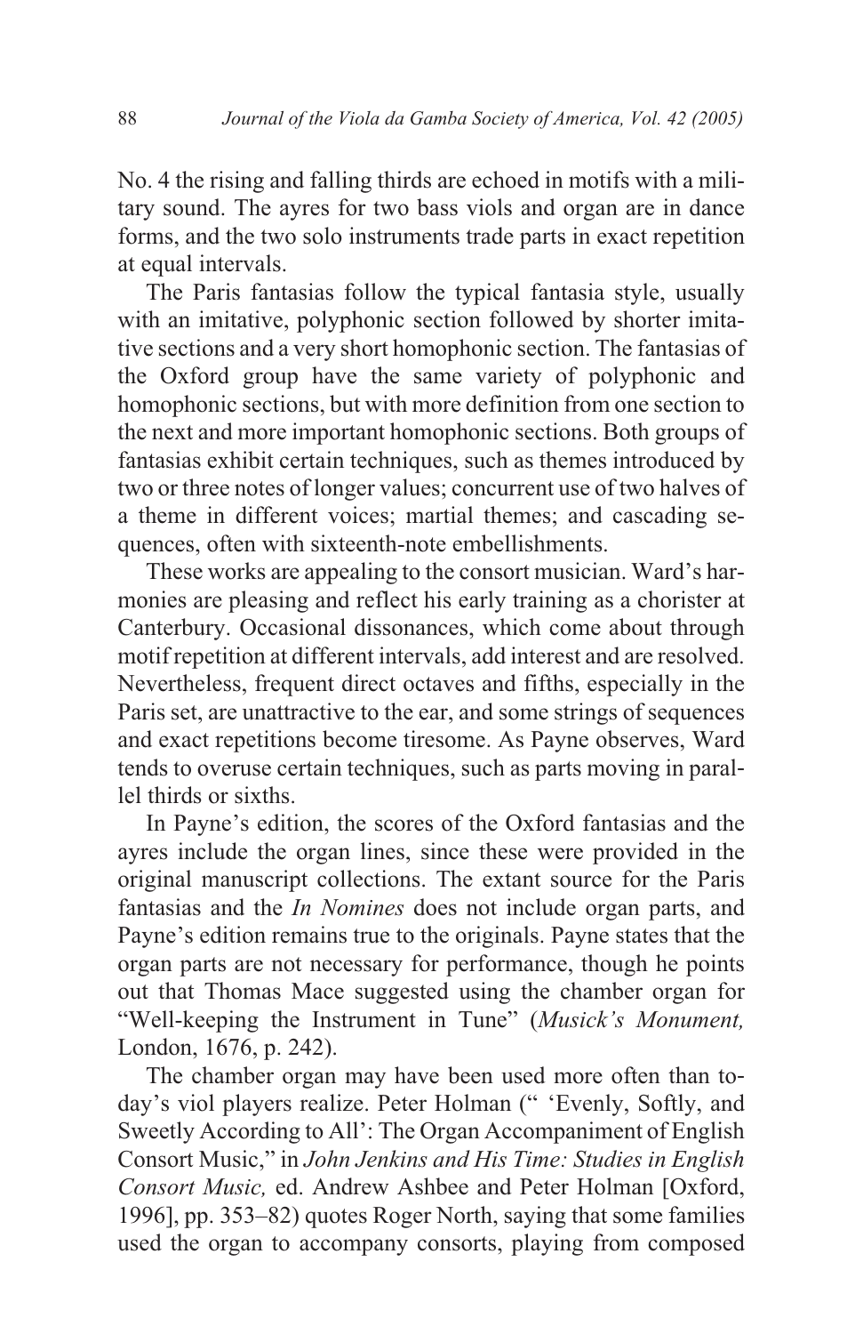No. 4 the rising and falling thirds are echoed in motifs with a military sound. The ayres for two bass viols and organ are in dance forms, and the two solo instruments trade parts in exact repetition at equal intervals.

The Paris fantasias follow the typical fantasia style, usually with an imitative, polyphonic section followed by shorter imitative sections and a very short homophonic section. The fantasias of the Oxford group have the same variety of polyphonic and homophonic sections, but with more definition from one section to the next and more important homophonic sections. Both groups of fantasias exhibit certain techniques, such as themes introduced by two or three notes of longer values; concurrent use of two halves of a theme in different voices; martial themes; and cascading sequences, often with sixteenth-note embellishments.

These works are appealing to the consort musician. Ward's harmonies are pleasing and reflect his early training as a chorister at Canterbury. Occasional dissonances, which come about through motif repetition at different intervals, add interest and are resolved. Nevertheless, frequent direct octaves and fifths, especially in the Paris set, are unattractive to the ear, and some strings of sequences and exact repetitions become tiresome. As Payne observes, Ward tends to overuse certain techniques, such as parts moving in parallel thirds or sixths.

In Payne's edition, the scores of the Oxford fantasias and the ayres include the organ lines, since these were provided in the original manuscript collections. The extant source for the Paris fantasias and the *In Nomines* does not include organ parts, and Payne's edition remains true to the originals. Payne states that the organ parts are not necessary for performance, though he points out that Thomas Mace suggested using the chamber organ for "Well-keeping the Instrument in Tune" (*Musick's Monument,* London, 1676, p. 242).

The chamber organ may have been used more often than today's viol players realize. Peter Holman (" 'Evenly, Softly, and Sweetly According to All': The Organ Accompaniment of English Consort Music," in *John Jenkins and His Time: Studies in English Consort Music,* ed. Andrew Ashbee and Peter Holman [Oxford, 1996], pp. 353–82) quotes Roger North, saying that some families used the organ to accompany consorts, playing from composed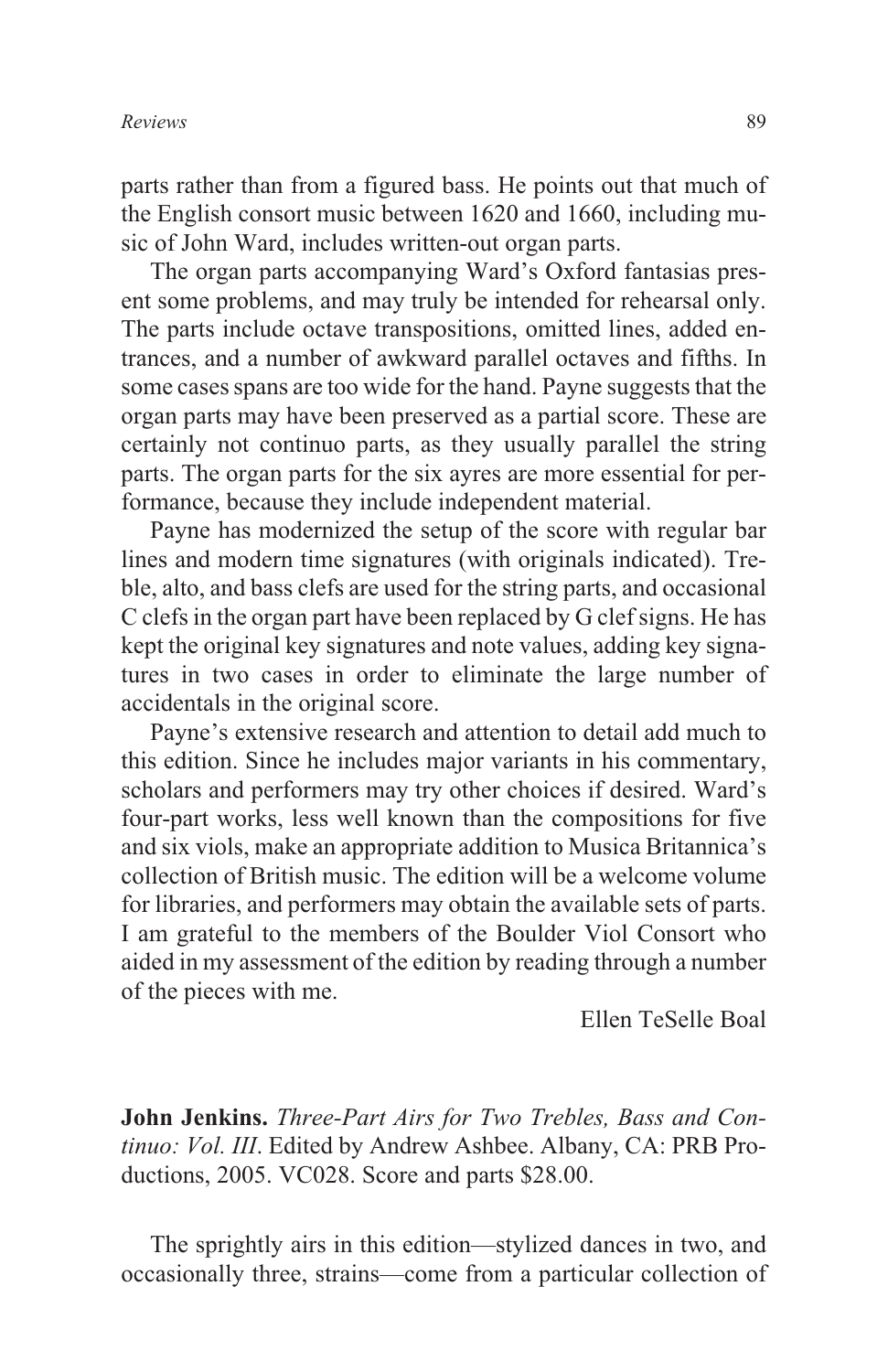parts rather than from a figured bass. He points out that much of the English consort music between 1620 and 1660, including music of John Ward, includes written-out organ parts.

The organ parts accompanying Ward's Oxford fantasias present some problems, and may truly be intended for rehearsal only. The parts include octave transpositions, omitted lines, added entrances, and a number of awkward parallel octaves and fifths. In some cases spans are too wide for the hand. Payne suggests that the organ parts may have been preserved as a partial score. These are certainly not continuo parts, as they usually parallel the string parts. The organ parts for the six ayres are more essential for performance, because they include independent material.

Payne has modernized the setup of the score with regular bar lines and modern time signatures (with originals indicated). Treble, alto, and bass clefs are used for the string parts, and occasional C clefs in the organ part have been replaced by G clef signs. He has kept the original key signatures and note values, adding key signatures in two cases in order to eliminate the large number of accidentals in the original score.

Payne's extensive research and attention to detail add much to this edition. Since he includes major variants in his commentary, scholars and performers may try other choices if desired. Ward's four-part works, less well known than the compositions for five and six viols, make an appropriate addition to Musica Britannica's collection of British music. The edition will be a welcome volume for libraries, and performers may obtain the available sets of parts. I am grateful to the members of the Boulder Viol Consort who aided in my assessment of the edition by reading through a number of the pieces with me.

Ellen TeSelle Boal

**John Jenkins.** *Three-Part Airs for Two Trebles, Bass and Continuo: Vol. III*. Edited by Andrew Ashbee. Albany, CA: PRB Productions, 2005. VC028. Score and parts $28.00.

The sprightly airs in this edition—stylized dances in two, and occasionally three, strains—come from a particular collection of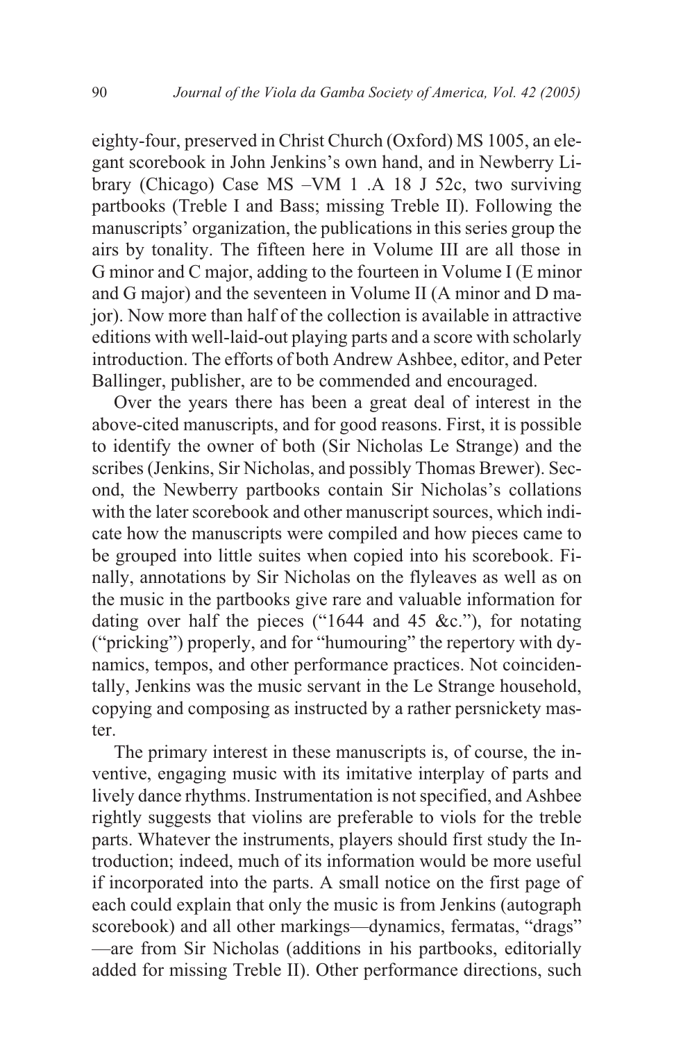eighty-four, preserved in Christ Church (Oxford) MS 1005, an elegant scorebook in John Jenkins's own hand, and in Newberry Library (Chicago) Case MS –VM 1 .A 18 J 52c, two surviving partbooks (Treble I and Bass; missing Treble II). Following the manuscripts' organization, the publications in this series group the airs by tonality. The fifteen here in Volume III are all those in G minor and C major, adding to the fourteen in Volume I (E minor and G major) and the seventeen in Volume II (A minor and D major). Now more than half of the collection is available in attractive editions with well-laid-out playing parts and a score with scholarly introduction. The efforts of both Andrew Ashbee, editor, and Peter Ballinger, publisher, are to be commended and encouraged.

Over the years there has been a great deal of interest in the above-cited manuscripts, and for good reasons. First, it is possible to identify the owner of both (Sir Nicholas Le Strange) and the scribes (Jenkins, Sir Nicholas, and possibly Thomas Brewer). Second, the Newberry partbooks contain Sir Nicholas's collations with the later scorebook and other manuscript sources, which indicate how the manuscripts were compiled and how pieces came to be grouped into little suites when copied into his scorebook. Finally, annotations by Sir Nicholas on the flyleaves as well as on the music in the partbooks give rare and valuable information for dating over half the pieces ("1644 and 45 &c."), for notating ("pricking") properly, and for "humouring" the repertory with dynamics, tempos, and other performance practices. Not coincidentally, Jenkins was the music servant in the Le Strange household, copying and composing as instructed by a rather persnickety master.

The primary interest in these manuscripts is, of course, the inventive, engaging music with its imitative interplay of parts and lively dance rhythms. Instrumentation is not specified, and Ashbee rightly suggests that violins are preferable to viols for the treble parts. Whatever the instruments, players should first study the Introduction; indeed, much of its information would be more useful if incorporated into the parts. A small notice on the first page of each could explain that only the music is from Jenkins (autograph scorebook) and all other markings—dynamics, fermatas, "drags"—are from Sir Nicholas (additions in his partbooks, editorially added for missing Treble II). Other performance directions, such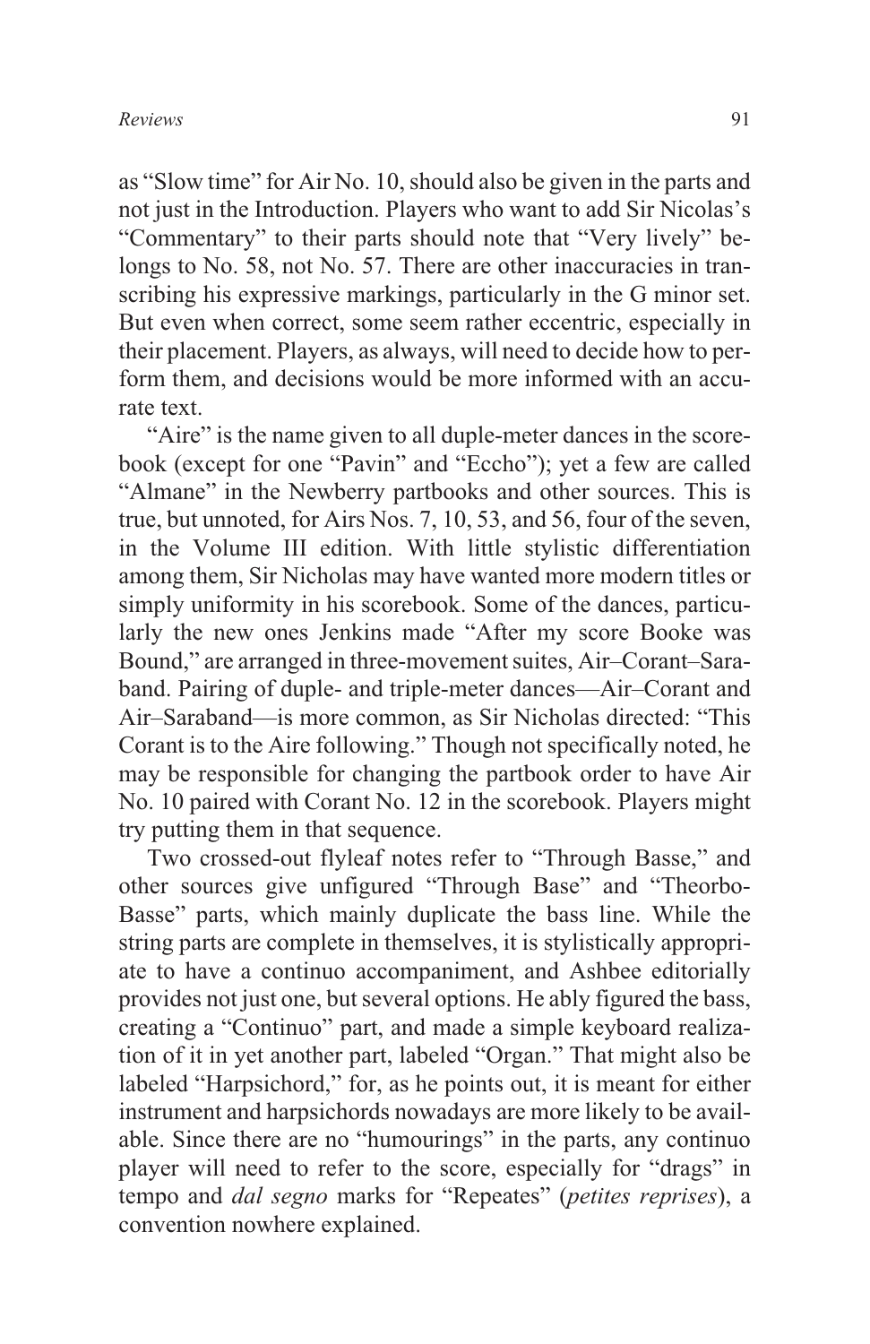as "Slow time" for Air No. 10, should also be given in the parts and not just in the Introduction. Players who want to add Sir Nicolas's "Commentary" to their parts should note that "Very lively" belongs to No. 58, not No. 57. There are other inaccuracies in transcribing his expressive markings, particularly in the G minor set. But even when correct, some seem rather eccentric, especially in their placement. Players, as always, will need to decide how to perform them, and decisions would be more informed with an accurate text.

"Aire" is the name given to all duple-meter dances in the scorebook (except for one "Pavin" and "Eccho"); yet a few are called "Almane" in the Newberry partbooks and other sources. This is true, but unnoted, for Airs Nos. 7, 10, 53, and 56, four of the seven, in the Volume III edition. With little stylistic differentiation among them, Sir Nicholas may have wanted more modern titles or simply uniformity in his scorebook. Some of the dances, particularly the new ones Jenkins made "After my score Booke was Bound," are arranged in three-movement suites, Air–Corant–Saraband. Pairing of duple- and triple-meter dances—Air–Corant and Air–Saraband—is more common, as Sir Nicholas directed: "This Corant is to the Aire following." Though not specifically noted, he may be responsible for changing the partbook order to have Air No. 10 paired with Corant No. 12 in the scorebook. Players might try putting them in that sequence.

Two crossed-out flyleaf notes refer to "Through Basse," and other sources give unfigured "Through Base" and "Theorbo-Basse" parts, which mainly duplicate the bass line. While the string parts are complete in themselves, it is stylistically appropriate to have a continuo accompaniment, and Ashbee editorially provides not just one, but several options. He ably figured the bass, creating a "Continuo" part, and made a simple keyboard realization of it in yet another part, labeled "Organ." That might also be labeled "Harpsichord," for, as he points out, it is meant for either instrument and harpsichords nowadays are more likely to be available. Since there are no "humourings" in the parts, any continuo player will need to refer to the score, especially for "drags" in tempo and *dal segno* marks for "Repeates" (*petites reprises*), a convention nowhere explained.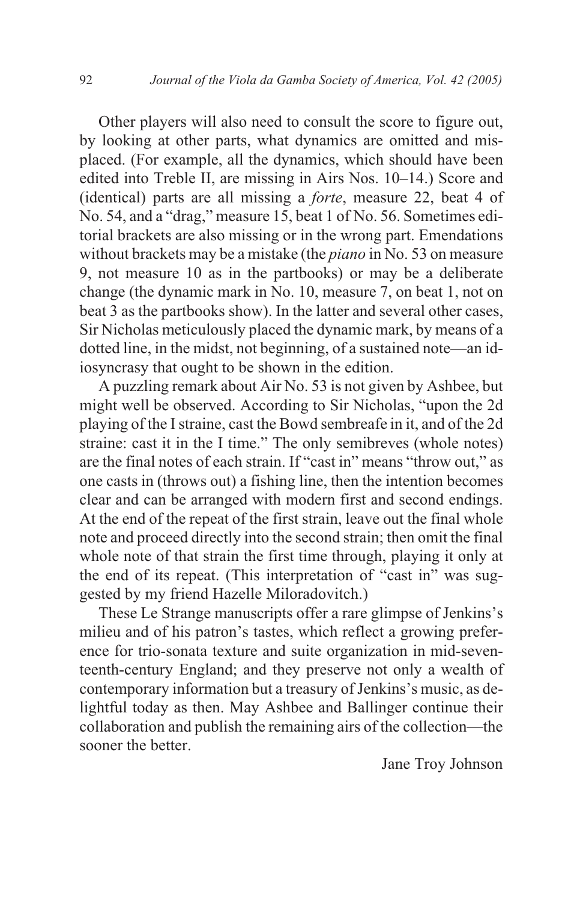Other players will also need to consult the score to figure out, by looking at other parts, what dynamics are omitted and misplaced. (For example, all the dynamics, which should have been edited into Treble II, are missing in Airs Nos. 10–14.) Score and (identical) parts are all missing a *forte*, measure 22, beat 4 of No. 54, and a "drag," measure 15, beat 1 of No. 56. Sometimes editorial brackets are also missing or in the wrong part. Emendations without brackets may be a mistake (the *piano* in No. 53 on measure 9, not measure 10 as in the partbooks) or may be a deliberate change (the dynamic mark in No. 10, measure 7, on beat 1, not on beat 3 as the partbooks show). In the latter and several other cases, Sir Nicholas meticulously placed the dynamic mark, by means of a dotted line, in the midst, not beginning, of a sustained note—an idiosyncrasy that ought to be shown in the edition.

A puzzling remark about Air No. 53 is not given by Ashbee, but might well be observed. According to Sir Nicholas, "upon the 2d playing of the I straine, cast the Bowd sembreafe in it, and of the 2d straine: cast it in the I time." The only semibreves (whole notes) are the final notes of each strain. If "cast in" means "throw out," as one casts in (throws out) a fishing line, then the intention becomes clear and can be arranged with modern first and second endings. At the end of the repeat of the first strain, leave out the final whole note and proceed directly into the second strain; then omit the final whole note of that strain the first time through, playing it only at the end of its repeat. (This interpretation of "cast in" was suggested by my friend Hazelle Miloradovitch.)

These Le Strange manuscripts offer a rare glimpse of Jenkins's milieu and of his patron's tastes, which reflect a growing preference for trio-sonata texture and suite organization in mid-seventeenth-century England; and they preserve not only a wealth of contemporary information but a treasury of Jenkins's music, as delightful today as then. May Ashbee and Ballinger continue their collaboration and publish the remaining airs of the collection—the sooner the better.

Jane Troy Johnson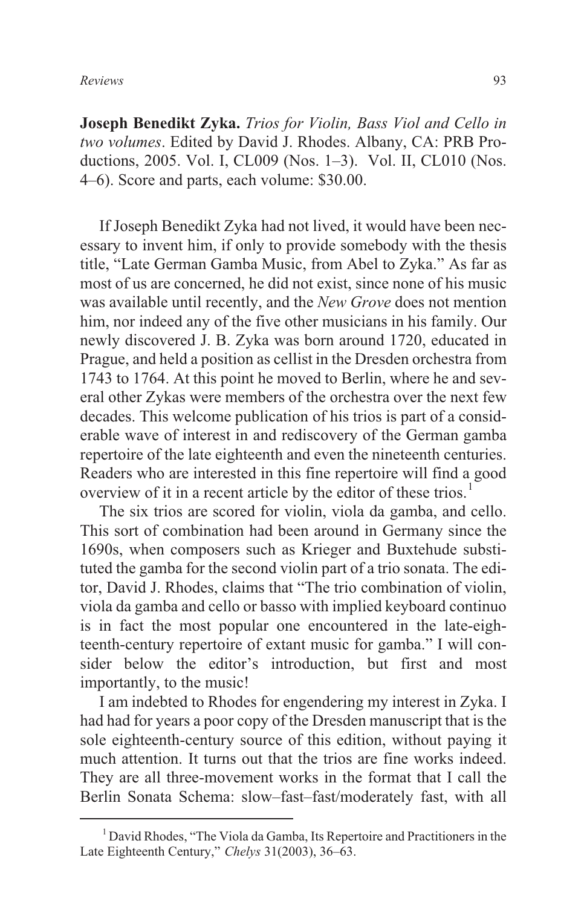**Joseph Benedikt Zyka.** *Trios for Violin, Bass Viol and Cello in two volumes*. Edited by David J. Rhodes. Albany, CA: PRB Productions, 2005. Vol. I, CL009 (Nos. 1–3). Vol. II, CL010 (Nos. 4–6). Score and parts, each volume: $30.00.

If Joseph Benedikt Zyka had not lived, it would have been necessary to invent him, if only to provide somebody with the thesis title, "Late German Gamba Music, from Abel to Zyka." As far as most of us are concerned, he did not exist, since none of his music was available until recently, and the *New Grove* does not mention him, nor indeed any of the five other musicians in his family. Our newly discovered J. B. Zyka was born around 1720, educated in Prague, and held a position as cellist in the Dresden orchestra from 1743 to 1764. At this point he moved to Berlin, where he and several other Zykas were members of the orchestra over the next few decades. This welcome publication of his trios is part of a considerable wave of interest in and rediscovery of the German gamba repertoire of the late eighteenth and even the nineteenth centuries. Readers who are interested in this fine repertoire will find a good overview of it in a recent article by the editor of these trios.[1]

The six trios are scored for violin, viola da gamba, and cello. This sort of combination had been around in Germany since the 1690s, when composers such as Krieger and Buxtehude substituted the gamba for the second violin part of a trio sonata. The editor, David J. Rhodes, claims that "The trio combination of violin, viola da gamba and cello or basso with implied keyboard continuo is in fact the most popular one encountered in the late-eighteenth-century repertoire of extant music for gamba." I will consider below the editor's introduction, but first and most importantly, to the music!

I am indebted to Rhodes for engendering my interest in Zyka. I had had for years a poor copy of the Dresden manuscript that is the sole eighteenth-century source of this edition, without paying it much attention. It turns out that the trios are fine works indeed. They are all three-movement works in the format that I call the Berlin Sonata Schema: slow–fast–fast/moderately fast, with all

[1] David Rhodes, "The Viola da Gamba, Its Repertoire and Practitioners in the Late Eighteenth Century," *Chelys* 31(2003), 36–63.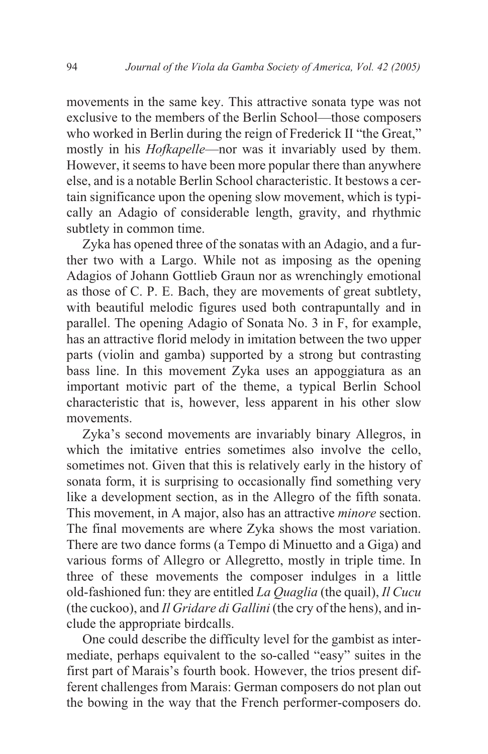movements in the same key. This attractive sonata type was not exclusive to the members of the Berlin School—those composers who worked in Berlin during the reign of Frederick II "the Great," mostly in his *Hofkapelle*—nor was it invariably used by them. However, it seems to have been more popular there than anywhere else, and is a notable Berlin School characteristic. It bestows a certain significance upon the opening slow movement, which is typically an Adagio of considerable length, gravity, and rhythmic subtlety in common time.

Zyka has opened three of the sonatas with an Adagio, and a further two with a Largo. While not as imposing as the opening Adagios of Johann Gottlieb Graun nor as wrenchingly emotional as those of C. P. E. Bach, they are movements of great subtlety, with beautiful melodic figures used both contrapuntally and in parallel. The opening Adagio of Sonata No. 3 in F, for example, has an attractive florid melody in imitation between the two upper parts (violin and gamba) supported by a strong but contrasting bass line. In this movement Zyka uses an appoggiatura as an important motivic part of the theme, a typical Berlin School characteristic that is, however, less apparent in his other slow movements.

Zyka's second movements are invariably binary Allegros, in which the imitative entries sometimes also involve the cello, sometimes not. Given that this is relatively early in the history of sonata form, it is surprising to occasionally find something very like a development section, as in the Allegro of the fifth sonata. This movement, in A major, also has an attractive *minore* section. The final movements are where Zyka shows the most variation. There are two dance forms (a Tempo di Minuetto and a Giga) and various forms of Allegro or Allegretto, mostly in triple time. In three of these movements the composer indulges in a little old-fashioned fun: they are entitled *La Quaglia* (the quail), *Il Cucu* (the cuckoo), and *Il Gridare di Gallini* (the cry of the hens), and include the appropriate birdcalls.

One could describe the difficulty level for the gambist as intermediate, perhaps equivalent to the so-called "easy" suites in the first part of Marais's fourth book. However, the trios present different challenges from Marais: German composers do not plan out the bowing in the way that the French performer-composers do.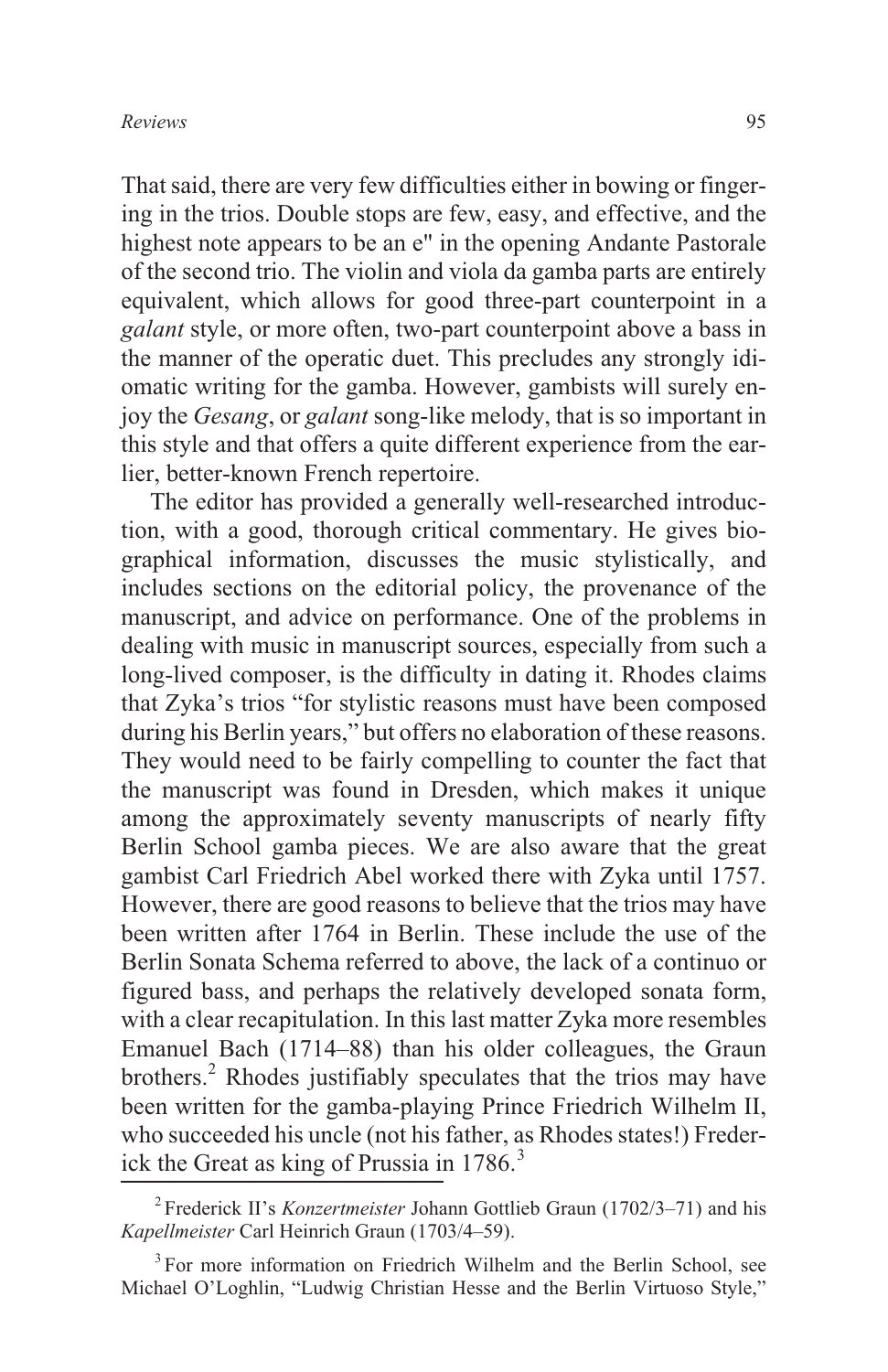That said, there are very few difficulties either in bowing or fingering in the trios. Double stops are few, easy, and effective, and the highest note appears to be an e'' in the opening Andante Pastorale of the second trio. The violin and viola da gamba parts are entirely equivalent, which allows for good three-part counterpoint in a *galant* style, or more often, two-part counterpoint above a bass in the manner of the operatic duet. This precludes any strongly idiomatic writing for the gamba. However, gambists will surely enjoy the *Gesang*, or *galant* song-like melody, that is so important in this style and that offers a quite different experience from the earlier, better-known French repertoire.

The editor has provided a generally well-researched introduction, with a good, thorough critical commentary. He gives biographical information, discusses the music stylistically, and includes sections on the editorial policy, the provenance of the manuscript, and advice on performance. One of the problems in dealing with music in manuscript sources, especially from such a long-lived composer, is the difficulty in dating it. Rhodes claims that Zyka's trios "for stylistic reasons must have been composed during his Berlin years," but offers no elaboration of these reasons. They would need to be fairly compelling to counter the fact that the manuscript was found in Dresden, which makes it unique among the approximately seventy manuscripts of nearly fifty Berlin School gamba pieces. We are also aware that the great gambist Carl Friedrich Abel worked there with Zyka until 1757. However, there are good reasons to believe that the trios may have been written after 1764 in Berlin. These include the use of the Berlin Sonata Schema referred to above, the lack of a continuo or figured bass, and perhaps the relatively developed sonata form, with a clear recapitulation. In this last matter Zyka more resembles Emanuel Bach (1714–88) than his older colleagues, the Graun brothers.[2] Rhodes justifiably speculates that the trios may have been written for the gamba-playing Prince Friedrich Wilhelm II, who succeeded his uncle (not his father, as Rhodes states!) Frederick the Great as king of Prussia in 1786.[3]

---

[2] Frederick II's *Konzertmeister* Johann Gottlieb Graun (1702/3–71) and his *Kapellmeister* Carl Heinrich Graun (1703/4–59).

[3] For more information on Friedrich Wilhelm and the Berlin School, see Michael O'Loghlin, "Ludwig Christian Hesse and the Berlin Virtuoso Style,"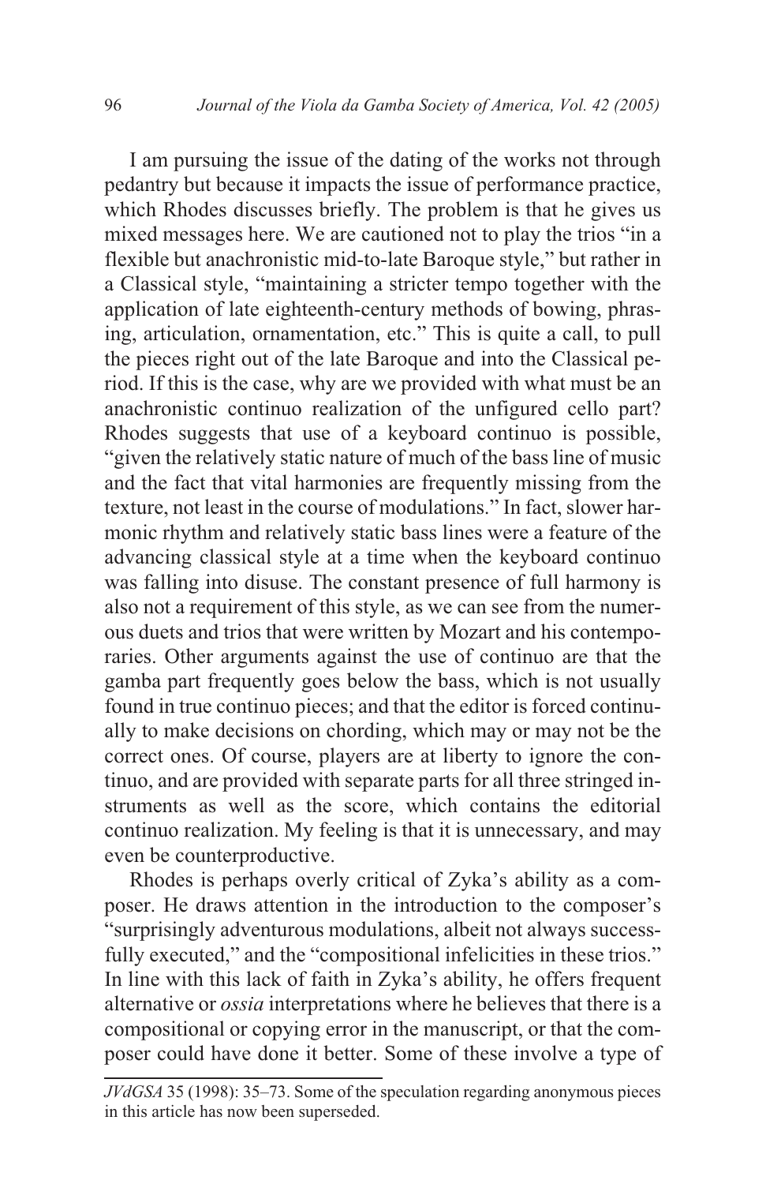I am pursuing the issue of the dating of the works not through pedantry but because it impacts the issue of performance practice, which Rhodes discusses briefly. The problem is that he gives us mixed messages here. We are cautioned not to play the trios "in a flexible but anachronistic mid-to-late Baroque style," but rather in a Classical style, "maintaining a stricter tempo together with the application of late eighteenth-century methods of bowing, phrasing, articulation, ornamentation, etc." This is quite a call, to pull the pieces right out of the late Baroque and into the Classical period. If this is the case, why are we provided with what must be an anachronistic continuo realization of the unfigured cello part? Rhodes suggests that use of a keyboard continuo is possible, "given the relatively static nature of much of the bass line of music and the fact that vital harmonies are frequently missing from the texture, not least in the course of modulations." In fact, slower harmonic rhythm and relatively static bass lines were a feature of the advancing classical style at a time when the keyboard continuo was falling into disuse. The constant presence of full harmony is also not a requirement of this style, as we can see from the numerous duets and trios that were written by Mozart and his contemporaries. Other arguments against the use of continuo are that the gamba part frequently goes below the bass, which is not usually found in true continuo pieces; and that the editor is forced continually to make decisions on chording, which may or may not be the correct ones. Of course, players are at liberty to ignore the continuo, and are provided with separate parts for all three stringed instruments as well as the score, which contains the editorial continuo realization. My feeling is that it is unnecessary, and may even be counterproductive.

Rhodes is perhaps overly critical of Zyka's ability as a composer. He draws attention in the introduction to the composer's "surprisingly adventurous modulations, albeit not always successfully executed," and the "compositional infelicities in these trios." In line with this lack of faith in Zyka's ability, he offers frequent alternative or *ossia* interpretations where he believes that there is a compositional or copying error in the manuscript, or that the composer could have done it better. Some of these involve a type of

---

*JVdGSA* 35 (1998): 35–73. Some of the speculation regarding anonymous pieces in this article has now been superseded.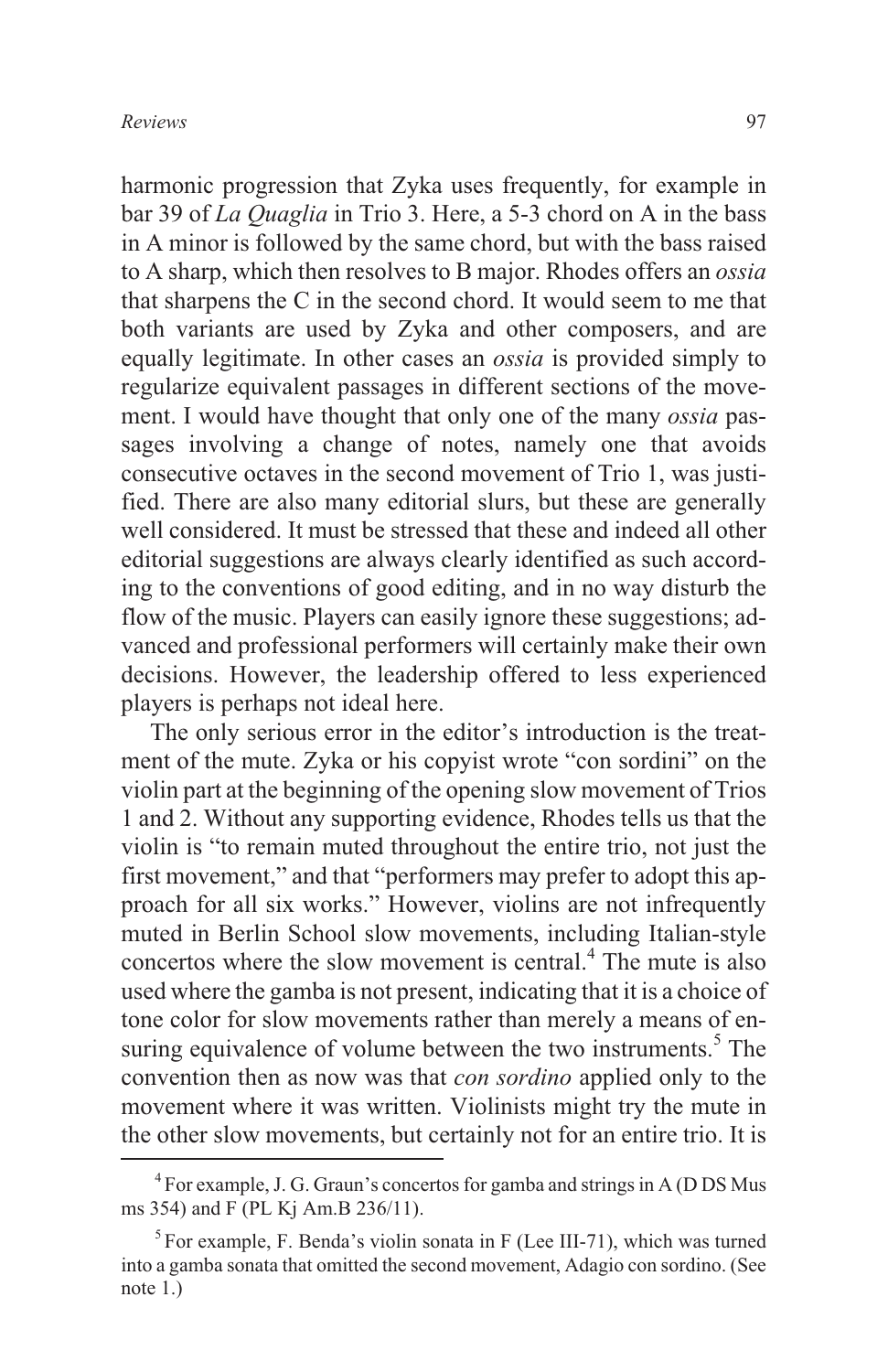harmonic progression that Zyka uses frequently, for example in bar 39 of *La Quaglia* in Trio 3. Here, a 5-3 chord on A in the bass in A minor is followed by the same chord, but with the bass raised to A sharp, which then resolves to B major. Rhodes offers an *ossia* that sharpens the C in the second chord. It would seem to me that both variants are used by Zyka and other composers, and are equally legitimate. In other cases an *ossia* is provided simply to regularize equivalent passages in different sections of the movement. I would have thought that only one of the many *ossia* passages involving a change of notes, namely one that avoids consecutive octaves in the second movement of Trio 1, was justified. There are also many editorial slurs, but these are generally well considered. It must be stressed that these and indeed all other editorial suggestions are always clearly identified as such according to the conventions of good editing, and in no way disturb the flow of the music. Players can easily ignore these suggestions; advanced and professional performers will certainly make their own decisions. However, the leadership offered to less experienced players is perhaps not ideal here.

The only serious error in the editor's introduction is the treatment of the mute. Zyka or his copyist wrote "con sordini" on the violin part at the beginning of the opening slow movement of Trios 1 and 2. Without any supporting evidence, Rhodes tells us that the violin is "to remain muted throughout the entire trio, not just the first movement," and that "performers may prefer to adopt this approach for all six works." However, violins are not infrequently muted in Berlin School slow movements, including Italian-style concertos where the slow movement is central.[4] The mute is also used where the gamba is not present, indicating that it is a choice of tone color for slow movements rather than merely a means of ensuring equivalence of volume between the two instruments.[5] The convention then as now was that *con sordino* applied only to the movement where it was written. Violinists might try the mute in the other slow movements, but certainly not for an entire trio. It is

---

[4] For example, J. G. Graun's concertos for gamba and strings in A (D DS Mus ms 354) and F (PL Kj Am.B 236/11).

[5] For example, F. Benda's violin sonata in F (Lee III-71), which was turned into a gamba sonata that omitted the second movement, Adagio con sordino. (See note 1.)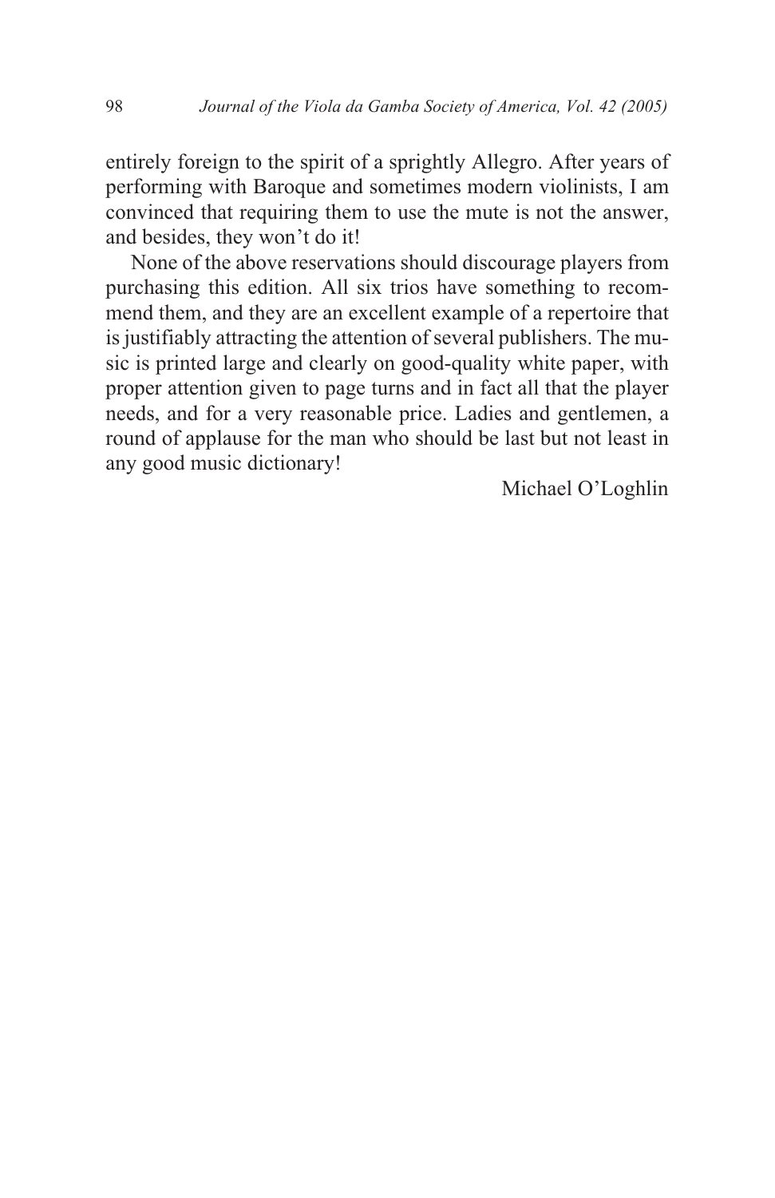entirely foreign to the spirit of a sprightly Allegro. After years of performing with Baroque and sometimes modern violinists, I am convinced that requiring them to use the mute is not the answer, and besides, they won't do it!

None of the above reservations should discourage players from purchasing this edition. All six trios have something to recommend them, and they are an excellent example of a repertoire that is justifiably attracting the attention of several publishers. The music is printed large and clearly on good-quality white paper, with proper attention given to page turns and in fact all that the player needs, and for a very reasonable price. Ladies and gentlemen, a round of applause for the man who should be last but not least in any good music dictionary!

Michael O'Loghlin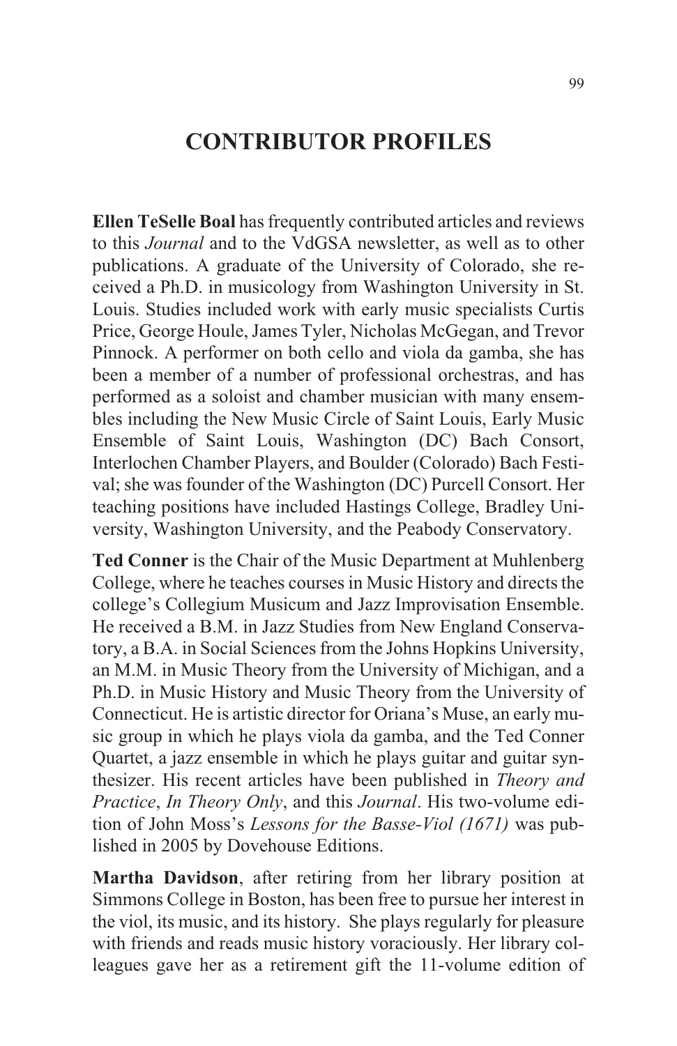# CONTRIBUTOR PROFILES

**Ellen TeSelle Boal** has frequently contributed articles and reviews to this *Journal* and to the VdGSA newsletter, as well as to other publications. A graduate of the University of Colorado, she received a Ph.D. in musicology from Washington University in St. Louis. Studies included work with early music specialists Curtis Price, George Houle, James Tyler, Nicholas McGegan, and Trevor Pinnock. A performer on both cello and viola da gamba, she has been a member of a number of professional orchestras, and has performed as a soloist and chamber musician with many ensembles including the New Music Circle of Saint Louis, Early Music Ensemble of Saint Louis, Washington (DC) Bach Consort, Interlochen Chamber Players, and Boulder (Colorado) Bach Festival; she was founder of the Washington (DC) Purcell Consort. Her teaching positions have included Hastings College, Bradley University, Washington University, and the Peabody Conservatory.

**Ted Conner** is the Chair of the Music Department at Muhlenberg College, where he teaches courses in Music History and directs the college's Collegium Musicum and Jazz Improvisation Ensemble. He received a B.M. in Jazz Studies from New England Conservatory, a B.A. in Social Sciences from the Johns Hopkins University, an M.M. in Music Theory from the University of Michigan, and a Ph.D. in Music History and Music Theory from the University of Connecticut. He is artistic director for Oriana's Muse, an early music group in which he plays viola da gamba, and the Ted Conner Quartet, a jazz ensemble in which he plays guitar and guitar synthesizer. His recent articles have been published in *Theory and Practice*, *In Theory Only*, and this *Journal*. His two-volume edition of John Moss's *Lessons for the Basse-Viol (1671)* was published in 2005 by Dovehouse Editions.

**Martha Davidson**, after retiring from her library position at Simmons College in Boston, has been free to pursue her interest in the viol, its music, and its history. She plays regularly for pleasure with friends and reads music history voraciously. Her library colleagues gave her as a retirement gift the 11-volume edition of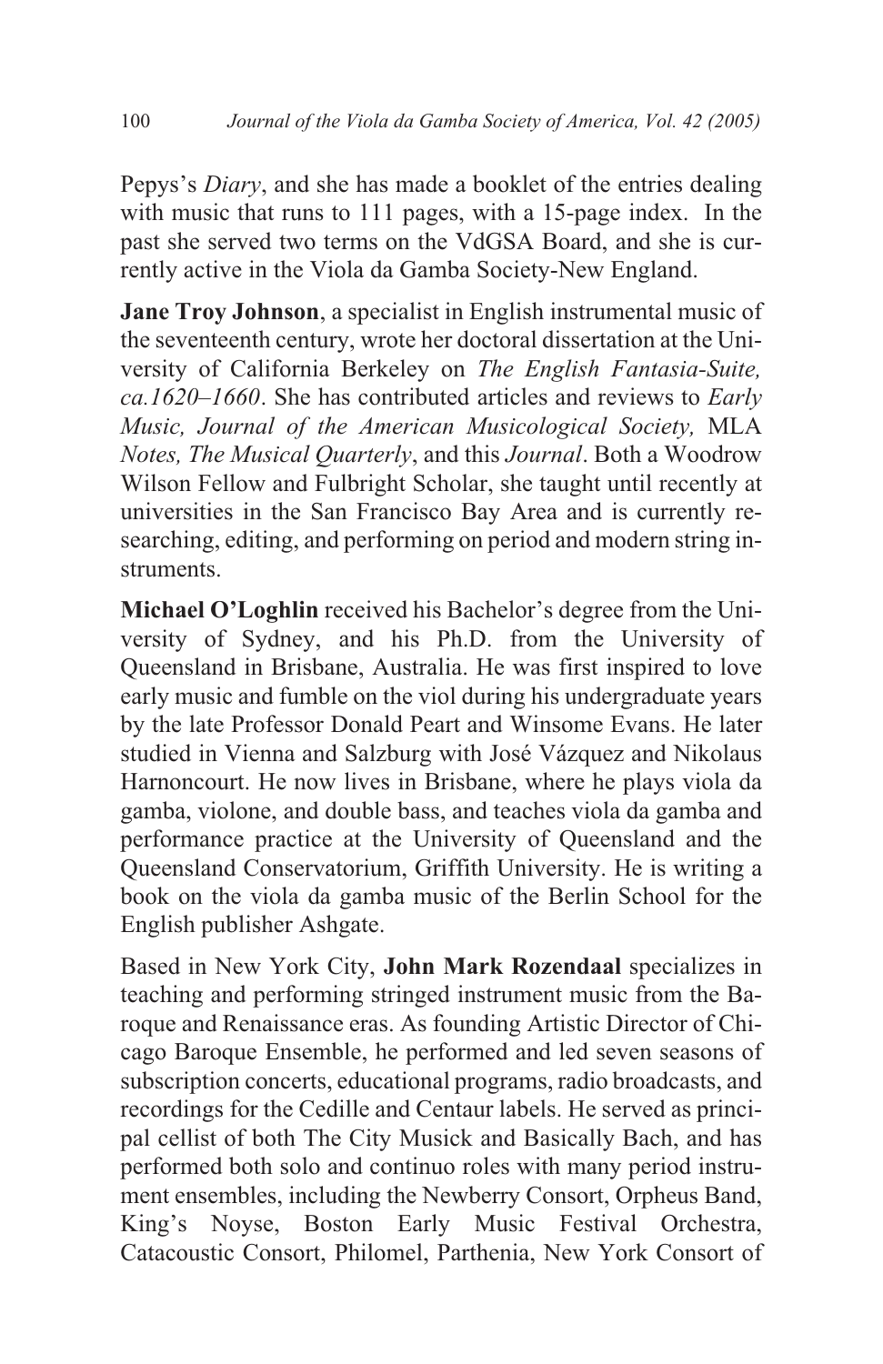Pepys's *Diary*, and she has made a booklet of the entries dealing with music that runs to 111 pages, with a 15-page index. In the past she served two terms on the VdGSA Board, and she is currently active in the Viola da Gamba Society-New England.

**Jane Troy Johnson**, a specialist in English instrumental music of the seventeenth century, wrote her doctoral dissertation at the University of California Berkeley on *The English Fantasia-Suite, ca.1620–1660*. She has contributed articles and reviews to *Early Music, Journal of the American Musicological Society,* MLA *Notes, The Musical Quarterly*, and this *Journal*. Both a Woodrow Wilson Fellow and Fulbright Scholar, she taught until recently at universities in the San Francisco Bay Area and is currently researching, editing, and performing on period and modern string instruments.

**Michael O'Loghlin** received his Bachelor's degree from the University of Sydney, and his Ph.D. from the University of Queensland in Brisbane, Australia. He was first inspired to love early music and fumble on the viol during his undergraduate years by the late Professor Donald Peart and Winsome Evans. He later studied in Vienna and Salzburg with José Vázquez and Nikolaus Harnoncourt. He now lives in Brisbane, where he plays viola da gamba, violone, and double bass, and teaches viola da gamba and performance practice at the University of Queensland and the Queensland Conservatorium, Griffith University. He is writing a book on the viola da gamba music of the Berlin School for the English publisher Ashgate.

Based in New York City, **John Mark Rozendaal** specializes in teaching and performing stringed instrument music from the Baroque and Renaissance eras. As founding Artistic Director of Chicago Baroque Ensemble, he performed and led seven seasons of subscription concerts, educational programs, radio broadcasts, and recordings for the Cedille and Centaur labels. He served as principal cellist of both The City Musick and Basically Bach, and has performed both solo and continuo roles with many period instrument ensembles, including the Newberry Consort, Orpheus Band, King's Noyse, Boston Early Music Festival Orchestra, Catacoustic Consort, Philomel, Parthenia, New York Consort of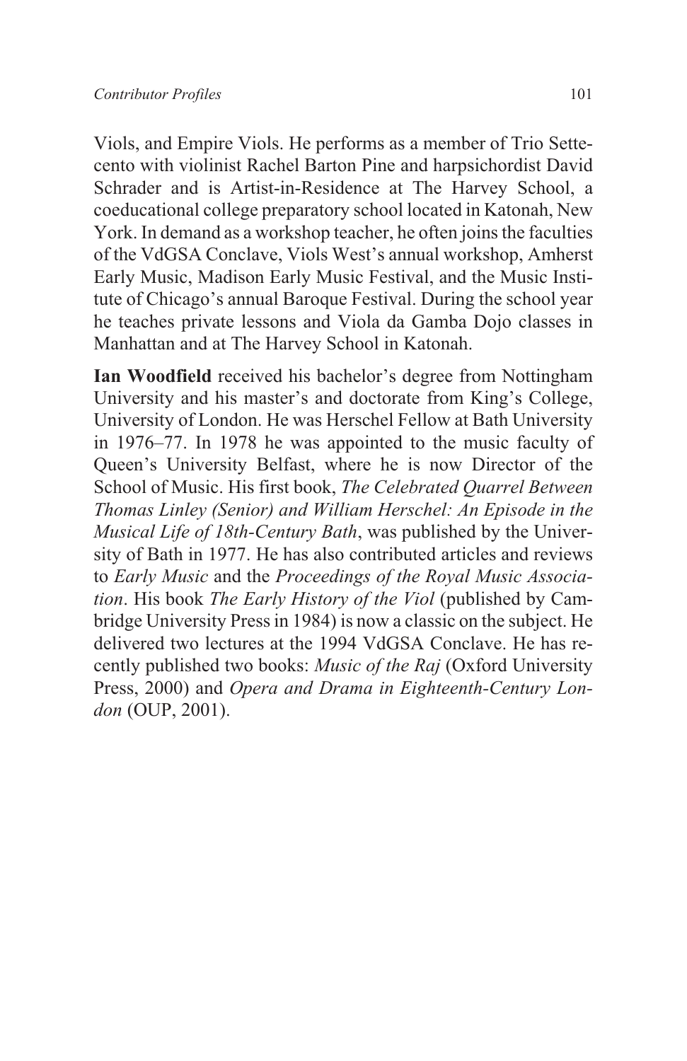Viols, and Empire Viols. He performs as a member of Trio Settecento with violinist Rachel Barton Pine and harpsichordist David Schrader and is Artist-in-Residence at The Harvey School, a coeducational college preparatory school located in Katonah, New York. In demand as a workshop teacher, he often joins the faculties of the VdGSA Conclave, Viols West's annual workshop, Amherst Early Music, Madison Early Music Festival, and the Music Institute of Chicago's annual Baroque Festival. During the school year he teaches private lessons and Viola da Gamba Dojo classes in Manhattan and at The Harvey School in Katonah.

**Ian Woodfield** received his bachelor's degree from Nottingham University and his master's and doctorate from King's College, University of London. He was Herschel Fellow at Bath University in 1976–77. In 1978 he was appointed to the music faculty of Queen's University Belfast, where he is now Director of the School of Music. His first book, *The Celebrated Quarrel Between Thomas Linley (Senior) and William Herschel: An Episode in the Musical Life of 18th-Century Bath*, was published by the University of Bath in 1977. He has also contributed articles and reviews to *Early Music* and the *Proceedings of the Royal Music Association*. His book *The Early History of the Viol* (published by Cambridge University Press in 1984) is now a classic on the subject. He delivered two lectures at the 1994 VdGSA Conclave. He has recently published two books: *Music of the Raj* (Oxford University Press, 2000) and *Opera and Drama in Eighteenth-Century London* (OUP, 2001).